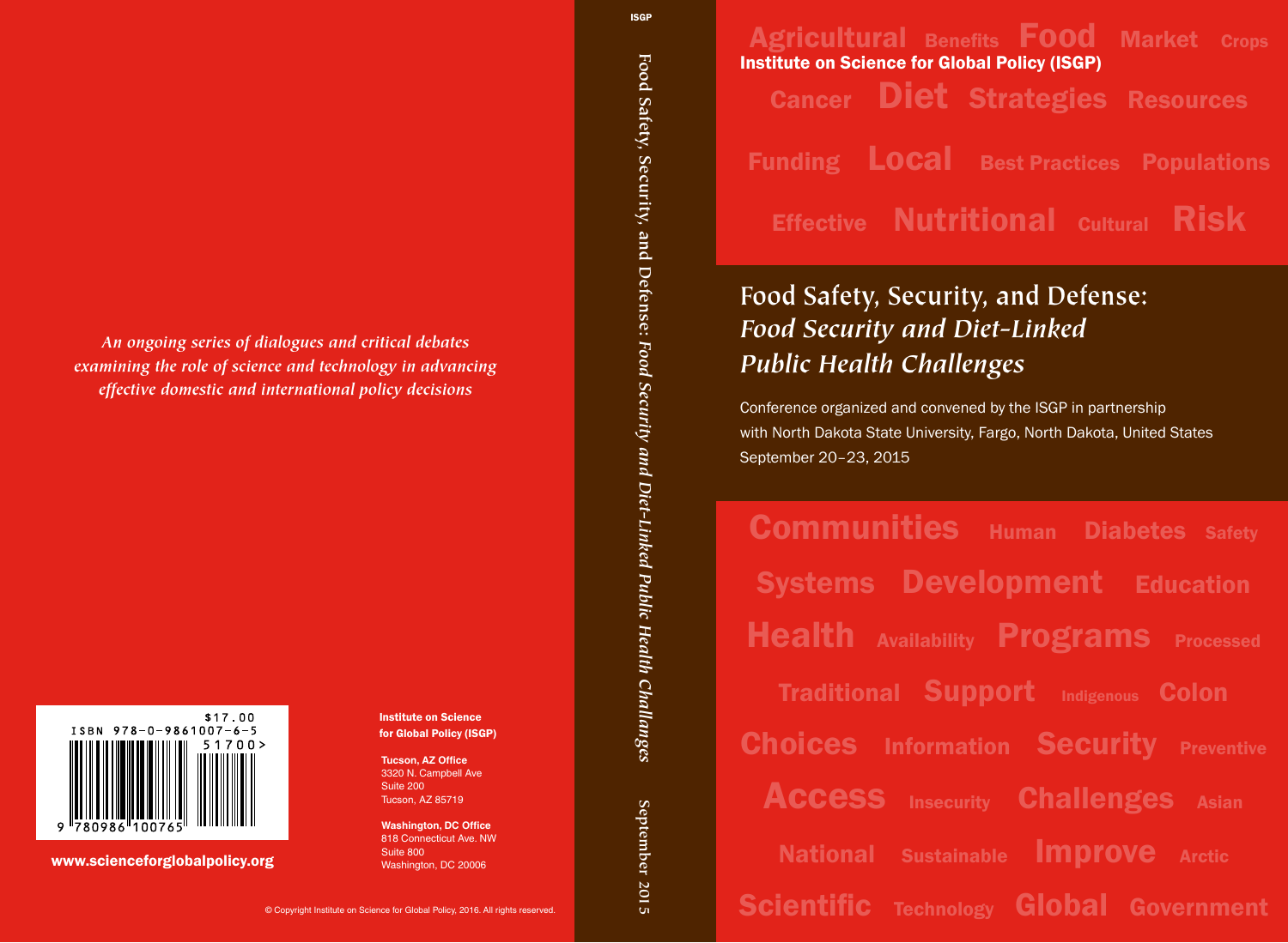Institute on Science for Global Policy (ISGP)

# Food Safety, Security, and Defense: *Food Security and Diet-Linked Public Health Challenges*

Conference organized and convened by the ISGP in partnership with North Dakota State University, Fargo, North Dakota, United States
September 20–23, 2015

Agricultural Benefits Food Market Crops Cancer Diet Strategies Resources Funding Local Best Practices Populations Effective Nutritional Cultural Risk

Communities Human Diabetes Safety Systems Development Education Health Availability Programs Processed Traditional Support Indigenous Colon Choices Information Security Preventive Access Insecurity Challenges Asian National Sustainable Improve Arctic Scientific Technology Global Government

ISGP

Food Safety, Security, and Defense: *Food Security and Diet-Linked Public Health Challenges* September 2015

*An ongoing series of dialogues and critical debates examining the role of science and technology in advancing effective domestic and international policy decisions*

$17.00
ISBN 978-0-9861007-6-5

**Institute on Science for Global Policy (ISGP)**

**Tucson, AZ Office**
3320 N. Campbell Ave
Suite 200
Tucson, AZ 85719

**Washington, DC Office**
818 Connecticut Ave. NW
Suite 800
Washington, DC 20006

**www.scienceforglobalpolicy.org**

© Copyright Institute on Science for Global Policy, 2016. All rights reserved.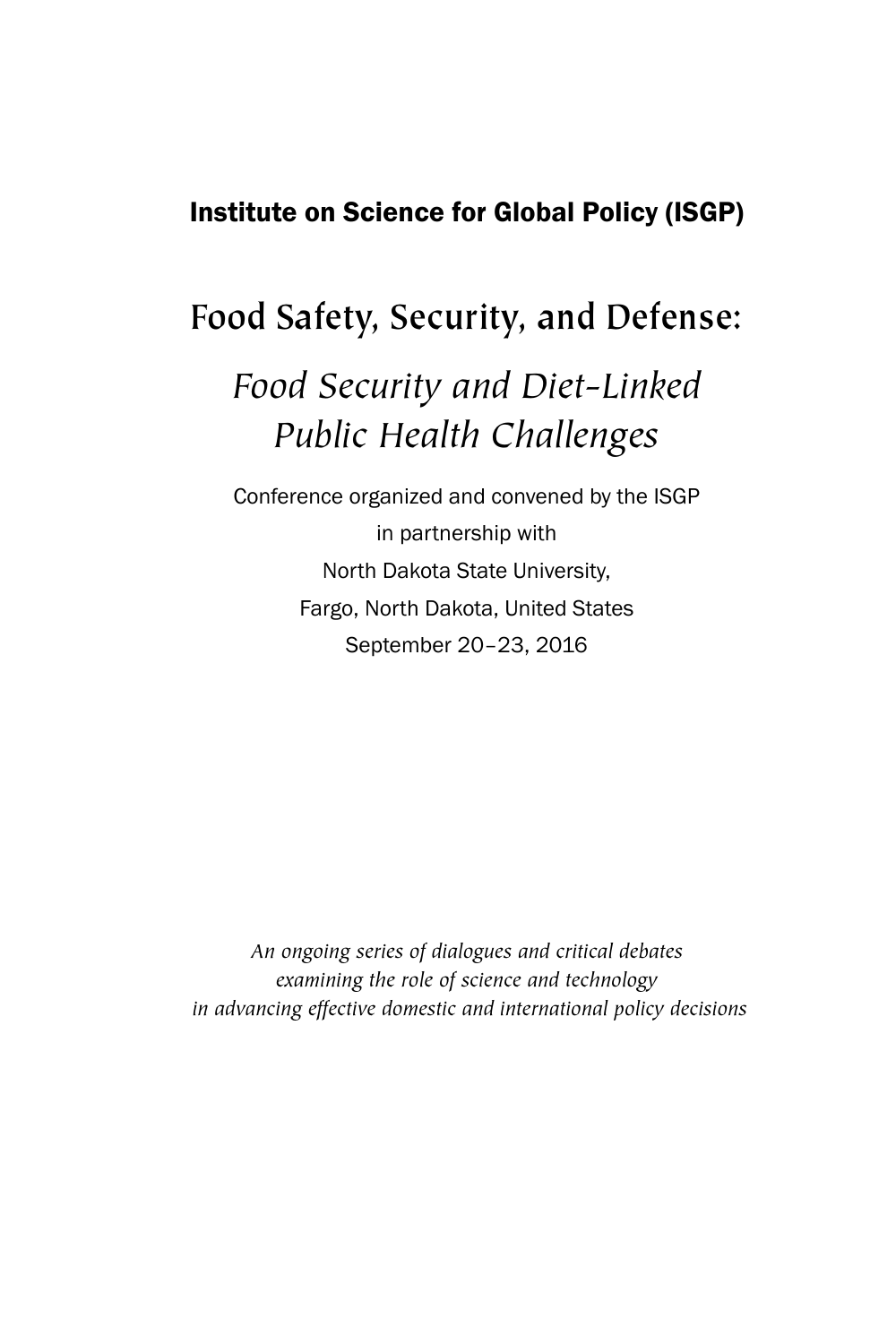**Institute on Science for Global Policy (ISGP)**

# Food Safety, Security, and Defense:

## *Food Security and Diet-Linked Public Health Challenges*

Conference organized and convened by the ISGP
in partnership with
North Dakota State University,
Fargo, North Dakota, United States
September 20–23, 2016

*An ongoing series of dialogues and critical debates examining the role of science and technology in advancing effective domestic and international policy decisions*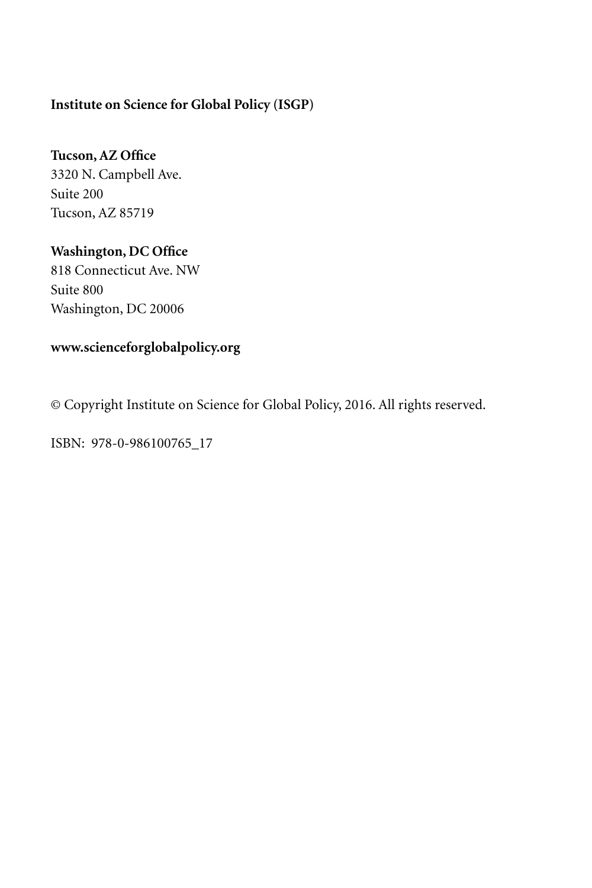**Institute on Science for Global Policy (ISGP)**

**Tucson, AZ Office**
3320 N. Campbell Ave.
Suite 200
Tucson, AZ 85719

**Washington, DC Office**
818 Connecticut Ave. NW
Suite 800
Washington, DC 20006

**www.scienceforglobalpolicy.org**

© Copyright Institute on Science for Global Policy, 2016. All rights reserved.

ISBN: 978-0-986100765_17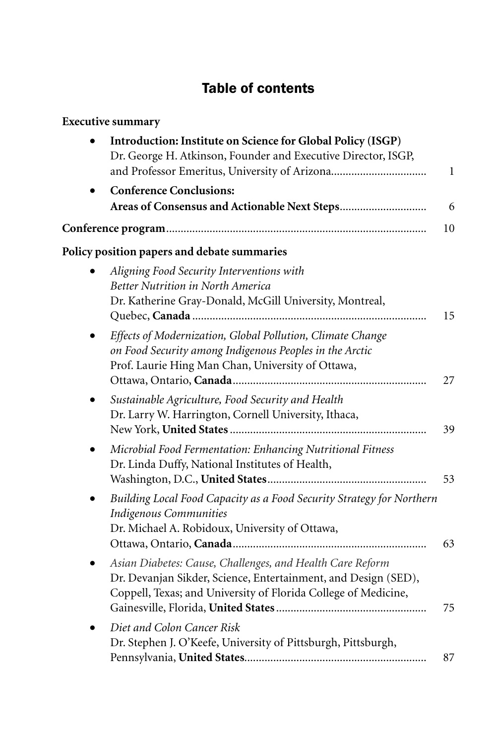# Table of contents

**Executive summary**

- **Introduction: Institute on Science for Global Policy (ISGP)**
  Dr. George H. Atkinson, Founder and Executive Director, ISGP, and Professor Emeritus, University of Arizona................................ 1
- **Conference Conclusions: Areas of Consensus and Actionable Next Steps**............................. 6

**Conference program**........................................................................................ 10

**Policy position papers and debate summaries**

- *Aligning Food Security Interventions with Better Nutrition in North America*
  Dr. Katherine Gray-Donald, McGill University, Montreal, Quebec, **Canada**................................................................................ 15
- *Effects of Modernization, Global Pollution, Climate Change on Food Security among Indigenous Peoples in the Arctic*
  Prof. Laurie Hing Man Chan, University of Ottawa, Ottawa, Ontario, **Canada**.................................................................. 27
- *Sustainable Agriculture, Food Security and Health*
  Dr. Larry W. Harrington, Cornell University, Ithaca, New York, **United States**.................................................................. 39
- *Microbial Food Fermentation: Enhancing Nutritional Fitness*
  Dr. Linda Duffy, National Institutes of Health, Washington, D.C., **United States**...................................................... 53
- *Building Local Food Capacity as a Food Security Strategy for Northern Indigenous Communities*
  Dr. Michael A. Robidoux, University of Ottawa, Ottawa, Ontario, **Canada**.................................................................. 63
- *Asian Diabetes: Cause, Challenges, and Health Care Reform*
  Dr. Devanjan Sikder, Science, Entertainment, and Design (SED), Coppell, Texas; and University of Florida College of Medicine, Gainesville, Florida, **United States**.................................................. 75
- *Diet and Colon Cancer Risk*
  Dr. Stephen J. O'Keefe, University of Pittsburgh, Pittsburgh, Pennsylvania, **United States**.............................................................. 87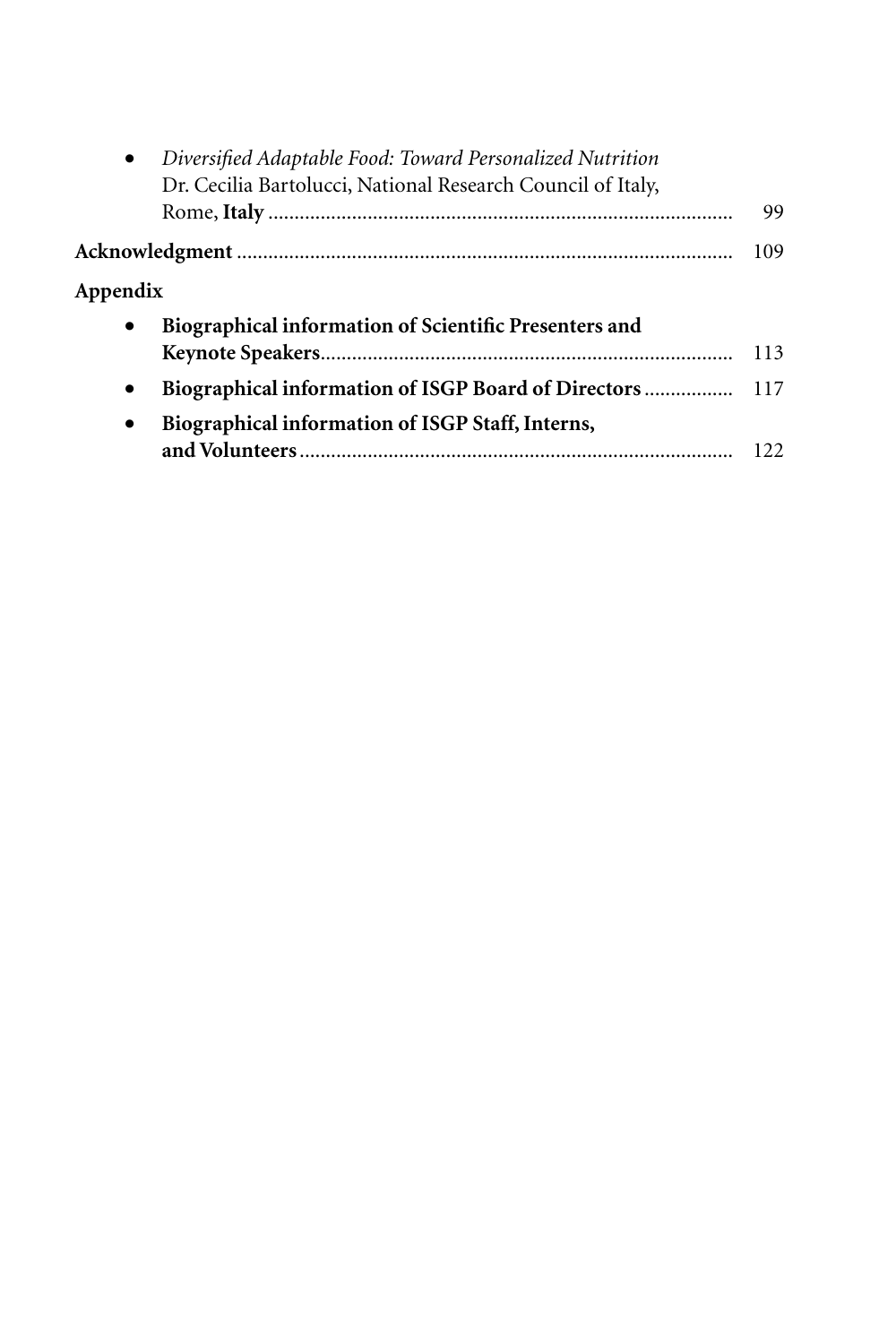- *Diversified Adaptable Food: Toward Personalized Nutrition*
  Dr. Cecilia Bartolucci, National Research Council of Italy, Rome, **Italy** ........ 99

**Acknowledgment** ........ 109

**Appendix**

- **Biographical information of Scientific Presenters and Keynote Speakers** ........ 113
- **Biographical information of ISGP Board of Directors** ........ 117
- **Biographical information of ISGP Staff, Interns, and Volunteers** ........ 122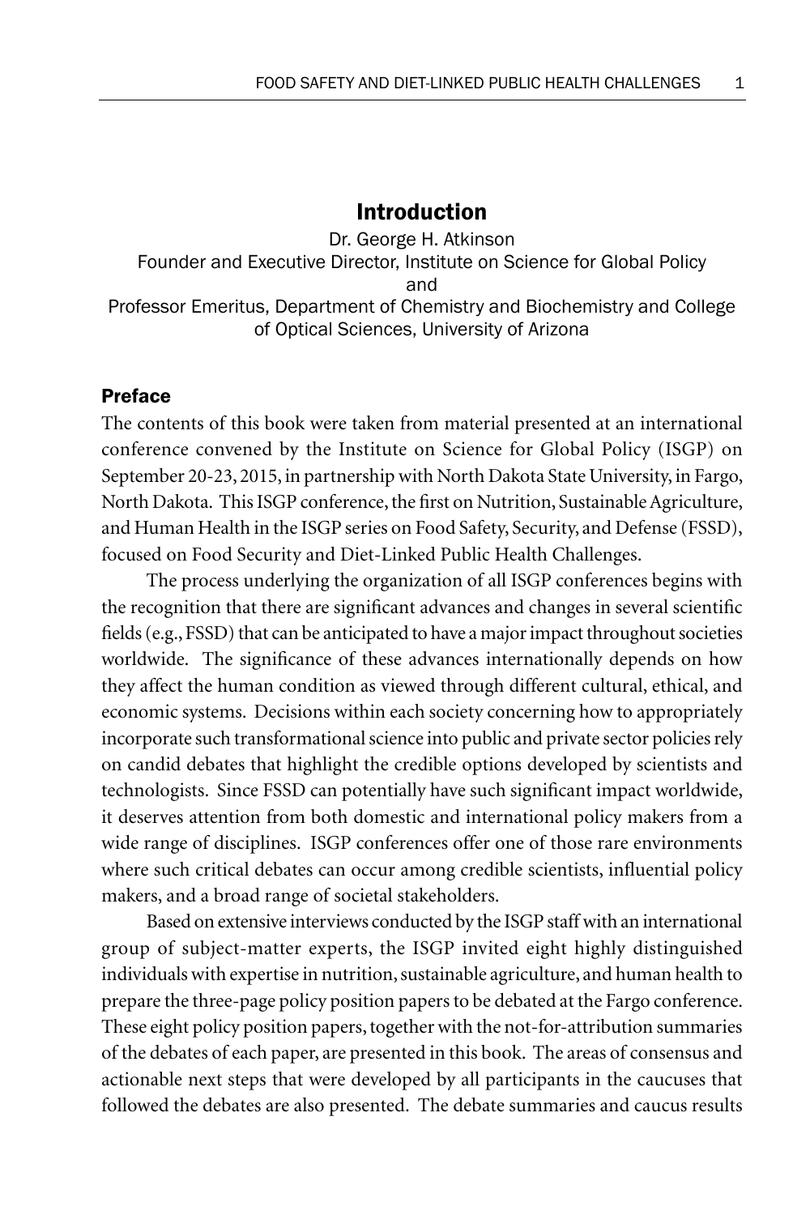# Introduction

Dr. George H. Atkinson
Founder and Executive Director, Institute on Science for Global Policy
and
Professor Emeritus, Department of Chemistry and Biochemistry and College of Optical Sciences, University of Arizona

## Preface

The contents of this book were taken from material presented at an international conference convened by the Institute on Science for Global Policy (ISGP) on September 20-23, 2015, in partnership with North Dakota State University, in Fargo, North Dakota. This ISGP conference, the first on Nutrition, Sustainable Agriculture, and Human Health in the ISGP series on Food Safety, Security, and Defense (FSSD), focused on Food Security and Diet-Linked Public Health Challenges.

The process underlying the organization of all ISGP conferences begins with the recognition that there are significant advances and changes in several scientific fields (e.g., FSSD) that can be anticipated to have a major impact throughout societies worldwide. The significance of these advances internationally depends on how they affect the human condition as viewed through different cultural, ethical, and economic systems. Decisions within each society concerning how to appropriately incorporate such transformational science into public and private sector policies rely on candid debates that highlight the credible options developed by scientists and technologists. Since FSSD can potentially have such significant impact worldwide, it deserves attention from both domestic and international policy makers from a wide range of disciplines. ISGP conferences offer one of those rare environments where such critical debates can occur among credible scientists, influential policy makers, and a broad range of societal stakeholders.

Based on extensive interviews conducted by the ISGP staff with an international group of subject-matter experts, the ISGP invited eight highly distinguished individuals with expertise in nutrition, sustainable agriculture, and human health to prepare the three-page policy position papers to be debated at the Fargo conference. These eight policy position papers, together with the not-for-attribution summaries of the debates of each paper, are presented in this book. The areas of consensus and actionable next steps that were developed by all participants in the caucuses that followed the debates are also presented. The debate summaries and caucus results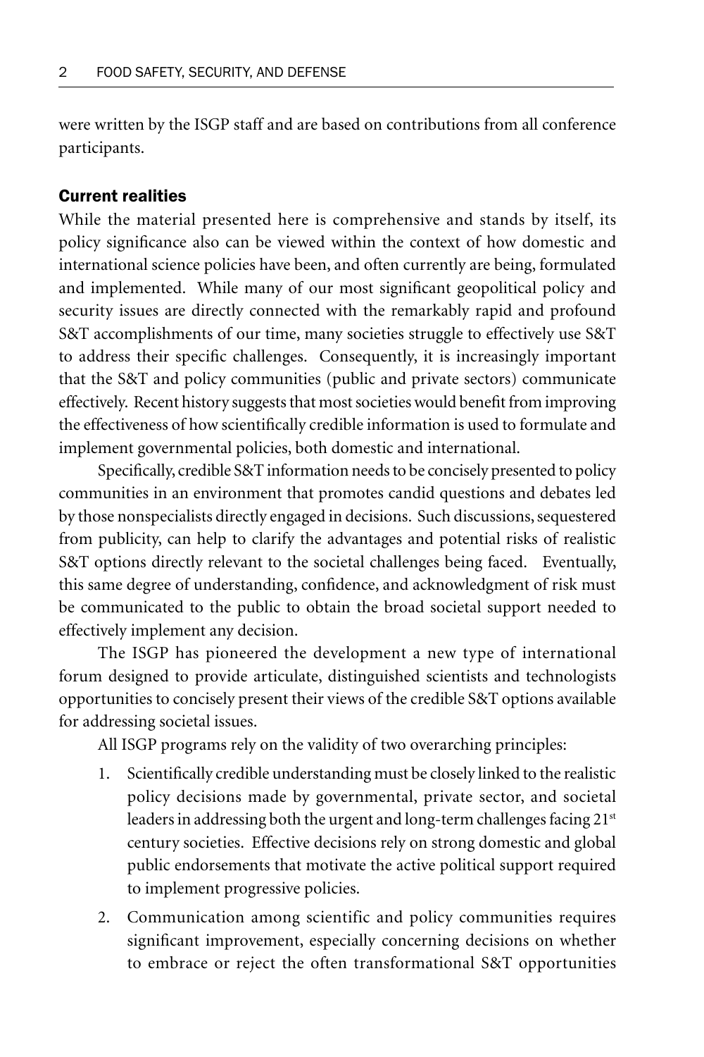were written by the ISGP staff and are based on contributions from all conference participants.

## Current realities

While the material presented here is comprehensive and stands by itself, its policy significance also can be viewed within the context of how domestic and international science policies have been, and often currently are being, formulated and implemented. While many of our most significant geopolitical policy and security issues are directly connected with the remarkably rapid and profound S&T accomplishments of our time, many societies struggle to effectively use S&T to address their specific challenges. Consequently, it is increasingly important that the S&T and policy communities (public and private sectors) communicate effectively. Recent history suggests that most societies would benefit from improving the effectiveness of how scientifically credible information is used to formulate and implement governmental policies, both domestic and international.

Specifically, credible S&T information needs to be concisely presented to policy communities in an environment that promotes candid questions and debates led by those nonspecialists directly engaged in decisions. Such discussions, sequestered from publicity, can help to clarify the advantages and potential risks of realistic S&T options directly relevant to the societal challenges being faced. Eventually, this same degree of understanding, confidence, and acknowledgment of risk must be communicated to the public to obtain the broad societal support needed to effectively implement any decision.

The ISGP has pioneered the development a new type of international forum designed to provide articulate, distinguished scientists and technologists opportunities to concisely present their views of the credible S&T options available for addressing societal issues.

All ISGP programs rely on the validity of two overarching principles:

1. Scientifically credible understanding must be closely linked to the realistic policy decisions made by governmental, private sector, and societal leaders in addressing both the urgent and long-term challenges facing 21st century societies. Effective decisions rely on strong domestic and global public endorsements that motivate the active political support required to implement progressive policies.
2. Communication among scientific and policy communities requires significant improvement, especially concerning decisions on whether to embrace or reject the often transformational S&T opportunities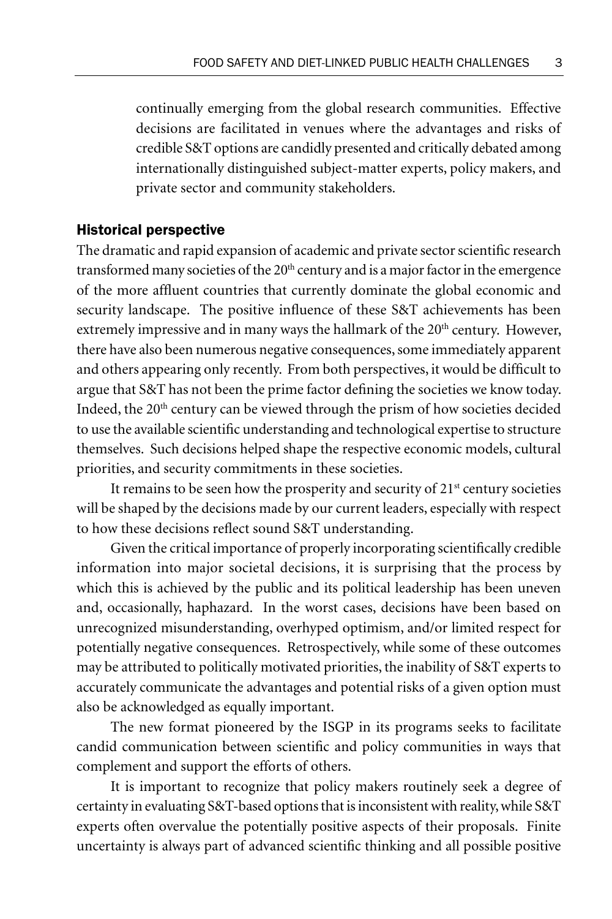continually emerging from the global research communities. Effective decisions are facilitated in venues where the advantages and risks of credible S&T options are candidly presented and critically debated among internationally distinguished subject-matter experts, policy makers, and private sector and community stakeholders.

## Historical perspective

The dramatic and rapid expansion of academic and private sector scientific research transformed many societies of the 20th century and is a major factor in the emergence of the more affluent countries that currently dominate the global economic and security landscape. The positive influence of these S&T achievements has been extremely impressive and in many ways the hallmark of the 20th century. However, there have also been numerous negative consequences, some immediately apparent and others appearing only recently. From both perspectives, it would be difficult to argue that S&T has not been the prime factor defining the societies we know today. Indeed, the 20th century can be viewed through the prism of how societies decided to use the available scientific understanding and technological expertise to structure themselves. Such decisions helped shape the respective economic models, cultural priorities, and security commitments in these societies.

It remains to be seen how the prosperity and security of 21st century societies will be shaped by the decisions made by our current leaders, especially with respect to how these decisions reflect sound S&T understanding.

Given the critical importance of properly incorporating scientifically credible information into major societal decisions, it is surprising that the process by which this is achieved by the public and its political leadership has been uneven and, occasionally, haphazard. In the worst cases, decisions have been based on unrecognized misunderstanding, overhyped optimism, and/or limited respect for potentially negative consequences. Retrospectively, while some of these outcomes may be attributed to politically motivated priorities, the inability of S&T experts to accurately communicate the advantages and potential risks of a given option must also be acknowledged as equally important.

The new format pioneered by the ISGP in its programs seeks to facilitate candid communication between scientific and policy communities in ways that complement and support the efforts of others.

It is important to recognize that policy makers routinely seek a degree of certainty in evaluating S&T-based options that is inconsistent with reality, while S&T experts often overvalue the potentially positive aspects of their proposals. Finite uncertainty is always part of advanced scientific thinking and all possible positive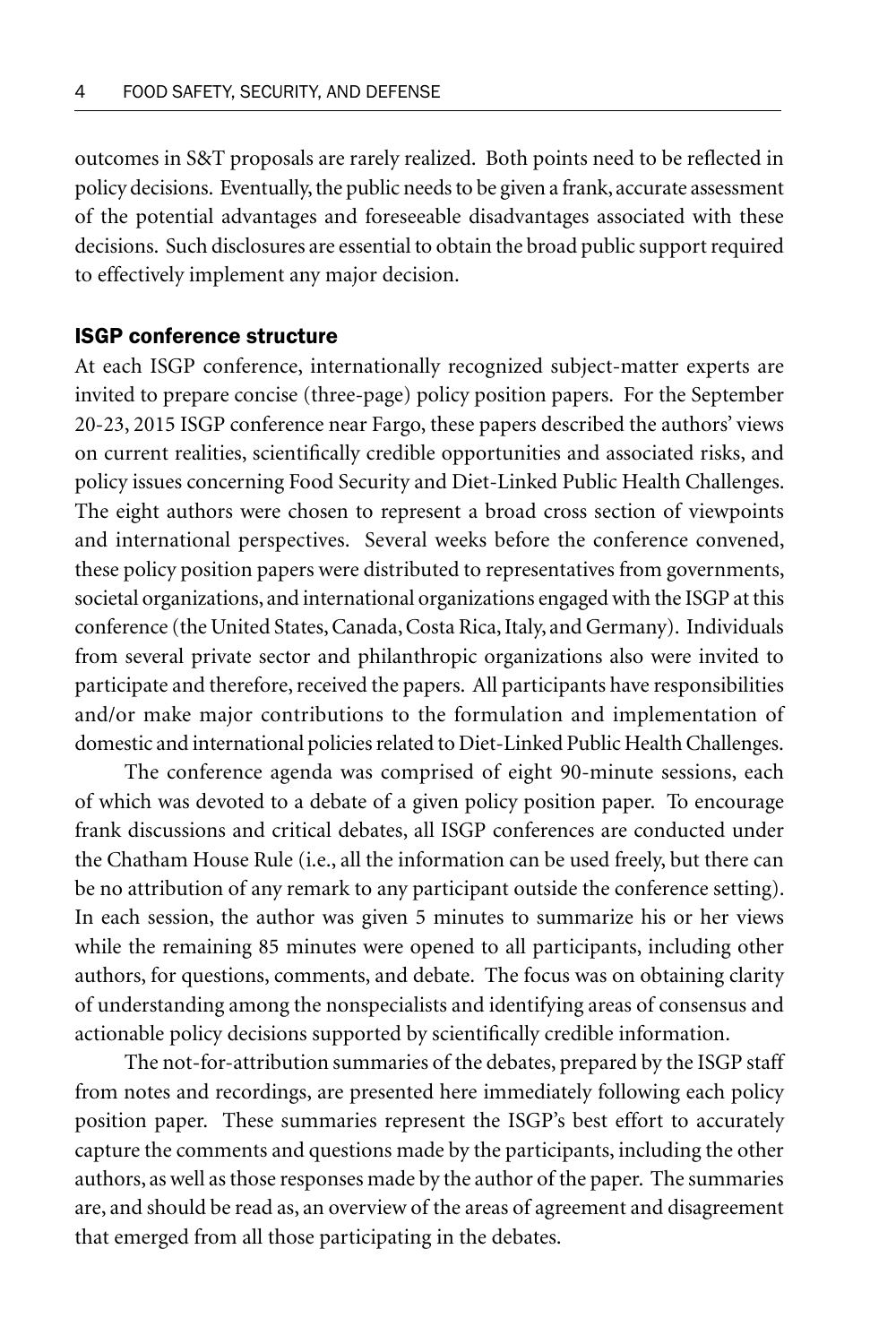outcomes in S&T proposals are rarely realized. Both points need to be reflected in policy decisions. Eventually, the public needs to be given a frank, accurate assessment of the potential advantages and foreseeable disadvantages associated with these decisions. Such disclosures are essential to obtain the broad public support required to effectively implement any major decision.

## ISGP conference structure

At each ISGP conference, internationally recognized subject-matter experts are invited to prepare concise (three-page) policy position papers. For the September 20-23, 2015 ISGP conference near Fargo, these papers described the authors' views on current realities, scientifically credible opportunities and associated risks, and policy issues concerning Food Security and Diet-Linked Public Health Challenges. The eight authors were chosen to represent a broad cross section of viewpoints and international perspectives. Several weeks before the conference convened, these policy position papers were distributed to representatives from governments, societal organizations, and international organizations engaged with the ISGP at this conference (the United States, Canada, Costa Rica, Italy, and Germany). Individuals from several private sector and philanthropic organizations also were invited to participate and therefore, received the papers. All participants have responsibilities and/or make major contributions to the formulation and implementation of domestic and international policies related to Diet-Linked Public Health Challenges.

The conference agenda was comprised of eight 90-minute sessions, each of which was devoted to a debate of a given policy position paper. To encourage frank discussions and critical debates, all ISGP conferences are conducted under the Chatham House Rule (i.e., all the information can be used freely, but there can be no attribution of any remark to any participant outside the conference setting). In each session, the author was given 5 minutes to summarize his or her views while the remaining 85 minutes were opened to all participants, including other authors, for questions, comments, and debate. The focus was on obtaining clarity of understanding among the nonspecialists and identifying areas of consensus and actionable policy decisions supported by scientifically credible information.

The not-for-attribution summaries of the debates, prepared by the ISGP staff from notes and recordings, are presented here immediately following each policy position paper. These summaries represent the ISGP's best effort to accurately capture the comments and questions made by the participants, including the other authors, as well as those responses made by the author of the paper. The summaries are, and should be read as, an overview of the areas of agreement and disagreement that emerged from all those participating in the debates.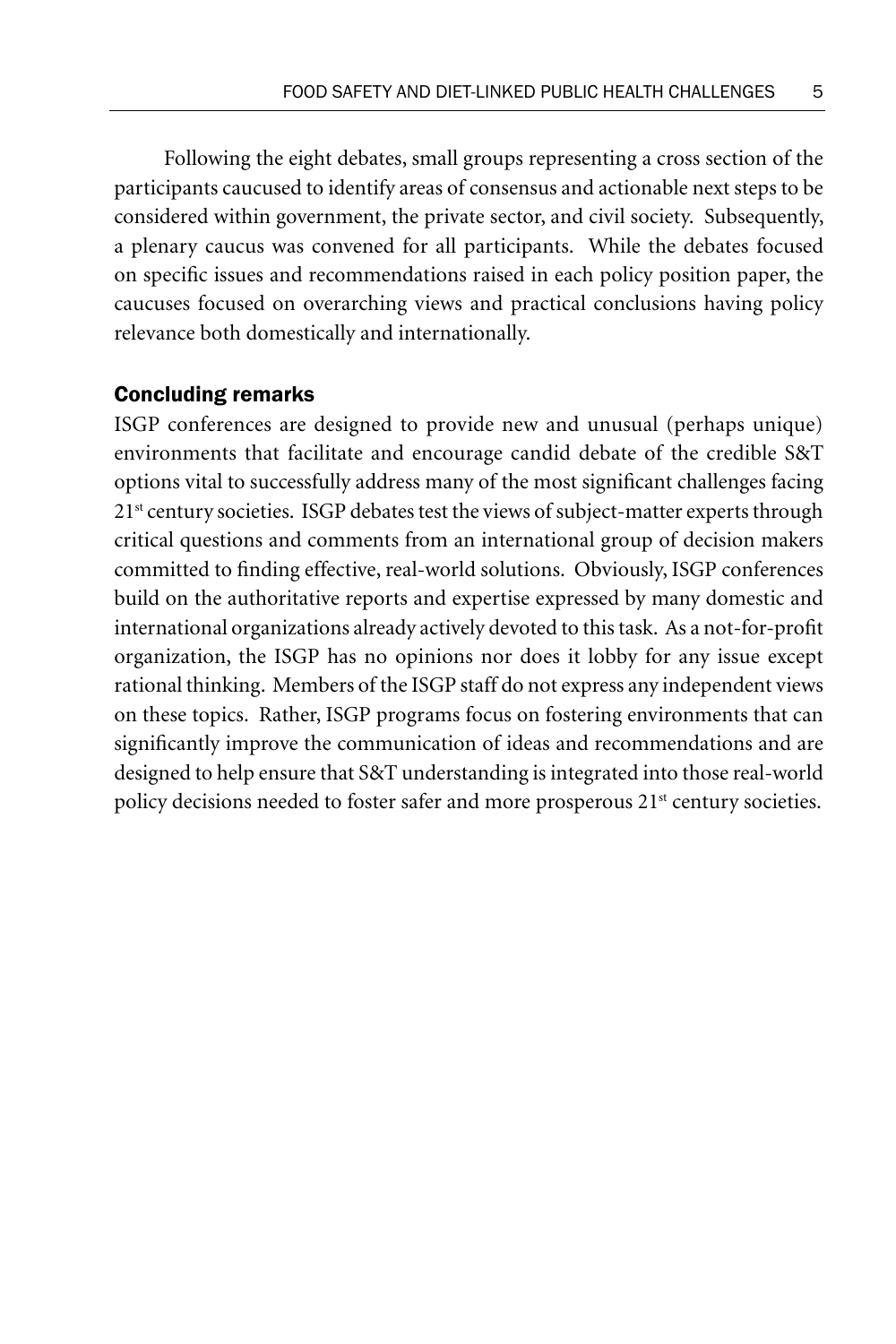Following the eight debates, small groups representing a cross section of the participants caucused to identify areas of consensus and actionable next steps to be considered within government, the private sector, and civil society. Subsequently, a plenary caucus was convened for all participants. While the debates focused on specific issues and recommendations raised in each policy position paper, the caucuses focused on overarching views and practical conclusions having policy relevance both domestically and internationally.

## Concluding remarks

ISGP conferences are designed to provide new and unusual (perhaps unique) environments that facilitate and encourage candid debate of the credible S&T options vital to successfully address many of the most significant challenges facing 21st century societies. ISGP debates test the views of subject-matter experts through critical questions and comments from an international group of decision makers committed to finding effective, real-world solutions. Obviously, ISGP conferences build on the authoritative reports and expertise expressed by many domestic and international organizations already actively devoted to this task. As a not-for-profit organization, the ISGP has no opinions nor does it lobby for any issue except rational thinking. Members of the ISGP staff do not express any independent views on these topics. Rather, ISGP programs focus on fostering environments that can significantly improve the communication of ideas and recommendations and are designed to help ensure that S&T understanding is integrated into those real-world policy decisions needed to foster safer and more prosperous 21st century societies.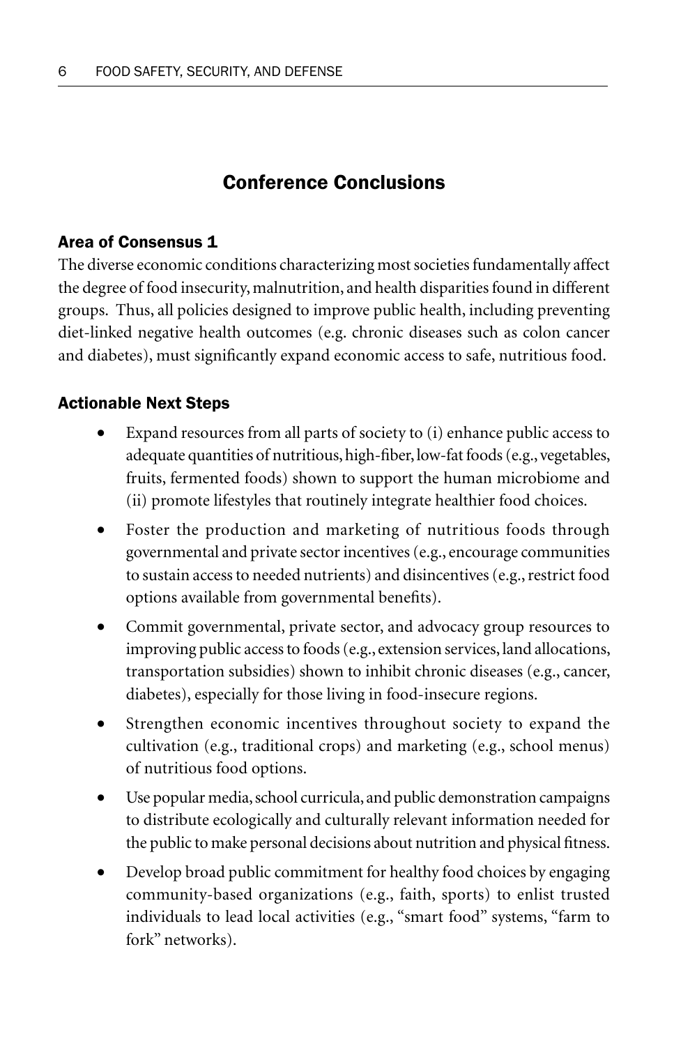## Conference Conclusions

### Area of Consensus 1

The diverse economic conditions characterizing most societies fundamentally affect the degree of food insecurity, malnutrition, and health disparities found in different groups. Thus, all policies designed to improve public health, including preventing diet-linked negative health outcomes (e.g. chronic diseases such as colon cancer and diabetes), must significantly expand economic access to safe, nutritious food.

### Actionable Next Steps

- Expand resources from all parts of society to (i) enhance public access to adequate quantities of nutritious, high-fiber, low-fat foods (e.g., vegetables, fruits, fermented foods) shown to support the human microbiome and (ii) promote lifestyles that routinely integrate healthier food choices.
- Foster the production and marketing of nutritious foods through governmental and private sector incentives (e.g., encourage communities to sustain access to needed nutrients) and disincentives (e.g., restrict food options available from governmental benefits).
- Commit governmental, private sector, and advocacy group resources to improving public access to foods (e.g., extension services, land allocations, transportation subsidies) shown to inhibit chronic diseases (e.g., cancer, diabetes), especially for those living in food-insecure regions.
- Strengthen economic incentives throughout society to expand the cultivation (e.g., traditional crops) and marketing (e.g., school menus) of nutritious food options.
- Use popular media, school curricula, and public demonstration campaigns to distribute ecologically and culturally relevant information needed for the public to make personal decisions about nutrition and physical fitness.
- Develop broad public commitment for healthy food choices by engaging community-based organizations (e.g., faith, sports) to enlist trusted individuals to lead local activities (e.g., "smart food" systems, "farm to fork" networks).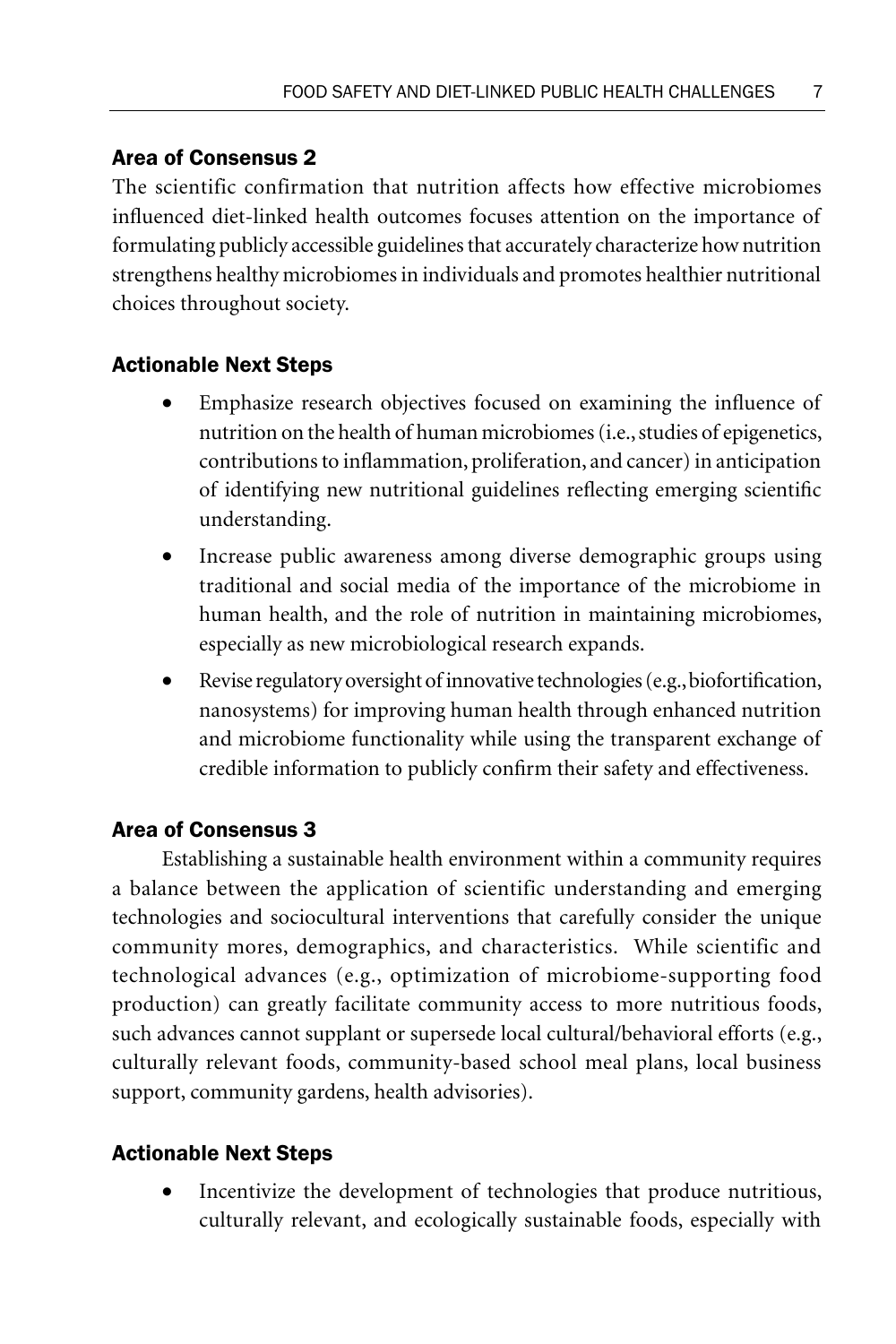### Area of Consensus 2

The scientific confirmation that nutrition affects how effective microbiomes influenced diet-linked health outcomes focuses attention on the importance of formulating publicly accessible guidelines that accurately characterize how nutrition strengthens healthy microbiomes in individuals and promotes healthier nutritional choices throughout society.

### Actionable Next Steps

- Emphasize research objectives focused on examining the influence of nutrition on the health of human microbiomes (i.e., studies of epigenetics, contributions to inflammation, proliferation, and cancer) in anticipation of identifying new nutritional guidelines reflecting emerging scientific understanding.
- Increase public awareness among diverse demographic groups using traditional and social media of the importance of the microbiome in human health, and the role of nutrition in maintaining microbiomes, especially as new microbiological research expands.
- Revise regulatory oversight of innovative technologies (e.g., biofortification, nanosystems) for improving human health through enhanced nutrition and microbiome functionality while using the transparent exchange of credible information to publicly confirm their safety and effectiveness.

### Area of Consensus 3

Establishing a sustainable health environment within a community requires a balance between the application of scientific understanding and emerging technologies and sociocultural interventions that carefully consider the unique community mores, demographics, and characteristics. While scientific and technological advances (e.g., optimization of microbiome-supporting food production) can greatly facilitate community access to more nutritious foods, such advances cannot supplant or supersede local cultural/behavioral efforts (e.g., culturally relevant foods, community-based school meal plans, local business support, community gardens, health advisories).

### Actionable Next Steps

- Incentivize the development of technologies that produce nutritious, culturally relevant, and ecologically sustainable foods, especially with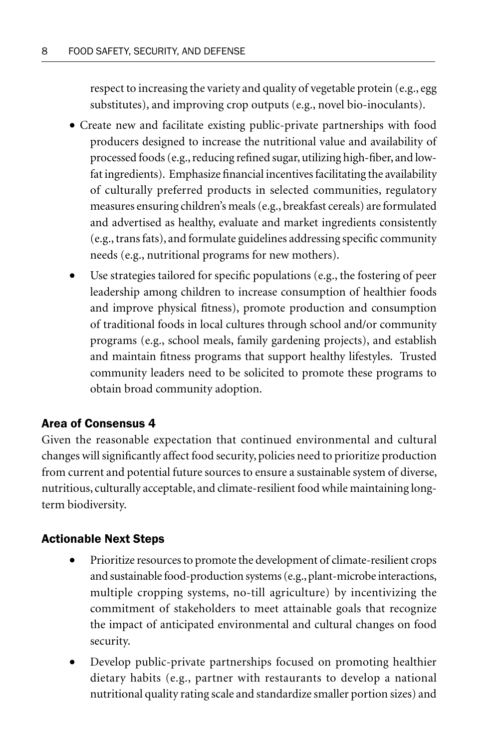respect to increasing the variety and quality of vegetable protein (e.g., egg substitutes), and improving crop outputs (e.g., novel bio-inoculants).

- Create new and facilitate existing public-private partnerships with food producers designed to increase the nutritional value and availability of processed foods (e.g., reducing refined sugar, utilizing high-fiber, and low-fat ingredients). Emphasize financial incentives facilitating the availability of culturally preferred products in selected communities, regulatory measures ensuring children's meals (e.g., breakfast cereals) are formulated and advertised as healthy, evaluate and market ingredients consistently (e.g., trans fats), and formulate guidelines addressing specific community needs (e.g., nutritional programs for new mothers).
- Use strategies tailored for specific populations (e.g., the fostering of peer leadership among children to increase consumption of healthier foods and improve physical fitness), promote production and consumption of traditional foods in local cultures through school and/or community programs (e.g., school meals, family gardening projects), and establish and maintain fitness programs that support healthy lifestyles. Trusted community leaders need to be solicited to promote these programs to obtain broad community adoption.

### Area of Consensus 4

Given the reasonable expectation that continued environmental and cultural changes will significantly affect food security, policies need to prioritize production from current and potential future sources to ensure a sustainable system of diverse, nutritious, culturally acceptable, and climate-resilient food while maintaining long-term biodiversity.

### Actionable Next Steps

- Prioritize resources to promote the development of climate-resilient crops and sustainable food-production systems (e.g., plant-microbe interactions, multiple cropping systems, no-till agriculture) by incentivizing the commitment of stakeholders to meet attainable goals that recognize the impact of anticipated environmental and cultural changes on food security.
- Develop public-private partnerships focused on promoting healthier dietary habits (e.g., partner with restaurants to develop a national nutritional quality rating scale and standardize smaller portion sizes) and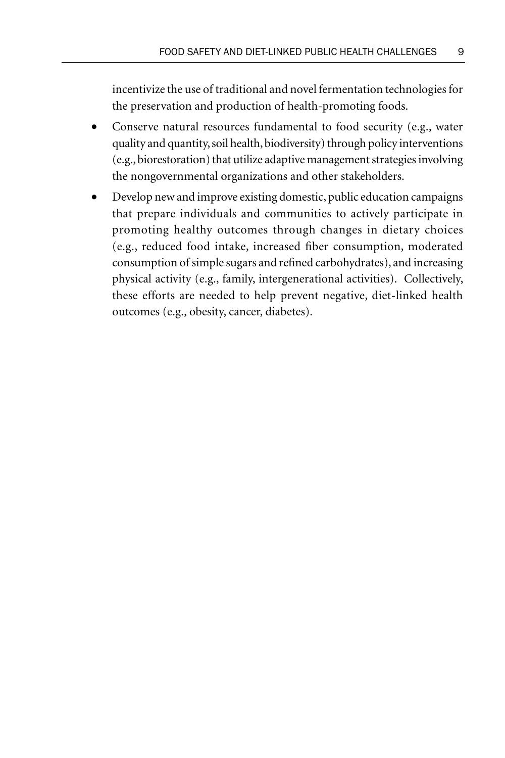incentivize the use of traditional and novel fermentation technologies for the preservation and production of health-promoting foods.

- Conserve natural resources fundamental to food security (e.g., water quality and quantity, soil health, biodiversity) through policy interventions (e.g., biorestoration) that utilize adaptive management strategies involving the nongovernmental organizations and other stakeholders.
- Develop new and improve existing domestic, public education campaigns that prepare individuals and communities to actively participate in promoting healthy outcomes through changes in dietary choices (e.g., reduced food intake, increased fiber consumption, moderated consumption of simple sugars and refined carbohydrates), and increasing physical activity (e.g., family, intergenerational activities). Collectively, these efforts are needed to help prevent negative, diet-linked health outcomes (e.g., obesity, cancer, diabetes).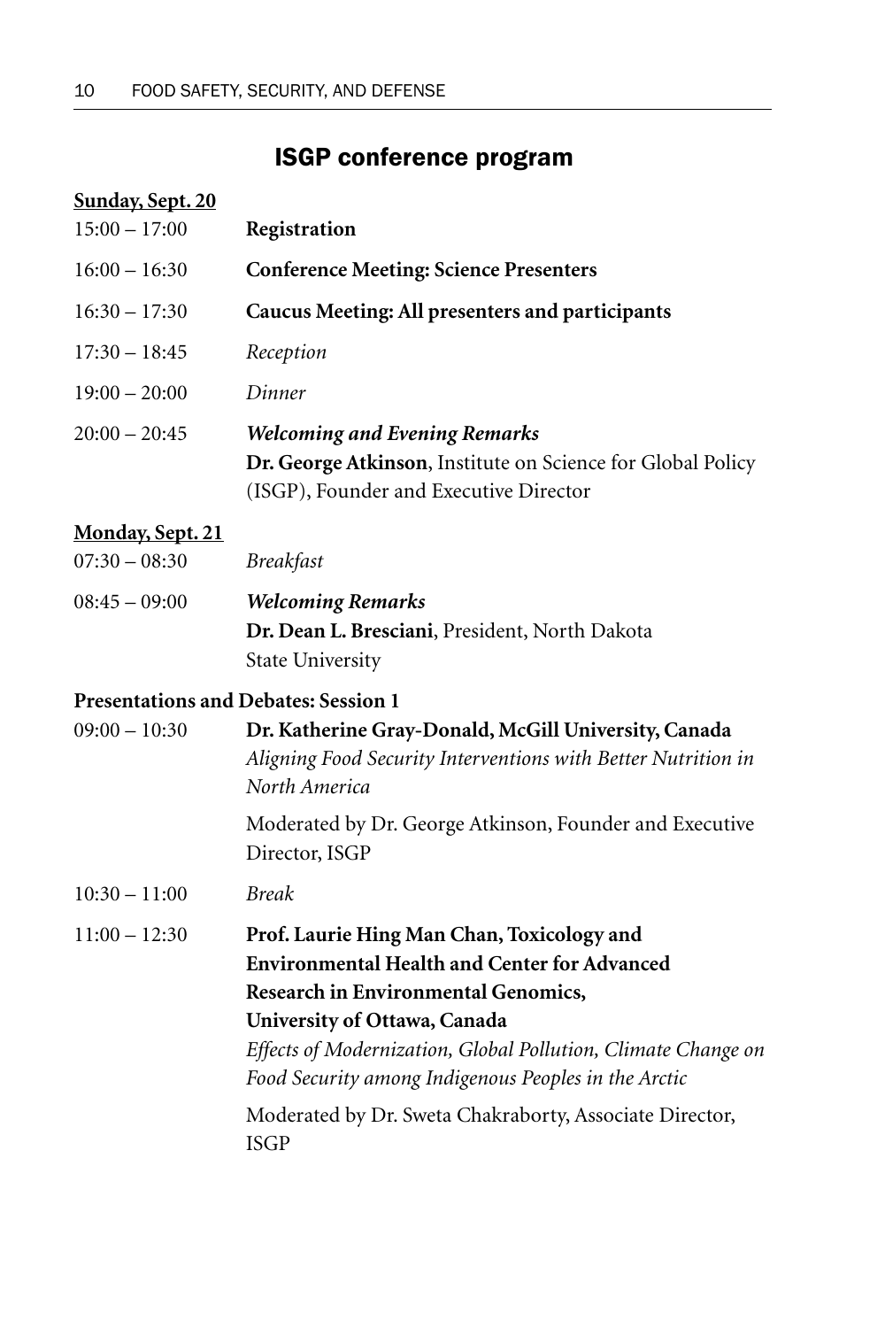## ISGP conference program

**Sunday, Sept. 20**

15:00 – 17:00 **Registration**

16:00 – 16:30 **Conference Meeting: Science Presenters**

16:30 – 17:30 **Caucus Meeting: All presenters and participants**

17:30 – 18:45 *Reception*

19:00 – 20:00 *Dinner*

20:00 – 20:45 ***Welcoming and Evening Remarks***
**Dr. George Atkinson**, Institute on Science for Global Policy (ISGP), Founder and Executive Director

**Monday, Sept. 21**

07:30 – 08:30 *Breakfast*

08:45 – 09:00 ***Welcoming Remarks***
**Dr. Dean L. Bresciani**, President, North Dakota State University

**Presentations and Debates: Session 1**

09:00 – 10:30 **Dr. Katherine Gray-Donald, McGill University, Canada**
*Aligning Food Security Interventions with Better Nutrition in North America*

Moderated by Dr. George Atkinson, Founder and Executive Director, ISGP

10:30 – 11:00 *Break*

11:00 – 12:30 **Prof. Laurie Hing Man Chan, Toxicology and Environmental Health and Center for Advanced Research in Environmental Genomics, University of Ottawa, Canada**
*Effects of Modernization, Global Pollution, Climate Change on Food Security among Indigenous Peoples in the Arctic*

Moderated by Dr. Sweta Chakraborty, Associate Director, ISGP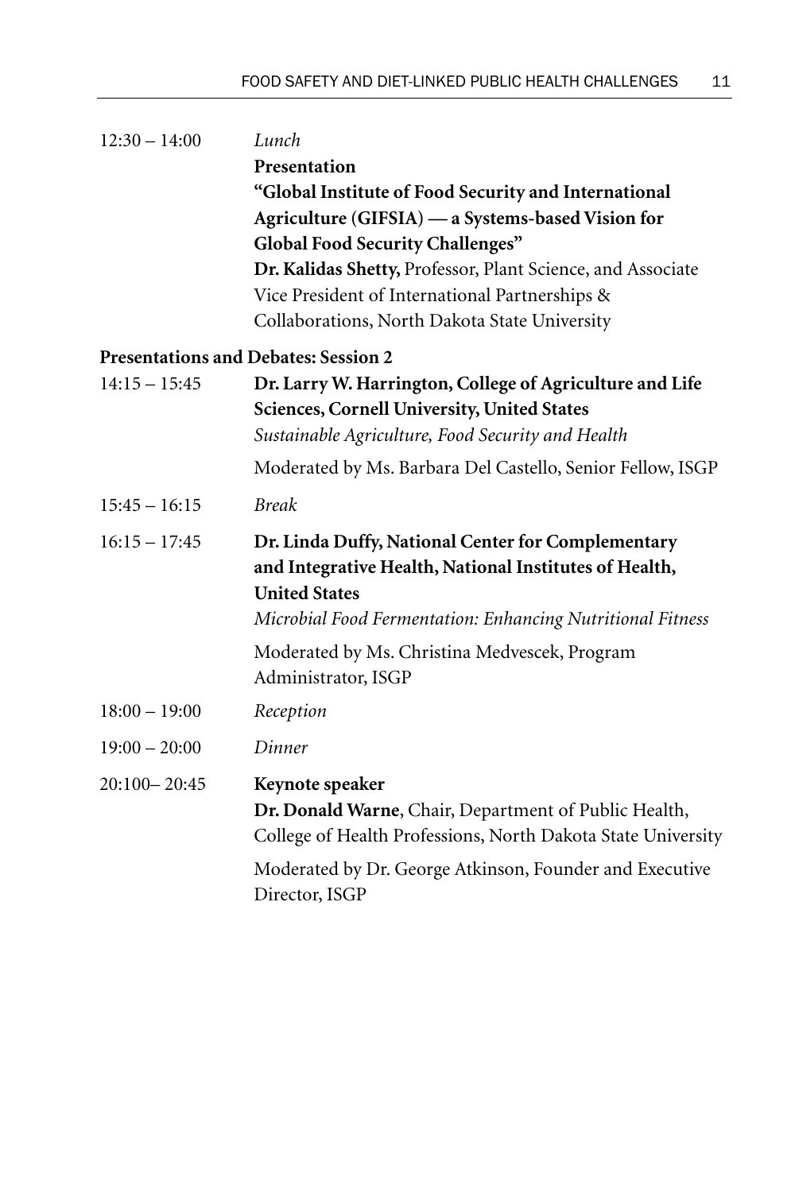12:30 – 14:00 *Lunch*

**Presentation**

**"Global Institute of Food Security and International Agriculture (GIFSIA) — a Systems-based Vision for Global Food Security Challenges"**

**Dr. Kalidas Shetty,** Professor, Plant Science, and Associate Vice President of International Partnerships & Collaborations, North Dakota State University

**Presentations and Debates: Session 2**

14:15 – 15:45 **Dr. Larry W. Harrington, College of Agriculture and Life Sciences, Cornell University, United States**

*Sustainable Agriculture, Food Security and Health*

Moderated by Ms. Barbara Del Castello, Senior Fellow, ISGP

15:45 – 16:15 *Break*

16:15 – 17:45 **Dr. Linda Duffy, National Center for Complementary and Integrative Health, National Institutes of Health, United States**

*Microbial Food Fermentation: Enhancing Nutritional Fitness*

Moderated by Ms. Christina Medvescek, Program Administrator, ISGP

18:00 – 19:00 *Reception*

19:00 – 20:00 *Dinner*

20:100– 20:45 **Keynote speaker**

**Dr. Donald Warne**, Chair, Department of Public Health, College of Health Professions, North Dakota State University

Moderated by Dr. George Atkinson, Founder and Executive Director, ISGP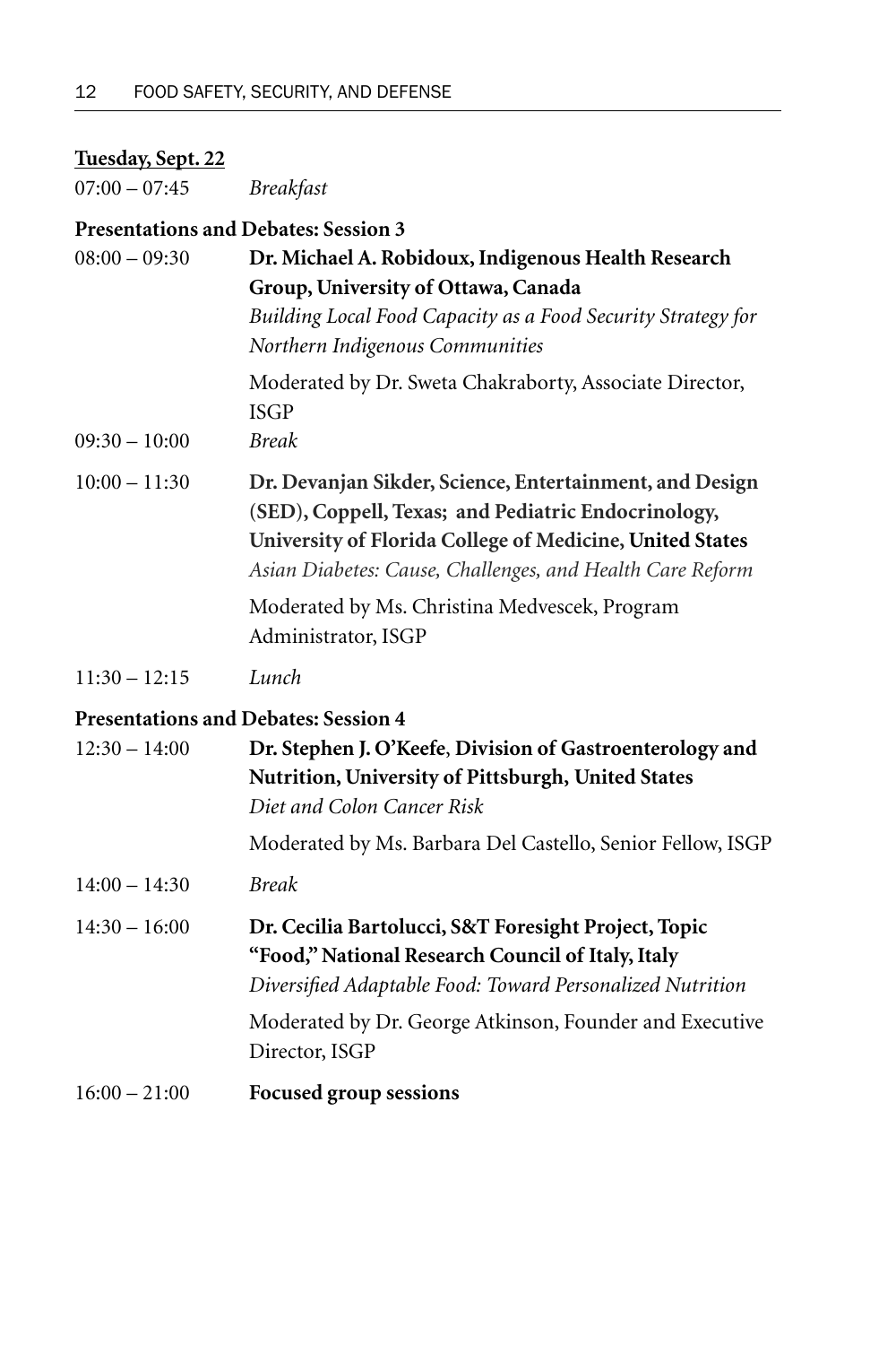**Tuesday, Sept. 22**

07:00 – 07:45 *Breakfast*

**Presentations and Debates: Session 3**

08:00 – 09:30 **Dr. Michael A. Robidoux, Indigenous Health Research Group, University of Ottawa, Canada**
*Building Local Food Capacity as a Food Security Strategy for Northern Indigenous Communities*

Moderated by Dr. Sweta Chakraborty, Associate Director, ISGP

09:30 – 10:00 *Break*

10:00 – 11:30 **Dr. Devanjan Sikder, Science, Entertainment, and Design (SED), Coppell, Texas; and Pediatric Endocrinology, University of Florida College of Medicine, United States**
*Asian Diabetes: Cause, Challenges, and Health Care Reform*

Moderated by Ms. Christina Medvescek, Program Administrator, ISGP

11:30 – 12:15 *Lunch*

**Presentations and Debates: Session 4**

12:30 – 14:00 **Dr. Stephen J. O'Keefe, Division of Gastroenterology and Nutrition, University of Pittsburgh, United States**
*Diet and Colon Cancer Risk*

Moderated by Ms. Barbara Del Castello, Senior Fellow, ISGP

14:00 – 14:30 *Break*

14:30 – 16:00 **Dr. Cecilia Bartolucci, S&T Foresight Project, Topic "Food," National Research Council of Italy, Italy**
*Diversified Adaptable Food: Toward Personalized Nutrition*

Moderated by Dr. George Atkinson, Founder and Executive Director, ISGP

16:00 – 21:00 **Focused group sessions**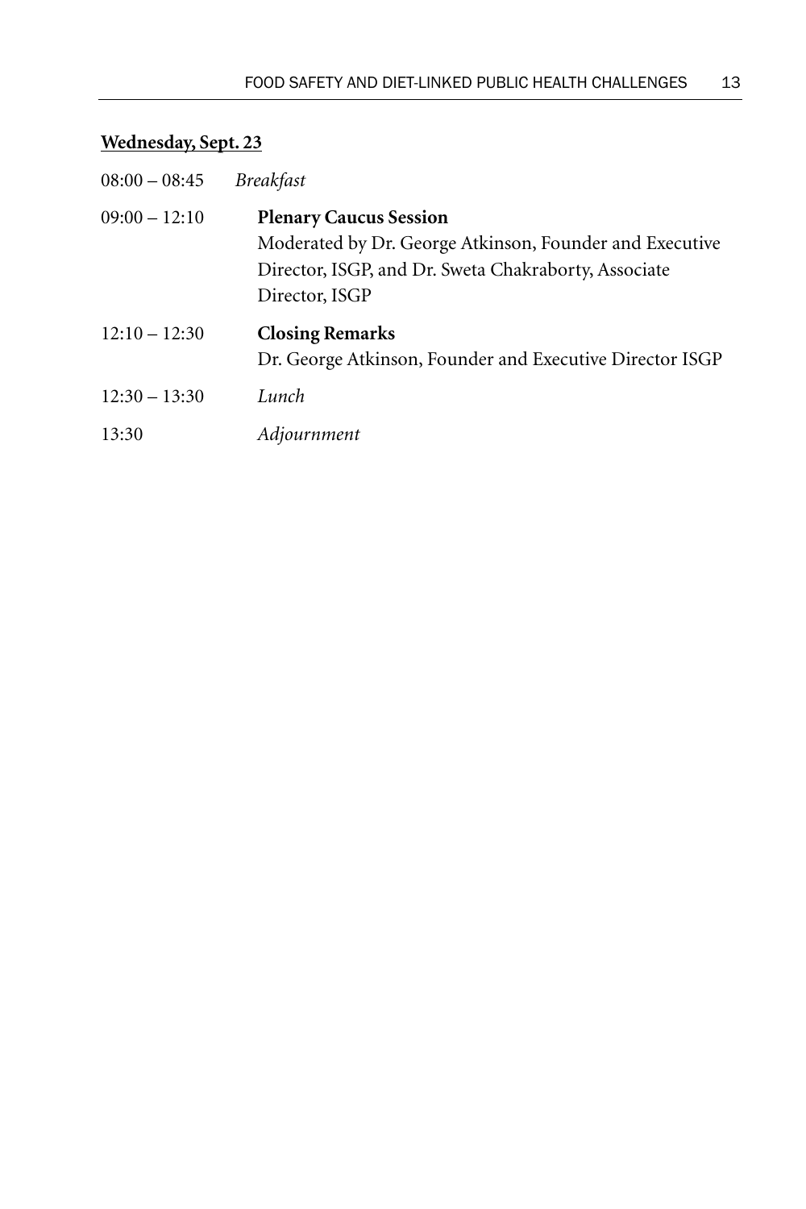**Wednesday, Sept. 23**

08:00 – 08:45 *Breakfast*

09:00 – 12:10 **Plenary Caucus Session**
Moderated by Dr. George Atkinson, Founder and Executive Director, ISGP, and Dr. Sweta Chakraborty, Associate Director, ISGP

12:10 – 12:30 **Closing Remarks**
Dr. George Atkinson, Founder and Executive Director ISGP

12:30 – 13:30 *Lunch*

13:30 *Adjournment*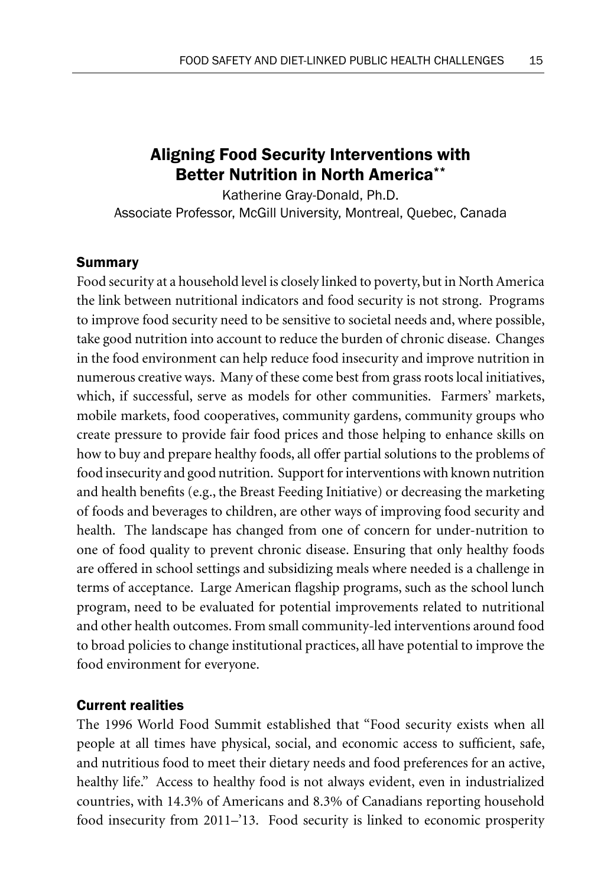# Aligning Food Security Interventions with Better Nutrition in North America**

Katherine Gray-Donald, Ph.D.
Associate Professor, McGill University, Montreal, Quebec, Canada

## Summary

Food security at a household level is closely linked to poverty, but in North America the link between nutritional indicators and food security is not strong. Programs to improve food security need to be sensitive to societal needs and, where possible, take good nutrition into account to reduce the burden of chronic disease. Changes in the food environment can help reduce food insecurity and improve nutrition in numerous creative ways. Many of these come best from grass roots local initiatives, which, if successful, serve as models for other communities. Farmers' markets, mobile markets, food cooperatives, community gardens, community groups who create pressure to provide fair food prices and those helping to enhance skills on how to buy and prepare healthy foods, all offer partial solutions to the problems of food insecurity and good nutrition. Support for interventions with known nutrition and health benefits (e.g., the Breast Feeding Initiative) or decreasing the marketing of foods and beverages to children, are other ways of improving food security and health. The landscape has changed from one of concern for under-nutrition to one of food quality to prevent chronic disease. Ensuring that only healthy foods are offered in school settings and subsidizing meals where needed is a challenge in terms of acceptance. Large American flagship programs, such as the school lunch program, need to be evaluated for potential improvements related to nutritional and other health outcomes. From small community-led interventions around food to broad policies to change institutional practices, all have potential to improve the food environment for everyone.

## Current realities

The 1996 World Food Summit established that "Food security exists when all people at all times have physical, social, and economic access to sufficient, safe, and nutritious food to meet their dietary needs and food preferences for an active, healthy life." Access to healthy food is not always evident, even in industrialized countries, with 14.3% of Americans and 8.3% of Canadians reporting household food insecurity from 2011–'13. Food security is linked to economic prosperity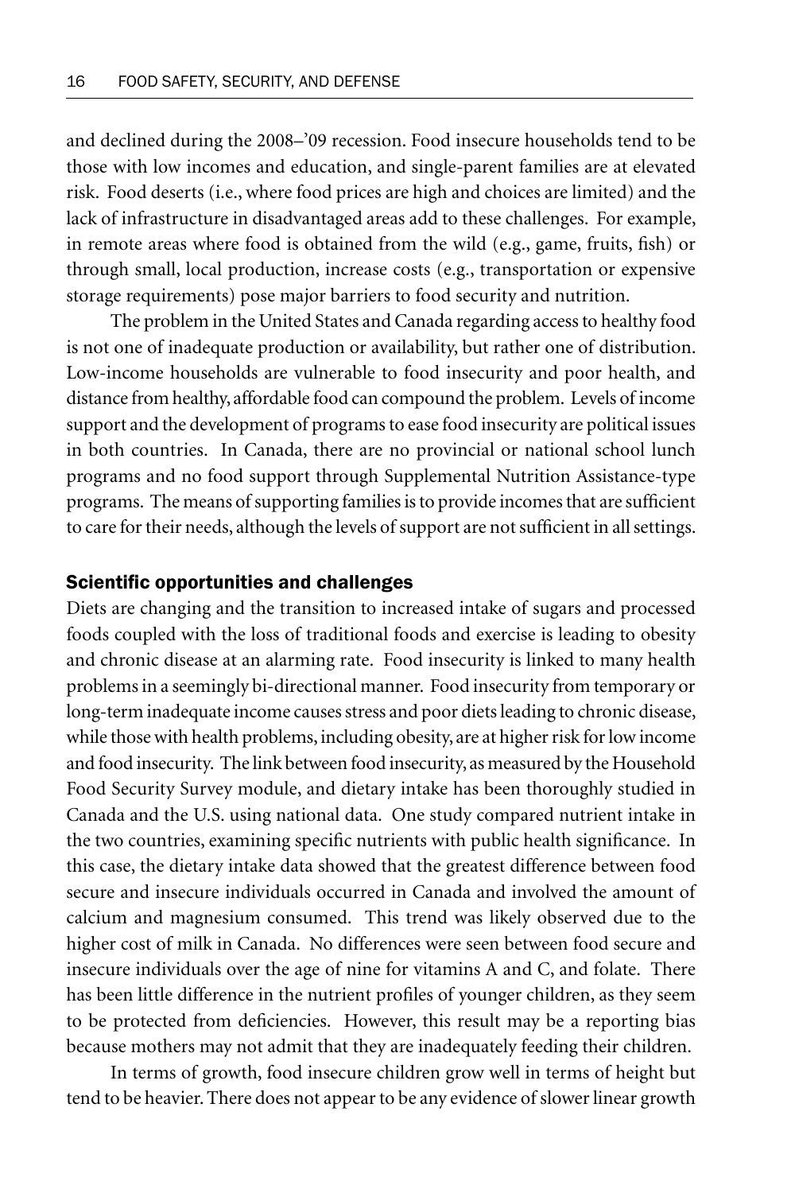and declined during the 2008–'09 recession. Food insecure households tend to be those with low incomes and education, and single-parent families are at elevated risk. Food deserts (i.e., where food prices are high and choices are limited) and the lack of infrastructure in disadvantaged areas add to these challenges. For example, in remote areas where food is obtained from the wild (e.g., game, fruits, fish) or through small, local production, increase costs (e.g., transportation or expensive storage requirements) pose major barriers to food security and nutrition.

The problem in the United States and Canada regarding access to healthy food is not one of inadequate production or availability, but rather one of distribution. Low-income households are vulnerable to food insecurity and poor health, and distance from healthy, affordable food can compound the problem. Levels of income support and the development of programs to ease food insecurity are political issues in both countries. In Canada, there are no provincial or national school lunch programs and no food support through Supplemental Nutrition Assistance-type programs. The means of supporting families is to provide incomes that are sufficient to care for their needs, although the levels of support are not sufficient in all settings.

## Scientific opportunities and challenges

Diets are changing and the transition to increased intake of sugars and processed foods coupled with the loss of traditional foods and exercise is leading to obesity and chronic disease at an alarming rate. Food insecurity is linked to many health problems in a seemingly bi-directional manner. Food insecurity from temporary or long-term inadequate income causes stress and poor diets leading to chronic disease, while those with health problems, including obesity, are at higher risk for low income and food insecurity. The link between food insecurity, as measured by the Household Food Security Survey module, and dietary intake has been thoroughly studied in Canada and the U.S. using national data. One study compared nutrient intake in the two countries, examining specific nutrients with public health significance. In this case, the dietary intake data showed that the greatest difference between food secure and insecure individuals occurred in Canada and involved the amount of calcium and magnesium consumed. This trend was likely observed due to the higher cost of milk in Canada. No differences were seen between food secure and insecure individuals over the age of nine for vitamins A and C, and folate. There has been little difference in the nutrient profiles of younger children, as they seem to be protected from deficiencies. However, this result may be a reporting bias because mothers may not admit that they are inadequately feeding their children.

In terms of growth, food insecure children grow well in terms of height but tend to be heavier. There does not appear to be any evidence of slower linear growth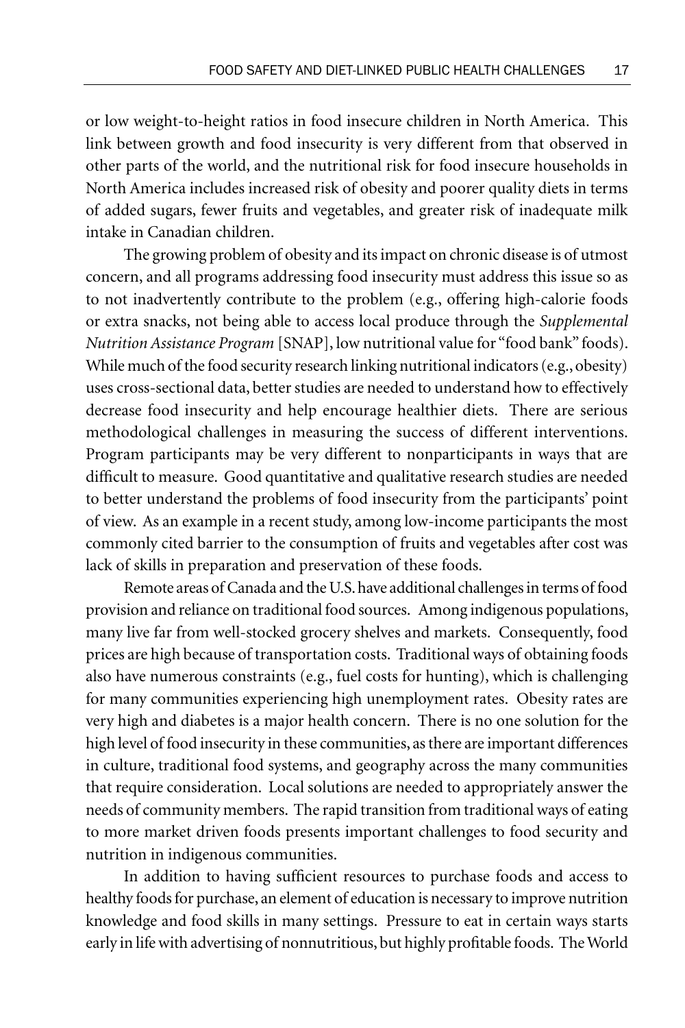or low weight-to-height ratios in food insecure children in North America. This link between growth and food insecurity is very different from that observed in other parts of the world, and the nutritional risk for food insecure households in North America includes increased risk of obesity and poorer quality diets in terms of added sugars, fewer fruits and vegetables, and greater risk of inadequate milk intake in Canadian children.

The growing problem of obesity and its impact on chronic disease is of utmost concern, and all programs addressing food insecurity must address this issue so as to not inadvertently contribute to the problem (e.g., offering high-calorie foods or extra snacks, not being able to access local produce through the *Supplemental Nutrition Assistance Program* [SNAP], low nutritional value for "food bank" foods). While much of the food security research linking nutritional indicators (e.g., obesity) uses cross-sectional data, better studies are needed to understand how to effectively decrease food insecurity and help encourage healthier diets. There are serious methodological challenges in measuring the success of different interventions. Program participants may be very different to nonparticipants in ways that are difficult to measure. Good quantitative and qualitative research studies are needed to better understand the problems of food insecurity from the participants' point of view. As an example in a recent study, among low-income participants the most commonly cited barrier to the consumption of fruits and vegetables after cost was lack of skills in preparation and preservation of these foods.

Remote areas of Canada and the U.S. have additional challenges in terms of food provision and reliance on traditional food sources. Among indigenous populations, many live far from well-stocked grocery shelves and markets. Consequently, food prices are high because of transportation costs. Traditional ways of obtaining foods also have numerous constraints (e.g., fuel costs for hunting), which is challenging for many communities experiencing high unemployment rates. Obesity rates are very high and diabetes is a major health concern. There is no one solution for the high level of food insecurity in these communities, as there are important differences in culture, traditional food systems, and geography across the many communities that require consideration. Local solutions are needed to appropriately answer the needs of community members. The rapid transition from traditional ways of eating to more market driven foods presents important challenges to food security and nutrition in indigenous communities.

In addition to having sufficient resources to purchase foods and access to healthy foods for purchase, an element of education is necessary to improve nutrition knowledge and food skills in many settings. Pressure to eat in certain ways starts early in life with advertising of nonnutritious, but highly profitable foods. The World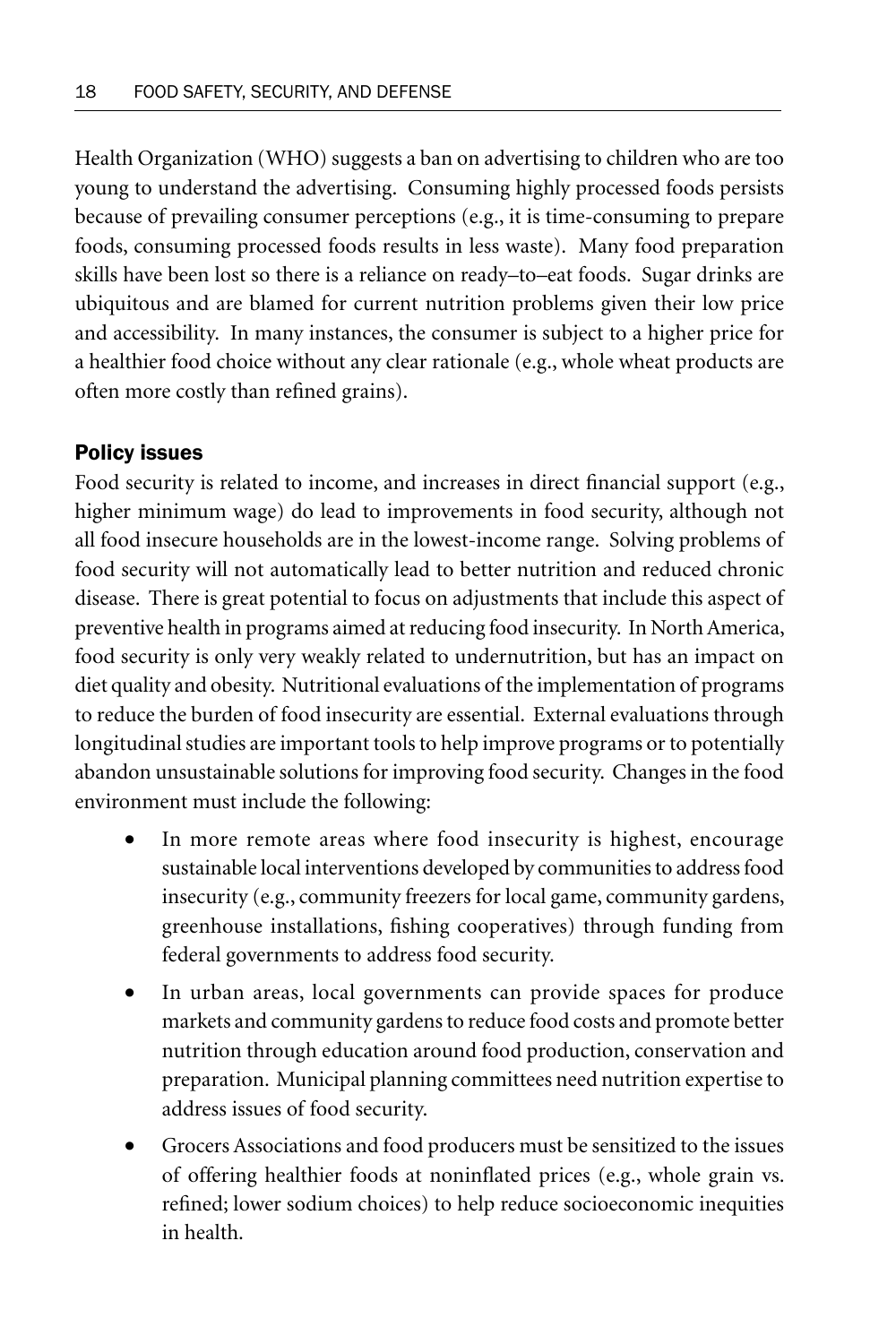Health Organization (WHO) suggests a ban on advertising to children who are too young to understand the advertising. Consuming highly processed foods persists because of prevailing consumer perceptions (e.g., it is time-consuming to prepare foods, consuming processed foods results in less waste). Many food preparation skills have been lost so there is a reliance on ready–to–eat foods. Sugar drinks are ubiquitous and are blamed for current nutrition problems given their low price and accessibility. In many instances, the consumer is subject to a higher price for a healthier food choice without any clear rationale (e.g., whole wheat products are often more costly than refined grains).

### Policy issues

Food security is related to income, and increases in direct financial support (e.g., higher minimum wage) do lead to improvements in food security, although not all food insecure households are in the lowest-income range. Solving problems of food security will not automatically lead to better nutrition and reduced chronic disease. There is great potential to focus on adjustments that include this aspect of preventive health in programs aimed at reducing food insecurity. In North America, food security is only very weakly related to undernutrition, but has an impact on diet quality and obesity. Nutritional evaluations of the implementation of programs to reduce the burden of food insecurity are essential. External evaluations through longitudinal studies are important tools to help improve programs or to potentially abandon unsustainable solutions for improving food security. Changes in the food environment must include the following:

- In more remote areas where food insecurity is highest, encourage sustainable local interventions developed by communities to address food insecurity (e.g., community freezers for local game, community gardens, greenhouse installations, fishing cooperatives) through funding from federal governments to address food security.
- In urban areas, local governments can provide spaces for produce markets and community gardens to reduce food costs and promote better nutrition through education around food production, conservation and preparation. Municipal planning committees need nutrition expertise to address issues of food security.
- Grocers Associations and food producers must be sensitized to the issues of offering healthier foods at noninflated prices (e.g., whole grain vs. refined; lower sodium choices) to help reduce socioeconomic inequities in health.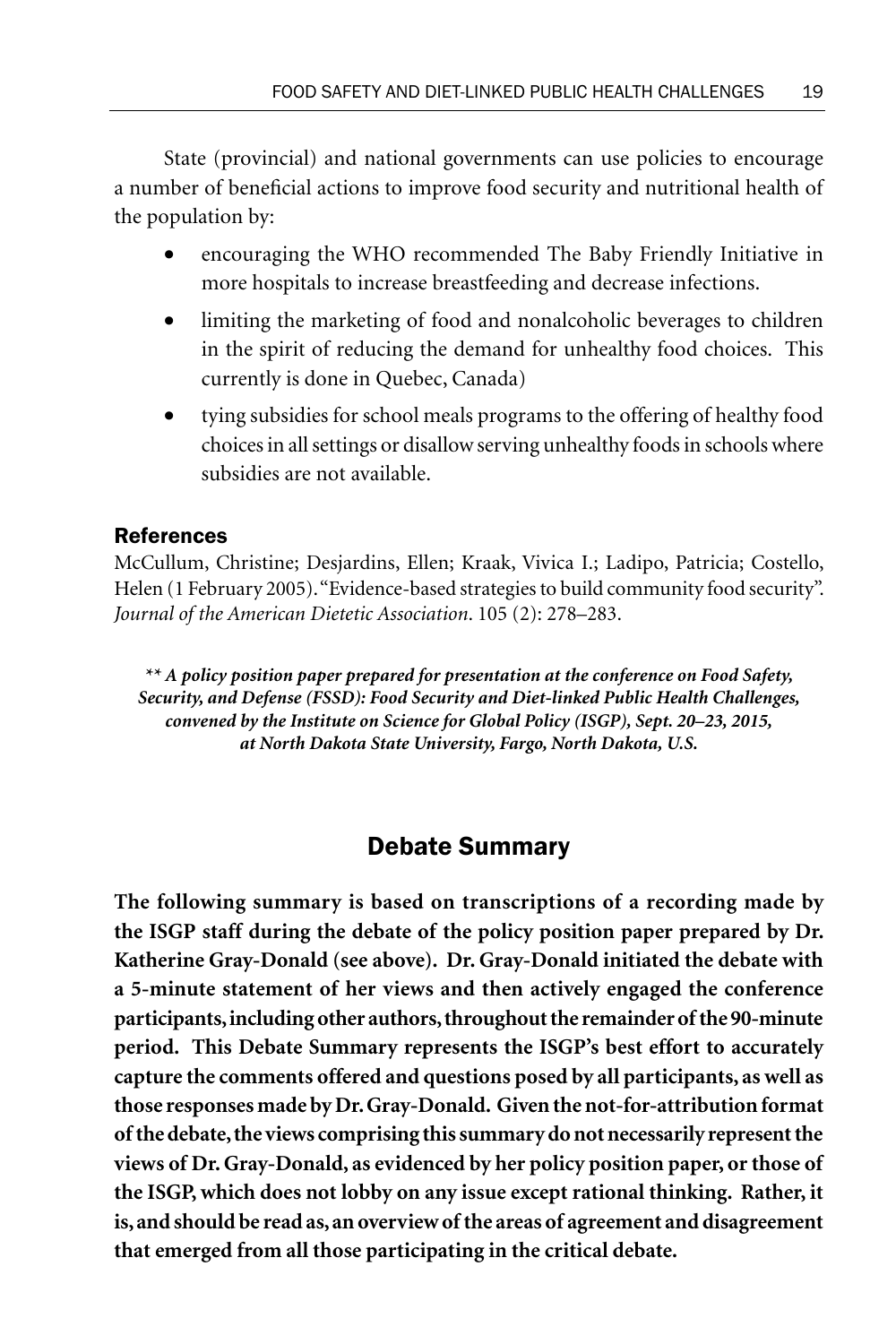State (provincial) and national governments can use policies to encourage a number of beneficial actions to improve food security and nutritional health of the population by:

- encouraging the WHO recommended The Baby Friendly Initiative in more hospitals to increase breastfeeding and decrease infections.
- limiting the marketing of food and nonalcoholic beverages to children in the spirit of reducing the demand for unhealthy food choices. This currently is done in Quebec, Canada)
- tying subsidies for school meals programs to the offering of healthy food choices in all settings or disallow serving unhealthy foods in schools where subsidies are not available.

### References

McCullum, Christine; Desjardins, Ellen; Kraak, Vivica I.; Ladipo, Patricia; Costello, Helen (1 February 2005). "Evidence-based strategies to build community food security". *Journal of the American Dietetic Association*. 105 (2): 278–283.

***\*\* A policy position paper prepared for presentation at the conference on Food Safety, Security, and Defense (FSSD): Food Security and Diet-linked Public Health Challenges, convened by the Institute on Science for Global Policy (ISGP), Sept. 20–23, 2015, at North Dakota State University, Fargo, North Dakota, U.S.***

## Debate Summary

**The following summary is based on transcriptions of a recording made by the ISGP staff during the debate of the policy position paper prepared by Dr. Katherine Gray-Donald (see above). Dr. Gray-Donald initiated the debate with a 5-minute statement of her views and then actively engaged the conference participants, including other authors, throughout the remainder of the 90-minute period. This Debate Summary represents the ISGP's best effort to accurately capture the comments offered and questions posed by all participants, as well as those responses made by Dr. Gray-Donald. Given the not-for-attribution format of the debate, the views comprising this summary do not necessarily represent the views of Dr. Gray-Donald, as evidenced by her policy position paper, or those of the ISGP, which does not lobby on any issue except rational thinking. Rather, it is, and should be read as, an overview of the areas of agreement and disagreement that emerged from all those participating in the critical debate.**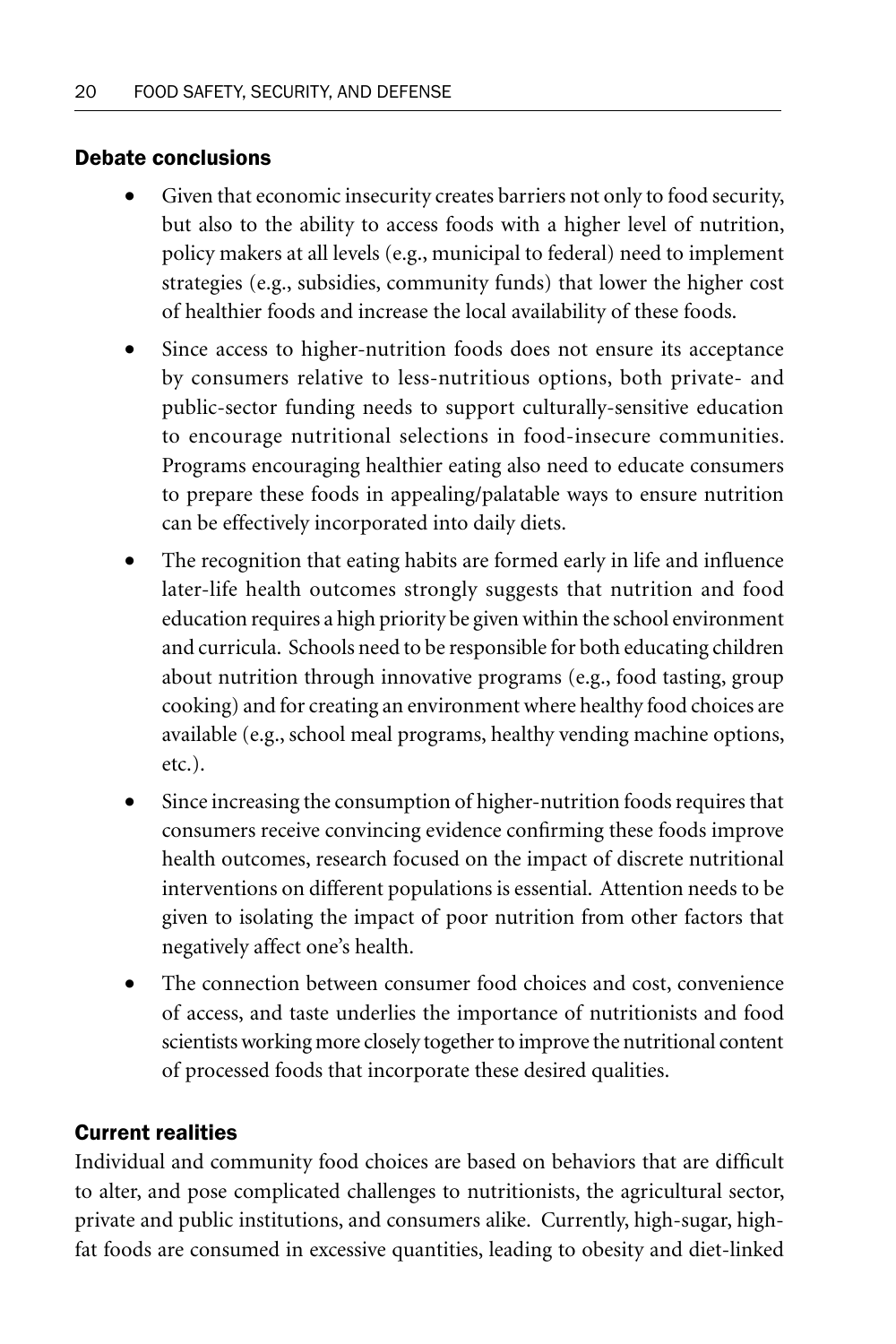### Debate conclusions

- Given that economic insecurity creates barriers not only to food security, but also to the ability to access foods with a higher level of nutrition, policy makers at all levels (e.g., municipal to federal) need to implement strategies (e.g., subsidies, community funds) that lower the higher cost of healthier foods and increase the local availability of these foods.
- Since access to higher-nutrition foods does not ensure its acceptance by consumers relative to less-nutritious options, both private- and public-sector funding needs to support culturally-sensitive education to encourage nutritional selections in food-insecure communities. Programs encouraging healthier eating also need to educate consumers to prepare these foods in appealing/palatable ways to ensure nutrition can be effectively incorporated into daily diets.
- The recognition that eating habits are formed early in life and influence later-life health outcomes strongly suggests that nutrition and food education requires a high priority be given within the school environment and curricula. Schools need to be responsible for both educating children about nutrition through innovative programs (e.g., food tasting, group cooking) and for creating an environment where healthy food choices are available (e.g., school meal programs, healthy vending machine options, etc.).
- Since increasing the consumption of higher-nutrition foods requires that consumers receive convincing evidence confirming these foods improve health outcomes, research focused on the impact of discrete nutritional interventions on different populations is essential. Attention needs to be given to isolating the impact of poor nutrition from other factors that negatively affect one's health.
- The connection between consumer food choices and cost, convenience of access, and taste underlies the importance of nutritionists and food scientists working more closely together to improve the nutritional content of processed foods that incorporate these desired qualities.

### Current realities

Individual and community food choices are based on behaviors that are difficult to alter, and pose complicated challenges to nutritionists, the agricultural sector, private and public institutions, and consumers alike. Currently, high-sugar, high-fat foods are consumed in excessive quantities, leading to obesity and diet-linked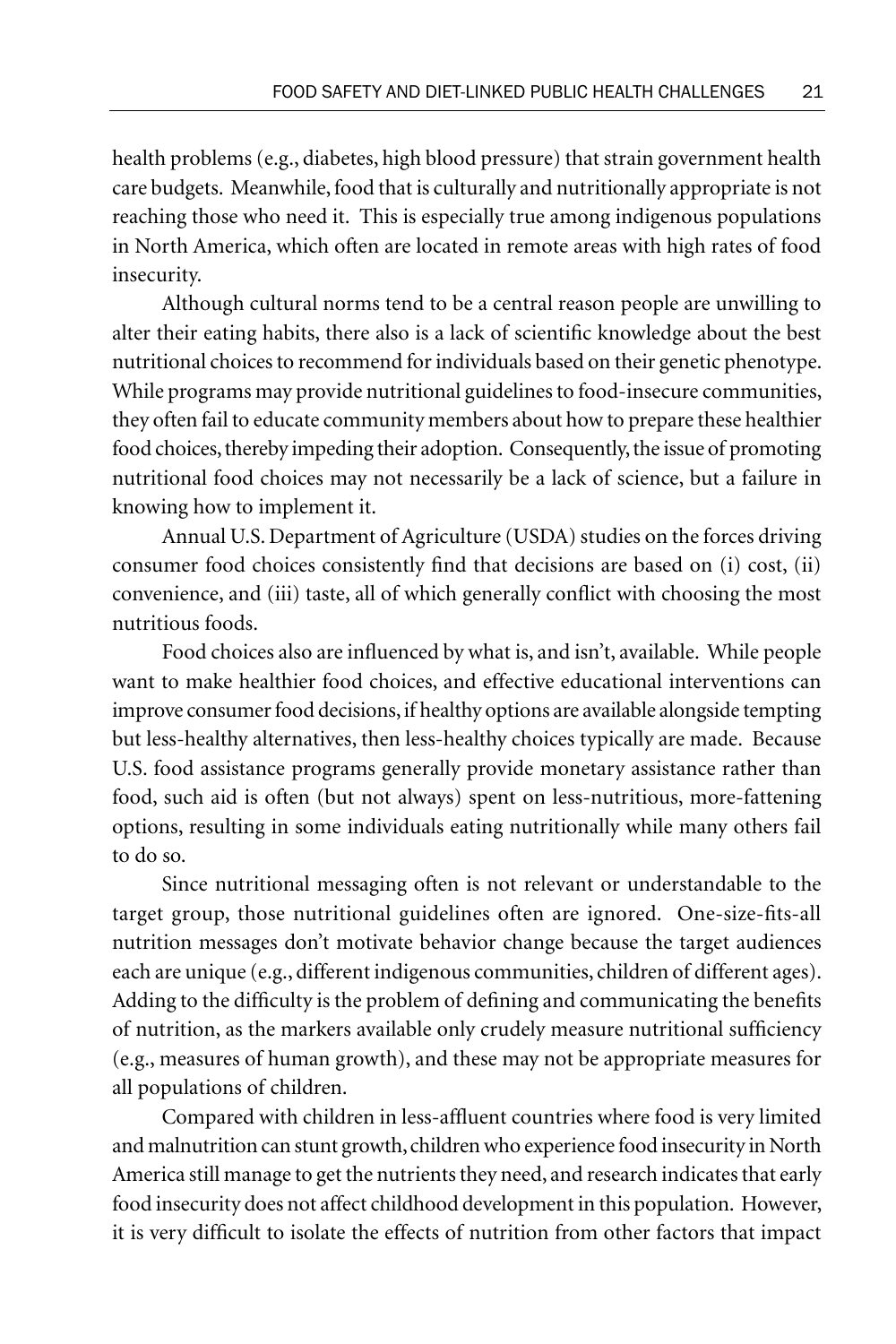health problems (e.g., diabetes, high blood pressure) that strain government health care budgets. Meanwhile, food that is culturally and nutritionally appropriate is not reaching those who need it. This is especially true among indigenous populations in North America, which often are located in remote areas with high rates of food insecurity.

Although cultural norms tend to be a central reason people are unwilling to alter their eating habits, there also is a lack of scientific knowledge about the best nutritional choices to recommend for individuals based on their genetic phenotype. While programs may provide nutritional guidelines to food-insecure communities, they often fail to educate community members about how to prepare these healthier food choices, thereby impeding their adoption. Consequently, the issue of promoting nutritional food choices may not necessarily be a lack of science, but a failure in knowing how to implement it.

Annual U.S. Department of Agriculture (USDA) studies on the forces driving consumer food choices consistently find that decisions are based on (i) cost, (ii) convenience, and (iii) taste, all of which generally conflict with choosing the most nutritious foods.

Food choices also are influenced by what is, and isn't, available. While people want to make healthier food choices, and effective educational interventions can improve consumer food decisions, if healthy options are available alongside tempting but less-healthy alternatives, then less-healthy choices typically are made. Because U.S. food assistance programs generally provide monetary assistance rather than food, such aid is often (but not always) spent on less-nutritious, more-fattening options, resulting in some individuals eating nutritionally while many others fail to do so.

Since nutritional messaging often is not relevant or understandable to the target group, those nutritional guidelines often are ignored. One-size-fits-all nutrition messages don't motivate behavior change because the target audiences each are unique (e.g., different indigenous communities, children of different ages). Adding to the difficulty is the problem of defining and communicating the benefits of nutrition, as the markers available only crudely measure nutritional sufficiency (e.g., measures of human growth), and these may not be appropriate measures for all populations of children.

Compared with children in less-affluent countries where food is very limited and malnutrition can stunt growth, children who experience food insecurity in North America still manage to get the nutrients they need, and research indicates that early food insecurity does not affect childhood development in this population. However, it is very difficult to isolate the effects of nutrition from other factors that impact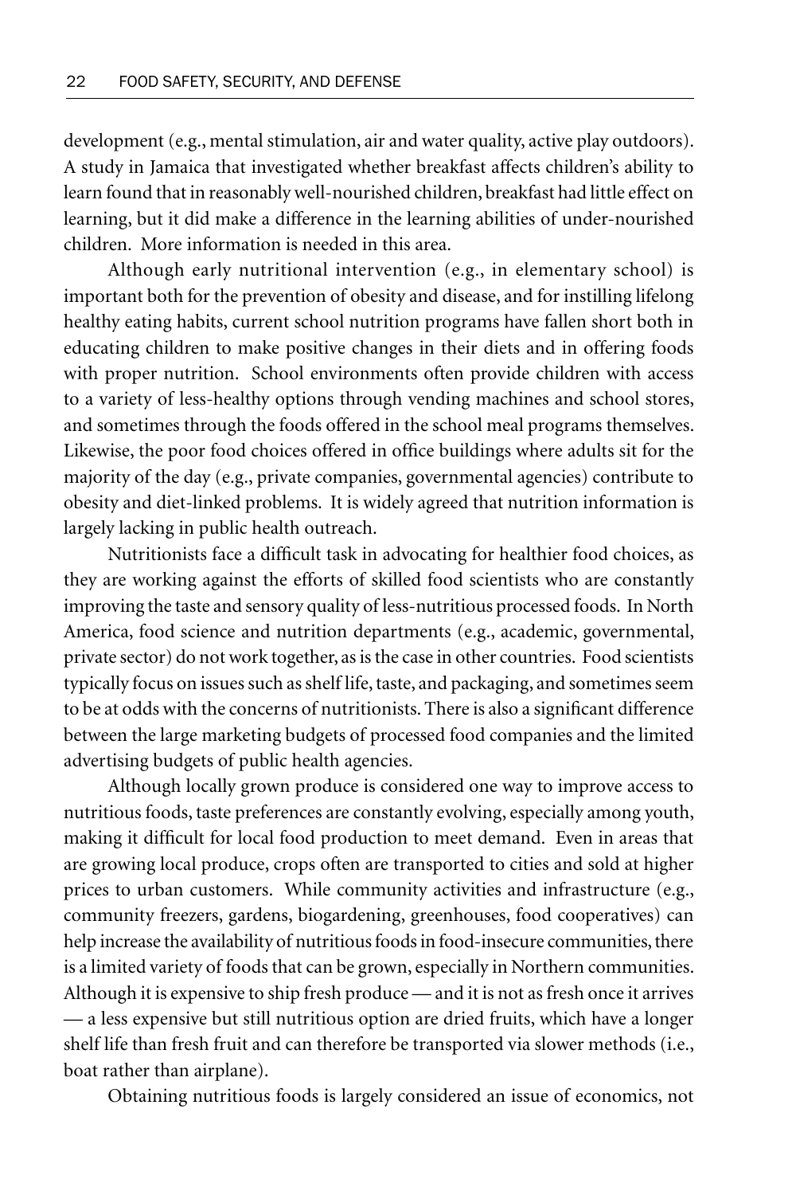development (e.g., mental stimulation, air and water quality, active play outdoors). A study in Jamaica that investigated whether breakfast affects children's ability to learn found that in reasonably well-nourished children, breakfast had little effect on learning, but it did make a difference in the learning abilities of under-nourished children. More information is needed in this area.

Although early nutritional intervention (e.g., in elementary school) is important both for the prevention of obesity and disease, and for instilling lifelong healthy eating habits, current school nutrition programs have fallen short both in educating children to make positive changes in their diets and in offering foods with proper nutrition. School environments often provide children with access to a variety of less-healthy options through vending machines and school stores, and sometimes through the foods offered in the school meal programs themselves. Likewise, the poor food choices offered in office buildings where adults sit for the majority of the day (e.g., private companies, governmental agencies) contribute to obesity and diet-linked problems. It is widely agreed that nutrition information is largely lacking in public health outreach.

Nutritionists face a difficult task in advocating for healthier food choices, as they are working against the efforts of skilled food scientists who are constantly improving the taste and sensory quality of less-nutritious processed foods. In North America, food science and nutrition departments (e.g., academic, governmental, private sector) do not work together, as is the case in other countries. Food scientists typically focus on issues such as shelf life, taste, and packaging, and sometimes seem to be at odds with the concerns of nutritionists. There is also a significant difference between the large marketing budgets of processed food companies and the limited advertising budgets of public health agencies.

Although locally grown produce is considered one way to improve access to nutritious foods, taste preferences are constantly evolving, especially among youth, making it difficult for local food production to meet demand. Even in areas that are growing local produce, crops often are transported to cities and sold at higher prices to urban customers. While community activities and infrastructure (e.g., community freezers, gardens, biogardening, greenhouses, food cooperatives) can help increase the availability of nutritious foods in food-insecure communities, there is a limited variety of foods that can be grown, especially in Northern communities. Although it is expensive to ship fresh produce — and it is not as fresh once it arrives — a less expensive but still nutritious option are dried fruits, which have a longer shelf life than fresh fruit and can therefore be transported via slower methods (i.e., boat rather than airplane).

Obtaining nutritious foods is largely considered an issue of economics, not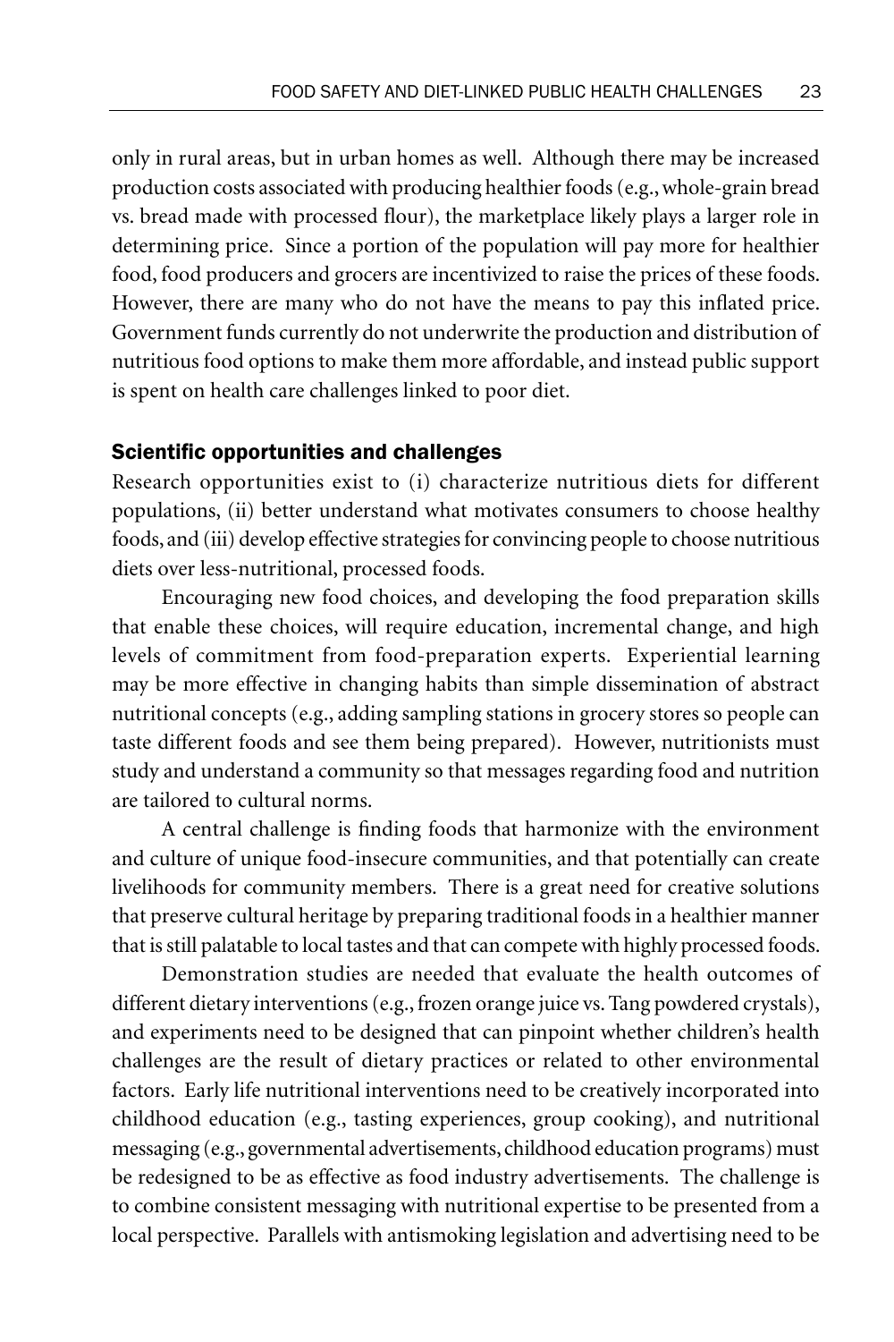only in rural areas, but in urban homes as well. Although there may be increased production costs associated with producing healthier foods (e.g., whole-grain bread vs. bread made with processed flour), the marketplace likely plays a larger role in determining price. Since a portion of the population will pay more for healthier food, food producers and grocers are incentivized to raise the prices of these foods. However, there are many who do not have the means to pay this inflated price. Government funds currently do not underwrite the production and distribution of nutritious food options to make them more affordable, and instead public support is spent on health care challenges linked to poor diet.

### Scientific opportunities and challenges

Research opportunities exist to (i) characterize nutritious diets for different populations, (ii) better understand what motivates consumers to choose healthy foods, and (iii) develop effective strategies for convincing people to choose nutritious diets over less-nutritional, processed foods.

Encouraging new food choices, and developing the food preparation skills that enable these choices, will require education, incremental change, and high levels of commitment from food-preparation experts. Experiential learning may be more effective in changing habits than simple dissemination of abstract nutritional concepts (e.g., adding sampling stations in grocery stores so people can taste different foods and see them being prepared). However, nutritionists must study and understand a community so that messages regarding food and nutrition are tailored to cultural norms.

A central challenge is finding foods that harmonize with the environment and culture of unique food-insecure communities, and that potentially can create livelihoods for community members. There is a great need for creative solutions that preserve cultural heritage by preparing traditional foods in a healthier manner that is still palatable to local tastes and that can compete with highly processed foods.

Demonstration studies are needed that evaluate the health outcomes of different dietary interventions (e.g., frozen orange juice vs. Tang powdered crystals), and experiments need to be designed that can pinpoint whether children's health challenges are the result of dietary practices or related to other environmental factors. Early life nutritional interventions need to be creatively incorporated into childhood education (e.g., tasting experiences, group cooking), and nutritional messaging (e.g., governmental advertisements, childhood education programs) must be redesigned to be as effective as food industry advertisements. The challenge is to combine consistent messaging with nutritional expertise to be presented from a local perspective. Parallels with antismoking legislation and advertising need to be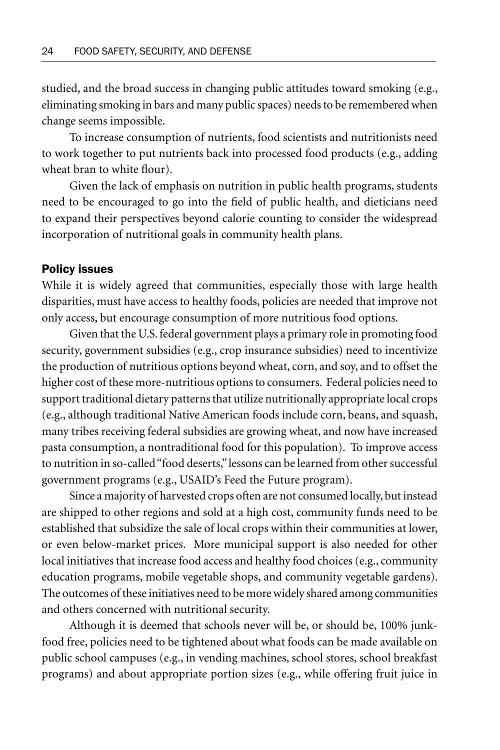studied, and the broad success in changing public attitudes toward smoking (e.g., eliminating smoking in bars and many public spaces) needs to be remembered when change seems impossible.

To increase consumption of nutrients, food scientists and nutritionists need to work together to put nutrients back into processed food products (e.g., adding wheat bran to white flour).

Given the lack of emphasis on nutrition in public health programs, students need to be encouraged to go into the field of public health, and dieticians need to expand their perspectives beyond calorie counting to consider the widespread incorporation of nutritional goals in community health plans.

### Policy issues

While it is widely agreed that communities, especially those with large health disparities, must have access to healthy foods, policies are needed that improve not only access, but encourage consumption of more nutritious food options.

Given that the U.S. federal government plays a primary role in promoting food security, government subsidies (e.g., crop insurance subsidies) need to incentivize the production of nutritious options beyond wheat, corn, and soy, and to offset the higher cost of these more-nutritious options to consumers. Federal policies need to support traditional dietary patterns that utilize nutritionally appropriate local crops (e.g., although traditional Native American foods include corn, beans, and squash, many tribes receiving federal subsidies are growing wheat, and now have increased pasta consumption, a nontraditional food for this population). To improve access to nutrition in so-called "food deserts," lessons can be learned from other successful government programs (e.g., USAID's Feed the Future program).

Since a majority of harvested crops often are not consumed locally, but instead are shipped to other regions and sold at a high cost, community funds need to be established that subsidize the sale of local crops within their communities at lower, or even below-market prices. More municipal support is also needed for other local initiatives that increase food access and healthy food choices (e.g., community education programs, mobile vegetable shops, and community vegetable gardens). The outcomes of these initiatives need to be more widely shared among communities and others concerned with nutritional security.

Although it is deemed that schools never will be, or should be, 100% junk-food free, policies need to be tightened about what foods can be made available on public school campuses (e.g., in vending machines, school stores, school breakfast programs) and about appropriate portion sizes (e.g., while offering fruit juice in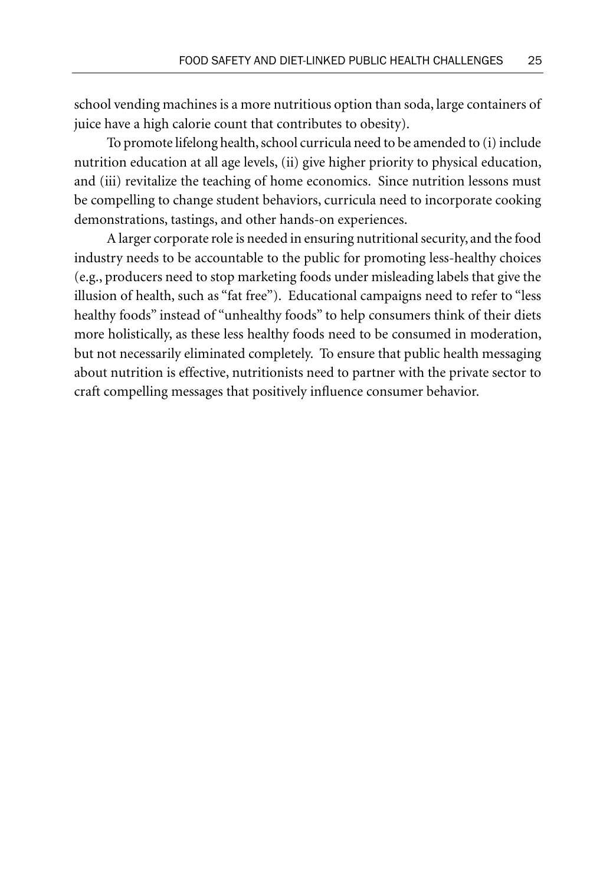school vending machines is a more nutritious option than soda, large containers of juice have a high calorie count that contributes to obesity).

To promote lifelong health, school curricula need to be amended to (i) include nutrition education at all age levels, (ii) give higher priority to physical education, and (iii) revitalize the teaching of home economics. Since nutrition lessons must be compelling to change student behaviors, curricula need to incorporate cooking demonstrations, tastings, and other hands-on experiences.

A larger corporate role is needed in ensuring nutritional security, and the food industry needs to be accountable to the public for promoting less-healthy choices (e.g., producers need to stop marketing foods under misleading labels that give the illusion of health, such as "fat free"). Educational campaigns need to refer to "less healthy foods" instead of "unhealthy foods" to help consumers think of their diets more holistically, as these less healthy foods need to be consumed in moderation, but not necessarily eliminated completely. To ensure that public health messaging about nutrition is effective, nutritionists need to partner with the private sector to craft compelling messages that positively influence consumer behavior.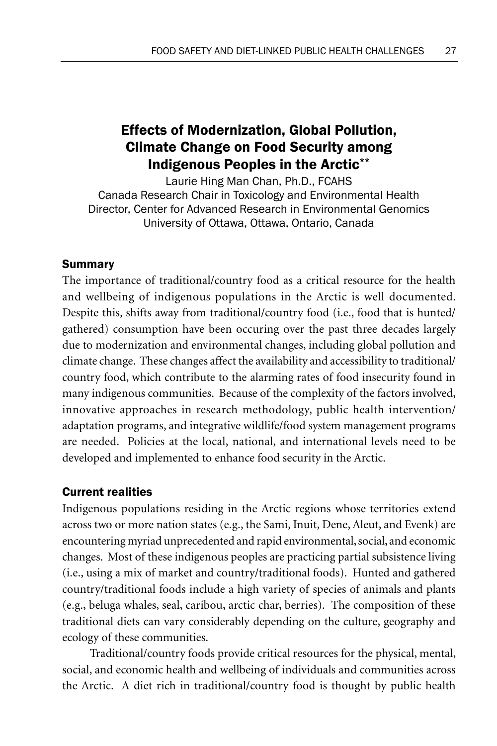# Effects of Modernization, Global Pollution, Climate Change on Food Security among Indigenous Peoples in the Arctic**

Laurie Hing Man Chan, Ph.D., FCAHS
Canada Research Chair in Toxicology and Environmental Health
Director, Center for Advanced Research in Environmental Genomics
University of Ottawa, Ottawa, Ontario, Canada

## Summary

The importance of traditional/country food as a critical resource for the health and wellbeing of indigenous populations in the Arctic is well documented. Despite this, shifts away from traditional/country food (i.e., food that is hunted/gathered) consumption have been occuring over the past three decades largely due to modernization and environmental changes, including global pollution and climate change. These changes affect the availability and accessibility to traditional/country food, which contribute to the alarming rates of food insecurity found in many indigenous communities. Because of the complexity of the factors involved, innovative approaches in research methodology, public health intervention/adaptation programs, and integrative wildlife/food system management programs are needed. Policies at the local, national, and international levels need to be developed and implemented to enhance food security in the Arctic.

## Current realities

Indigenous populations residing in the Arctic regions whose territories extend across two or more nation states (e.g., the Sami, Inuit, Dene, Aleut, and Evenk) are encountering myriad unprecedented and rapid environmental, social, and economic changes. Most of these indigenous peoples are practicing partial subsistence living (i.e., using a mix of market and country/traditional foods). Hunted and gathered country/traditional foods include a high variety of species of animals and plants (e.g., beluga whales, seal, caribou, arctic char, berries). The composition of these traditional diets can vary considerably depending on the culture, geography and ecology of these communities.

Traditional/country foods provide critical resources for the physical, mental, social, and economic health and wellbeing of individuals and communities across the Arctic. A diet rich in traditional/country food is thought by public health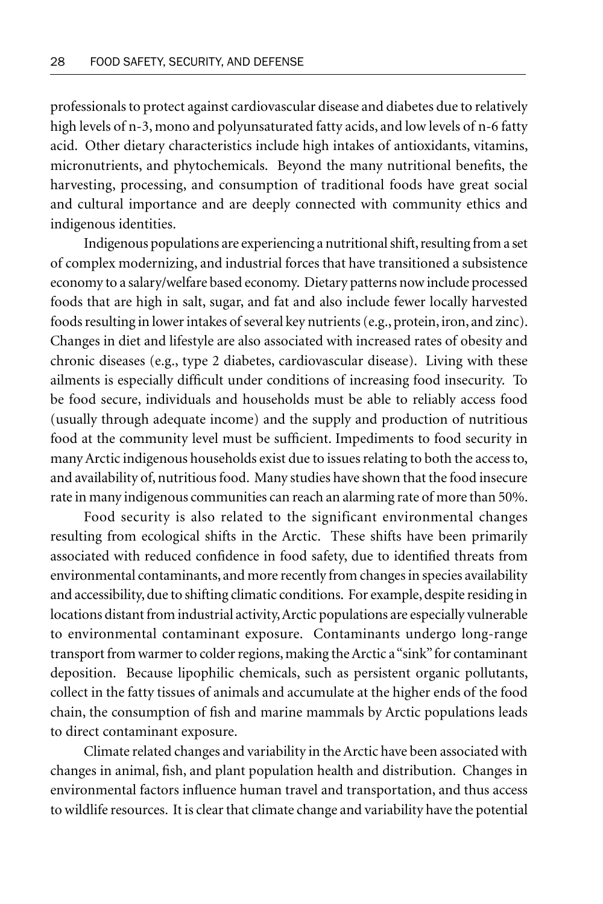professionals to protect against cardiovascular disease and diabetes due to relatively high levels of n-3, mono and polyunsaturated fatty acids, and low levels of n-6 fatty acid. Other dietary characteristics include high intakes of antioxidants, vitamins, micronutrients, and phytochemicals. Beyond the many nutritional benefits, the harvesting, processing, and consumption of traditional foods have great social and cultural importance and are deeply connected with community ethics and indigenous identities.

Indigenous populations are experiencing a nutritional shift, resulting from a set of complex modernizing, and industrial forces that have transitioned a subsistence economy to a salary/welfare based economy. Dietary patterns now include processed foods that are high in salt, sugar, and fat and also include fewer locally harvested foods resulting in lower intakes of several key nutrients (e.g., protein, iron, and zinc). Changes in diet and lifestyle are also associated with increased rates of obesity and chronic diseases (e.g., type 2 diabetes, cardiovascular disease). Living with these ailments is especially difficult under conditions of increasing food insecurity. To be food secure, individuals and households must be able to reliably access food (usually through adequate income) and the supply and production of nutritious food at the community level must be sufficient. Impediments to food security in many Arctic indigenous households exist due to issues relating to both the access to, and availability of, nutritious food. Many studies have shown that the food insecure rate in many indigenous communities can reach an alarming rate of more than 50%.

Food security is also related to the significant environmental changes resulting from ecological shifts in the Arctic. These shifts have been primarily associated with reduced confidence in food safety, due to identified threats from environmental contaminants, and more recently from changes in species availability and accessibility, due to shifting climatic conditions. For example, despite residing in locations distant from industrial activity, Arctic populations are especially vulnerable to environmental contaminant exposure. Contaminants undergo long-range transport from warmer to colder regions, making the Arctic a "sink" for contaminant deposition. Because lipophilic chemicals, such as persistent organic pollutants, collect in the fatty tissues of animals and accumulate at the higher ends of the food chain, the consumption of fish and marine mammals by Arctic populations leads to direct contaminant exposure.

Climate related changes and variability in the Arctic have been associated with changes in animal, fish, and plant population health and distribution. Changes in environmental factors influence human travel and transportation, and thus access to wildlife resources. It is clear that climate change and variability have the potential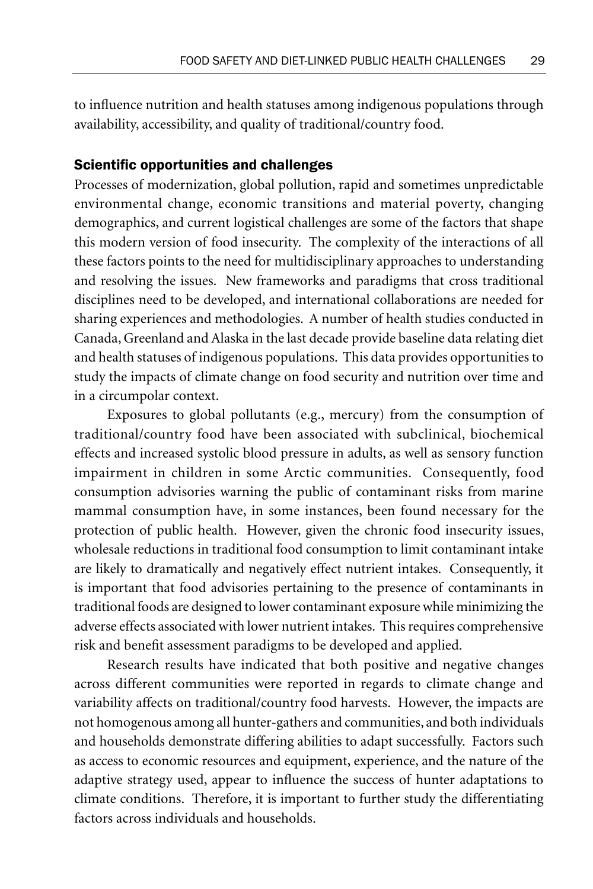to influence nutrition and health statuses among indigenous populations through availability, accessibility, and quality of traditional/country food.

### Scientific opportunities and challenges

Processes of modernization, global pollution, rapid and sometimes unpredictable environmental change, economic transitions and material poverty, changing demographics, and current logistical challenges are some of the factors that shape this modern version of food insecurity. The complexity of the interactions of all these factors points to the need for multidisciplinary approaches to understanding and resolving the issues. New frameworks and paradigms that cross traditional disciplines need to be developed, and international collaborations are needed for sharing experiences and methodologies. A number of health studies conducted in Canada, Greenland and Alaska in the last decade provide baseline data relating diet and health statuses of indigenous populations. This data provides opportunities to study the impacts of climate change on food security and nutrition over time and in a circumpolar context.

Exposures to global pollutants (e.g., mercury) from the consumption of traditional/country food have been associated with subclinical, biochemical effects and increased systolic blood pressure in adults, as well as sensory function impairment in children in some Arctic communities. Consequently, food consumption advisories warning the public of contaminant risks from marine mammal consumption have, in some instances, been found necessary for the protection of public health. However, given the chronic food insecurity issues, wholesale reductions in traditional food consumption to limit contaminant intake are likely to dramatically and negatively effect nutrient intakes. Consequently, it is important that food advisories pertaining to the presence of contaminants in traditional foods are designed to lower contaminant exposure while minimizing the adverse effects associated with lower nutrient intakes. This requires comprehensive risk and benefit assessment paradigms to be developed and applied.

Research results have indicated that both positive and negative changes across different communities were reported in regards to climate change and variability affects on traditional/country food harvests. However, the impacts are not homogenous among all hunter-gathers and communities, and both individuals and households demonstrate differing abilities to adapt successfully. Factors such as access to economic resources and equipment, experience, and the nature of the adaptive strategy used, appear to influence the success of hunter adaptations to climate conditions. Therefore, it is important to further study the differentiating factors across individuals and households.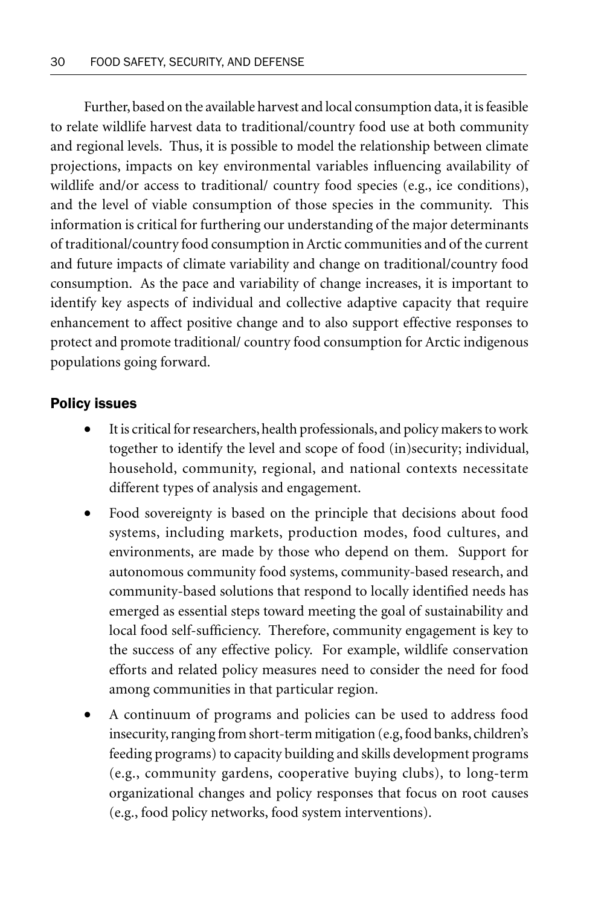Further, based on the available harvest and local consumption data, it is feasible to relate wildlife harvest data to traditional/country food use at both community and regional levels. Thus, it is possible to model the relationship between climate projections, impacts on key environmental variables influencing availability of wildlife and/or access to traditional/ country food species (e.g., ice conditions), and the level of viable consumption of those species in the community. This information is critical for furthering our understanding of the major determinants of traditional/country food consumption in Arctic communities and of the current and future impacts of climate variability and change on traditional/country food consumption. As the pace and variability of change increases, it is important to identify key aspects of individual and collective adaptive capacity that require enhancement to affect positive change and to also support effective responses to protect and promote traditional/ country food consumption for Arctic indigenous populations going forward.

### Policy issues

- It is critical for researchers, health professionals, and policy makers to work together to identify the level and scope of food (in)security; individual, household, community, regional, and national contexts necessitate different types of analysis and engagement.
- Food sovereignty is based on the principle that decisions about food systems, including markets, production modes, food cultures, and environments, are made by those who depend on them. Support for autonomous community food systems, community-based research, and community-based solutions that respond to locally identified needs has emerged as essential steps toward meeting the goal of sustainability and local food self-sufficiency. Therefore, community engagement is key to the success of any effective policy. For example, wildlife conservation efforts and related policy measures need to consider the need for food among communities in that particular region.
- A continuum of programs and policies can be used to address food insecurity, ranging from short-term mitigation (e.g, food banks, children's feeding programs) to capacity building and skills development programs (e.g., community gardens, cooperative buying clubs), to long-term organizational changes and policy responses that focus on root causes (e.g., food policy networks, food system interventions).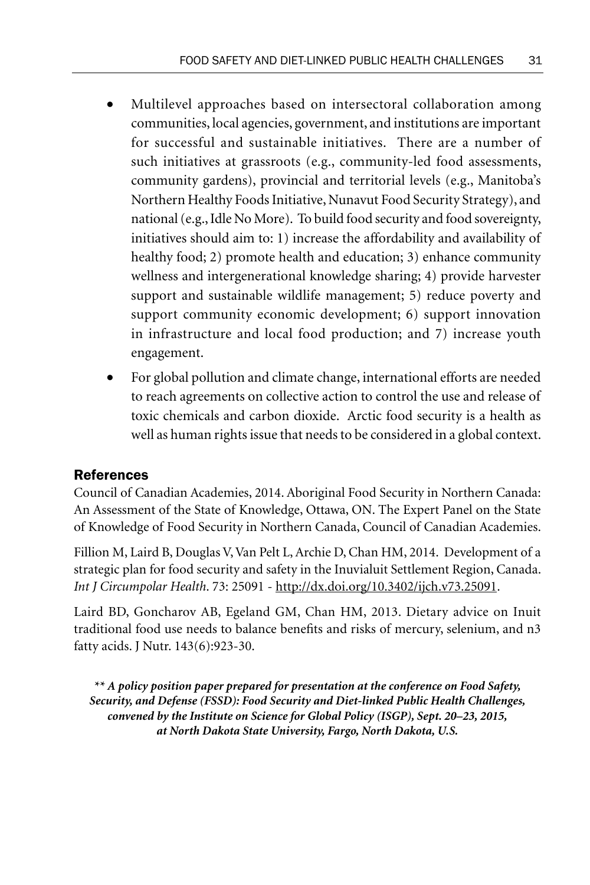- Multilevel approaches based on intersectoral collaboration among communities, local agencies, government, and institutions are important for successful and sustainable initiatives. There are a number of such initiatives at grassroots (e.g., community-led food assessments, community gardens), provincial and territorial levels (e.g., Manitoba's Northern Healthy Foods Initiative, Nunavut Food Security Strategy), and national (e.g., Idle No More). To build food security and food sovereignty, initiatives should aim to: 1) increase the affordability and availability of healthy food; 2) promote health and education; 3) enhance community wellness and intergenerational knowledge sharing; 4) provide harvester support and sustainable wildlife management; 5) reduce poverty and support community economic development; 6) support innovation in infrastructure and local food production; and 7) increase youth engagement.
- For global pollution and climate change, international efforts are needed to reach agreements on collective action to control the use and release of toxic chemicals and carbon dioxide. Arctic food security is a health as well as human rights issue that needs to be considered in a global context.

## References

Council of Canadian Academies, 2014. Aboriginal Food Security in Northern Canada: An Assessment of the State of Knowledge, Ottawa, ON. The Expert Panel on the State of Knowledge of Food Security in Northern Canada, Council of Canadian Academies.

Fillion M, Laird B, Douglas V, Van Pelt L, Archie D, Chan HM, 2014. Development of a strategic plan for food security and safety in the Inuvialuit Settlement Region, Canada. *Int J Circumpolar Health*. 73: 25091 - http://dx.doi.org/10.3402/ijch.v73.25091.

Laird BD, Goncharov AB, Egeland GM, Chan HM, 2013. Dietary advice on Inuit traditional food use needs to balance benefits and risks of mercury, selenium, and n3 fatty acids. J Nutr. 143(6):923-30.

***\*\* A policy position paper prepared for presentation at the conference on Food Safety, Security, and Defense (FSSD): Food Security and Diet-linked Public Health Challenges, convened by the Institute on Science for Global Policy (ISGP), Sept. 20–23, 2015, at North Dakota State University, Fargo, North Dakota, U.S.***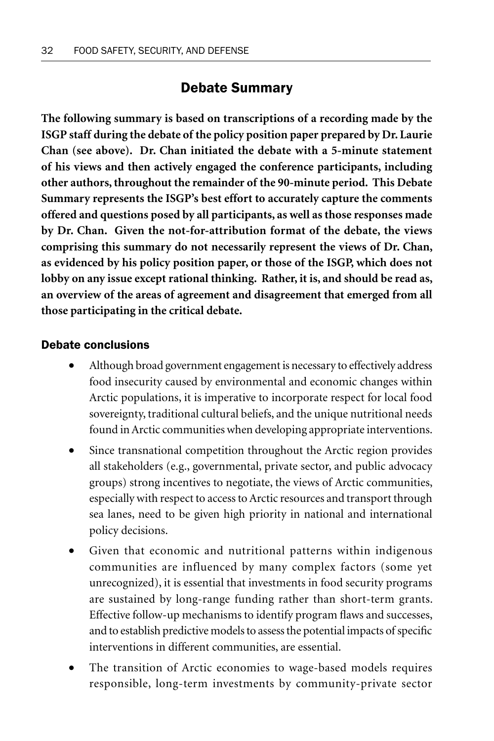## Debate Summary

**The following summary is based on transcriptions of a recording made by the ISGP staff during the debate of the policy position paper prepared by Dr. Laurie Chan (see above). Dr. Chan initiated the debate with a 5-minute statement of his views and then actively engaged the conference participants, including other authors, throughout the remainder of the 90-minute period. This Debate Summary represents the ISGP's best effort to accurately capture the comments offered and questions posed by all participants, as well as those responses made by Dr. Chan. Given the not-for-attribution format of the debate, the views comprising this summary do not necessarily represent the views of Dr. Chan, as evidenced by his policy position paper, or those of the ISGP, which does not lobby on any issue except rational thinking. Rather, it is, and should be read as, an overview of the areas of agreement and disagreement that emerged from all those participating in the critical debate.**

### Debate conclusions

- Although broad government engagement is necessary to effectively address food insecurity caused by environmental and economic changes within Arctic populations, it is imperative to incorporate respect for local food sovereignty, traditional cultural beliefs, and the unique nutritional needs found in Arctic communities when developing appropriate interventions.
- Since transnational competition throughout the Arctic region provides all stakeholders (e.g., governmental, private sector, and public advocacy groups) strong incentives to negotiate, the views of Arctic communities, especially with respect to access to Arctic resources and transport through sea lanes, need to be given high priority in national and international policy decisions.
- Given that economic and nutritional patterns within indigenous communities are influenced by many complex factors (some yet unrecognized), it is essential that investments in food security programs are sustained by long-range funding rather than short-term grants. Effective follow-up mechanisms to identify program flaws and successes, and to establish predictive models to assess the potential impacts of specific interventions in different communities, are essential.
- The transition of Arctic economies to wage-based models requires responsible, long-term investments by community-private sector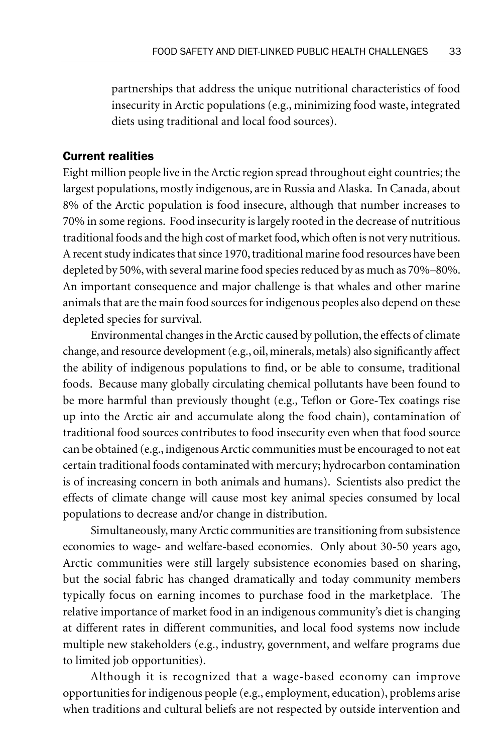partnerships that address the unique nutritional characteristics of food insecurity in Arctic populations (e.g., minimizing food waste, integrated diets using traditional and local food sources).

## Current realities

Eight million people live in the Arctic region spread throughout eight countries; the largest populations, mostly indigenous, are in Russia and Alaska. In Canada, about 8% of the Arctic population is food insecure, although that number increases to 70% in some regions. Food insecurity is largely rooted in the decrease of nutritious traditional foods and the high cost of market food, which often is not very nutritious. A recent study indicates that since 1970, traditional marine food resources have been depleted by 50%, with several marine food species reduced by as much as 70%–80%. An important consequence and major challenge is that whales and other marine animals that are the main food sources for indigenous peoples also depend on these depleted species for survival.

Environmental changes in the Arctic caused by pollution, the effects of climate change, and resource development (e.g., oil, minerals, metals) also significantly affect the ability of indigenous populations to find, or be able to consume, traditional foods. Because many globally circulating chemical pollutants have been found to be more harmful than previously thought (e.g., Teflon or Gore-Tex coatings rise up into the Arctic air and accumulate along the food chain), contamination of traditional food sources contributes to food insecurity even when that food source can be obtained (e.g., indigenous Arctic communities must be encouraged to not eat certain traditional foods contaminated with mercury; hydrocarbon contamination is of increasing concern in both animals and humans). Scientists also predict the effects of climate change will cause most key animal species consumed by local populations to decrease and/or change in distribution.

Simultaneously, many Arctic communities are transitioning from subsistence economies to wage- and welfare-based economies. Only about 30-50 years ago, Arctic communities were still largely subsistence economies based on sharing, but the social fabric has changed dramatically and today community members typically focus on earning incomes to purchase food in the marketplace. The relative importance of market food in an indigenous community's diet is changing at different rates in different communities, and local food systems now include multiple new stakeholders (e.g., industry, government, and welfare programs due to limited job opportunities).

Although it is recognized that a wage-based economy can improve opportunities for indigenous people (e.g., employment, education), problems arise when traditions and cultural beliefs are not respected by outside intervention and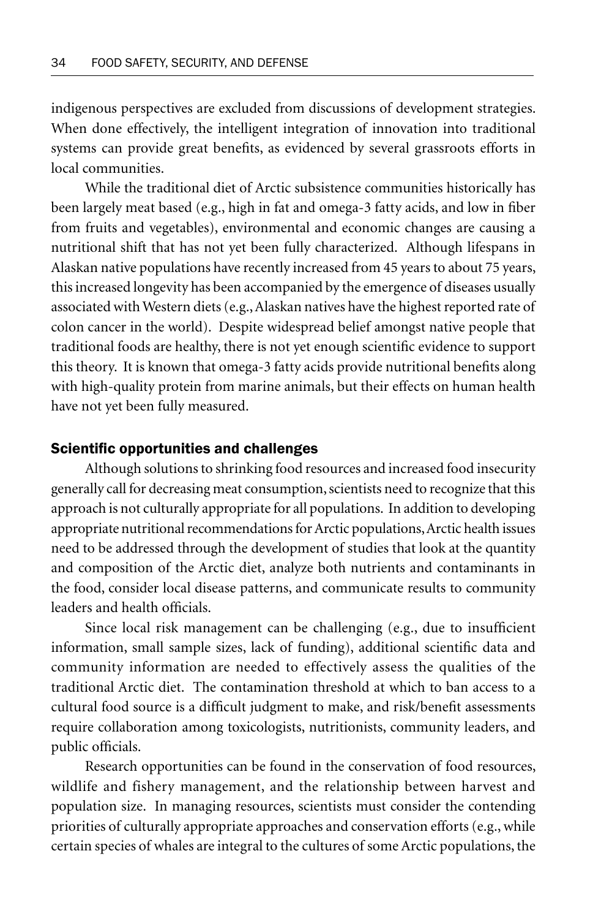indigenous perspectives are excluded from discussions of development strategies. When done effectively, the intelligent integration of innovation into traditional systems can provide great benefits, as evidenced by several grassroots efforts in local communities.

While the traditional diet of Arctic subsistence communities historically has been largely meat based (e.g., high in fat and omega-3 fatty acids, and low in fiber from fruits and vegetables), environmental and economic changes are causing a nutritional shift that has not yet been fully characterized. Although lifespans in Alaskan native populations have recently increased from 45 years to about 75 years, this increased longevity has been accompanied by the emergence of diseases usually associated with Western diets (e.g., Alaskan natives have the highest reported rate of colon cancer in the world). Despite widespread belief amongst native people that traditional foods are healthy, there is not yet enough scientific evidence to support this theory. It is known that omega-3 fatty acids provide nutritional benefits along with high-quality protein from marine animals, but their effects on human health have not yet been fully measured.

### Scientific opportunities and challenges

Although solutions to shrinking food resources and increased food insecurity generally call for decreasing meat consumption, scientists need to recognize that this approach is not culturally appropriate for all populations. In addition to developing appropriate nutritional recommendations for Arctic populations, Arctic health issues need to be addressed through the development of studies that look at the quantity and composition of the Arctic diet, analyze both nutrients and contaminants in the food, consider local disease patterns, and communicate results to community leaders and health officials.

Since local risk management can be challenging (e.g., due to insufficient information, small sample sizes, lack of funding), additional scientific data and community information are needed to effectively assess the qualities of the traditional Arctic diet. The contamination threshold at which to ban access to a cultural food source is a difficult judgment to make, and risk/benefit assessments require collaboration among toxicologists, nutritionists, community leaders, and public officials.

Research opportunities can be found in the conservation of food resources, wildlife and fishery management, and the relationship between harvest and population size. In managing resources, scientists must consider the contending priorities of culturally appropriate approaches and conservation efforts (e.g., while certain species of whales are integral to the cultures of some Arctic populations, the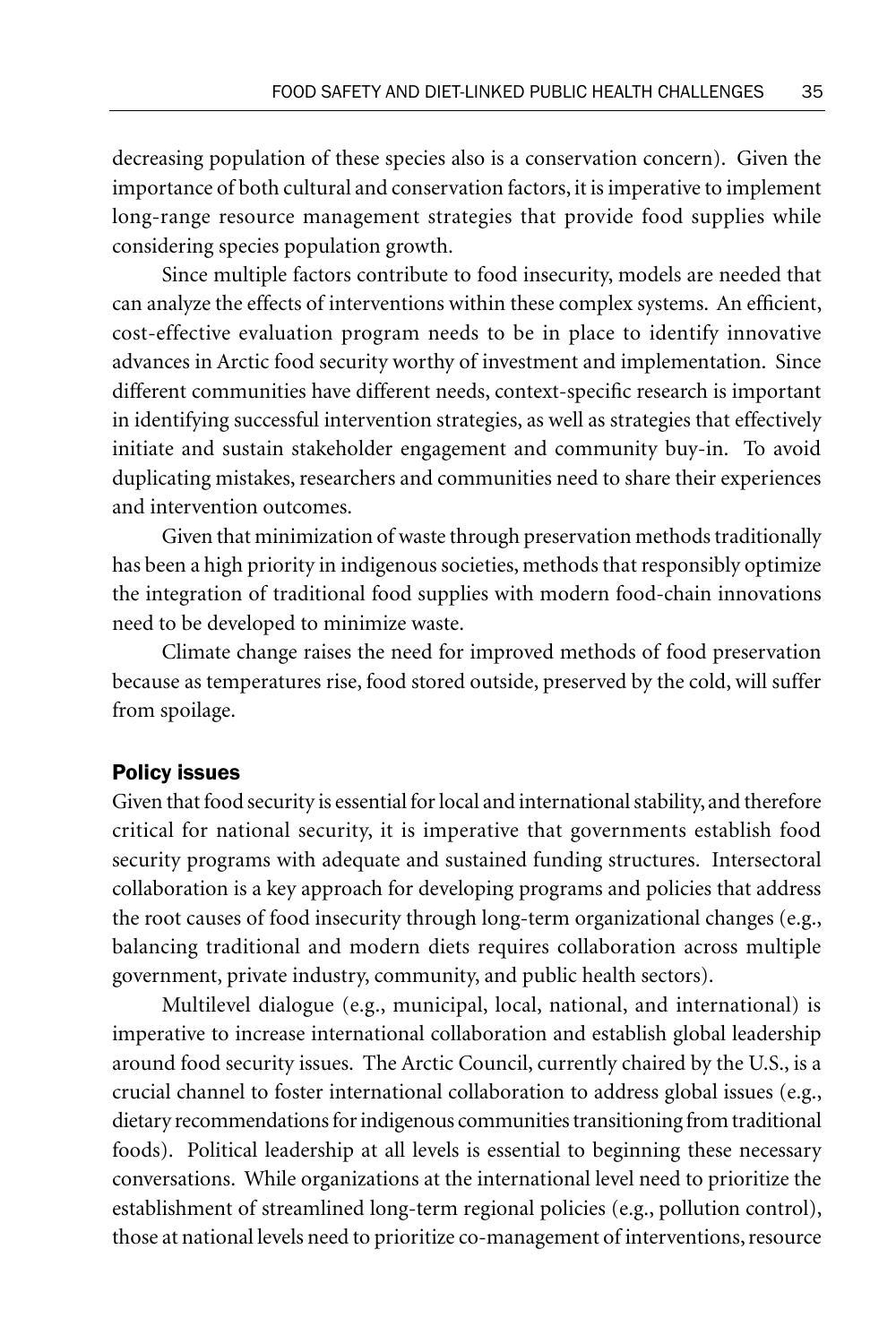decreasing population of these species also is a conservation concern). Given the importance of both cultural and conservation factors, it is imperative to implement long-range resource management strategies that provide food supplies while considering species population growth.

Since multiple factors contribute to food insecurity, models are needed that can analyze the effects of interventions within these complex systems. An efficient, cost-effective evaluation program needs to be in place to identify innovative advances in Arctic food security worthy of investment and implementation. Since different communities have different needs, context-specific research is important in identifying successful intervention strategies, as well as strategies that effectively initiate and sustain stakeholder engagement and community buy-in. To avoid duplicating mistakes, researchers and communities need to share their experiences and intervention outcomes.

Given that minimization of waste through preservation methods traditionally has been a high priority in indigenous societies, methods that responsibly optimize the integration of traditional food supplies with modern food-chain innovations need to be developed to minimize waste.

Climate change raises the need for improved methods of food preservation because as temperatures rise, food stored outside, preserved by the cold, will suffer from spoilage.

### Policy issues

Given that food security is essential for local and international stability, and therefore critical for national security, it is imperative that governments establish food security programs with adequate and sustained funding structures. Intersectoral collaboration is a key approach for developing programs and policies that address the root causes of food insecurity through long-term organizational changes (e.g., balancing traditional and modern diets requires collaboration across multiple government, private industry, community, and public health sectors).

Multilevel dialogue (e.g., municipal, local, national, and international) is imperative to increase international collaboration and establish global leadership around food security issues. The Arctic Council, currently chaired by the U.S., is a crucial channel to foster international collaboration to address global issues (e.g., dietary recommendations for indigenous communities transitioning from traditional foods). Political leadership at all levels is essential to beginning these necessary conversations. While organizations at the international level need to prioritize the establishment of streamlined long-term regional policies (e.g., pollution control), those at national levels need to prioritize co-management of interventions, resource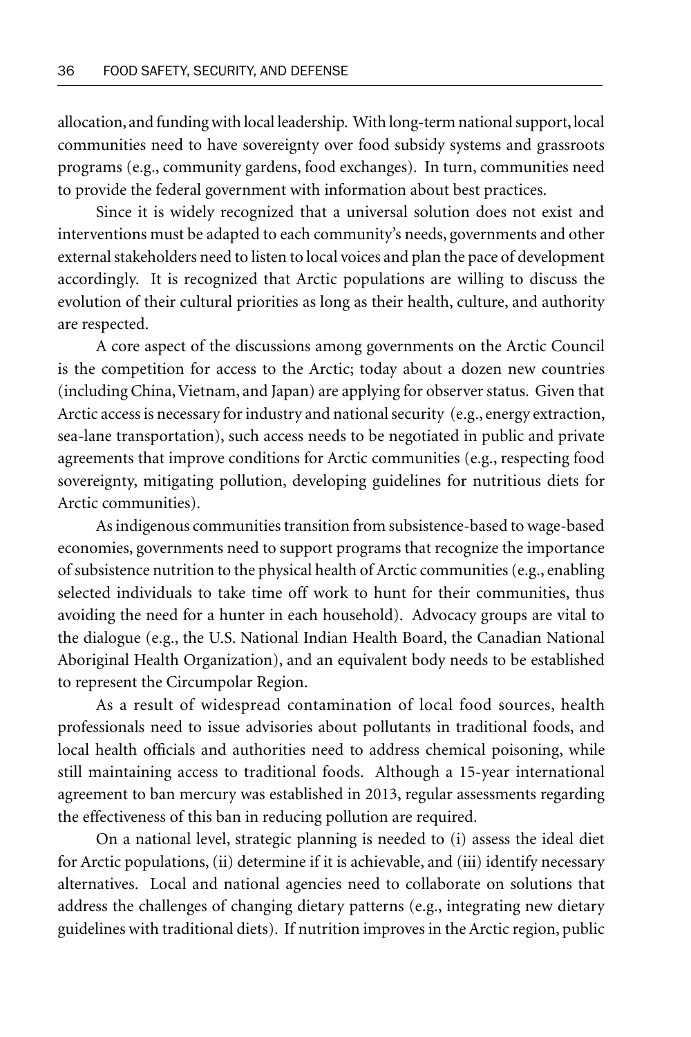allocation, and funding with local leadership. With long-term national support, local communities need to have sovereignty over food subsidy systems and grassroots programs (e.g., community gardens, food exchanges). In turn, communities need to provide the federal government with information about best practices.

Since it is widely recognized that a universal solution does not exist and interventions must be adapted to each community's needs, governments and other external stakeholders need to listen to local voices and plan the pace of development accordingly. It is recognized that Arctic populations are willing to discuss the evolution of their cultural priorities as long as their health, culture, and authority are respected.

A core aspect of the discussions among governments on the Arctic Council is the competition for access to the Arctic; today about a dozen new countries (including China, Vietnam, and Japan) are applying for observer status. Given that Arctic access is necessary for industry and national security (e.g., energy extraction, sea-lane transportation), such access needs to be negotiated in public and private agreements that improve conditions for Arctic communities (e.g., respecting food sovereignty, mitigating pollution, developing guidelines for nutritious diets for Arctic communities).

As indigenous communities transition from subsistence-based to wage-based economies, governments need to support programs that recognize the importance of subsistence nutrition to the physical health of Arctic communities (e.g., enabling selected individuals to take time off work to hunt for their communities, thus avoiding the need for a hunter in each household). Advocacy groups are vital to the dialogue (e.g., the U.S. National Indian Health Board, the Canadian National Aboriginal Health Organization), and an equivalent body needs to be established to represent the Circumpolar Region.

As a result of widespread contamination of local food sources, health professionals need to issue advisories about pollutants in traditional foods, and local health officials and authorities need to address chemical poisoning, while still maintaining access to traditional foods. Although a 15-year international agreement to ban mercury was established in 2013, regular assessments regarding the effectiveness of this ban in reducing pollution are required.

On a national level, strategic planning is needed to (i) assess the ideal diet for Arctic populations, (ii) determine if it is achievable, and (iii) identify necessary alternatives. Local and national agencies need to collaborate on solutions that address the challenges of changing dietary patterns (e.g., integrating new dietary guidelines with traditional diets). If nutrition improves in the Arctic region, public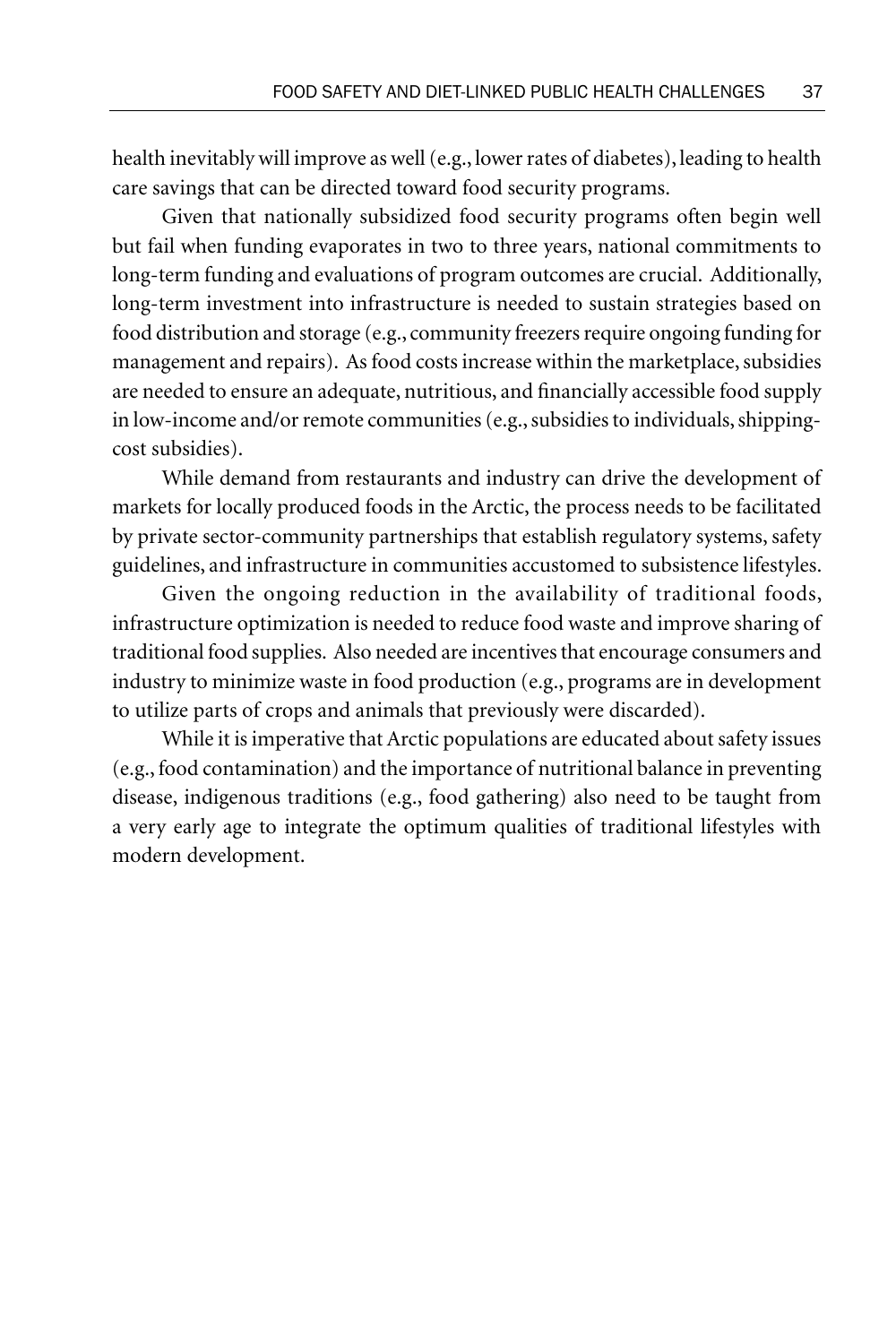health inevitably will improve as well (e.g., lower rates of diabetes), leading to health care savings that can be directed toward food security programs.

Given that nationally subsidized food security programs often begin well but fail when funding evaporates in two to three years, national commitments to long-term funding and evaluations of program outcomes are crucial. Additionally, long-term investment into infrastructure is needed to sustain strategies based on food distribution and storage (e.g., community freezers require ongoing funding for management and repairs). As food costs increase within the marketplace, subsidies are needed to ensure an adequate, nutritious, and financially accessible food supply in low-income and/or remote communities (e.g., subsidies to individuals, shipping-cost subsidies).

While demand from restaurants and industry can drive the development of markets for locally produced foods in the Arctic, the process needs to be facilitated by private sector-community partnerships that establish regulatory systems, safety guidelines, and infrastructure in communities accustomed to subsistence lifestyles.

Given the ongoing reduction in the availability of traditional foods, infrastructure optimization is needed to reduce food waste and improve sharing of traditional food supplies. Also needed are incentives that encourage consumers and industry to minimize waste in food production (e.g., programs are in development to utilize parts of crops and animals that previously were discarded).

While it is imperative that Arctic populations are educated about safety issues (e.g., food contamination) and the importance of nutritional balance in preventing disease, indigenous traditions (e.g., food gathering) also need to be taught from a very early age to integrate the optimum qualities of traditional lifestyles with modern development.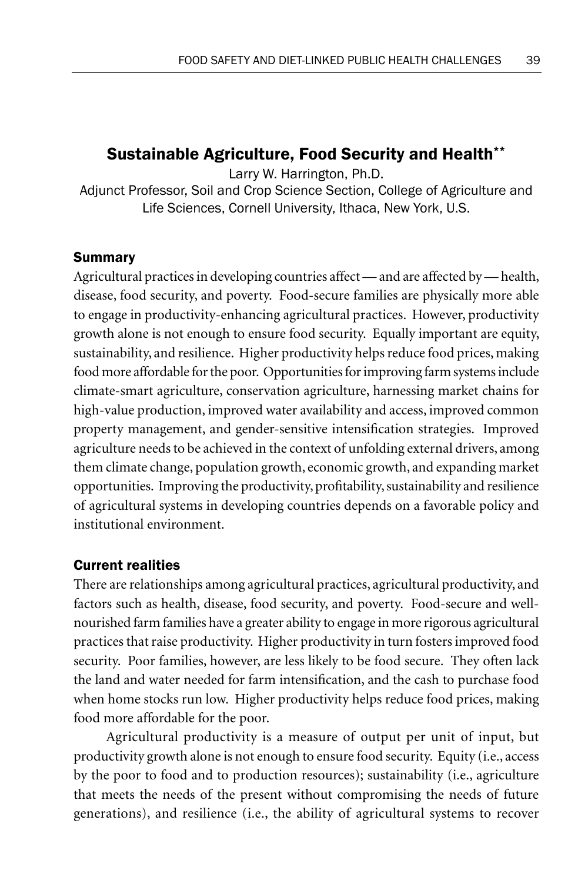## Sustainable Agriculture, Food Security and Health**

Larry W. Harrington, Ph.D.

Adjunct Professor, Soil and Crop Science Section, College of Agriculture and Life Sciences, Cornell University, Ithaca, New York, U.S.

### Summary

Agricultural practices in developing countries affect — and are affected by — health, disease, food security, and poverty. Food-secure families are physically more able to engage in productivity-enhancing agricultural practices. However, productivity growth alone is not enough to ensure food security. Equally important are equity, sustainability, and resilience. Higher productivity helps reduce food prices, making food more affordable for the poor. Opportunities for improving farm systems include climate-smart agriculture, conservation agriculture, harnessing market chains for high-value production, improved water availability and access, improved common property management, and gender-sensitive intensification strategies. Improved agriculture needs to be achieved in the context of unfolding external drivers, among them climate change, population growth, economic growth, and expanding market opportunities. Improving the productivity, profitability, sustainability and resilience of agricultural systems in developing countries depends on a favorable policy and institutional environment.

### Current realities

There are relationships among agricultural practices, agricultural productivity, and factors such as health, disease, food security, and poverty. Food-secure and well-nourished farm families have a greater ability to engage in more rigorous agricultural practices that raise productivity. Higher productivity in turn fosters improved food security. Poor families, however, are less likely to be food secure. They often lack the land and water needed for farm intensification, and the cash to purchase food when home stocks run low. Higher productivity helps reduce food prices, making food more affordable for the poor.

Agricultural productivity is a measure of output per unit of input, but productivity growth alone is not enough to ensure food security. Equity (i.e., access by the poor to food and to production resources); sustainability (i.e., agriculture that meets the needs of the present without compromising the needs of future generations), and resilience (i.e., the ability of agricultural systems to recover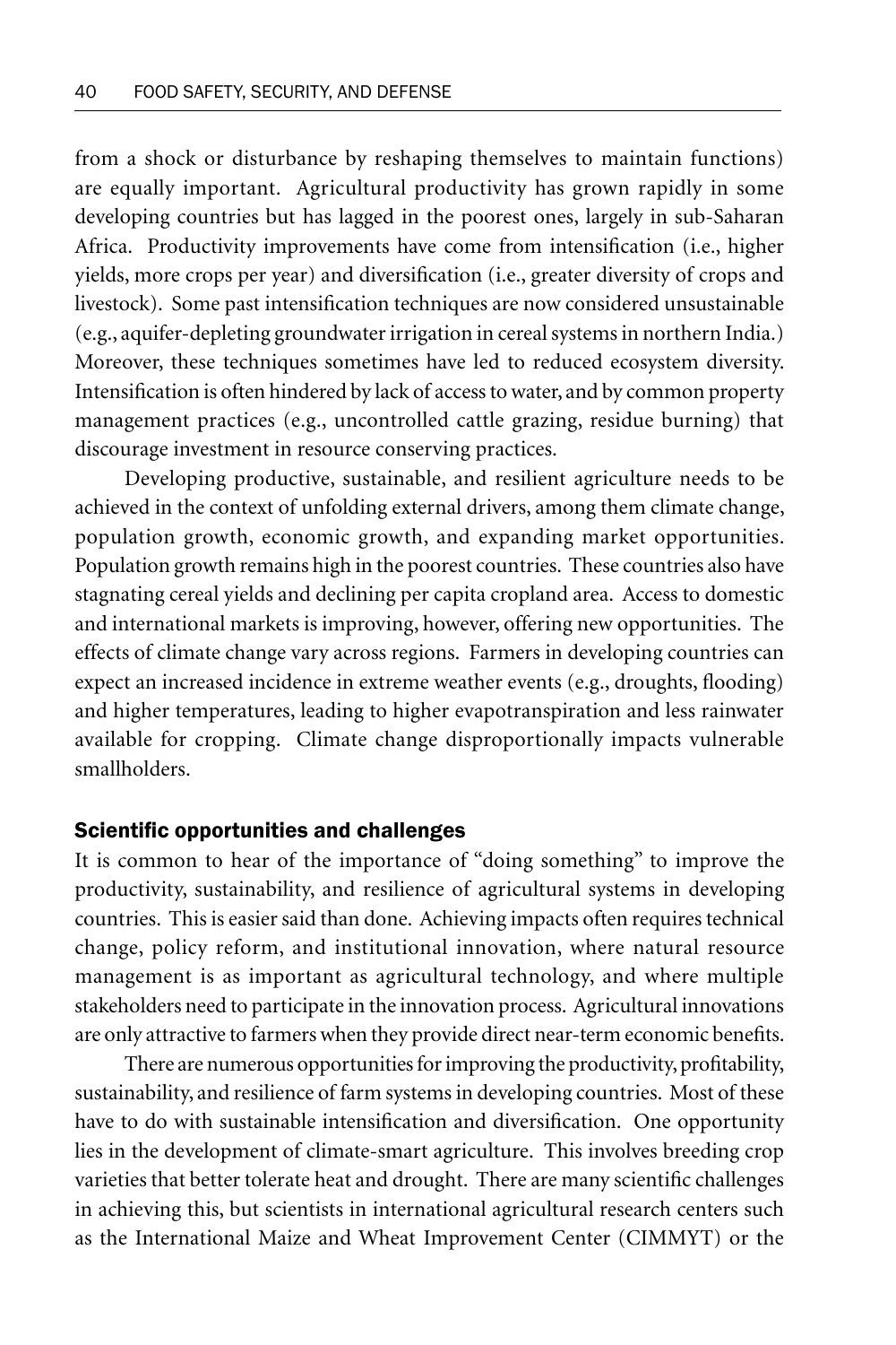from a shock or disturbance by reshaping themselves to maintain functions) are equally important. Agricultural productivity has grown rapidly in some developing countries but has lagged in the poorest ones, largely in sub-Saharan Africa. Productivity improvements have come from intensification (i.e., higher yields, more crops per year) and diversification (i.e., greater diversity of crops and livestock). Some past intensification techniques are now considered unsustainable (e.g., aquifer-depleting groundwater irrigation in cereal systems in northern India.) Moreover, these techniques sometimes have led to reduced ecosystem diversity. Intensification is often hindered by lack of access to water, and by common property management practices (e.g., uncontrolled cattle grazing, residue burning) that discourage investment in resource conserving practices.

Developing productive, sustainable, and resilient agriculture needs to be achieved in the context of unfolding external drivers, among them climate change, population growth, economic growth, and expanding market opportunities. Population growth remains high in the poorest countries. These countries also have stagnating cereal yields and declining per capita cropland area. Access to domestic and international markets is improving, however, offering new opportunities. The effects of climate change vary across regions. Farmers in developing countries can expect an increased incidence in extreme weather events (e.g., droughts, flooding) and higher temperatures, leading to higher evapotranspiration and less rainwater available for cropping. Climate change disproportionally impacts vulnerable smallholders.

## Scientific opportunities and challenges

It is common to hear of the importance of "doing something" to improve the productivity, sustainability, and resilience of agricultural systems in developing countries. This is easier said than done. Achieving impacts often requires technical change, policy reform, and institutional innovation, where natural resource management is as important as agricultural technology, and where multiple stakeholders need to participate in the innovation process. Agricultural innovations are only attractive to farmers when they provide direct near-term economic benefits.

There are numerous opportunities for improving the productivity, profitability, sustainability, and resilience of farm systems in developing countries. Most of these have to do with sustainable intensification and diversification. One opportunity lies in the development of climate-smart agriculture. This involves breeding crop varieties that better tolerate heat and drought. There are many scientific challenges in achieving this, but scientists in international agricultural research centers such as the International Maize and Wheat Improvement Center (CIMMYT) or the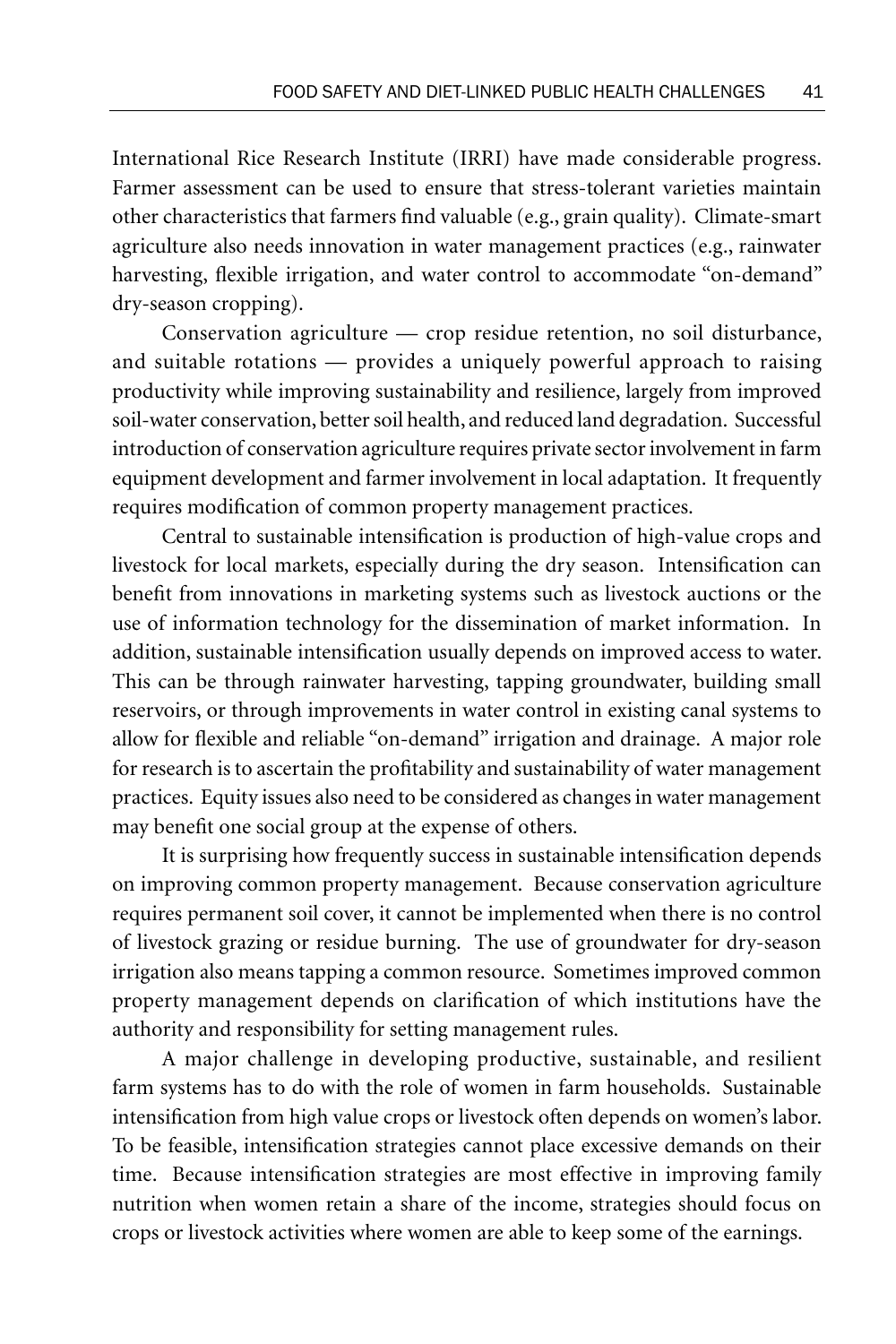International Rice Research Institute (IRRI) have made considerable progress. Farmer assessment can be used to ensure that stress-tolerant varieties maintain other characteristics that farmers find valuable (e.g., grain quality). Climate-smart agriculture also needs innovation in water management practices (e.g., rainwater harvesting, flexible irrigation, and water control to accommodate "on-demand" dry-season cropping).

Conservation agriculture — crop residue retention, no soil disturbance, and suitable rotations — provides a uniquely powerful approach to raising productivity while improving sustainability and resilience, largely from improved soil-water conservation, better soil health, and reduced land degradation. Successful introduction of conservation agriculture requires private sector involvement in farm equipment development and farmer involvement in local adaptation. It frequently requires modification of common property management practices.

Central to sustainable intensification is production of high-value crops and livestock for local markets, especially during the dry season. Intensification can benefit from innovations in marketing systems such as livestock auctions or the use of information technology for the dissemination of market information. In addition, sustainable intensification usually depends on improved access to water. This can be through rainwater harvesting, tapping groundwater, building small reservoirs, or through improvements in water control in existing canal systems to allow for flexible and reliable "on-demand" irrigation and drainage. A major role for research is to ascertain the profitability and sustainability of water management practices. Equity issues also need to be considered as changes in water management may benefit one social group at the expense of others.

It is surprising how frequently success in sustainable intensification depends on improving common property management. Because conservation agriculture requires permanent soil cover, it cannot be implemented when there is no control of livestock grazing or residue burning. The use of groundwater for dry-season irrigation also means tapping a common resource. Sometimes improved common property management depends on clarification of which institutions have the authority and responsibility for setting management rules.

A major challenge in developing productive, sustainable, and resilient farm systems has to do with the role of women in farm households. Sustainable intensification from high value crops or livestock often depends on women's labor. To be feasible, intensification strategies cannot place excessive demands on their time. Because intensification strategies are most effective in improving family nutrition when women retain a share of the income, strategies should focus on crops or livestock activities where women are able to keep some of the earnings.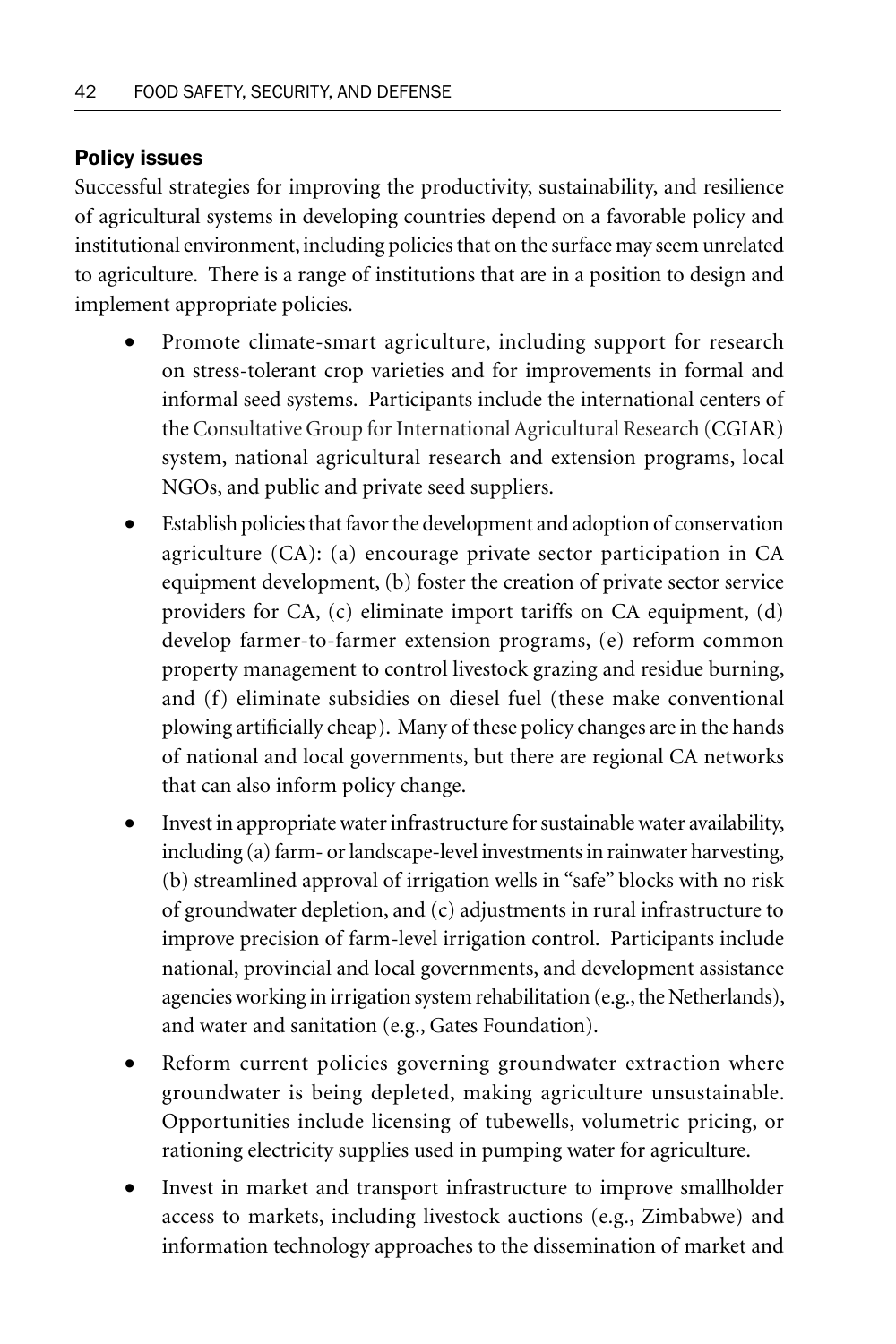## Policy issues

Successful strategies for improving the productivity, sustainability, and resilience of agricultural systems in developing countries depend on a favorable policy and institutional environment, including policies that on the surface may seem unrelated to agriculture. There is a range of institutions that are in a position to design and implement appropriate policies.

- Promote climate-smart agriculture, including support for research on stress-tolerant crop varieties and for improvements in formal and informal seed systems. Participants include the international centers of the Consultative Group for International Agricultural Research (CGIAR) system, national agricultural research and extension programs, local NGOs, and public and private seed suppliers.
- Establish policies that favor the development and adoption of conservation agriculture (CA): (a) encourage private sector participation in CA equipment development, (b) foster the creation of private sector service providers for CA, (c) eliminate import tariffs on CA equipment, (d) develop farmer-to-farmer extension programs, (e) reform common property management to control livestock grazing and residue burning, and (f) eliminate subsidies on diesel fuel (these make conventional plowing artificially cheap). Many of these policy changes are in the hands of national and local governments, but there are regional CA networks that can also inform policy change.
- Invest in appropriate water infrastructure for sustainable water availability, including (a) farm- or landscape-level investments in rainwater harvesting, (b) streamlined approval of irrigation wells in "safe" blocks with no risk of groundwater depletion, and (c) adjustments in rural infrastructure to improve precision of farm-level irrigation control. Participants include national, provincial and local governments, and development assistance agencies working in irrigation system rehabilitation (e.g., the Netherlands), and water and sanitation (e.g., Gates Foundation).
- Reform current policies governing groundwater extraction where groundwater is being depleted, making agriculture unsustainable. Opportunities include licensing of tubewells, volumetric pricing, or rationing electricity supplies used in pumping water for agriculture.
- Invest in market and transport infrastructure to improve smallholder access to markets, including livestock auctions (e.g., Zimbabwe) and information technology approaches to the dissemination of market and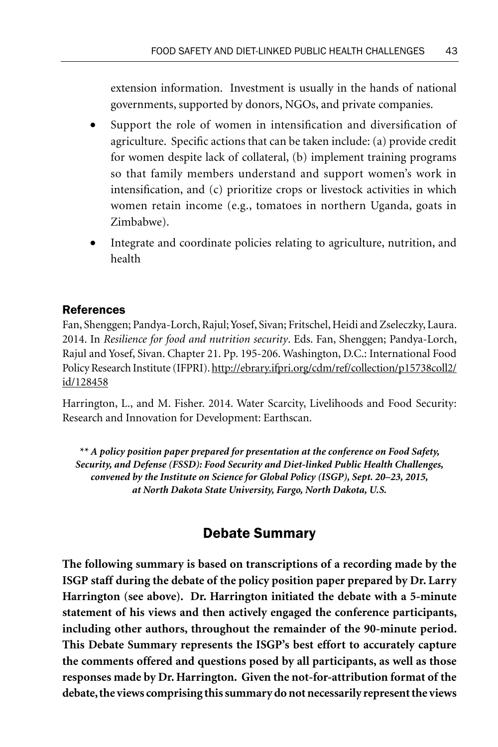extension information. Investment is usually in the hands of national governments, supported by donors, NGOs, and private companies.

- Support the role of women in intensification and diversification of agriculture. Specific actions that can be taken include: (a) provide credit for women despite lack of collateral, (b) implement training programs so that family members understand and support women's work in intensification, and (c) prioritize crops or livestock activities in which women retain income (e.g., tomatoes in northern Uganda, goats in Zimbabwe).
- Integrate and coordinate policies relating to agriculture, nutrition, and health

### References

Fan, Shenggen; Pandya-Lorch, Rajul; Yosef, Sivan; Fritschel, Heidi and Zseleczky, Laura. 2014. In *Resilience for food and nutrition security*. Eds. Fan, Shenggen; Pandya-Lorch, Rajul and Yosef, Sivan. Chapter 21. Pp. 195-206. Washington, D.C.: International Food Policy Research Institute (IFPRI). http://ebrary.ifpri.org/cdm/ref/collection/p15738coll2/id/128458

Harrington, L., and M. Fisher. 2014. Water Scarcity, Livelihoods and Food Security: Research and Innovation for Development: Earthscan.

***\*\* A policy position paper prepared for presentation at the conference on Food Safety, Security, and Defense (FSSD): Food Security and Diet-linked Public Health Challenges, convened by the Institute on Science for Global Policy (ISGP), Sept. 20–23, 2015, at North Dakota State University, Fargo, North Dakota, U.S.***

## Debate Summary

**The following summary is based on transcriptions of a recording made by the ISGP staff during the debate of the policy position paper prepared by Dr. Larry Harrington (see above). Dr. Harrington initiated the debate with a 5-minute statement of his views and then actively engaged the conference participants, including other authors, throughout the remainder of the 90-minute period. This Debate Summary represents the ISGP's best effort to accurately capture the comments offered and questions posed by all participants, as well as those responses made by Dr. Harrington. Given the not-for-attribution format of the debate, the views comprising this summary do not necessarily represent the views**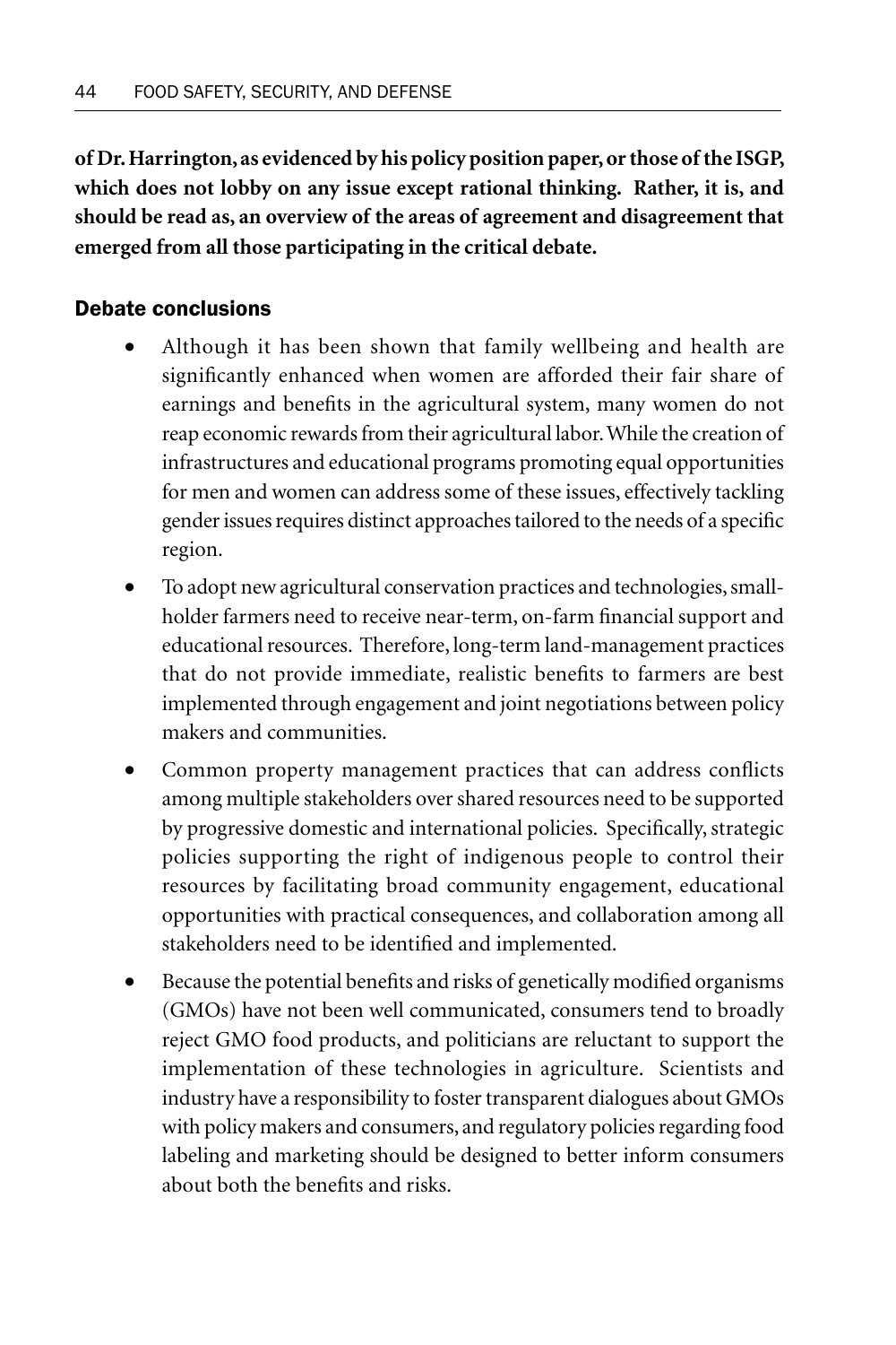**of Dr. Harrington, as evidenced by his policy position paper, or those of the ISGP, which does not lobby on any issue except rational thinking. Rather, it is, and should be read as, an overview of the areas of agreement and disagreement that emerged from all those participating in the critical debate.**

## Debate conclusions

- Although it has been shown that family wellbeing and health are significantly enhanced when women are afforded their fair share of earnings and benefits in the agricultural system, many women do not reap economic rewards from their agricultural labor. While the creation of infrastructures and educational programs promoting equal opportunities for men and women can address some of these issues, effectively tackling gender issues requires distinct approaches tailored to the needs of a specific region.
- To adopt new agricultural conservation practices and technologies, smallholder farmers need to receive near-term, on-farm financial support and educational resources. Therefore, long-term land-management practices that do not provide immediate, realistic benefits to farmers are best implemented through engagement and joint negotiations between policy makers and communities.
- Common property management practices that can address conflicts among multiple stakeholders over shared resources need to be supported by progressive domestic and international policies. Specifically, strategic policies supporting the right of indigenous people to control their resources by facilitating broad community engagement, educational opportunities with practical consequences, and collaboration among all stakeholders need to be identified and implemented.
- Because the potential benefits and risks of genetically modified organisms (GMOs) have not been well communicated, consumers tend to broadly reject GMO food products, and politicians are reluctant to support the implementation of these technologies in agriculture. Scientists and industry have a responsibility to foster transparent dialogues about GMOs with policy makers and consumers, and regulatory policies regarding food labeling and marketing should be designed to better inform consumers about both the benefits and risks.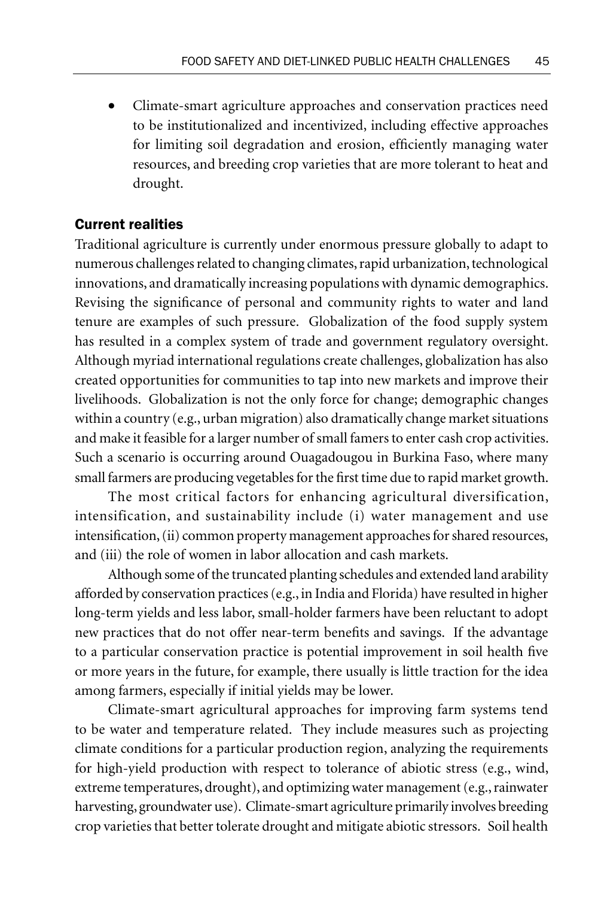- Climate-smart agriculture approaches and conservation practices need to be institutionalized and incentivized, including effective approaches for limiting soil degradation and erosion, efficiently managing water resources, and breeding crop varieties that are more tolerant to heat and drought.

### Current realities

Traditional agriculture is currently under enormous pressure globally to adapt to numerous challenges related to changing climates, rapid urbanization, technological innovations, and dramatically increasing populations with dynamic demographics. Revising the significance of personal and community rights to water and land tenure are examples of such pressure. Globalization of the food supply system has resulted in a complex system of trade and government regulatory oversight. Although myriad international regulations create challenges, globalization has also created opportunities for communities to tap into new markets and improve their livelihoods. Globalization is not the only force for change; demographic changes within a country (e.g., urban migration) also dramatically change market situations and make it feasible for a larger number of small famers to enter cash crop activities. Such a scenario is occurring around Ouagadougou in Burkina Faso, where many small farmers are producing vegetables for the first time due to rapid market growth.

The most critical factors for enhancing agricultural diversification, intensification, and sustainability include (i) water management and use intensification, (ii) common property management approaches for shared resources, and (iii) the role of women in labor allocation and cash markets.

Although some of the truncated planting schedules and extended land arability afforded by conservation practices (e.g., in India and Florida) have resulted in higher long-term yields and less labor, small-holder farmers have been reluctant to adopt new practices that do not offer near-term benefits and savings. If the advantage to a particular conservation practice is potential improvement in soil health five or more years in the future, for example, there usually is little traction for the idea among farmers, especially if initial yields may be lower.

Climate-smart agricultural approaches for improving farm systems tend to be water and temperature related. They include measures such as projecting climate conditions for a particular production region, analyzing the requirements for high-yield production with respect to tolerance of abiotic stress (e.g., wind, extreme temperatures, drought), and optimizing water management (e.g., rainwater harvesting, groundwater use). Climate-smart agriculture primarily involves breeding crop varieties that better tolerate drought and mitigate abiotic stressors. Soil health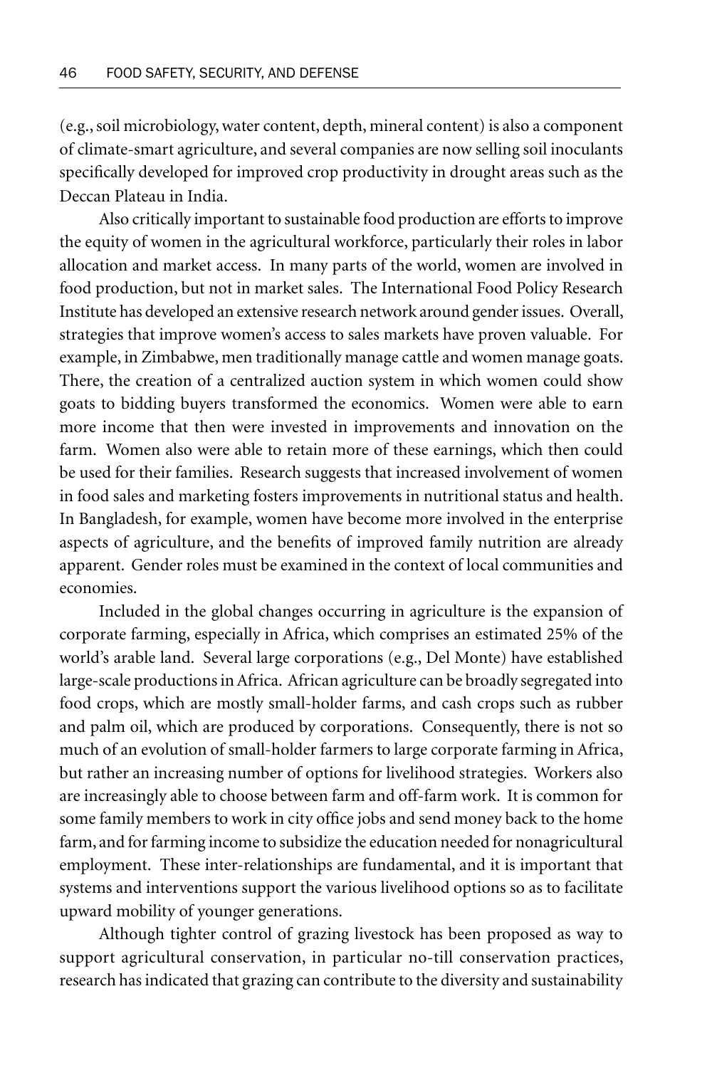(e.g., soil microbiology, water content, depth, mineral content) is also a component of climate-smart agriculture, and several companies are now selling soil inoculants specifically developed for improved crop productivity in drought areas such as the Deccan Plateau in India.

Also critically important to sustainable food production are efforts to improve the equity of women in the agricultural workforce, particularly their roles in labor allocation and market access. In many parts of the world, women are involved in food production, but not in market sales. The International Food Policy Research Institute has developed an extensive research network around gender issues. Overall, strategies that improve women's access to sales markets have proven valuable. For example, in Zimbabwe, men traditionally manage cattle and women manage goats. There, the creation of a centralized auction system in which women could show goats to bidding buyers transformed the economics. Women were able to earn more income that then were invested in improvements and innovation on the farm. Women also were able to retain more of these earnings, which then could be used for their families. Research suggests that increased involvement of women in food sales and marketing fosters improvements in nutritional status and health. In Bangladesh, for example, women have become more involved in the enterprise aspects of agriculture, and the benefits of improved family nutrition are already apparent. Gender roles must be examined in the context of local communities and economies.

Included in the global changes occurring in agriculture is the expansion of corporate farming, especially in Africa, which comprises an estimated 25% of the world's arable land. Several large corporations (e.g., Del Monte) have established large-scale productions in Africa. African agriculture can be broadly segregated into food crops, which are mostly small-holder farms, and cash crops such as rubber and palm oil, which are produced by corporations. Consequently, there is not so much of an evolution of small-holder farmers to large corporate farming in Africa, but rather an increasing number of options for livelihood strategies. Workers also are increasingly able to choose between farm and off-farm work. It is common for some family members to work in city office jobs and send money back to the home farm, and for farming income to subsidize the education needed for nonagricultural employment. These inter-relationships are fundamental, and it is important that systems and interventions support the various livelihood options so as to facilitate upward mobility of younger generations.

Although tighter control of grazing livestock has been proposed as way to support agricultural conservation, in particular no-till conservation practices, research has indicated that grazing can contribute to the diversity and sustainability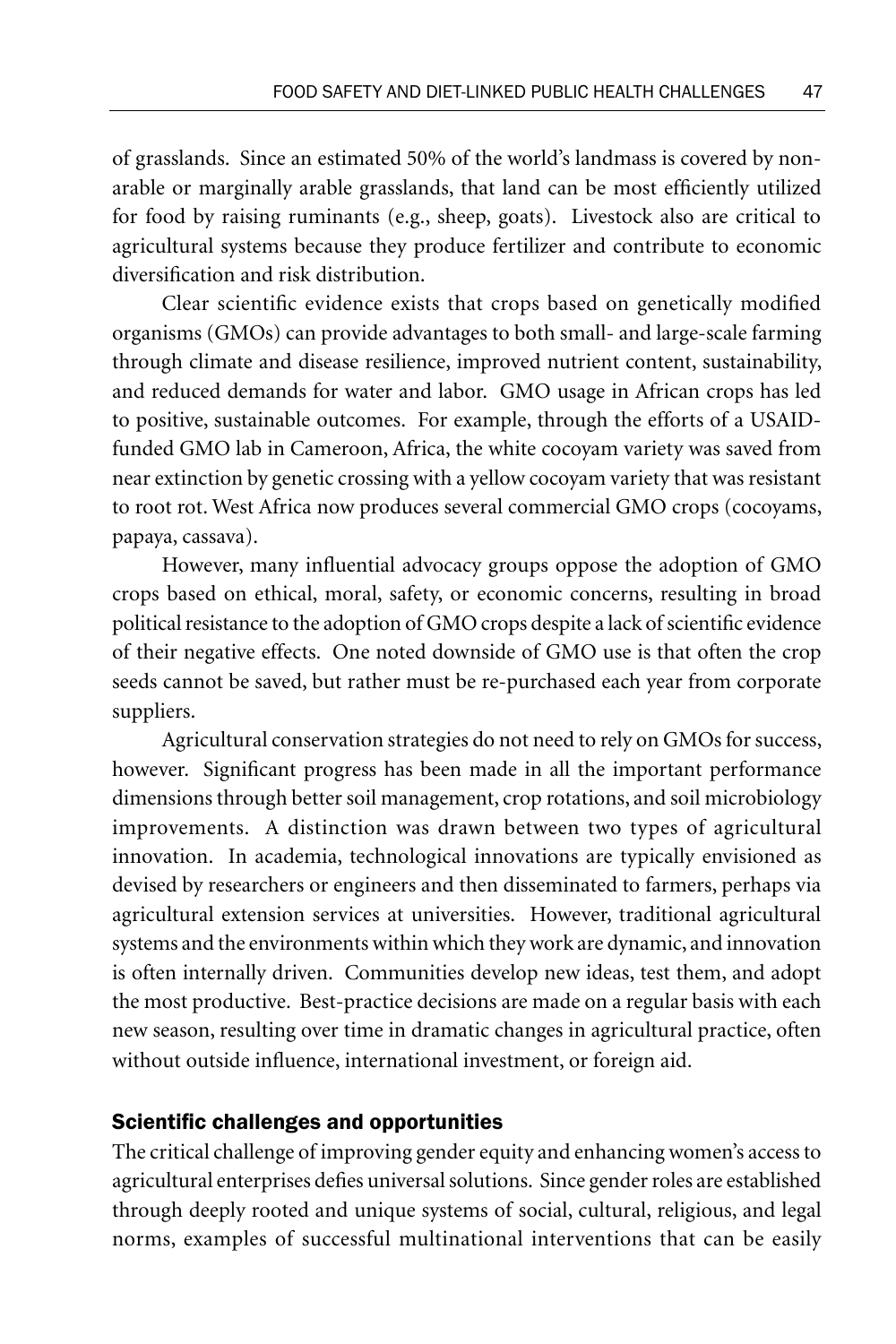of grasslands. Since an estimated 50% of the world's landmass is covered by non-arable or marginally arable grasslands, that land can be most efficiently utilized for food by raising ruminants (e.g., sheep, goats). Livestock also are critical to agricultural systems because they produce fertilizer and contribute to economic diversification and risk distribution.

Clear scientific evidence exists that crops based on genetically modified organisms (GMOs) can provide advantages to both small- and large-scale farming through climate and disease resilience, improved nutrient content, sustainability, and reduced demands for water and labor. GMO usage in African crops has led to positive, sustainable outcomes. For example, through the efforts of a USAID-funded GMO lab in Cameroon, Africa, the white cocoyam variety was saved from near extinction by genetic crossing with a yellow cocoyam variety that was resistant to root rot. West Africa now produces several commercial GMO crops (cocoyams, papaya, cassava).

However, many influential advocacy groups oppose the adoption of GMO crops based on ethical, moral, safety, or economic concerns, resulting in broad political resistance to the adoption of GMO crops despite a lack of scientific evidence of their negative effects. One noted downside of GMO use is that often the crop seeds cannot be saved, but rather must be re-purchased each year from corporate suppliers.

Agricultural conservation strategies do not need to rely on GMOs for success, however. Significant progress has been made in all the important performance dimensions through better soil management, crop rotations, and soil microbiology improvements. A distinction was drawn between two types of agricultural innovation. In academia, technological innovations are typically envisioned as devised by researchers or engineers and then disseminated to farmers, perhaps via agricultural extension services at universities. However, traditional agricultural systems and the environments within which they work are dynamic, and innovation is often internally driven. Communities develop new ideas, test them, and adopt the most productive. Best-practice decisions are made on a regular basis with each new season, resulting over time in dramatic changes in agricultural practice, often without outside influence, international investment, or foreign aid.

## Scientific challenges and opportunities

The critical challenge of improving gender equity and enhancing women's access to agricultural enterprises defies universal solutions. Since gender roles are established through deeply rooted and unique systems of social, cultural, religious, and legal norms, examples of successful multinational interventions that can be easily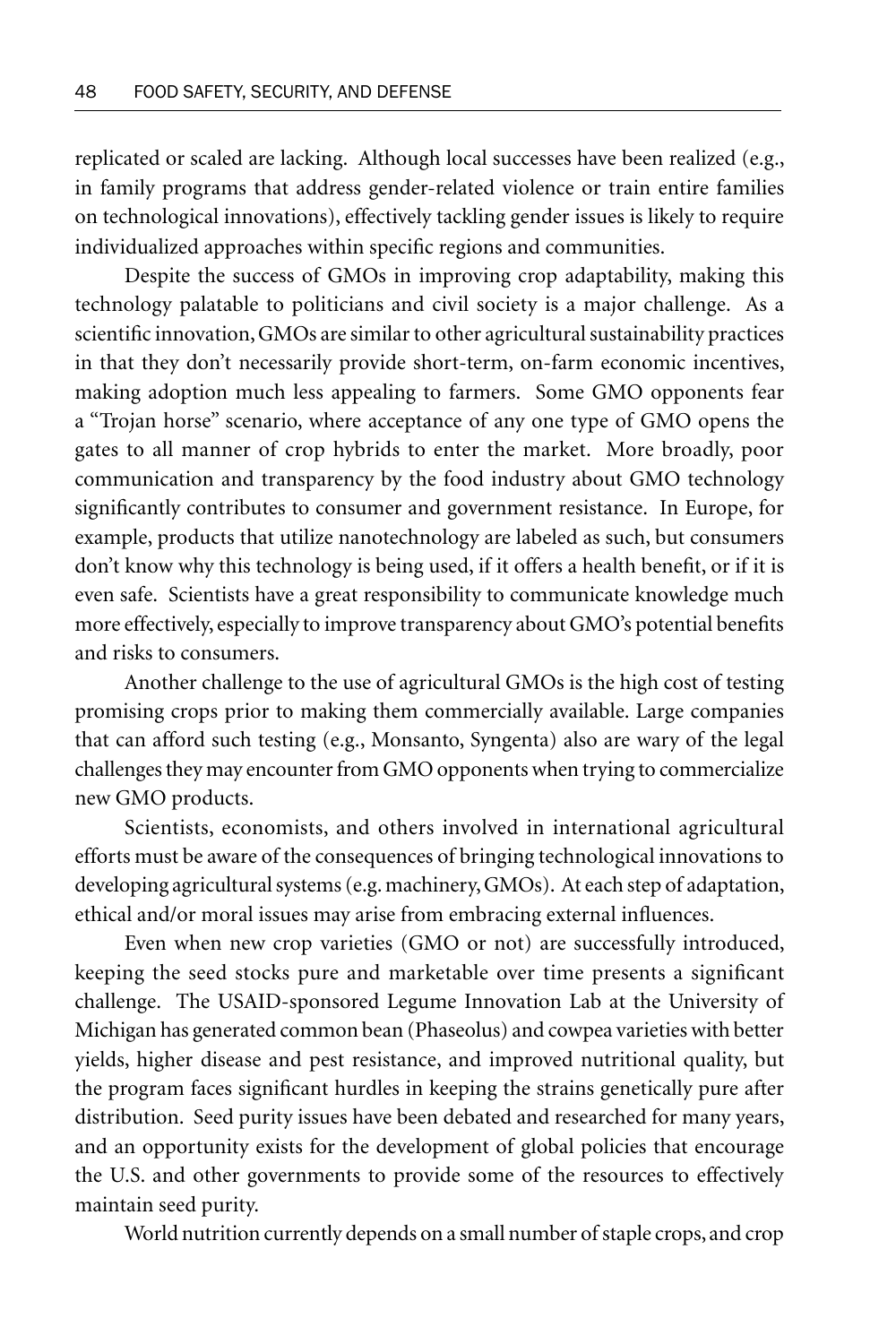replicated or scaled are lacking. Although local successes have been realized (e.g., in family programs that address gender-related violence or train entire families on technological innovations), effectively tackling gender issues is likely to require individualized approaches within specific regions and communities.

Despite the success of GMOs in improving crop adaptability, making this technology palatable to politicians and civil society is a major challenge. As a scientific innovation, GMOs are similar to other agricultural sustainability practices in that they don't necessarily provide short-term, on-farm economic incentives, making adoption much less appealing to farmers. Some GMO opponents fear a "Trojan horse" scenario, where acceptance of any one type of GMO opens the gates to all manner of crop hybrids to enter the market. More broadly, poor communication and transparency by the food industry about GMO technology significantly contributes to consumer and government resistance. In Europe, for example, products that utilize nanotechnology are labeled as such, but consumers don't know why this technology is being used, if it offers a health benefit, or if it is even safe. Scientists have a great responsibility to communicate knowledge much more effectively, especially to improve transparency about GMO's potential benefits and risks to consumers.

Another challenge to the use of agricultural GMOs is the high cost of testing promising crops prior to making them commercially available. Large companies that can afford such testing (e.g., Monsanto, Syngenta) also are wary of the legal challenges they may encounter from GMO opponents when trying to commercialize new GMO products.

Scientists, economists, and others involved in international agricultural efforts must be aware of the consequences of bringing technological innovations to developing agricultural systems (e.g. machinery, GMOs). At each step of adaptation, ethical and/or moral issues may arise from embracing external influences.

Even when new crop varieties (GMO or not) are successfully introduced, keeping the seed stocks pure and marketable over time presents a significant challenge. The USAID-sponsored Legume Innovation Lab at the University of Michigan has generated common bean (Phaseolus) and cowpea varieties with better yields, higher disease and pest resistance, and improved nutritional quality, but the program faces significant hurdles in keeping the strains genetically pure after distribution. Seed purity issues have been debated and researched for many years, and an opportunity exists for the development of global policies that encourage the U.S. and other governments to provide some of the resources to effectively maintain seed purity.

World nutrition currently depends on a small number of staple crops, and crop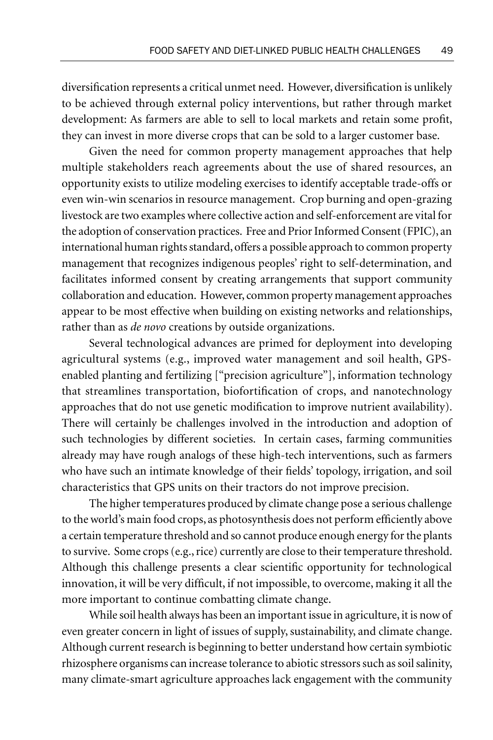diversification represents a critical unmet need. However, diversification is unlikely to be achieved through external policy interventions, but rather through market development: As farmers are able to sell to local markets and retain some profit, they can invest in more diverse crops that can be sold to a larger customer base.

Given the need for common property management approaches that help multiple stakeholders reach agreements about the use of shared resources, an opportunity exists to utilize modeling exercises to identify acceptable trade-offs or even win-win scenarios in resource management. Crop burning and open-grazing livestock are two examples where collective action and self-enforcement are vital for the adoption of conservation practices. Free and Prior Informed Consent (FPIC), an international human rights standard, offers a possible approach to common property management that recognizes indigenous peoples' right to self-determination, and facilitates informed consent by creating arrangements that support community collaboration and education. However, common property management approaches appear to be most effective when building on existing networks and relationships, rather than as *de novo* creations by outside organizations.

Several technological advances are primed for deployment into developing agricultural systems (e.g., improved water management and soil health, GPS-enabled planting and fertilizing ["precision agriculture"], information technology that streamlines transportation, biofortification of crops, and nanotechnology approaches that do not use genetic modification to improve nutrient availability). There will certainly be challenges involved in the introduction and adoption of such technologies by different societies. In certain cases, farming communities already may have rough analogs of these high-tech interventions, such as farmers who have such an intimate knowledge of their fields' topology, irrigation, and soil characteristics that GPS units on their tractors do not improve precision.

The higher temperatures produced by climate change pose a serious challenge to the world's main food crops, as photosynthesis does not perform efficiently above a certain temperature threshold and so cannot produce enough energy for the plants to survive. Some crops (e.g., rice) currently are close to their temperature threshold. Although this challenge presents a clear scientific opportunity for technological innovation, it will be very difficult, if not impossible, to overcome, making it all the more important to continue combatting climate change.

While soil health always has been an important issue in agriculture, it is now of even greater concern in light of issues of supply, sustainability, and climate change. Although current research is beginning to better understand how certain symbiotic rhizosphere organisms can increase tolerance to abiotic stressors such as soil salinity, many climate-smart agriculture approaches lack engagement with the community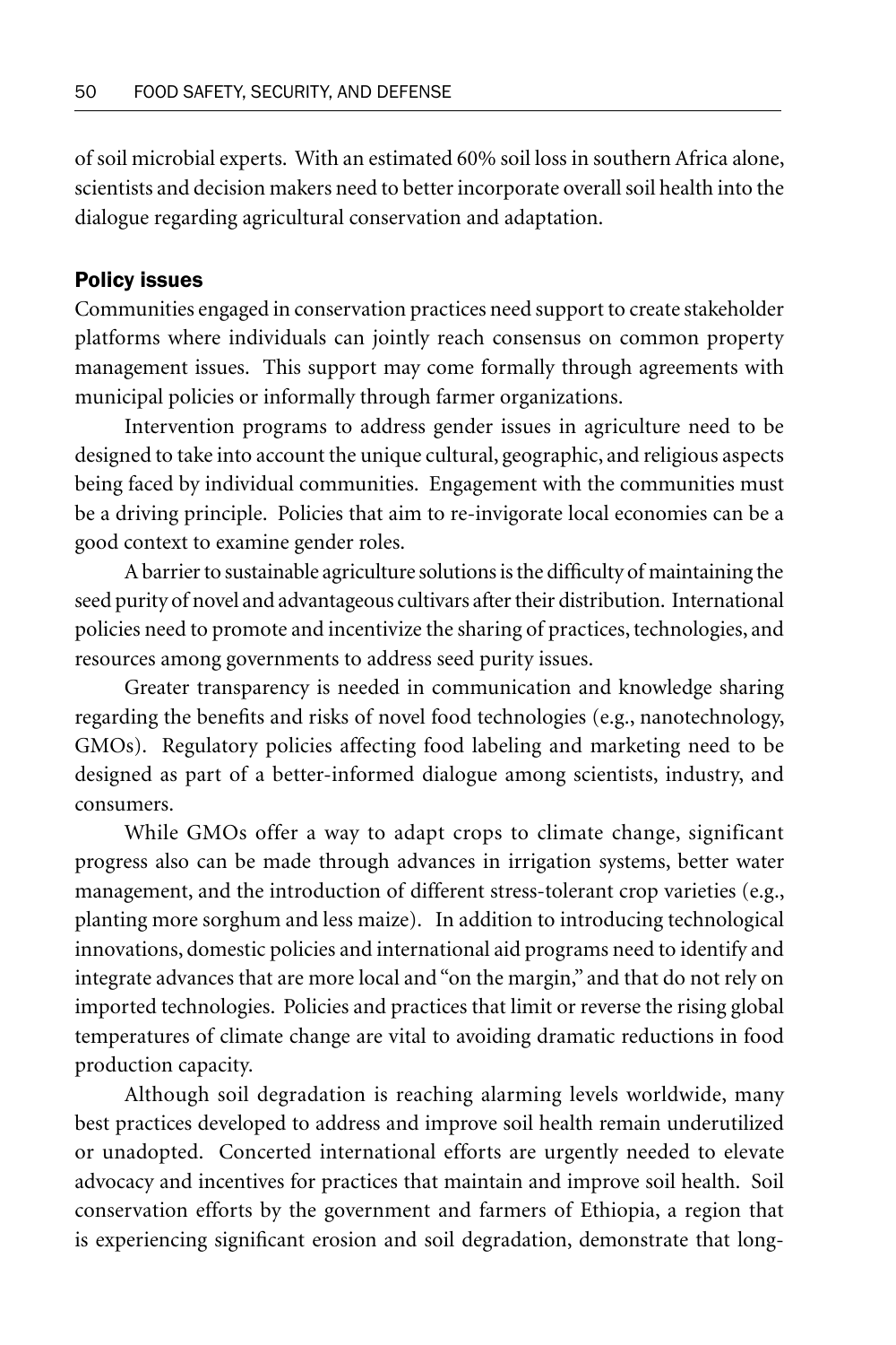of soil microbial experts. With an estimated 60% soil loss in southern Africa alone, scientists and decision makers need to better incorporate overall soil health into the dialogue regarding agricultural conservation and adaptation.

### Policy issues

Communities engaged in conservation practices need support to create stakeholder platforms where individuals can jointly reach consensus on common property management issues. This support may come formally through agreements with municipal policies or informally through farmer organizations.

Intervention programs to address gender issues in agriculture need to be designed to take into account the unique cultural, geographic, and religious aspects being faced by individual communities. Engagement with the communities must be a driving principle. Policies that aim to re-invigorate local economies can be a good context to examine gender roles.

A barrier to sustainable agriculture solutions is the difficulty of maintaining the seed purity of novel and advantageous cultivars after their distribution. International policies need to promote and incentivize the sharing of practices, technologies, and resources among governments to address seed purity issues.

Greater transparency is needed in communication and knowledge sharing regarding the benefits and risks of novel food technologies (e.g., nanotechnology, GMOs). Regulatory policies affecting food labeling and marketing need to be designed as part of a better-informed dialogue among scientists, industry, and consumers.

While GMOs offer a way to adapt crops to climate change, significant progress also can be made through advances in irrigation systems, better water management, and the introduction of different stress-tolerant crop varieties (e.g., planting more sorghum and less maize). In addition to introducing technological innovations, domestic policies and international aid programs need to identify and integrate advances that are more local and "on the margin," and that do not rely on imported technologies. Policies and practices that limit or reverse the rising global temperatures of climate change are vital to avoiding dramatic reductions in food production capacity.

Although soil degradation is reaching alarming levels worldwide, many best practices developed to address and improve soil health remain underutilized or unadopted. Concerted international efforts are urgently needed to elevate advocacy and incentives for practices that maintain and improve soil health. Soil conservation efforts by the government and farmers of Ethiopia, a region that is experiencing significant erosion and soil degradation, demonstrate that long-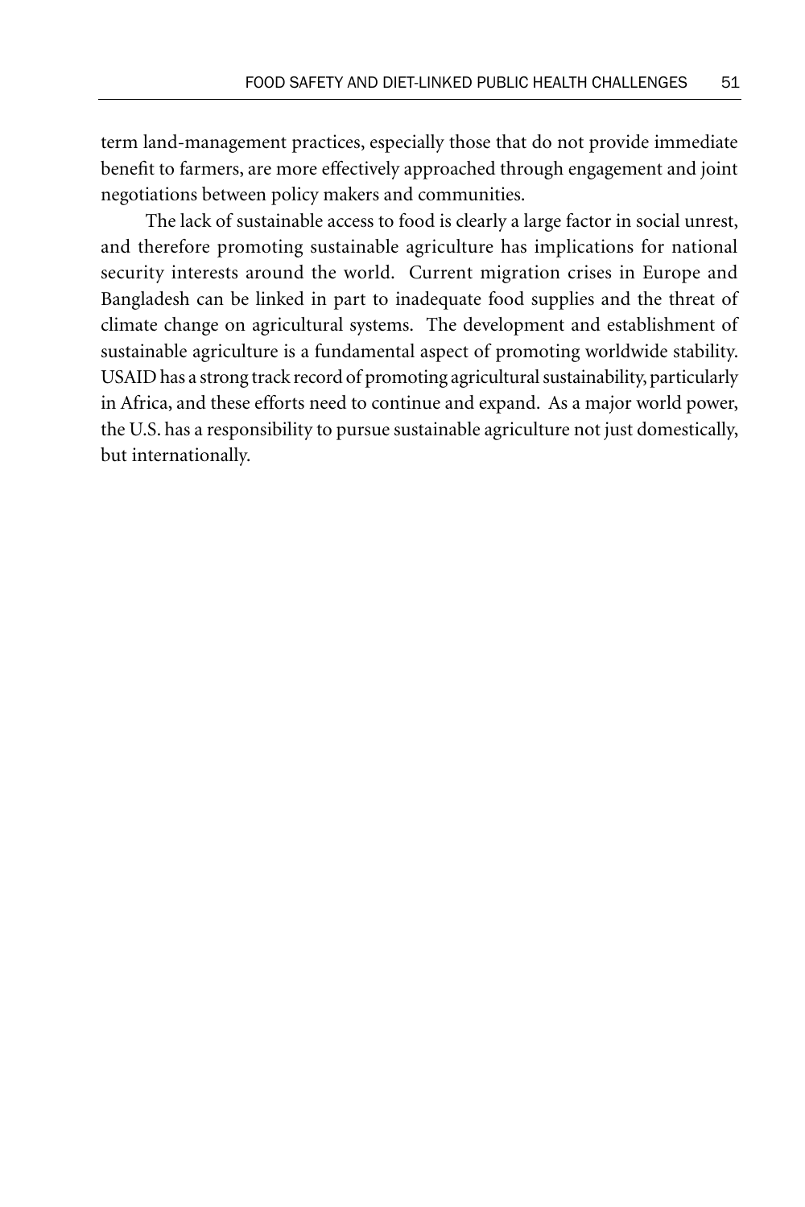term land-management practices, especially those that do not provide immediate benefit to farmers, are more effectively approached through engagement and joint negotiations between policy makers and communities.

The lack of sustainable access to food is clearly a large factor in social unrest, and therefore promoting sustainable agriculture has implications for national security interests around the world. Current migration crises in Europe and Bangladesh can be linked in part to inadequate food supplies and the threat of climate change on agricultural systems. The development and establishment of sustainable agriculture is a fundamental aspect of promoting worldwide stability. USAID has a strong track record of promoting agricultural sustainability, particularly in Africa, and these efforts need to continue and expand. As a major world power, the U.S. has a responsibility to pursue sustainable agriculture not just domestically, but internationally.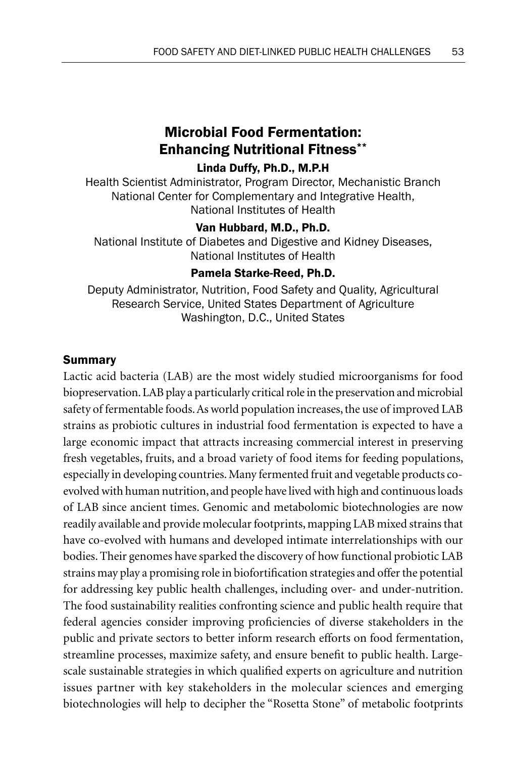# Microbial Food Fermentation: Enhancing Nutritional Fitness**

**Linda Duffy, Ph.D., M.P.H**

Health Scientist Administrator, Program Director, Mechanistic Branch
National Center for Complementary and Integrative Health,
National Institutes of Health

**Van Hubbard, M.D., Ph.D.**

National Institute of Diabetes and Digestive and Kidney Diseases,
National Institutes of Health

**Pamela Starke-Reed, Ph.D.**

Deputy Administrator, Nutrition, Food Safety and Quality, Agricultural
Research Service, United States Department of Agriculture
Washington, D.C., United States

## Summary

Lactic acid bacteria (LAB) are the most widely studied microorganisms for food biopreservation. LAB play a particularly critical role in the preservation and microbial safety of fermentable foods. As world population increases, the use of improved LAB strains as probiotic cultures in industrial food fermentation is expected to have a large economic impact that attracts increasing commercial interest in preserving fresh vegetables, fruits, and a broad variety of food items for feeding populations, especially in developing countries. Many fermented fruit and vegetable products co-evolved with human nutrition, and people have lived with high and continuous loads of LAB since ancient times. Genomic and metabolomic biotechnologies are now readily available and provide molecular footprints, mapping LAB mixed strains that have co-evolved with humans and developed intimate interrelationships with our bodies. Their genomes have sparked the discovery of how functional probiotic LAB strains may play a promising role in biofortification strategies and offer the potential for addressing key public health challenges, including over- and under-nutrition. The food sustainability realities confronting science and public health require that federal agencies consider improving proficiencies of diverse stakeholders in the public and private sectors to better inform research efforts on food fermentation, streamline processes, maximize safety, and ensure benefit to public health. Large-scale sustainable strategies in which qualified experts on agriculture and nutrition issues partner with key stakeholders in the molecular sciences and emerging biotechnologies will help to decipher the "Rosetta Stone" of metabolic footprints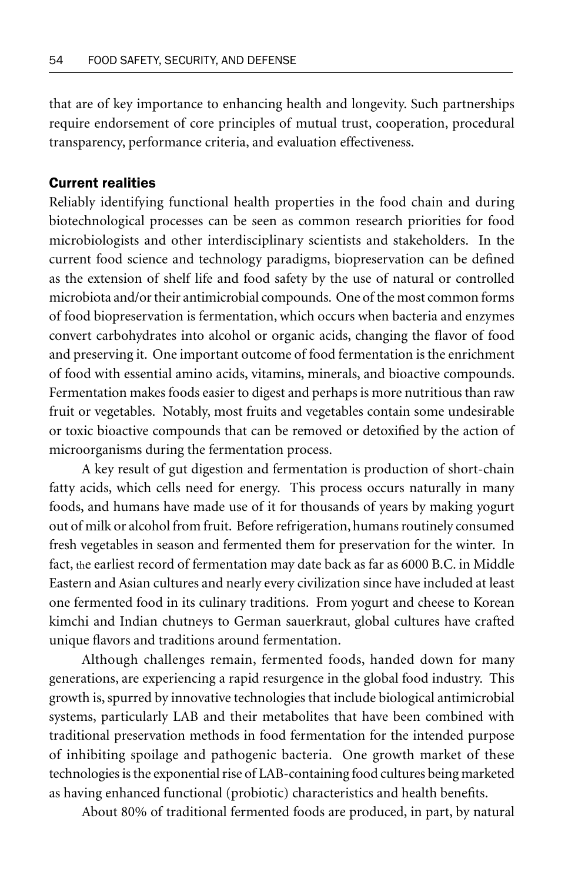that are of key importance to enhancing health and longevity. Such partnerships require endorsement of core principles of mutual trust, cooperation, procedural transparency, performance criteria, and evaluation effectiveness.

## Current realities

Reliably identifying functional health properties in the food chain and during biotechnological processes can be seen as common research priorities for food microbiologists and other interdisciplinary scientists and stakeholders. In the current food science and technology paradigms, biopreservation can be defined as the extension of shelf life and food safety by the use of natural or controlled microbiota and/or their antimicrobial compounds. One of the most common forms of food biopreservation is fermentation, which occurs when bacteria and enzymes convert carbohydrates into alcohol or organic acids, changing the flavor of food and preserving it. One important outcome of food fermentation is the enrichment of food with essential amino acids, vitamins, minerals, and bioactive compounds. Fermentation makes foods easier to digest and perhaps is more nutritious than raw fruit or vegetables. Notably, most fruits and vegetables contain some undesirable or toxic bioactive compounds that can be removed or detoxified by the action of microorganisms during the fermentation process.

A key result of gut digestion and fermentation is production of short-chain fatty acids, which cells need for energy. This process occurs naturally in many foods, and humans have made use of it for thousands of years by making yogurt out of milk or alcohol from fruit. Before refrigeration, humans routinely consumed fresh vegetables in season and fermented them for preservation for the winter. In fact, the earliest record of fermentation may date back as far as 6000 B.C. in Middle Eastern and Asian cultures and nearly every civilization since have included at least one fermented food in its culinary traditions. From yogurt and cheese to Korean kimchi and Indian chutneys to German sauerkraut, global cultures have crafted unique flavors and traditions around fermentation.

Although challenges remain, fermented foods, handed down for many generations, are experiencing a rapid resurgence in the global food industry. This growth is, spurred by innovative technologies that include biological antimicrobial systems, particularly LAB and their metabolites that have been combined with traditional preservation methods in food fermentation for the intended purpose of inhibiting spoilage and pathogenic bacteria. One growth market of these technologies is the exponential rise of LAB-containing food cultures being marketed as having enhanced functional (probiotic) characteristics and health benefits.

About 80% of traditional fermented foods are produced, in part, by natural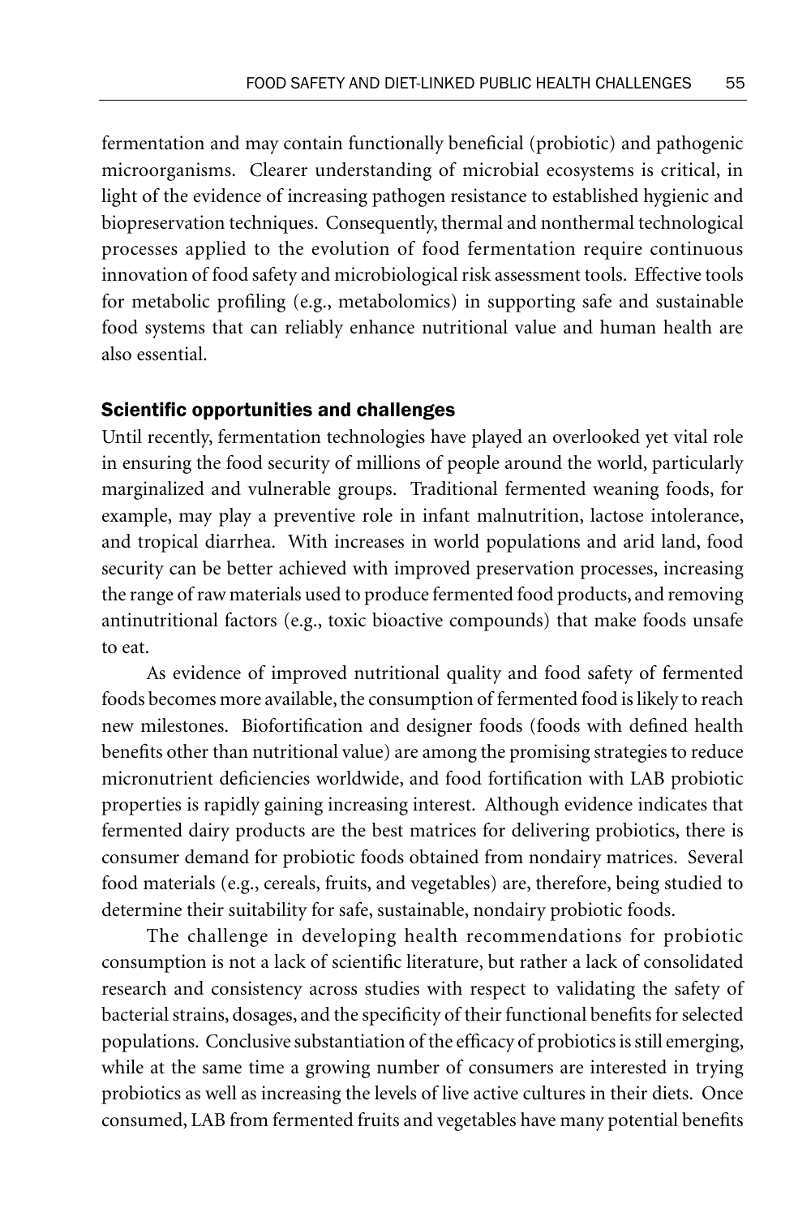fermentation and may contain functionally beneficial (probiotic) and pathogenic microorganisms. Clearer understanding of microbial ecosystems is critical, in light of the evidence of increasing pathogen resistance to established hygienic and biopreservation techniques. Consequently, thermal and nonthermal technological processes applied to the evolution of food fermentation require continuous innovation of food safety and microbiological risk assessment tools. Effective tools for metabolic profiling (e.g., metabolomics) in supporting safe and sustainable food systems that can reliably enhance nutritional value and human health are also essential.

## Scientific opportunities and challenges

Until recently, fermentation technologies have played an overlooked yet vital role in ensuring the food security of millions of people around the world, particularly marginalized and vulnerable groups. Traditional fermented weaning foods, for example, may play a preventive role in infant malnutrition, lactose intolerance, and tropical diarrhea. With increases in world populations and arid land, food security can be better achieved with improved preservation processes, increasing the range of raw materials used to produce fermented food products, and removing antinutritional factors (e.g., toxic bioactive compounds) that make foods unsafe to eat.

As evidence of improved nutritional quality and food safety of fermented foods becomes more available, the consumption of fermented food is likely to reach new milestones. Biofortification and designer foods (foods with defined health benefits other than nutritional value) are among the promising strategies to reduce micronutrient deficiencies worldwide, and food fortification with LAB probiotic properties is rapidly gaining increasing interest. Although evidence indicates that fermented dairy products are the best matrices for delivering probiotics, there is consumer demand for probiotic foods obtained from nondairy matrices. Several food materials (e.g., cereals, fruits, and vegetables) are, therefore, being studied to determine their suitability for safe, sustainable, nondairy probiotic foods.

The challenge in developing health recommendations for probiotic consumption is not a lack of scientific literature, but rather a lack of consolidated research and consistency across studies with respect to validating the safety of bacterial strains, dosages, and the specificity of their functional benefits for selected populations. Conclusive substantiation of the efficacy of probiotics is still emerging, while at the same time a growing number of consumers are interested in trying probiotics as well as increasing the levels of live active cultures in their diets. Once consumed, LAB from fermented fruits and vegetables have many potential benefits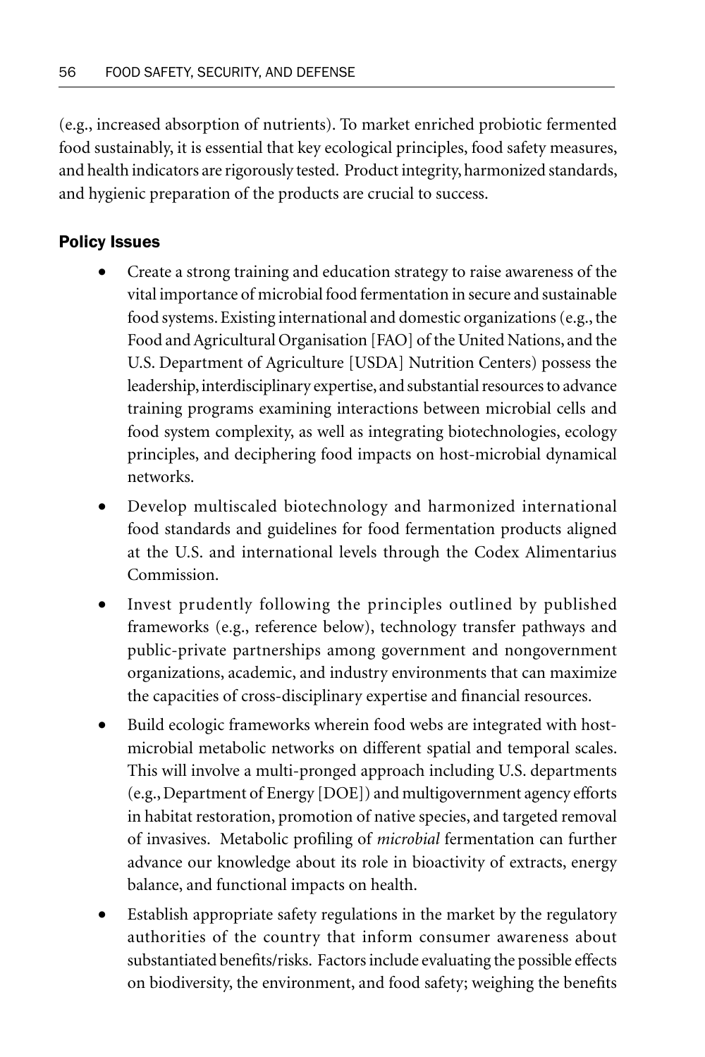(e.g., increased absorption of nutrients). To market enriched probiotic fermented food sustainably, it is essential that key ecological principles, food safety measures, and health indicators are rigorously tested. Product integrity, harmonized standards, and hygienic preparation of the products are crucial to success.

### Policy Issues

- Create a strong training and education strategy to raise awareness of the vital importance of microbial food fermentation in secure and sustainable food systems. Existing international and domestic organizations (e.g., the Food and Agricultural Organisation [FAO] of the United Nations, and the U.S. Department of Agriculture [USDA] Nutrition Centers) possess the leadership, interdisciplinary expertise, and substantial resources to advance training programs examining interactions between microbial cells and food system complexity, as well as integrating biotechnologies, ecology principles, and deciphering food impacts on host-microbial dynamical networks.
- Develop multiscaled biotechnology and harmonized international food standards and guidelines for food fermentation products aligned at the U.S. and international levels through the Codex Alimentarius Commission.
- Invest prudently following the principles outlined by published frameworks (e.g., reference below), technology transfer pathways and public-private partnerships among government and nongovernment organizations, academic, and industry environments that can maximize the capacities of cross-disciplinary expertise and financial resources.
- Build ecologic frameworks wherein food webs are integrated with host-microbial metabolic networks on different spatial and temporal scales. This will involve a multi-pronged approach including U.S. departments (e.g., Department of Energy [DOE]) and multigovernment agency efforts in habitat restoration, promotion of native species, and targeted removal of invasives. Metabolic profiling of *microbial* fermentation can further advance our knowledge about its role in bioactivity of extracts, energy balance, and functional impacts on health.
- Establish appropriate safety regulations in the market by the regulatory authorities of the country that inform consumer awareness about substantiated benefits/risks. Factors include evaluating the possible effects on biodiversity, the environment, and food safety; weighing the benefits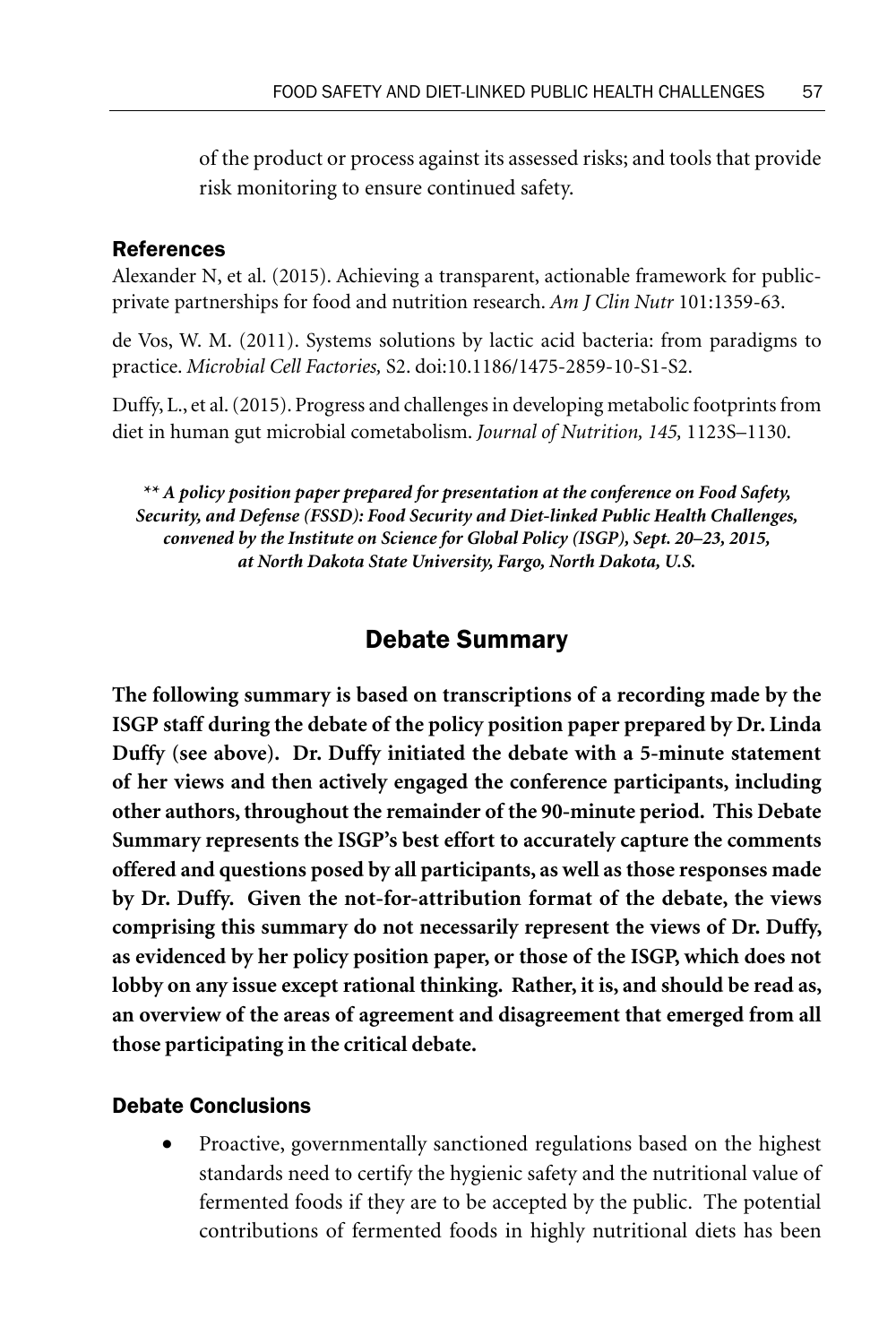of the product or process against its assessed risks; and tools that provide risk monitoring to ensure continued safety.

### References

Alexander N, et al. (2015). Achieving a transparent, actionable framework for public-private partnerships for food and nutrition research. *Am J Clin Nutr* 101:1359-63.

de Vos, W. M. (2011). Systems solutions by lactic acid bacteria: from paradigms to practice. *Microbial Cell Factories,* S2. doi:10.1186/1475-2859-10-S1-S2.

Duffy, L., et al. (2015). Progress and challenges in developing metabolic footprints from diet in human gut microbial cometabolism. *Journal of Nutrition, 145,* 1123S–1130.

***\*\* A policy position paper prepared for presentation at the conference on Food Safety, Security, and Defense (FSSD): Food Security and Diet-linked Public Health Challenges, convened by the Institute on Science for Global Policy (ISGP), Sept. 20–23, 2015, at North Dakota State University, Fargo, North Dakota, U.S.***

## Debate Summary

**The following summary is based on transcriptions of a recording made by the ISGP staff during the debate of the policy position paper prepared by Dr. Linda Duffy (see above). Dr. Duffy initiated the debate with a 5-minute statement of her views and then actively engaged the conference participants, including other authors, throughout the remainder of the 90-minute period. This Debate Summary represents the ISGP's best effort to accurately capture the comments offered and questions posed by all participants, as well as those responses made by Dr. Duffy. Given the not-for-attribution format of the debate, the views comprising this summary do not necessarily represent the views of Dr. Duffy, as evidenced by her policy position paper, or those of the ISGP, which does not lobby on any issue except rational thinking. Rather, it is, and should be read as, an overview of the areas of agreement and disagreement that emerged from all those participating in the critical debate.**

### Debate Conclusions

- Proactive, governmentally sanctioned regulations based on the highest standards need to certify the hygienic safety and the nutritional value of fermented foods if they are to be accepted by the public. The potential contributions of fermented foods in highly nutritional diets has been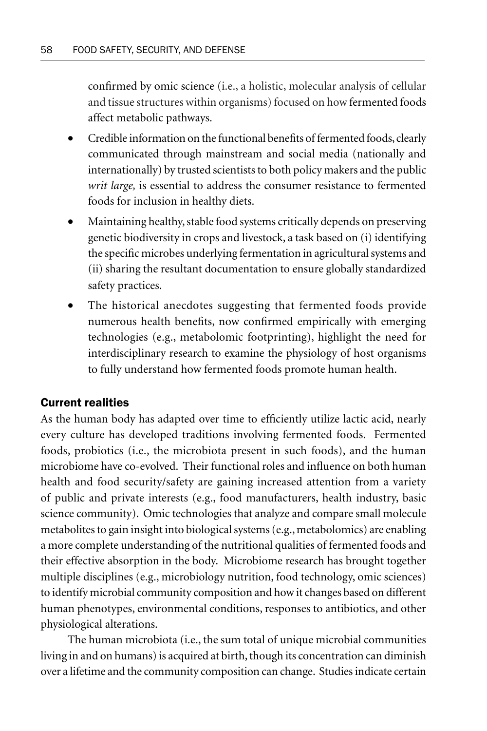confirmed by omic science (i.e., a holistic, molecular analysis of cellular and tissue structures within organisms) focused on how fermented foods affect metabolic pathways.

- Credible information on the functional benefits of fermented foods, clearly communicated through mainstream and social media (nationally and internationally) by trusted scientists to both policy makers and the public *writ large,* is essential to address the consumer resistance to fermented foods for inclusion in healthy diets.
- Maintaining healthy, stable food systems critically depends on preserving genetic biodiversity in crops and livestock, a task based on (i) identifying the specific microbes underlying fermentation in agricultural systems and (ii) sharing the resultant documentation to ensure globally standardized safety practices.
- The historical anecdotes suggesting that fermented foods provide numerous health benefits, now confirmed empirically with emerging technologies (e.g., metabolomic footprinting), highlight the need for interdisciplinary research to examine the physiology of host organisms to fully understand how fermented foods promote human health.

## Current realities

As the human body has adapted over time to efficiently utilize lactic acid, nearly every culture has developed traditions involving fermented foods. Fermented foods, probiotics (i.e., the microbiota present in such foods), and the human microbiome have co-evolved. Their functional roles and influence on both human health and food security/safety are gaining increased attention from a variety of public and private interests (e.g., food manufacturers, health industry, basic science community). Omic technologies that analyze and compare small molecule metabolites to gain insight into biological systems (e.g., metabolomics) are enabling a more complete understanding of the nutritional qualities of fermented foods and their effective absorption in the body. Microbiome research has brought together multiple disciplines (e.g., microbiology nutrition, food technology, omic sciences) to identify microbial community composition and how it changes based on different human phenotypes, environmental conditions, responses to antibiotics, and other physiological alterations.

The human microbiota (i.e., the sum total of unique microbial communities living in and on humans) is acquired at birth, though its concentration can diminish over a lifetime and the community composition can change. Studies indicate certain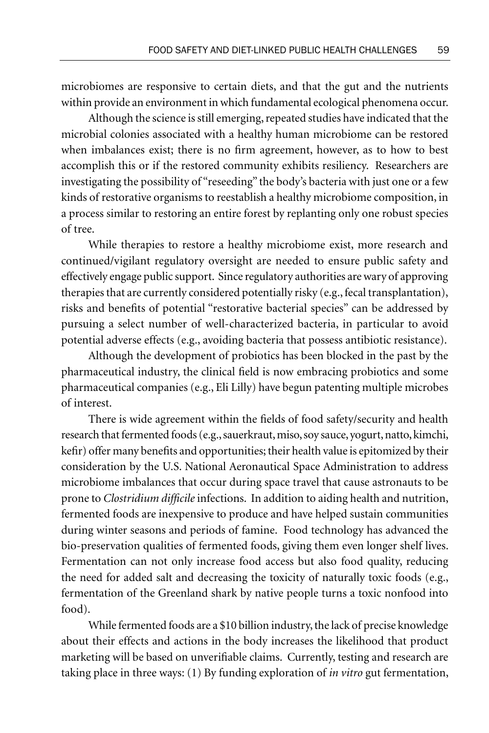microbiomes are responsive to certain diets, and that the gut and the nutrients within provide an environment in which fundamental ecological phenomena occur.

Although the science is still emerging, repeated studies have indicated that the microbial colonies associated with a healthy human microbiome can be restored when imbalances exist; there is no firm agreement, however, as to how to best accomplish this or if the restored community exhibits resiliency. Researchers are investigating the possibility of "reseeding" the body's bacteria with just one or a few kinds of restorative organisms to reestablish a healthy microbiome composition, in a process similar to restoring an entire forest by replanting only one robust species of tree.

While therapies to restore a healthy microbiome exist, more research and continued/vigilant regulatory oversight are needed to ensure public safety and effectively engage public support. Since regulatory authorities are wary of approving therapies that are currently considered potentially risky (e.g., fecal transplantation), risks and benefits of potential "restorative bacterial species" can be addressed by pursuing a select number of well-characterized bacteria, in particular to avoid potential adverse effects (e.g., avoiding bacteria that possess antibiotic resistance).

Although the development of probiotics has been blocked in the past by the pharmaceutical industry, the clinical field is now embracing probiotics and some pharmaceutical companies (e.g., Eli Lilly) have begun patenting multiple microbes of interest.

There is wide agreement within the fields of food safety/security and health research that fermented foods (e.g., sauerkraut, miso, soy sauce, yogurt, natto, kimchi, kefir) offer many benefits and opportunities; their health value is epitomized by their consideration by the U.S. National Aeronautical Space Administration to address microbiome imbalances that occur during space travel that cause astronauts to be prone to *Clostridium difficile* infections. In addition to aiding health and nutrition, fermented foods are inexpensive to produce and have helped sustain communities during winter seasons and periods of famine. Food technology has advanced the bio-preservation qualities of fermented foods, giving them even longer shelf lives. Fermentation can not only increase food access but also food quality, reducing the need for added salt and decreasing the toxicity of naturally toxic foods (e.g., fermentation of the Greenland shark by native people turns a toxic nonfood into food).

While fermented foods are a $10 billion industry, the lack of precise knowledge about their effects and actions in the body increases the likelihood that product marketing will be based on unverifiable claims. Currently, testing and research are taking place in three ways: (1) By funding exploration of *in vitro* gut fermentation,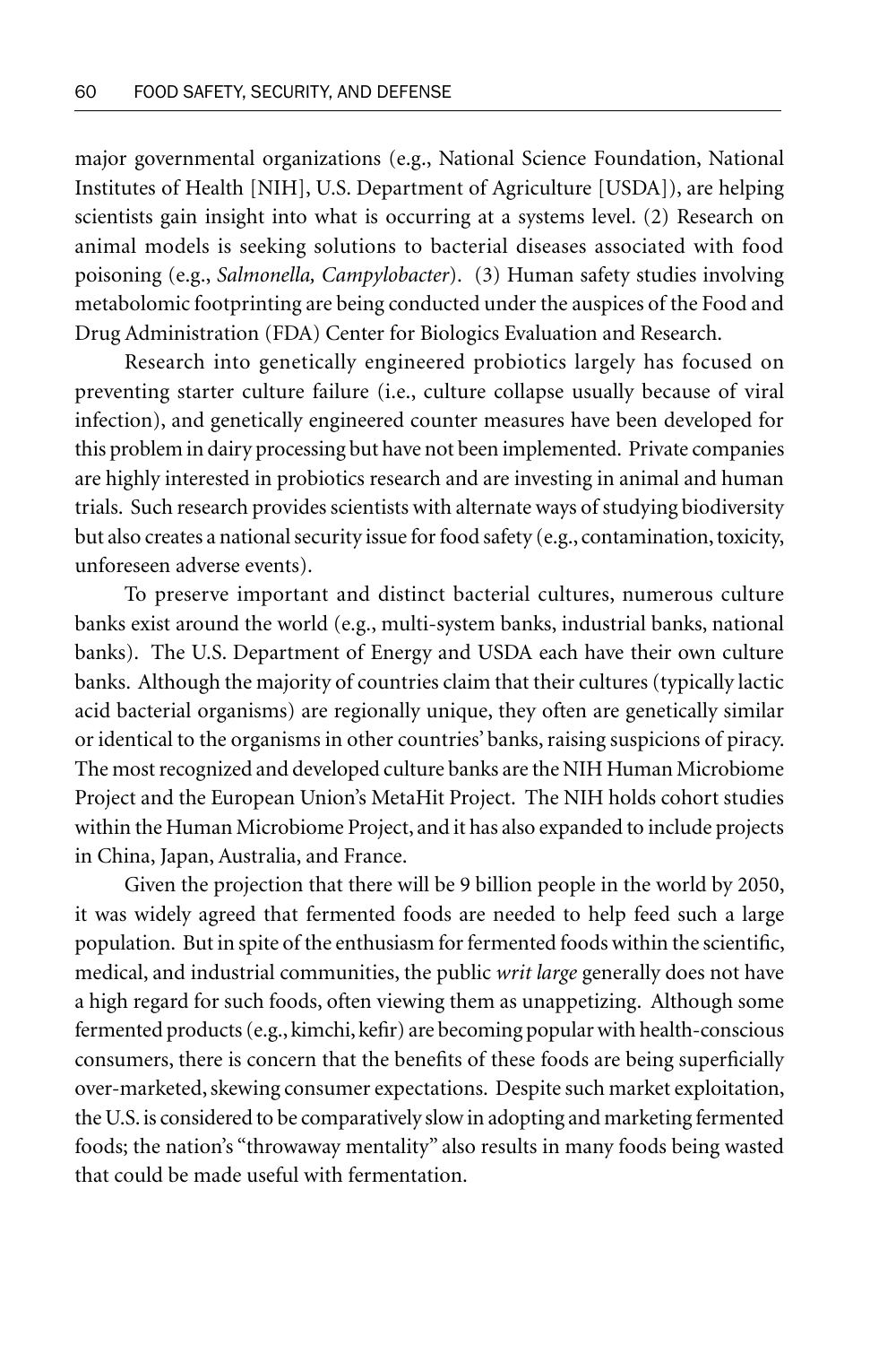major governmental organizations (e.g., National Science Foundation, National Institutes of Health [NIH], U.S. Department of Agriculture [USDA]), are helping scientists gain insight into what is occurring at a systems level. (2) Research on animal models is seeking solutions to bacterial diseases associated with food poisoning (e.g., *Salmonella, Campylobacter*). (3) Human safety studies involving metabolomic footprinting are being conducted under the auspices of the Food and Drug Administration (FDA) Center for Biologics Evaluation and Research.

Research into genetically engineered probiotics largely has focused on preventing starter culture failure (i.e., culture collapse usually because of viral infection), and genetically engineered counter measures have been developed for this problem in dairy processing but have not been implemented. Private companies are highly interested in probiotics research and are investing in animal and human trials. Such research provides scientists with alternate ways of studying biodiversity but also creates a national security issue for food safety (e.g., contamination, toxicity, unforeseen adverse events).

To preserve important and distinct bacterial cultures, numerous culture banks exist around the world (e.g., multi-system banks, industrial banks, national banks). The U.S. Department of Energy and USDA each have their own culture banks. Although the majority of countries claim that their cultures (typically lactic acid bacterial organisms) are regionally unique, they often are genetically similar or identical to the organisms in other countries' banks, raising suspicions of piracy. The most recognized and developed culture banks are the NIH Human Microbiome Project and the European Union's MetaHit Project. The NIH holds cohort studies within the Human Microbiome Project, and it has also expanded to include projects in China, Japan, Australia, and France.

Given the projection that there will be 9 billion people in the world by 2050, it was widely agreed that fermented foods are needed to help feed such a large population. But in spite of the enthusiasm for fermented foods within the scientific, medical, and industrial communities, the public *writ large* generally does not have a high regard for such foods, often viewing them as unappetizing. Although some fermented products (e.g., kimchi, kefir) are becoming popular with health-conscious consumers, there is concern that the benefits of these foods are being superficially over-marketed, skewing consumer expectations. Despite such market exploitation, the U.S. is considered to be comparatively slow in adopting and marketing fermented foods; the nation's "throwaway mentality" also results in many foods being wasted that could be made useful with fermentation.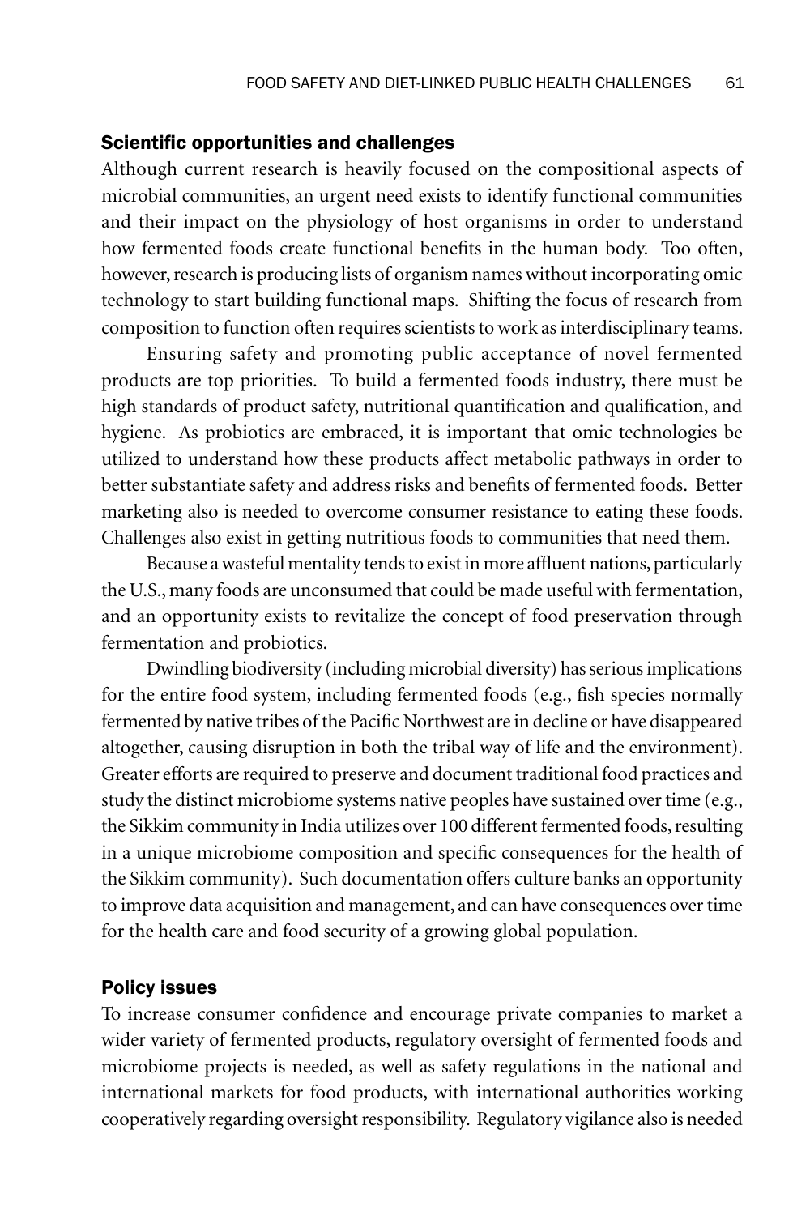### Scientific opportunities and challenges

Although current research is heavily focused on the compositional aspects of microbial communities, an urgent need exists to identify functional communities and their impact on the physiology of host organisms in order to understand how fermented foods create functional benefits in the human body. Too often, however, research is producing lists of organism names without incorporating omic technology to start building functional maps. Shifting the focus of research from composition to function often requires scientists to work as interdisciplinary teams.

Ensuring safety and promoting public acceptance of novel fermented products are top priorities. To build a fermented foods industry, there must be high standards of product safety, nutritional quantification and qualification, and hygiene. As probiotics are embraced, it is important that omic technologies be utilized to understand how these products affect metabolic pathways in order to better substantiate safety and address risks and benefits of fermented foods. Better marketing also is needed to overcome consumer resistance to eating these foods. Challenges also exist in getting nutritious foods to communities that need them.

Because a wasteful mentality tends to exist in more affluent nations, particularly the U.S., many foods are unconsumed that could be made useful with fermentation, and an opportunity exists to revitalize the concept of food preservation through fermentation and probiotics.

Dwindling biodiversity (including microbial diversity) has serious implications for the entire food system, including fermented foods (e.g., fish species normally fermented by native tribes of the Pacific Northwest are in decline or have disappeared altogether, causing disruption in both the tribal way of life and the environment). Greater efforts are required to preserve and document traditional food practices and study the distinct microbiome systems native peoples have sustained over time (e.g., the Sikkim community in India utilizes over 100 different fermented foods, resulting in a unique microbiome composition and specific consequences for the health of the Sikkim community). Such documentation offers culture banks an opportunity to improve data acquisition and management, and can have consequences over time for the health care and food security of a growing global population.

### Policy issues

To increase consumer confidence and encourage private companies to market a wider variety of fermented products, regulatory oversight of fermented foods and microbiome projects is needed, as well as safety regulations in the national and international markets for food products, with international authorities working cooperatively regarding oversight responsibility. Regulatory vigilance also is needed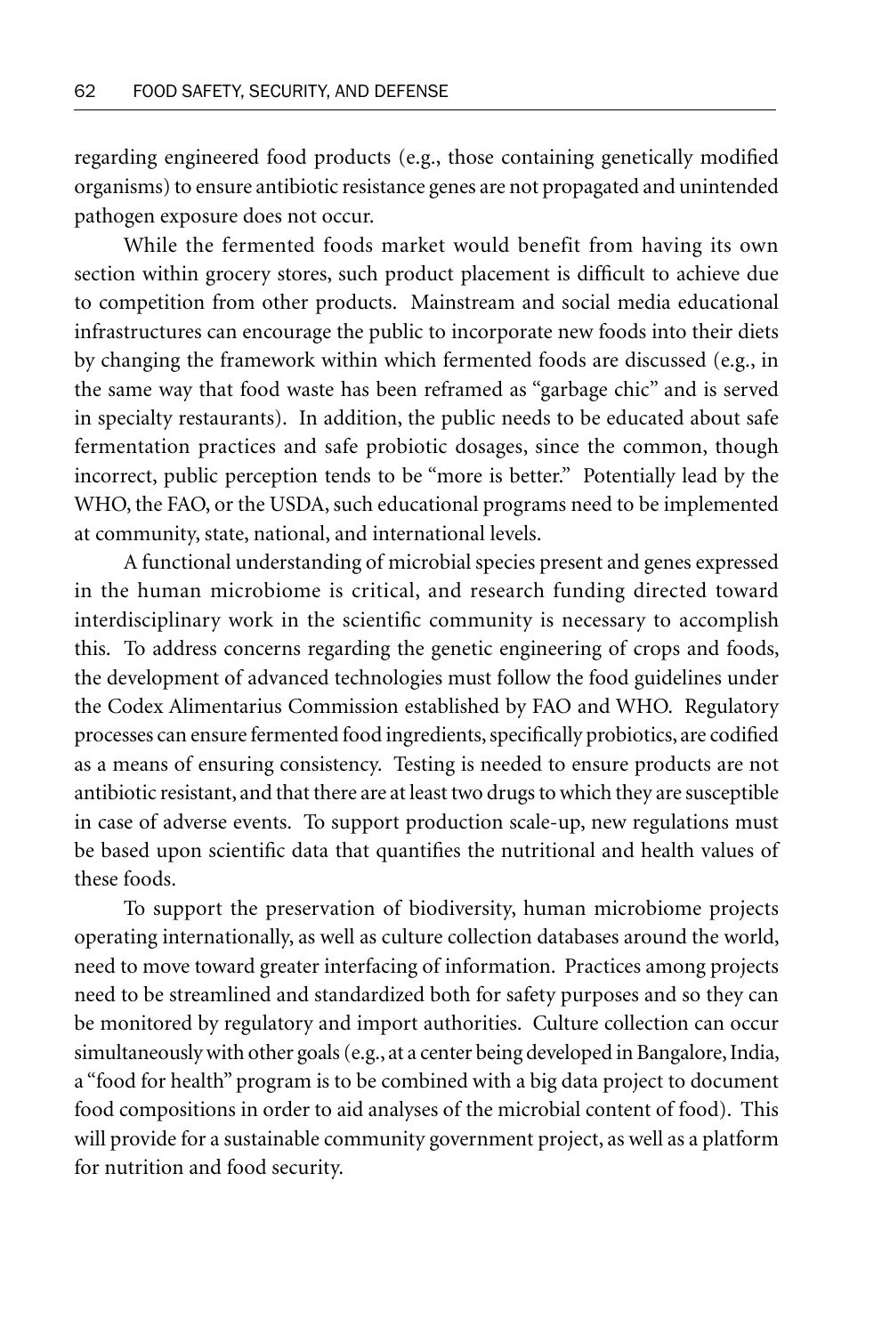regarding engineered food products (e.g., those containing genetically modified organisms) to ensure antibiotic resistance genes are not propagated and unintended pathogen exposure does not occur.

While the fermented foods market would benefit from having its own section within grocery stores, such product placement is difficult to achieve due to competition from other products. Mainstream and social media educational infrastructures can encourage the public to incorporate new foods into their diets by changing the framework within which fermented foods are discussed (e.g., in the same way that food waste has been reframed as "garbage chic" and is served in specialty restaurants). In addition, the public needs to be educated about safe fermentation practices and safe probiotic dosages, since the common, though incorrect, public perception tends to be "more is better." Potentially lead by the WHO, the FAO, or the USDA, such educational programs need to be implemented at community, state, national, and international levels.

A functional understanding of microbial species present and genes expressed in the human microbiome is critical, and research funding directed toward interdisciplinary work in the scientific community is necessary to accomplish this. To address concerns regarding the genetic engineering of crops and foods, the development of advanced technologies must follow the food guidelines under the Codex Alimentarius Commission established by FAO and WHO. Regulatory processes can ensure fermented food ingredients, specifically probiotics, are codified as a means of ensuring consistency. Testing is needed to ensure products are not antibiotic resistant, and that there are at least two drugs to which they are susceptible in case of adverse events. To support production scale-up, new regulations must be based upon scientific data that quantifies the nutritional and health values of these foods.

To support the preservation of biodiversity, human microbiome projects operating internationally, as well as culture collection databases around the world, need to move toward greater interfacing of information. Practices among projects need to be streamlined and standardized both for safety purposes and so they can be monitored by regulatory and import authorities. Culture collection can occur simultaneously with other goals (e.g., at a center being developed in Bangalore, India, a "food for health" program is to be combined with a big data project to document food compositions in order to aid analyses of the microbial content of food). This will provide for a sustainable community government project, as well as a platform for nutrition and food security.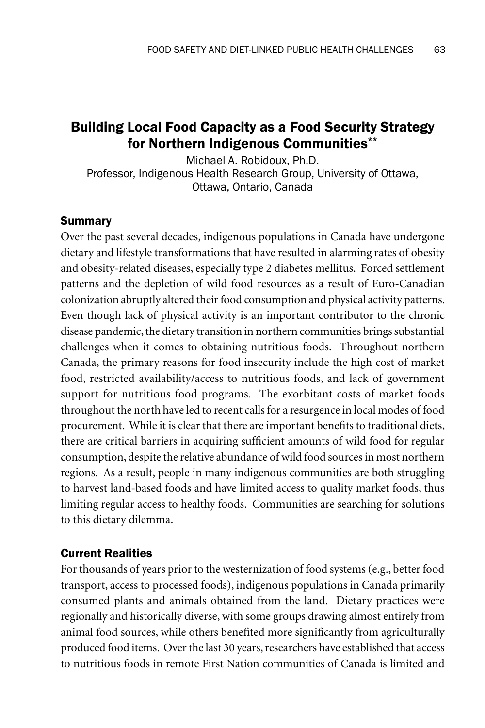## Building Local Food Capacity as a Food Security Strategy for Northern Indigenous Communities**

Michael A. Robidoux, Ph.D.
Professor, Indigenous Health Research Group, University of Ottawa, Ottawa, Ontario, Canada

### Summary

Over the past several decades, indigenous populations in Canada have undergone dietary and lifestyle transformations that have resulted in alarming rates of obesity and obesity-related diseases, especially type 2 diabetes mellitus. Forced settlement patterns and the depletion of wild food resources as a result of Euro-Canadian colonization abruptly altered their food consumption and physical activity patterns. Even though lack of physical activity is an important contributor to the chronic disease pandemic, the dietary transition in northern communities brings substantial challenges when it comes to obtaining nutritious foods. Throughout northern Canada, the primary reasons for food insecurity include the high cost of market food, restricted availability/access to nutritious foods, and lack of government support for nutritious food programs. The exorbitant costs of market foods throughout the north have led to recent calls for a resurgence in local modes of food procurement. While it is clear that there are important benefits to traditional diets, there are critical barriers in acquiring sufficient amounts of wild food for regular consumption, despite the relative abundance of wild food sources in most northern regions. As a result, people in many indigenous communities are both struggling to harvest land-based foods and have limited access to quality market foods, thus limiting regular access to healthy foods. Communities are searching for solutions to this dietary dilemma.

### Current Realities

For thousands of years prior to the westernization of food systems (e.g., better food transport, access to processed foods), indigenous populations in Canada primarily consumed plants and animals obtained from the land. Dietary practices were regionally and historically diverse, with some groups drawing almost entirely from animal food sources, while others benefited more significantly from agriculturally produced food items. Over the last 30 years, researchers have established that access to nutritious foods in remote First Nation communities of Canada is limited and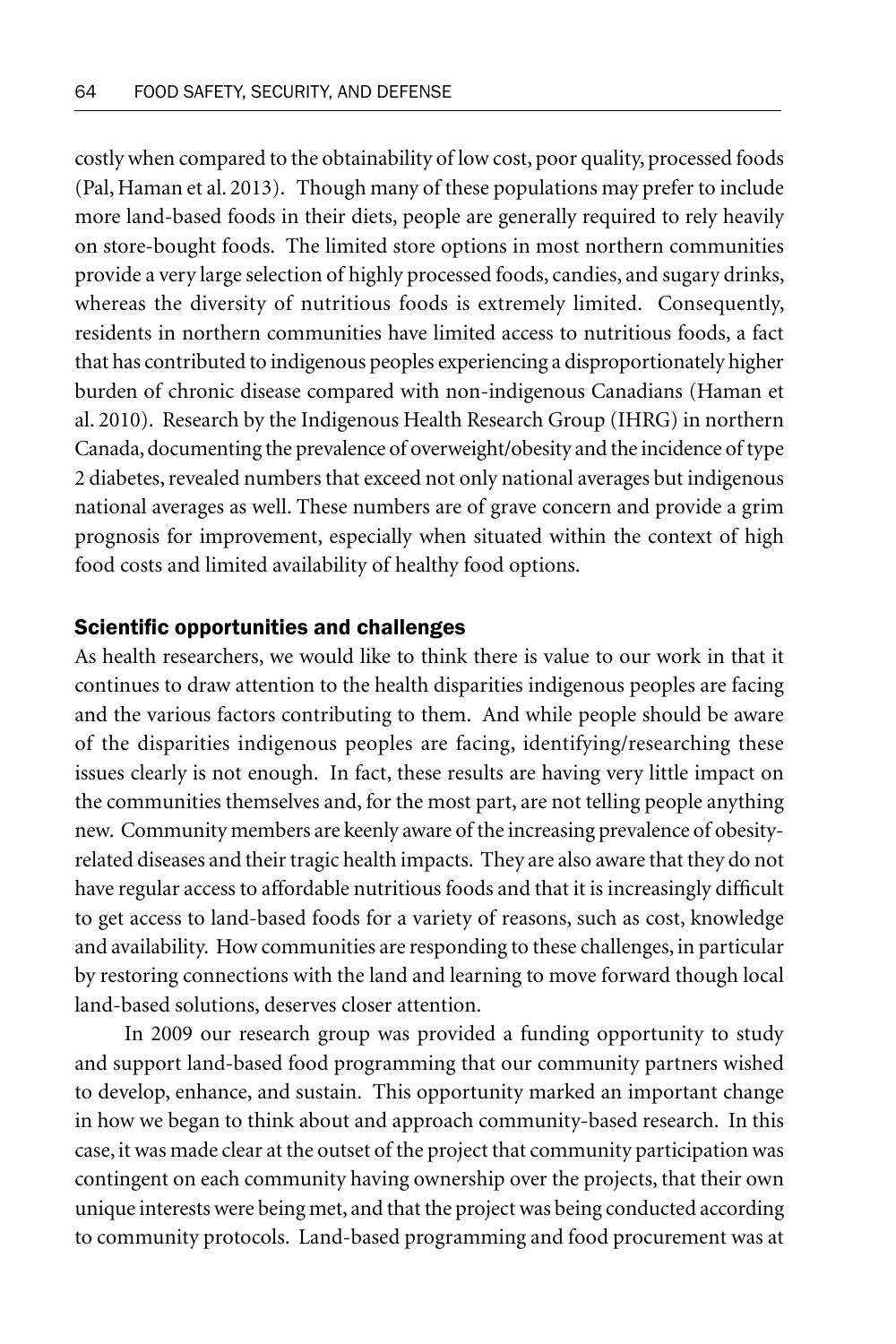costly when compared to the obtainability of low cost, poor quality, processed foods (Pal, Haman et al. 2013). Though many of these populations may prefer to include more land-based foods in their diets, people are generally required to rely heavily on store-bought foods. The limited store options in most northern communities provide a very large selection of highly processed foods, candies, and sugary drinks, whereas the diversity of nutritious foods is extremely limited. Consequently, residents in northern communities have limited access to nutritious foods, a fact that has contributed to indigenous peoples experiencing a disproportionately higher burden of chronic disease compared with non-indigenous Canadians (Haman et al. 2010). Research by the Indigenous Health Research Group (IHRG) in northern Canada, documenting the prevalence of overweight/obesity and the incidence of type 2 diabetes, revealed numbers that exceed not only national averages but indigenous national averages as well. These numbers are of grave concern and provide a grim prognosis for improvement, especially when situated within the context of high food costs and limited availability of healthy food options.

## Scientific opportunities and challenges

As health researchers, we would like to think there is value to our work in that it continues to draw attention to the health disparities indigenous peoples are facing and the various factors contributing to them. And while people should be aware of the disparities indigenous peoples are facing, identifying/researching these issues clearly is not enough. In fact, these results are having very little impact on the communities themselves and, for the most part, are not telling people anything new. Community members are keenly aware of the increasing prevalence of obesity-related diseases and their tragic health impacts. They are also aware that they do not have regular access to affordable nutritious foods and that it is increasingly difficult to get access to land-based foods for a variety of reasons, such as cost, knowledge and availability. How communities are responding to these challenges, in particular by restoring connections with the land and learning to move forward though local land-based solutions, deserves closer attention.

In 2009 our research group was provided a funding opportunity to study and support land-based food programming that our community partners wished to develop, enhance, and sustain. This opportunity marked an important change in how we began to think about and approach community-based research. In this case, it was made clear at the outset of the project that community participation was contingent on each community having ownership over the projects, that their own unique interests were being met, and that the project was being conducted according to community protocols. Land-based programming and food procurement was at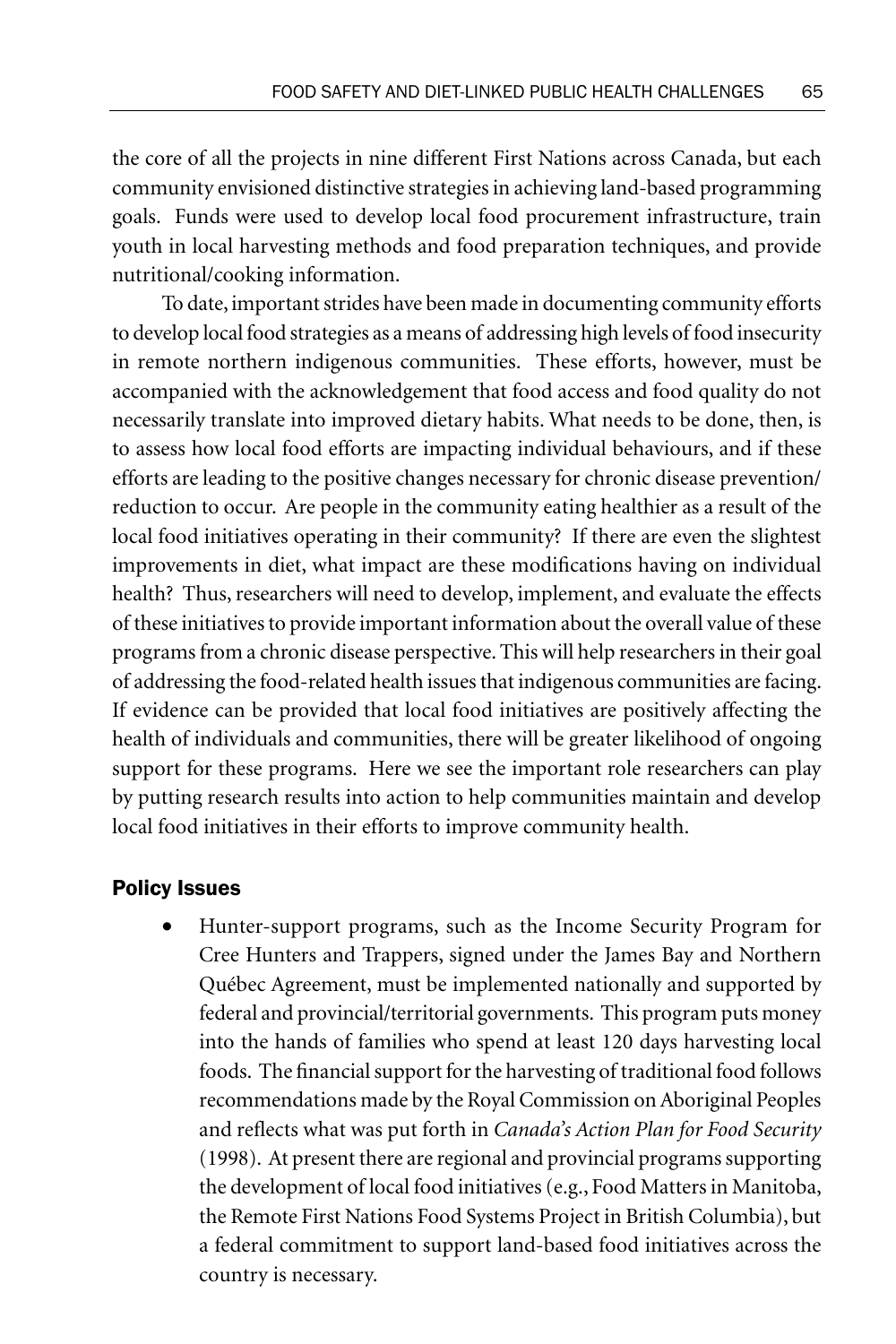the core of all the projects in nine different First Nations across Canada, but each community envisioned distinctive strategies in achieving land-based programming goals. Funds were used to develop local food procurement infrastructure, train youth in local harvesting methods and food preparation techniques, and provide nutritional/cooking information.

To date, important strides have been made in documenting community efforts to develop local food strategies as a means of addressing high levels of food insecurity in remote northern indigenous communities. These efforts, however, must be accompanied with the acknowledgement that food access and food quality do not necessarily translate into improved dietary habits. What needs to be done, then, is to assess how local food efforts are impacting individual behaviours, and if these efforts are leading to the positive changes necessary for chronic disease prevention/reduction to occur. Are people in the community eating healthier as a result of the local food initiatives operating in their community? If there are even the slightest improvements in diet, what impact are these modifications having on individual health? Thus, researchers will need to develop, implement, and evaluate the effects of these initiatives to provide important information about the overall value of these programs from a chronic disease perspective. This will help researchers in their goal of addressing the food-related health issues that indigenous communities are facing. If evidence can be provided that local food initiatives are positively affecting the health of individuals and communities, there will be greater likelihood of ongoing support for these programs. Here we see the important role researchers can play by putting research results into action to help communities maintain and develop local food initiatives in their efforts to improve community health.

## Policy Issues

- Hunter-support programs, such as the Income Security Program for Cree Hunters and Trappers, signed under the James Bay and Northern Québec Agreement, must be implemented nationally and supported by federal and provincial/territorial governments. This program puts money into the hands of families who spend at least 120 days harvesting local foods. The financial support for the harvesting of traditional food follows recommendations made by the Royal Commission on Aboriginal Peoples and reflects what was put forth in *Canada's Action Plan for Food Security* (1998). At present there are regional and provincial programs supporting the development of local food initiatives (e.g., Food Matters in Manitoba, the Remote First Nations Food Systems Project in British Columbia), but a federal commitment to support land-based food initiatives across the country is necessary.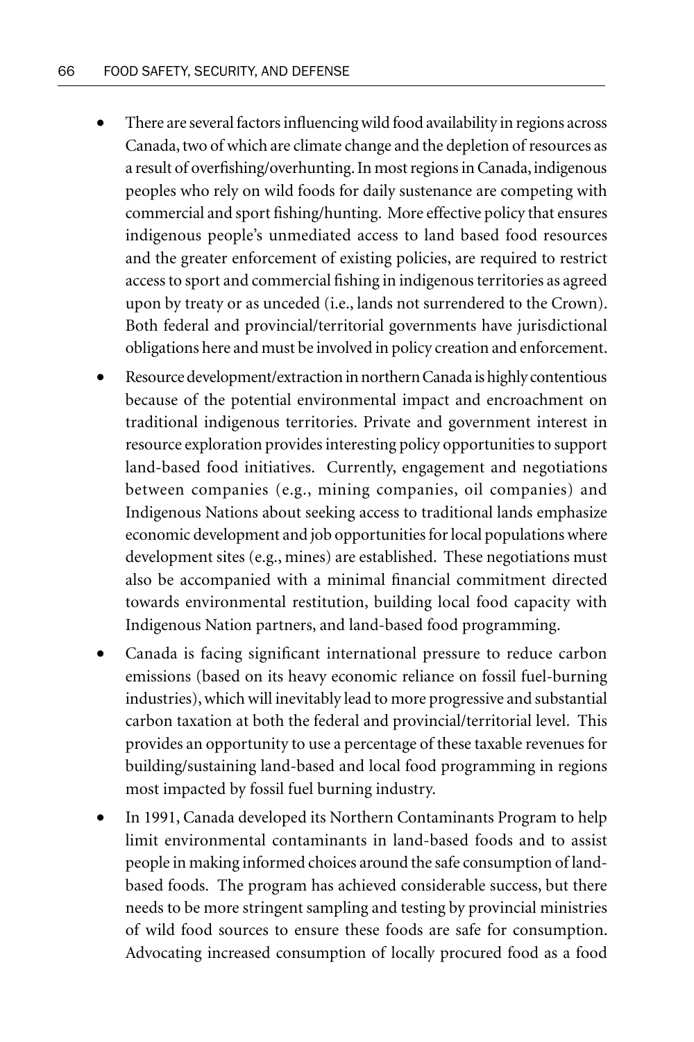- There are several factors influencing wild food availability in regions across Canada, two of which are climate change and the depletion of resources as a result of overfishing/overhunting. In most regions in Canada, indigenous peoples who rely on wild foods for daily sustenance are competing with commercial and sport fishing/hunting. More effective policy that ensures indigenous people's unmediated access to land based food resources and the greater enforcement of existing policies, are required to restrict access to sport and commercial fishing in indigenous territories as agreed upon by treaty or as unceded (i.e., lands not surrendered to the Crown). Both federal and provincial/territorial governments have jurisdictional obligations here and must be involved in policy creation and enforcement.
- Resource development/extraction in northern Canada is highly contentious because of the potential environmental impact and encroachment on traditional indigenous territories. Private and government interest in resource exploration provides interesting policy opportunities to support land-based food initiatives. Currently, engagement and negotiations between companies (e.g., mining companies, oil companies) and Indigenous Nations about seeking access to traditional lands emphasize economic development and job opportunities for local populations where development sites (e.g., mines) are established. These negotiations must also be accompanied with a minimal financial commitment directed towards environmental restitution, building local food capacity with Indigenous Nation partners, and land-based food programming.
- Canada is facing significant international pressure to reduce carbon emissions (based on its heavy economic reliance on fossil fuel-burning industries), which will inevitably lead to more progressive and substantial carbon taxation at both the federal and provincial/territorial level. This provides an opportunity to use a percentage of these taxable revenues for building/sustaining land-based and local food programming in regions most impacted by fossil fuel burning industry.
- In 1991, Canada developed its Northern Contaminants Program to help limit environmental contaminants in land-based foods and to assist people in making informed choices around the safe consumption of land-based foods. The program has achieved considerable success, but there needs to be more stringent sampling and testing by provincial ministries of wild food sources to ensure these foods are safe for consumption. Advocating increased consumption of locally procured food as a food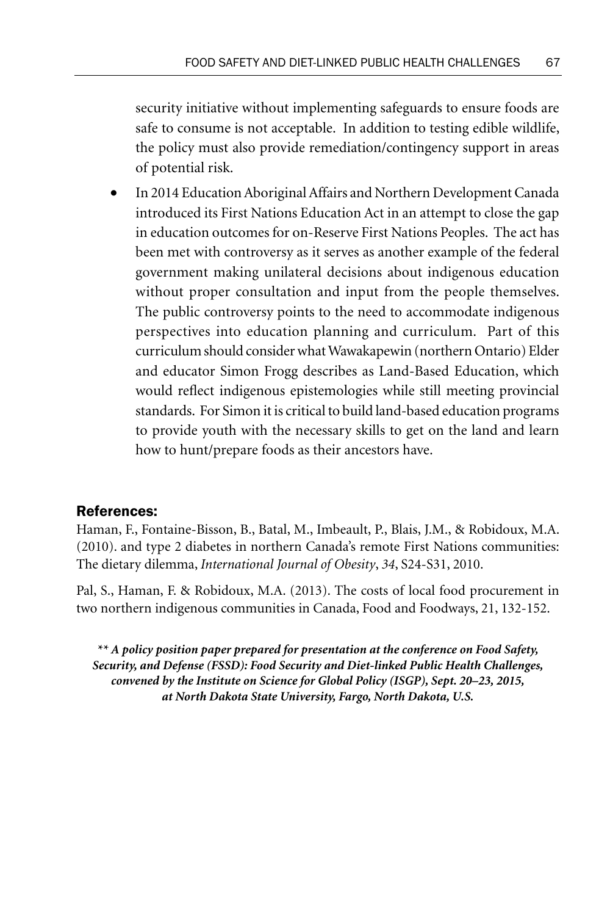security initiative without implementing safeguards to ensure foods are safe to consume is not acceptable. In addition to testing edible wildlife, the policy must also provide remediation/contingency support in areas of potential risk.

- In 2014 Education Aboriginal Affairs and Northern Development Canada introduced its First Nations Education Act in an attempt to close the gap in education outcomes for on-Reserve First Nations Peoples. The act has been met with controversy as it serves as another example of the federal government making unilateral decisions about indigenous education without proper consultation and input from the people themselves. The public controversy points to the need to accommodate indigenous perspectives into education planning and curriculum. Part of this curriculum should consider what Wawakapewin (northern Ontario) Elder and educator Simon Frogg describes as Land-Based Education, which would reflect indigenous epistemologies while still meeting provincial standards. For Simon it is critical to build land-based education programs to provide youth with the necessary skills to get on the land and learn how to hunt/prepare foods as their ancestors have.

## References:

Haman, F., Fontaine-Bisson, B., Batal, M., Imbeault, P., Blais, J.M., & Robidoux, M.A. (2010). and type 2 diabetes in northern Canada's remote First Nations communities: The dietary dilemma, *International Journal of Obesity*, *34*, S24-S31, 2010.

Pal, S., Haman, F. & Robidoux, M.A. (2013). The costs of local food procurement in two northern indigenous communities in Canada, Food and Foodways, 21, 132-152.

***\*\* A policy position paper prepared for presentation at the conference on Food Safety, Security, and Defense (FSSD): Food Security and Diet-linked Public Health Challenges, convened by the Institute on Science for Global Policy (ISGP), Sept. 20–23, 2015, at North Dakota State University, Fargo, North Dakota, U.S.***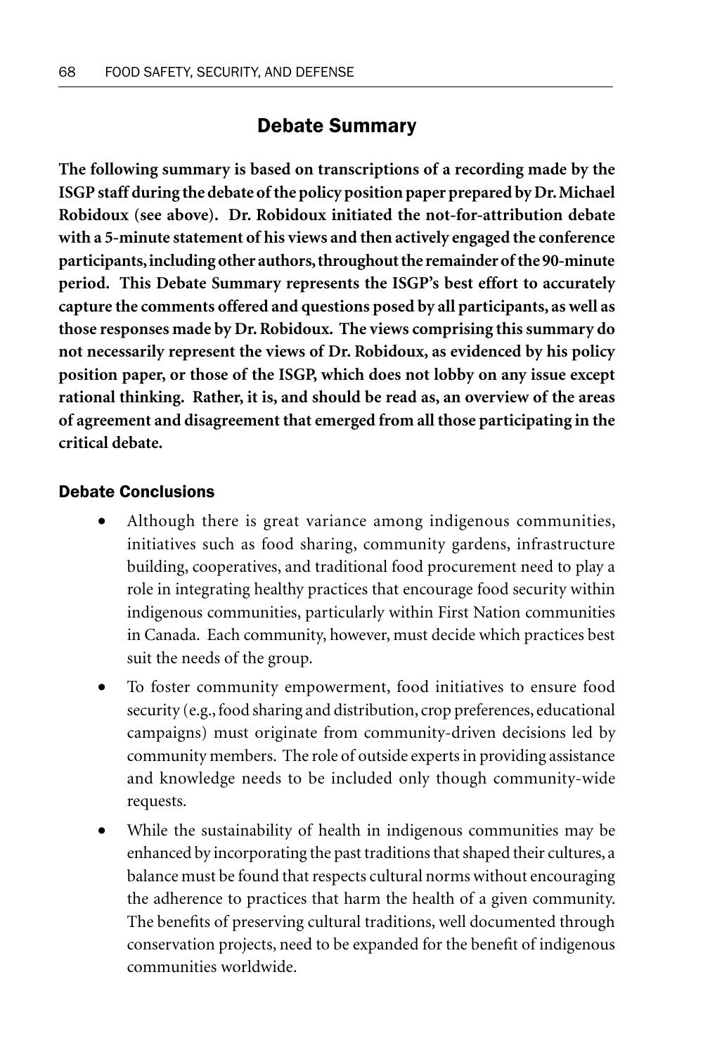## Debate Summary

**The following summary is based on transcriptions of a recording made by the ISGP staff during the debate of the policy position paper prepared by Dr. Michael Robidoux (see above). Dr. Robidoux initiated the not-for-attribution debate with a 5-minute statement of his views and then actively engaged the conference participants, including other authors, throughout the remainder of the 90-minute period. This Debate Summary represents the ISGP's best effort to accurately capture the comments offered and questions posed by all participants, as well as those responses made by Dr. Robidoux. The views comprising this summary do not necessarily represent the views of Dr. Robidoux, as evidenced by his policy position paper, or those of the ISGP, which does not lobby on any issue except rational thinking. Rather, it is, and should be read as, an overview of the areas of agreement and disagreement that emerged from all those participating in the critical debate.**

### Debate Conclusions

- Although there is great variance among indigenous communities, initiatives such as food sharing, community gardens, infrastructure building, cooperatives, and traditional food procurement need to play a role in integrating healthy practices that encourage food security within indigenous communities, particularly within First Nation communities in Canada. Each community, however, must decide which practices best suit the needs of the group.
- To foster community empowerment, food initiatives to ensure food security (e.g., food sharing and distribution, crop preferences, educational campaigns) must originate from community-driven decisions led by community members. The role of outside experts in providing assistance and knowledge needs to be included only though community-wide requests.
- While the sustainability of health in indigenous communities may be enhanced by incorporating the past traditions that shaped their cultures, a balance must be found that respects cultural norms without encouraging the adherence to practices that harm the health of a given community. The benefits of preserving cultural traditions, well documented through conservation projects, need to be expanded for the benefit of indigenous communities worldwide.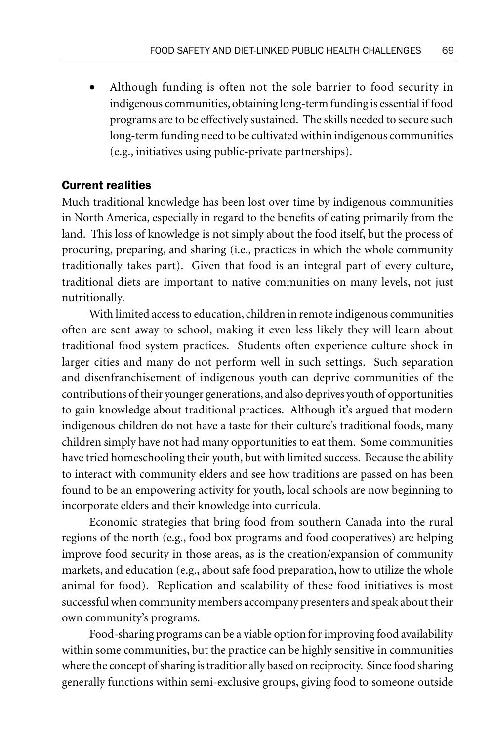- Although funding is often not the sole barrier to food security in indigenous communities, obtaining long-term funding is essential if food programs are to be effectively sustained. The skills needed to secure such long-term funding need to be cultivated within indigenous communities (e.g., initiatives using public-private partnerships).

### Current realities

Much traditional knowledge has been lost over time by indigenous communities in North America, especially in regard to the benefits of eating primarily from the land. This loss of knowledge is not simply about the food itself, but the process of procuring, preparing, and sharing (i.e., practices in which the whole community traditionally takes part). Given that food is an integral part of every culture, traditional diets are important to native communities on many levels, not just nutritionally.

With limited access to education, children in remote indigenous communities often are sent away to school, making it even less likely they will learn about traditional food system practices. Students often experience culture shock in larger cities and many do not perform well in such settings. Such separation and disenfranchisement of indigenous youth can deprive communities of the contributions of their younger generations, and also deprives youth of opportunities to gain knowledge about traditional practices. Although it's argued that modern indigenous children do not have a taste for their culture's traditional foods, many children simply have not had many opportunities to eat them. Some communities have tried homeschooling their youth, but with limited success. Because the ability to interact with community elders and see how traditions are passed on has been found to be an empowering activity for youth, local schools are now beginning to incorporate elders and their knowledge into curricula.

Economic strategies that bring food from southern Canada into the rural regions of the north (e.g., food box programs and food cooperatives) are helping improve food security in those areas, as is the creation/expansion of community markets, and education (e.g., about safe food preparation, how to utilize the whole animal for food). Replication and scalability of these food initiatives is most successful when community members accompany presenters and speak about their own community's programs.

Food-sharing programs can be a viable option for improving food availability within some communities, but the practice can be highly sensitive in communities where the concept of sharing is traditionally based on reciprocity. Since food sharing generally functions within semi-exclusive groups, giving food to someone outside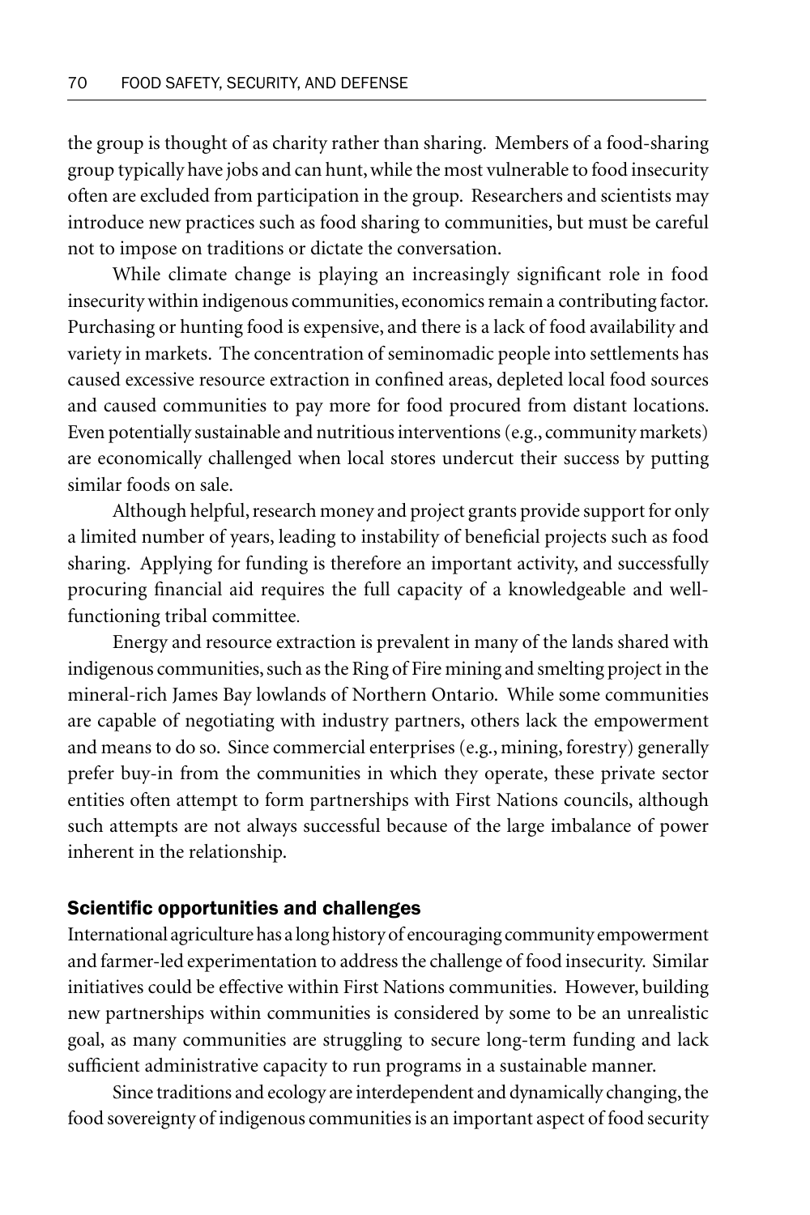the group is thought of as charity rather than sharing. Members of a food-sharing group typically have jobs and can hunt, while the most vulnerable to food insecurity often are excluded from participation in the group. Researchers and scientists may introduce new practices such as food sharing to communities, but must be careful not to impose on traditions or dictate the conversation.

While climate change is playing an increasingly significant role in food insecurity within indigenous communities, economics remain a contributing factor. Purchasing or hunting food is expensive, and there is a lack of food availability and variety in markets. The concentration of seminomadic people into settlements has caused excessive resource extraction in confined areas, depleted local food sources and caused communities to pay more for food procured from distant locations. Even potentially sustainable and nutritious interventions (e.g., community markets) are economically challenged when local stores undercut their success by putting similar foods on sale.

Although helpful, research money and project grants provide support for only a limited number of years, leading to instability of beneficial projects such as food sharing. Applying for funding is therefore an important activity, and successfully procuring financial aid requires the full capacity of a knowledgeable and well-functioning tribal committee.

Energy and resource extraction is prevalent in many of the lands shared with indigenous communities, such as the Ring of Fire mining and smelting project in the mineral-rich James Bay lowlands of Northern Ontario. While some communities are capable of negotiating with industry partners, others lack the empowerment and means to do so. Since commercial enterprises (e.g., mining, forestry) generally prefer buy-in from the communities in which they operate, these private sector entities often attempt to form partnerships with First Nations councils, although such attempts are not always successful because of the large imbalance of power inherent in the relationship.

## Scientific opportunities and challenges

International agriculture has a long history of encouraging community empowerment and farmer-led experimentation to address the challenge of food insecurity. Similar initiatives could be effective within First Nations communities. However, building new partnerships within communities is considered by some to be an unrealistic goal, as many communities are struggling to secure long-term funding and lack sufficient administrative capacity to run programs in a sustainable manner.

Since traditions and ecology are interdependent and dynamically changing, the food sovereignty of indigenous communities is an important aspect of food security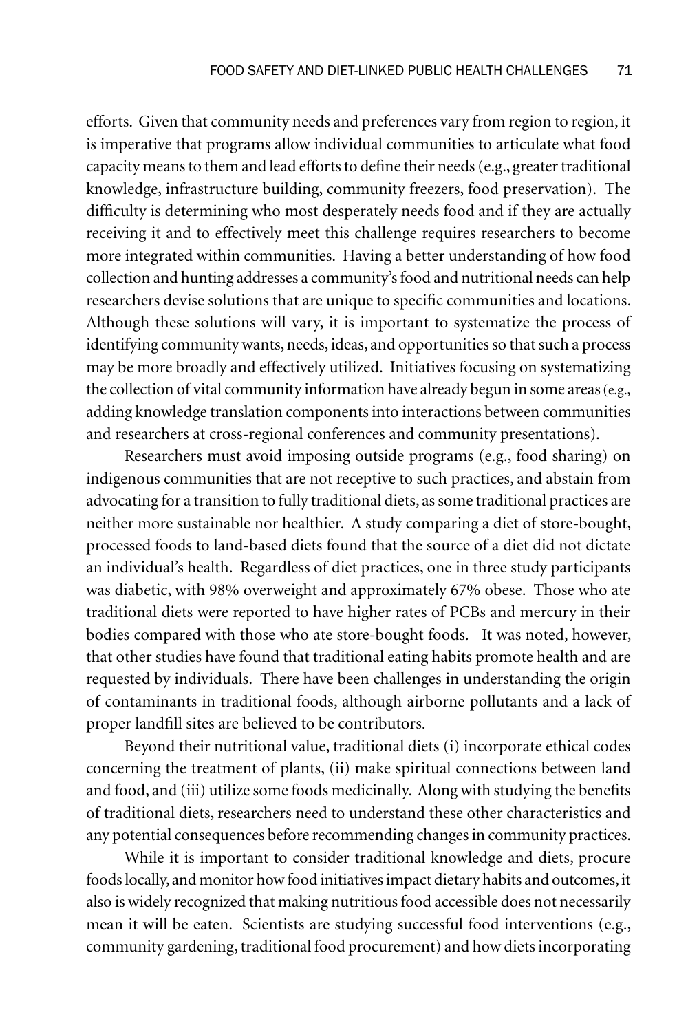efforts. Given that community needs and preferences vary from region to region, it is imperative that programs allow individual communities to articulate what food capacity means to them and lead efforts to define their needs (e.g., greater traditional knowledge, infrastructure building, community freezers, food preservation). The difficulty is determining who most desperately needs food and if they are actually receiving it and to effectively meet this challenge requires researchers to become more integrated within communities. Having a better understanding of how food collection and hunting addresses a community's food and nutritional needs can help researchers devise solutions that are unique to specific communities and locations. Although these solutions will vary, it is important to systematize the process of identifying community wants, needs, ideas, and opportunities so that such a process may be more broadly and effectively utilized. Initiatives focusing on systematizing the collection of vital community information have already begun in some areas (e.g., adding knowledge translation components into interactions between communities and researchers at cross-regional conferences and community presentations).

Researchers must avoid imposing outside programs (e.g., food sharing) on indigenous communities that are not receptive to such practices, and abstain from advocating for a transition to fully traditional diets, as some traditional practices are neither more sustainable nor healthier. A study comparing a diet of store-bought, processed foods to land-based diets found that the source of a diet did not dictate an individual's health. Regardless of diet practices, one in three study participants was diabetic, with 98% overweight and approximately 67% obese. Those who ate traditional diets were reported to have higher rates of PCBs and mercury in their bodies compared with those who ate store-bought foods. It was noted, however, that other studies have found that traditional eating habits promote health and are requested by individuals. There have been challenges in understanding the origin of contaminants in traditional foods, although airborne pollutants and a lack of proper landfill sites are believed to be contributors.

Beyond their nutritional value, traditional diets (i) incorporate ethical codes concerning the treatment of plants, (ii) make spiritual connections between land and food, and (iii) utilize some foods medicinally. Along with studying the benefits of traditional diets, researchers need to understand these other characteristics and any potential consequences before recommending changes in community practices.

While it is important to consider traditional knowledge and diets, procure foods locally, and monitor how food initiatives impact dietary habits and outcomes, it also is widely recognized that making nutritious food accessible does not necessarily mean it will be eaten. Scientists are studying successful food interventions (e.g., community gardening, traditional food procurement) and how diets incorporating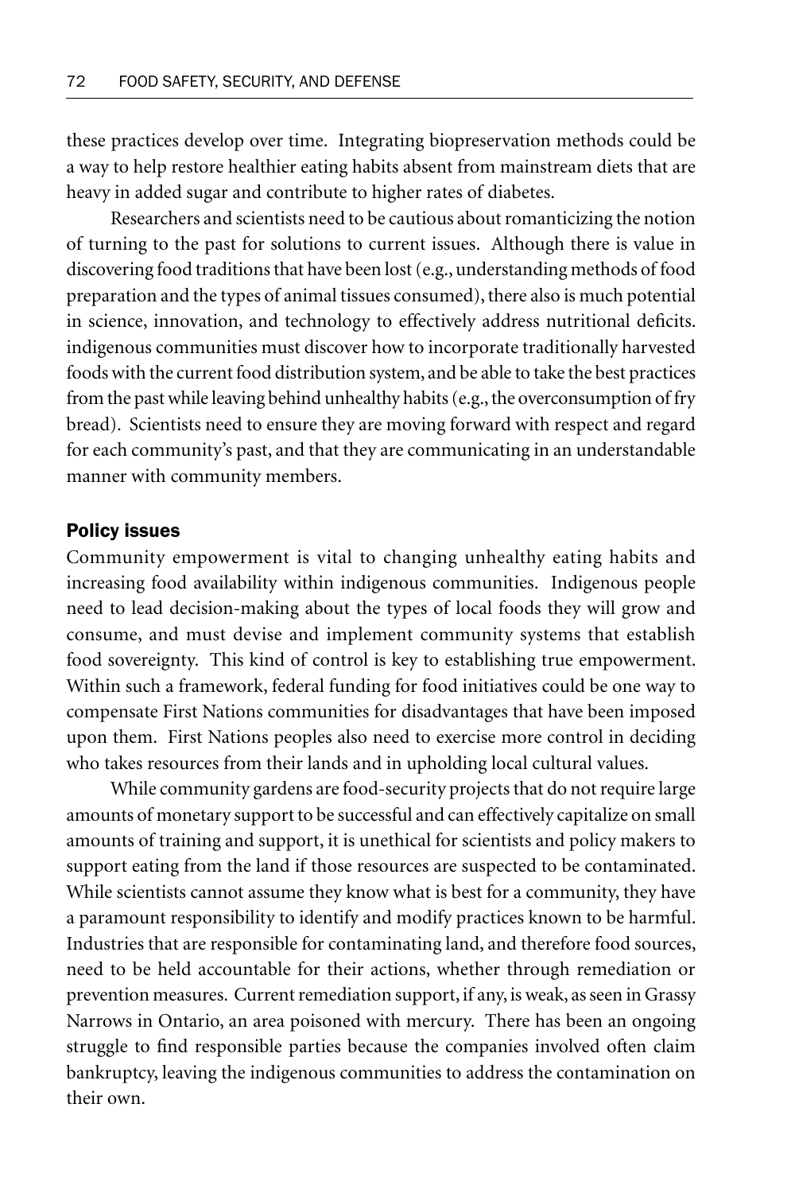these practices develop over time. Integrating biopreservation methods could be a way to help restore healthier eating habits absent from mainstream diets that are heavy in added sugar and contribute to higher rates of diabetes.

Researchers and scientists need to be cautious about romanticizing the notion of turning to the past for solutions to current issues. Although there is value in discovering food traditions that have been lost (e.g., understanding methods of food preparation and the types of animal tissues consumed), there also is much potential in science, innovation, and technology to effectively address nutritional deficits. indigenous communities must discover how to incorporate traditionally harvested foods with the current food distribution system, and be able to take the best practices from the past while leaving behind unhealthy habits (e.g., the overconsumption of fry bread). Scientists need to ensure they are moving forward with respect and regard for each community's past, and that they are communicating in an understandable manner with community members.

## Policy issues

Community empowerment is vital to changing unhealthy eating habits and increasing food availability within indigenous communities. Indigenous people need to lead decision-making about the types of local foods they will grow and consume, and must devise and implement community systems that establish food sovereignty. This kind of control is key to establishing true empowerment. Within such a framework, federal funding for food initiatives could be one way to compensate First Nations communities for disadvantages that have been imposed upon them. First Nations peoples also need to exercise more control in deciding who takes resources from their lands and in upholding local cultural values.

While community gardens are food-security projects that do not require large amounts of monetary support to be successful and can effectively capitalize on small amounts of training and support, it is unethical for scientists and policy makers to support eating from the land if those resources are suspected to be contaminated. While scientists cannot assume they know what is best for a community, they have a paramount responsibility to identify and modify practices known to be harmful. Industries that are responsible for contaminating land, and therefore food sources, need to be held accountable for their actions, whether through remediation or prevention measures. Current remediation support, if any, is weak, as seen in Grassy Narrows in Ontario, an area poisoned with mercury. There has been an ongoing struggle to find responsible parties because the companies involved often claim bankruptcy, leaving the indigenous communities to address the contamination on their own.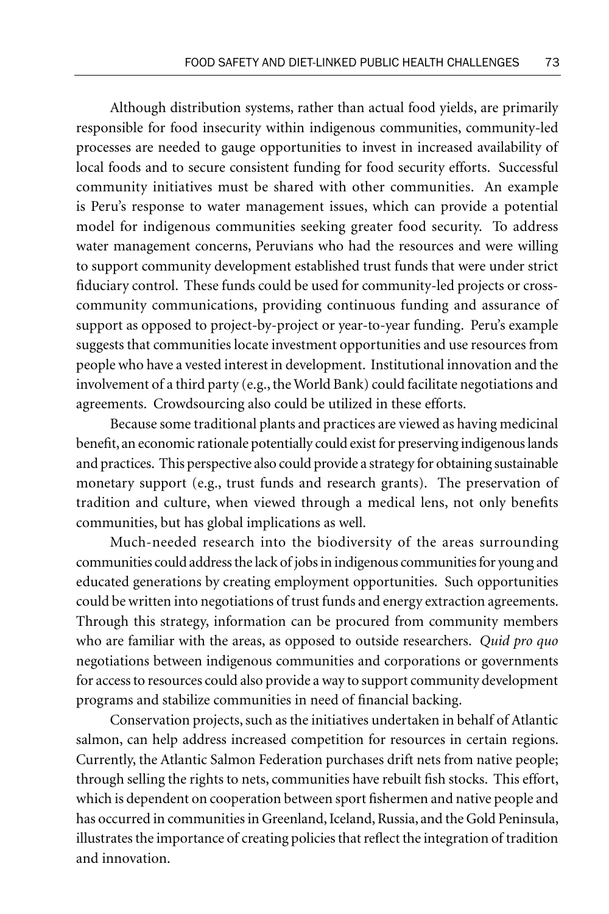Although distribution systems, rather than actual food yields, are primarily responsible for food insecurity within indigenous communities, community-led processes are needed to gauge opportunities to invest in increased availability of local foods and to secure consistent funding for food security efforts. Successful community initiatives must be shared with other communities. An example is Peru's response to water management issues, which can provide a potential model for indigenous communities seeking greater food security. To address water management concerns, Peruvians who had the resources and were willing to support community development established trust funds that were under strict fiduciary control. These funds could be used for community-led projects or cross-community communications, providing continuous funding and assurance of support as opposed to project-by-project or year-to-year funding. Peru's example suggests that communities locate investment opportunities and use resources from people who have a vested interest in development. Institutional innovation and the involvement of a third party (e.g., the World Bank) could facilitate negotiations and agreements. Crowdsourcing also could be utilized in these efforts.

Because some traditional plants and practices are viewed as having medicinal benefit, an economic rationale potentially could exist for preserving indigenous lands and practices. This perspective also could provide a strategy for obtaining sustainable monetary support (e.g., trust funds and research grants). The preservation of tradition and culture, when viewed through a medical lens, not only benefits communities, but has global implications as well.

Much-needed research into the biodiversity of the areas surrounding communities could address the lack of jobs in indigenous communities for young and educated generations by creating employment opportunities. Such opportunities could be written into negotiations of trust funds and energy extraction agreements. Through this strategy, information can be procured from community members who are familiar with the areas, as opposed to outside researchers. *Quid pro quo* negotiations between indigenous communities and corporations or governments for access to resources could also provide a way to support community development programs and stabilize communities in need of financial backing.

Conservation projects, such as the initiatives undertaken in behalf of Atlantic salmon, can help address increased competition for resources in certain regions. Currently, the Atlantic Salmon Federation purchases drift nets from native people; through selling the rights to nets, communities have rebuilt fish stocks. This effort, which is dependent on cooperation between sport fishermen and native people and has occurred in communities in Greenland, Iceland, Russia, and the Gold Peninsula, illustrates the importance of creating policies that reflect the integration of tradition and innovation.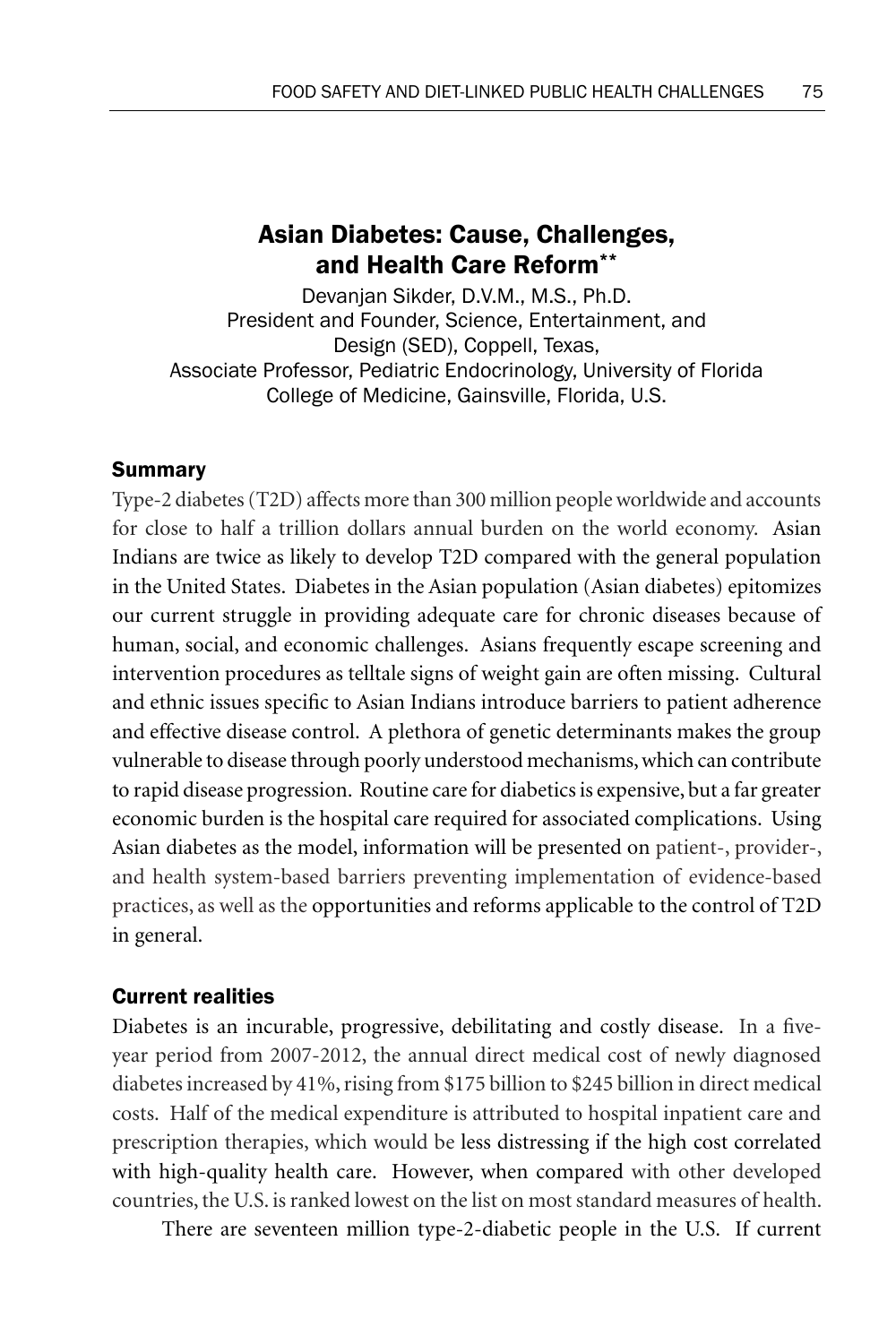# Asian Diabetes: Cause, Challenges, and Health Care Reform**

Devanjan Sikder, D.V.M., M.S., Ph.D.
President and Founder, Science, Entertainment, and Design (SED), Coppell, Texas,
Associate Professor, Pediatric Endocrinology, University of Florida College of Medicine, Gainsville, Florida, U.S.

## Summary

Type-2 diabetes (T2D) affects more than 300 million people worldwide and accounts for close to half a trillion dollars annual burden on the world economy. Asian Indians are twice as likely to develop T2D compared with the general population in the United States. Diabetes in the Asian population (Asian diabetes) epitomizes our current struggle in providing adequate care for chronic diseases because of human, social, and economic challenges. Asians frequently escape screening and intervention procedures as telltale signs of weight gain are often missing. Cultural and ethnic issues specific to Asian Indians introduce barriers to patient adherence and effective disease control. A plethora of genetic determinants makes the group vulnerable to disease through poorly understood mechanisms, which can contribute to rapid disease progression. Routine care for diabetics is expensive, but a far greater economic burden is the hospital care required for associated complications. Using Asian diabetes as the model, information will be presented on patient-, provider-, and health system-based barriers preventing implementation of evidence-based practices, as well as the opportunities and reforms applicable to the control of T2D in general.

## Current realities

Diabetes is an incurable, progressive, debilitating and costly disease. In a five-year period from 2007-2012, the annual direct medical cost of newly diagnosed diabetes increased by 41%, rising from $175 billion to $245 billion in direct medical costs. Half of the medical expenditure is attributed to hospital inpatient care and prescription therapies, which would be less distressing if the high cost correlated with high-quality health care. However, when compared with other developed countries, the U.S. is ranked lowest on the list on most standard measures of health.

There are seventeen million type-2-diabetic people in the U.S. If current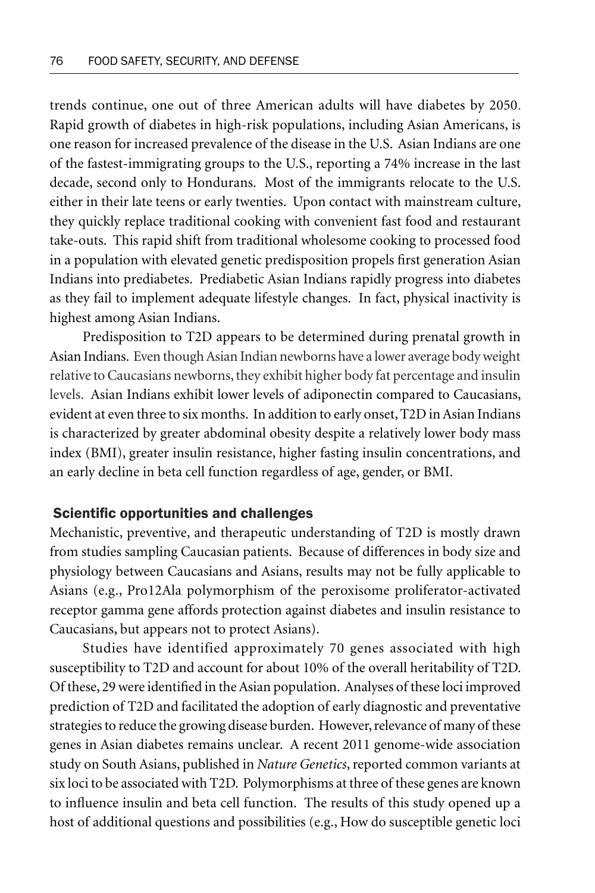trends continue, one out of three American adults will have diabetes by 2050. Rapid growth of diabetes in high-risk populations, including Asian Americans, is one reason for increased prevalence of the disease in the U.S. Asian Indians are one of the fastest-immigrating groups to the U.S., reporting a 74% increase in the last decade, second only to Hondurans. Most of the immigrants relocate to the U.S. either in their late teens or early twenties. Upon contact with mainstream culture, they quickly replace traditional cooking with convenient fast food and restaurant take-outs. This rapid shift from traditional wholesome cooking to processed food in a population with elevated genetic predisposition propels first generation Asian Indians into prediabetes. Prediabetic Asian Indians rapidly progress into diabetes as they fail to implement adequate lifestyle changes. In fact, physical inactivity is highest among Asian Indians.

Predisposition to T2D appears to be determined during prenatal growth in Asian Indians. Even though Asian Indian newborns have a lower average body weight relative to Caucasians newborns, they exhibit higher body fat percentage and insulin levels. Asian Indians exhibit lower levels of adiponectin compared to Caucasians, evident at even three to six months. In addition to early onset, T2D in Asian Indians is characterized by greater abdominal obesity despite a relatively lower body mass index (BMI), greater insulin resistance, higher fasting insulin concentrations, and an early decline in beta cell function regardless of age, gender, or BMI.

## Scientific opportunities and challenges

Mechanistic, preventive, and therapeutic understanding of T2D is mostly drawn from studies sampling Caucasian patients. Because of differences in body size and physiology between Caucasians and Asians, results may not be fully applicable to Asians (e.g., Pro12Ala polymorphism of the peroxisome proliferator-activated receptor gamma gene affords protection against diabetes and insulin resistance to Caucasians, but appears not to protect Asians).

Studies have identified approximately 70 genes associated with high susceptibility to T2D and account for about 10% of the overall heritability of T2D. Of these, 29 were identified in the Asian population. Analyses of these loci improved prediction of T2D and facilitated the adoption of early diagnostic and preventative strategies to reduce the growing disease burden. However, relevance of many of these genes in Asian diabetes remains unclear. A recent 2011 genome-wide association study on South Asians, published in *Nature Genetics*, reported common variants at six loci to be associated with T2D. Polymorphisms at three of these genes are known to influence insulin and beta cell function. The results of this study opened up a host of additional questions and possibilities (e.g., How do susceptible genetic loci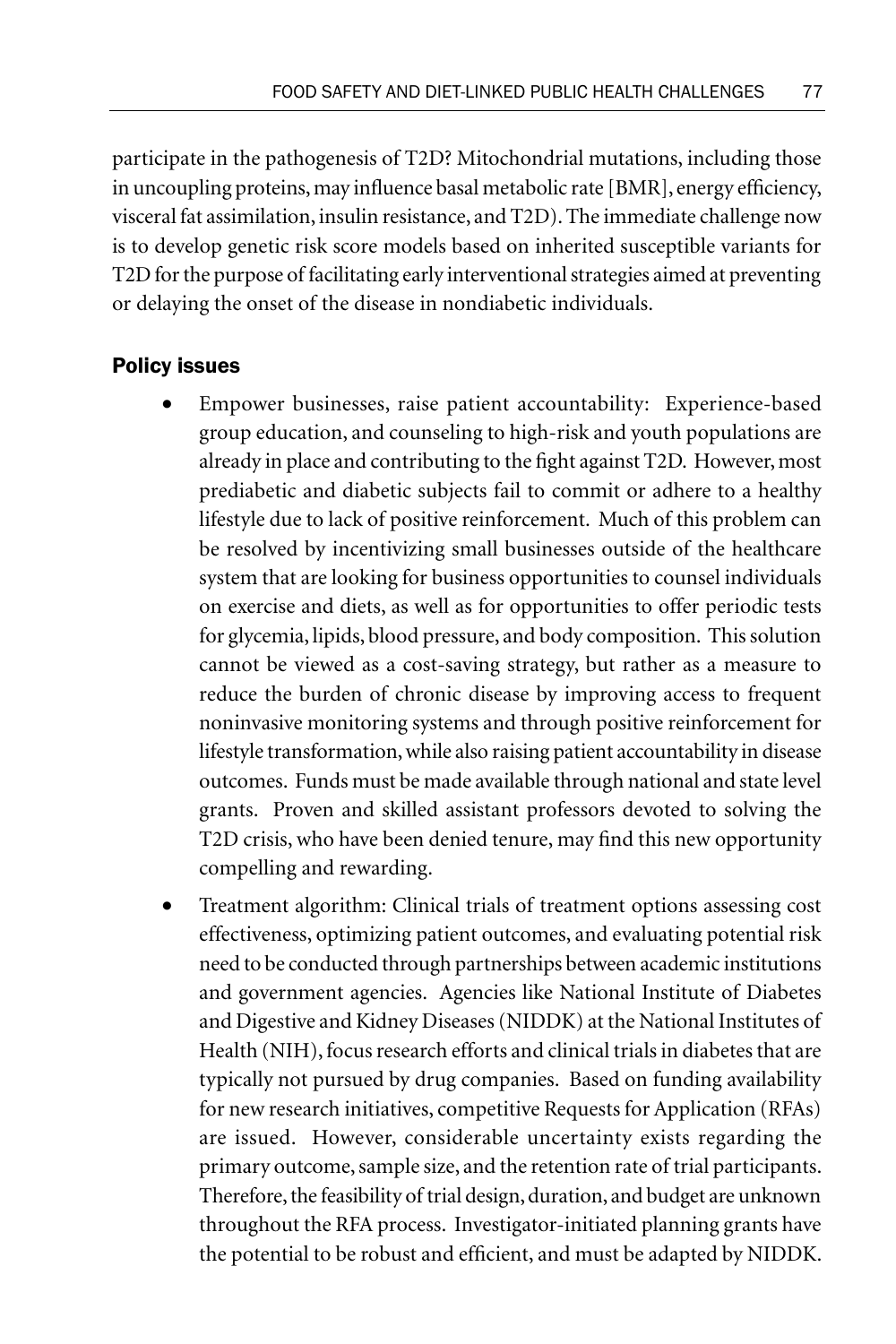participate in the pathogenesis of T2D? Mitochondrial mutations, including those in uncoupling proteins, may influence basal metabolic rate [BMR], energy efficiency, visceral fat assimilation, insulin resistance, and T2D). The immediate challenge now is to develop genetic risk score models based on inherited susceptible variants for T2D for the purpose of facilitating early interventional strategies aimed at preventing or delaying the onset of the disease in nondiabetic individuals.

## Policy issues

- Empower businesses, raise patient accountability: Experience-based group education, and counseling to high-risk and youth populations are already in place and contributing to the fight against T2D. However, most prediabetic and diabetic subjects fail to commit or adhere to a healthy lifestyle due to lack of positive reinforcement. Much of this problem can be resolved by incentivizing small businesses outside of the healthcare system that are looking for business opportunities to counsel individuals on exercise and diets, as well as for opportunities to offer periodic tests for glycemia, lipids, blood pressure, and body composition. This solution cannot be viewed as a cost-saving strategy, but rather as a measure to reduce the burden of chronic disease by improving access to frequent noninvasive monitoring systems and through positive reinforcement for lifestyle transformation, while also raising patient accountability in disease outcomes. Funds must be made available through national and state level grants. Proven and skilled assistant professors devoted to solving the T2D crisis, who have been denied tenure, may find this new opportunity compelling and rewarding.
- Treatment algorithm: Clinical trials of treatment options assessing cost effectiveness, optimizing patient outcomes, and evaluating potential risk need to be conducted through partnerships between academic institutions and government agencies. Agencies like National Institute of Diabetes and Digestive and Kidney Diseases (NIDDK) at the National Institutes of Health (NIH), focus research efforts and clinical trials in diabetes that are typically not pursued by drug companies. Based on funding availability for new research initiatives, competitive Requests for Application (RFAs) are issued. However, considerable uncertainty exists regarding the primary outcome, sample size, and the retention rate of trial participants. Therefore, the feasibility of trial design, duration, and budget are unknown throughout the RFA process. Investigator-initiated planning grants have the potential to be robust and efficient, and must be adapted by NIDDK.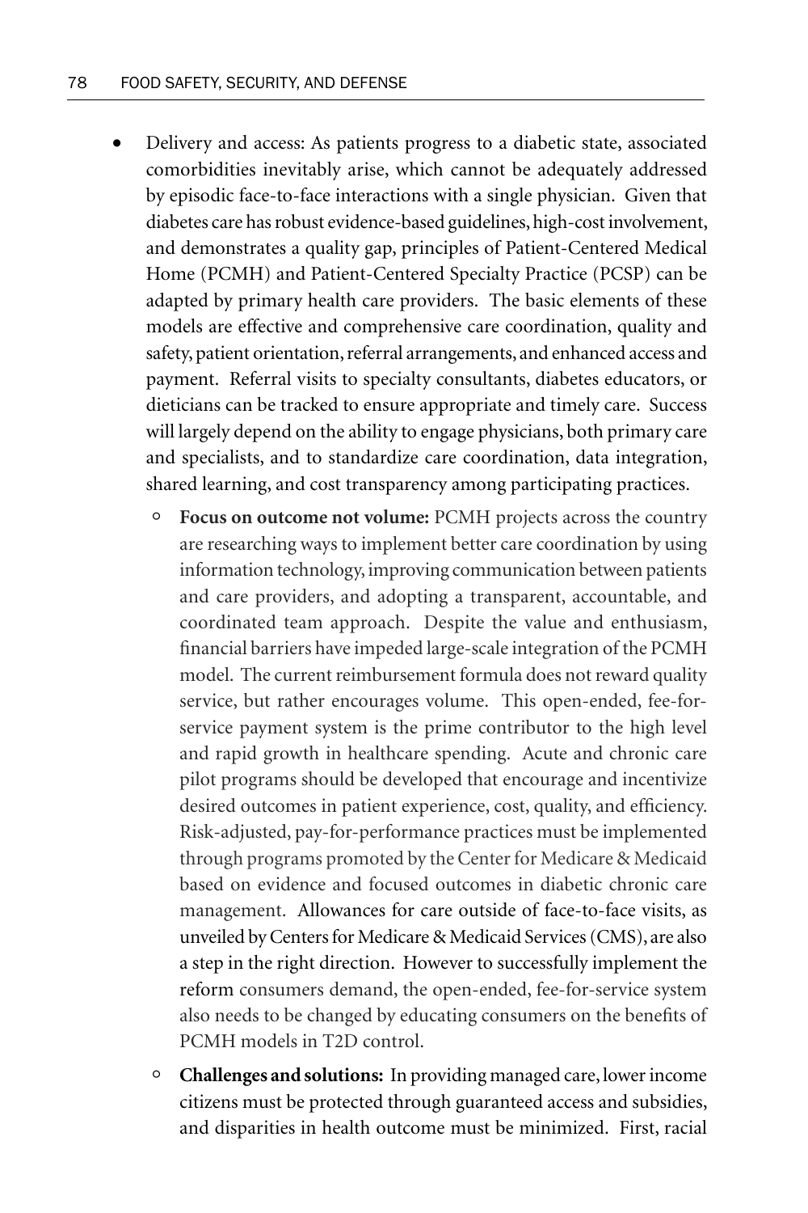- Delivery and access: As patients progress to a diabetic state, associated comorbidities inevitably arise, which cannot be adequately addressed by episodic face-to-face interactions with a single physician. Given that diabetes care has robust evidence-based guidelines, high-cost involvement, and demonstrates a quality gap, principles of Patient-Centered Medical Home (PCMH) and Patient-Centered Specialty Practice (PCSP) can be adapted by primary health care providers. The basic elements of these models are effective and comprehensive care coordination, quality and safety, patient orientation, referral arrangements, and enhanced access and payment. Referral visits to specialty consultants, diabetes educators, or dieticians can be tracked to ensure appropriate and timely care. Success will largely depend on the ability to engage physicians, both primary care and specialists, and to standardize care coordination, data integration, shared learning, and cost transparency among participating practices.
    - **Focus on outcome not volume:** PCMH projects across the country are researching ways to implement better care coordination by using information technology, improving communication between patients and care providers, and adopting a transparent, accountable, and coordinated team approach. Despite the value and enthusiasm, financial barriers have impeded large-scale integration of the PCMH model. The current reimbursement formula does not reward quality service, but rather encourages volume. This open-ended, fee-for-service payment system is the prime contributor to the high level and rapid growth in healthcare spending. Acute and chronic care pilot programs should be developed that encourage and incentivize desired outcomes in patient experience, cost, quality, and efficiency. Risk-adjusted, pay-for-performance practices must be implemented through programs promoted by the Center for Medicare & Medicaid based on evidence and focused outcomes in diabetic chronic care management. Allowances for care outside of face-to-face visits, as unveiled by Centers for Medicare & Medicaid Services (CMS), are also a step in the right direction. However to successfully implement the reform consumers demand, the open-ended, fee-for-service system also needs to be changed by educating consumers on the benefits of PCMH models in T2D control.
    - **Challenges and solutions:** In providing managed care, lower income citizens must be protected through guaranteed access and subsidies, and disparities in health outcome must be minimized. First, racial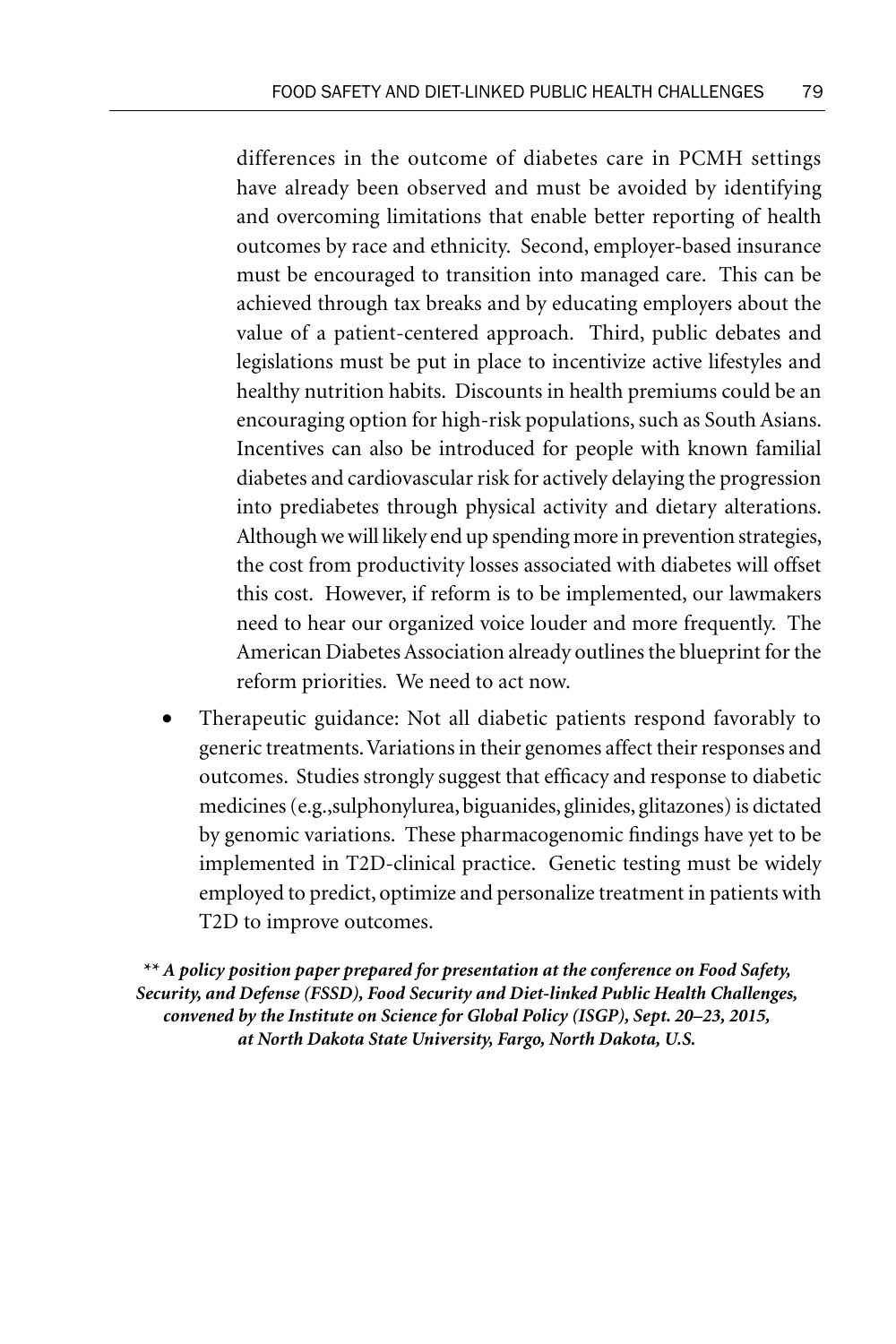differences in the outcome of diabetes care in PCMH settings have already been observed and must be avoided by identifying and overcoming limitations that enable better reporting of health outcomes by race and ethnicity. Second, employer-based insurance must be encouraged to transition into managed care. This can be achieved through tax breaks and by educating employers about the value of a patient-centered approach. Third, public debates and legislations must be put in place to incentivize active lifestyles and healthy nutrition habits. Discounts in health premiums could be an encouraging option for high-risk populations, such as South Asians. Incentives can also be introduced for people with known familial diabetes and cardiovascular risk for actively delaying the progression into prediabetes through physical activity and dietary alterations. Although we will likely end up spending more in prevention strategies, the cost from productivity losses associated with diabetes will offset this cost. However, if reform is to be implemented, our lawmakers need to hear our organized voice louder and more frequently. The American Diabetes Association already outlines the blueprint for the reform priorities. We need to act now.

- Therapeutic guidance: Not all diabetic patients respond favorably to generic treatments. Variations in their genomes affect their responses and outcomes. Studies strongly suggest that efficacy and response to diabetic medicines (e.g.,sulphonylurea, biguanides, glinides, glitazones) is dictated by genomic variations. These pharmacogenomic findings have yet to be implemented in T2D-clinical practice. Genetic testing must be widely employed to predict, optimize and personalize treatment in patients with T2D to improve outcomes.

***\*\* A policy position paper prepared for presentation at the conference on Food Safety, Security, and Defense (FSSD), Food Security and Diet-linked Public Health Challenges, convened by the Institute on Science for Global Policy (ISGP), Sept. 20–23, 2015, at North Dakota State University, Fargo, North Dakota, U.S.***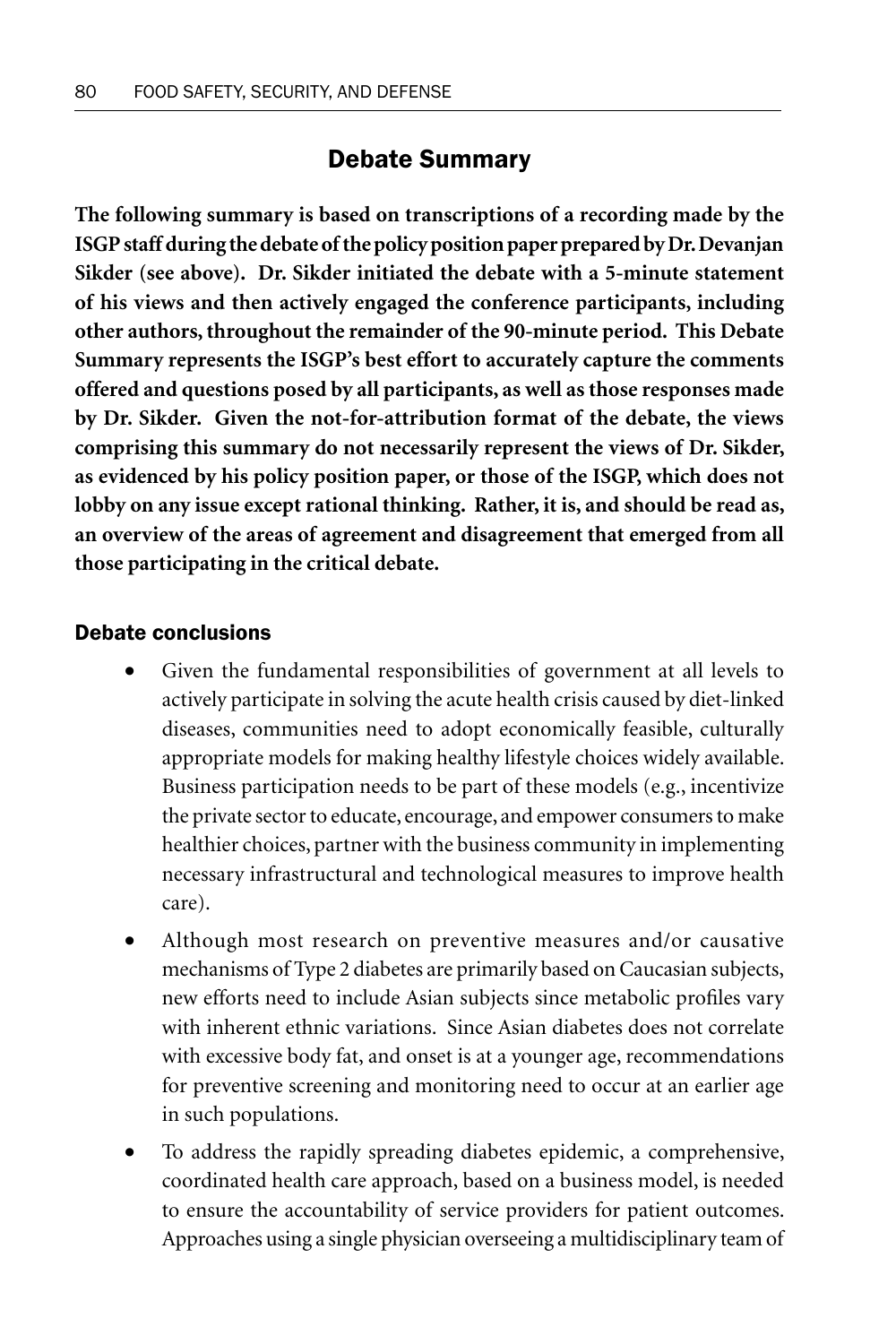## Debate Summary

**The following summary is based on transcriptions of a recording made by the ISGP staff during the debate of the policy position paper prepared by Dr. Devanjan Sikder (see above). Dr. Sikder initiated the debate with a 5-minute statement of his views and then actively engaged the conference participants, including other authors, throughout the remainder of the 90-minute period. This Debate Summary represents the ISGP's best effort to accurately capture the comments offered and questions posed by all participants, as well as those responses made by Dr. Sikder. Given the not-for-attribution format of the debate, the views comprising this summary do not necessarily represent the views of Dr. Sikder, as evidenced by his policy position paper, or those of the ISGP, which does not lobby on any issue except rational thinking. Rather, it is, and should be read as, an overview of the areas of agreement and disagreement that emerged from all those participating in the critical debate.**

### Debate conclusions

- Given the fundamental responsibilities of government at all levels to actively participate in solving the acute health crisis caused by diet-linked diseases, communities need to adopt economically feasible, culturally appropriate models for making healthy lifestyle choices widely available. Business participation needs to be part of these models (e.g., incentivize the private sector to educate, encourage, and empower consumers to make healthier choices, partner with the business community in implementing necessary infrastructural and technological measures to improve health care).
- Although most research on preventive measures and/or causative mechanisms of Type 2 diabetes are primarily based on Caucasian subjects, new efforts need to include Asian subjects since metabolic profiles vary with inherent ethnic variations. Since Asian diabetes does not correlate with excessive body fat, and onset is at a younger age, recommendations for preventive screening and monitoring need to occur at an earlier age in such populations.
- To address the rapidly spreading diabetes epidemic, a comprehensive, coordinated health care approach, based on a business model, is needed to ensure the accountability of service providers for patient outcomes. Approaches using a single physician overseeing a multidisciplinary team of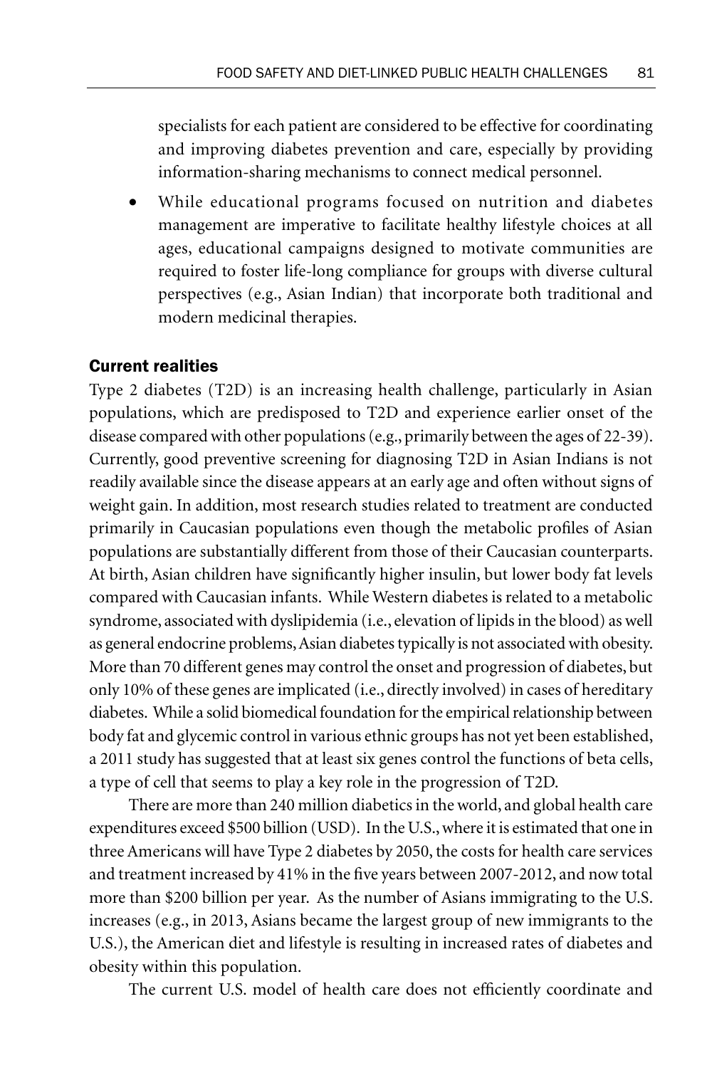specialists for each patient are considered to be effective for coordinating and improving diabetes prevention and care, especially by providing information-sharing mechanisms to connect medical personnel.

- While educational programs focused on nutrition and diabetes management are imperative to facilitate healthy lifestyle choices at all ages, educational campaigns designed to motivate communities are required to foster life-long compliance for groups with diverse cultural perspectives (e.g., Asian Indian) that incorporate both traditional and modern medicinal therapies.

### Current realities

Type 2 diabetes (T2D) is an increasing health challenge, particularly in Asian populations, which are predisposed to T2D and experience earlier onset of the disease compared with other populations (e.g., primarily between the ages of 22-39). Currently, good preventive screening for diagnosing T2D in Asian Indians is not readily available since the disease appears at an early age and often without signs of weight gain. In addition, most research studies related to treatment are conducted primarily in Caucasian populations even though the metabolic profiles of Asian populations are substantially different from those of their Caucasian counterparts. At birth, Asian children have significantly higher insulin, but lower body fat levels compared with Caucasian infants. While Western diabetes is related to a metabolic syndrome, associated with dyslipidemia (i.e., elevation of lipids in the blood) as well as general endocrine problems, Asian diabetes typically is not associated with obesity. More than 70 different genes may control the onset and progression of diabetes, but only 10% of these genes are implicated (i.e., directly involved) in cases of hereditary diabetes. While a solid biomedical foundation for the empirical relationship between body fat and glycemic control in various ethnic groups has not yet been established, a 2011 study has suggested that at least six genes control the functions of beta cells, a type of cell that seems to play a key role in the progression of T2D.

There are more than 240 million diabetics in the world, and global health care expenditures exceed $500 billion (USD). In the U.S., where it is estimated that one in three Americans will have Type 2 diabetes by 2050, the costs for health care services and treatment increased by 41% in the five years between 2007-2012, and now total more than $200 billion per year. As the number of Asians immigrating to the U.S. increases (e.g., in 2013, Asians became the largest group of new immigrants to the U.S.), the American diet and lifestyle is resulting in increased rates of diabetes and obesity within this population.

The current U.S. model of health care does not efficiently coordinate and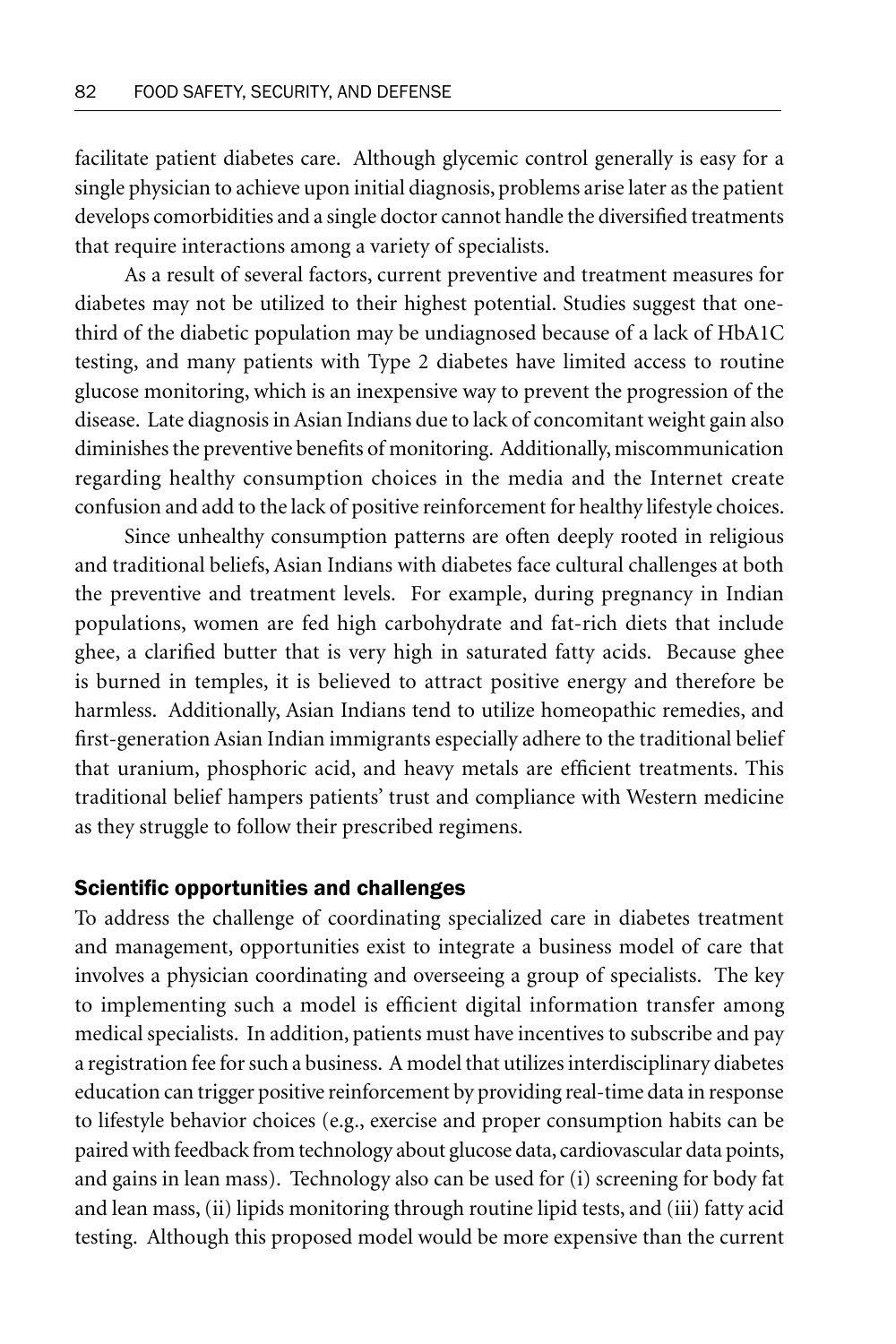facilitate patient diabetes care. Although glycemic control generally is easy for a single physician to achieve upon initial diagnosis, problems arise later as the patient develops comorbidities and a single doctor cannot handle the diversified treatments that require interactions among a variety of specialists.

As a result of several factors, current preventive and treatment measures for diabetes may not be utilized to their highest potential. Studies suggest that one-third of the diabetic population may be undiagnosed because of a lack of HbA1C testing, and many patients with Type 2 diabetes have limited access to routine glucose monitoring, which is an inexpensive way to prevent the progression of the disease. Late diagnosis in Asian Indians due to lack of concomitant weight gain also diminishes the preventive benefits of monitoring. Additionally, miscommunication regarding healthy consumption choices in the media and the Internet create confusion and add to the lack of positive reinforcement for healthy lifestyle choices.

Since unhealthy consumption patterns are often deeply rooted in religious and traditional beliefs, Asian Indians with diabetes face cultural challenges at both the preventive and treatment levels. For example, during pregnancy in Indian populations, women are fed high carbohydrate and fat-rich diets that include ghee, a clarified butter that is very high in saturated fatty acids. Because ghee is burned in temples, it is believed to attract positive energy and therefore be harmless. Additionally, Asian Indians tend to utilize homeopathic remedies, and first-generation Asian Indian immigrants especially adhere to the traditional belief that uranium, phosphoric acid, and heavy metals are efficient treatments. This traditional belief hampers patients' trust and compliance with Western medicine as they struggle to follow their prescribed regimens.

### Scientific opportunities and challenges

To address the challenge of coordinating specialized care in diabetes treatment and management, opportunities exist to integrate a business model of care that involves a physician coordinating and overseeing a group of specialists. The key to implementing such a model is efficient digital information transfer among medical specialists. In addition, patients must have incentives to subscribe and pay a registration fee for such a business. A model that utilizes interdisciplinary diabetes education can trigger positive reinforcement by providing real-time data in response to lifestyle behavior choices (e.g., exercise and proper consumption habits can be paired with feedback from technology about glucose data, cardiovascular data points, and gains in lean mass). Technology also can be used for (i) screening for body fat and lean mass, (ii) lipids monitoring through routine lipid tests, and (iii) fatty acid testing. Although this proposed model would be more expensive than the current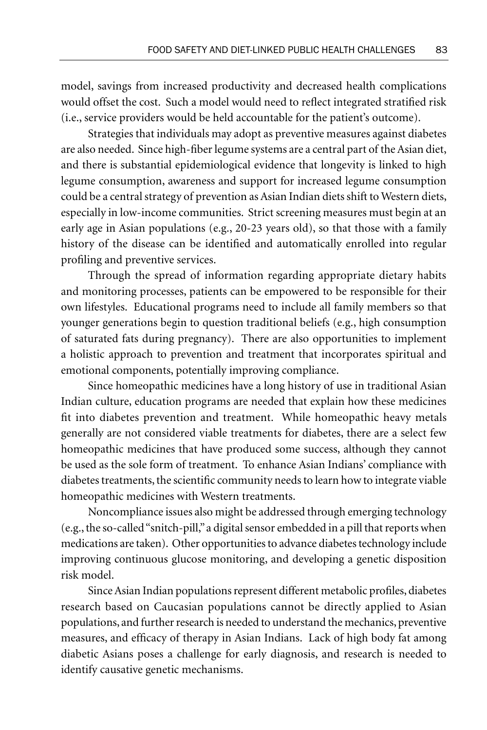model, savings from increased productivity and decreased health complications would offset the cost. Such a model would need to reflect integrated stratified risk (i.e., service providers would be held accountable for the patient's outcome).

Strategies that individuals may adopt as preventive measures against diabetes are also needed. Since high-fiber legume systems are a central part of the Asian diet, and there is substantial epidemiological evidence that longevity is linked to high legume consumption, awareness and support for increased legume consumption could be a central strategy of prevention as Asian Indian diets shift to Western diets, especially in low-income communities. Strict screening measures must begin at an early age in Asian populations (e.g., 20-23 years old), so that those with a family history of the disease can be identified and automatically enrolled into regular profiling and preventive services.

Through the spread of information regarding appropriate dietary habits and monitoring processes, patients can be empowered to be responsible for their own lifestyles. Educational programs need to include all family members so that younger generations begin to question traditional beliefs (e.g., high consumption of saturated fats during pregnancy). There are also opportunities to implement a holistic approach to prevention and treatment that incorporates spiritual and emotional components, potentially improving compliance.

Since homeopathic medicines have a long history of use in traditional Asian Indian culture, education programs are needed that explain how these medicines fit into diabetes prevention and treatment. While homeopathic heavy metals generally are not considered viable treatments for diabetes, there are a select few homeopathic medicines that have produced some success, although they cannot be used as the sole form of treatment. To enhance Asian Indians' compliance with diabetes treatments, the scientific community needs to learn how to integrate viable homeopathic medicines with Western treatments.

Noncompliance issues also might be addressed through emerging technology (e.g., the so-called "snitch-pill," a digital sensor embedded in a pill that reports when medications are taken). Other opportunities to advance diabetes technology include improving continuous glucose monitoring, and developing a genetic disposition risk model.

Since Asian Indian populations represent different metabolic profiles, diabetes research based on Caucasian populations cannot be directly applied to Asian populations, and further research is needed to understand the mechanics, preventive measures, and efficacy of therapy in Asian Indians. Lack of high body fat among diabetic Asians poses a challenge for early diagnosis, and research is needed to identify causative genetic mechanisms.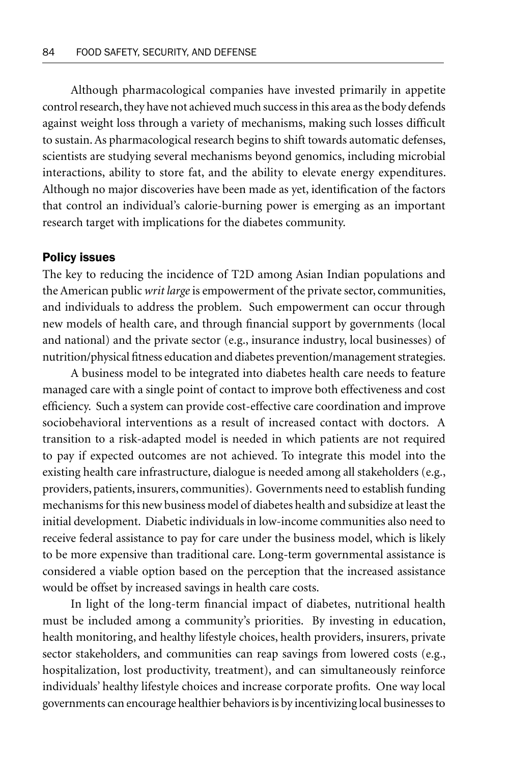Although pharmacological companies have invested primarily in appetite control research, they have not achieved much success in this area as the body defends against weight loss through a variety of mechanisms, making such losses difficult to sustain. As pharmacological research begins to shift towards automatic defenses, scientists are studying several mechanisms beyond genomics, including microbial interactions, ability to store fat, and the ability to elevate energy expenditures. Although no major discoveries have been made as yet, identification of the factors that control an individual's calorie-burning power is emerging as an important research target with implications for the diabetes community.

## Policy issues

The key to reducing the incidence of T2D among Asian Indian populations and the American public *writ large* is empowerment of the private sector, communities, and individuals to address the problem. Such empowerment can occur through new models of health care, and through financial support by governments (local and national) and the private sector (e.g., insurance industry, local businesses) of nutrition/physical fitness education and diabetes prevention/management strategies.

A business model to be integrated into diabetes health care needs to feature managed care with a single point of contact to improve both effectiveness and cost efficiency. Such a system can provide cost-effective care coordination and improve sociobehavioral interventions as a result of increased contact with doctors. A transition to a risk-adapted model is needed in which patients are not required to pay if expected outcomes are not achieved. To integrate this model into the existing health care infrastructure, dialogue is needed among all stakeholders (e.g., providers, patients, insurers, communities). Governments need to establish funding mechanisms for this new business model of diabetes health and subsidize at least the initial development. Diabetic individuals in low-income communities also need to receive federal assistance to pay for care under the business model, which is likely to be more expensive than traditional care. Long-term governmental assistance is considered a viable option based on the perception that the increased assistance would be offset by increased savings in health care costs.

In light of the long-term financial impact of diabetes, nutritional health must be included among a community's priorities. By investing in education, health monitoring, and healthy lifestyle choices, health providers, insurers, private sector stakeholders, and communities can reap savings from lowered costs (e.g., hospitalization, lost productivity, treatment), and can simultaneously reinforce individuals' healthy lifestyle choices and increase corporate profits. One way local governments can encourage healthier behaviors is by incentivizing local businesses to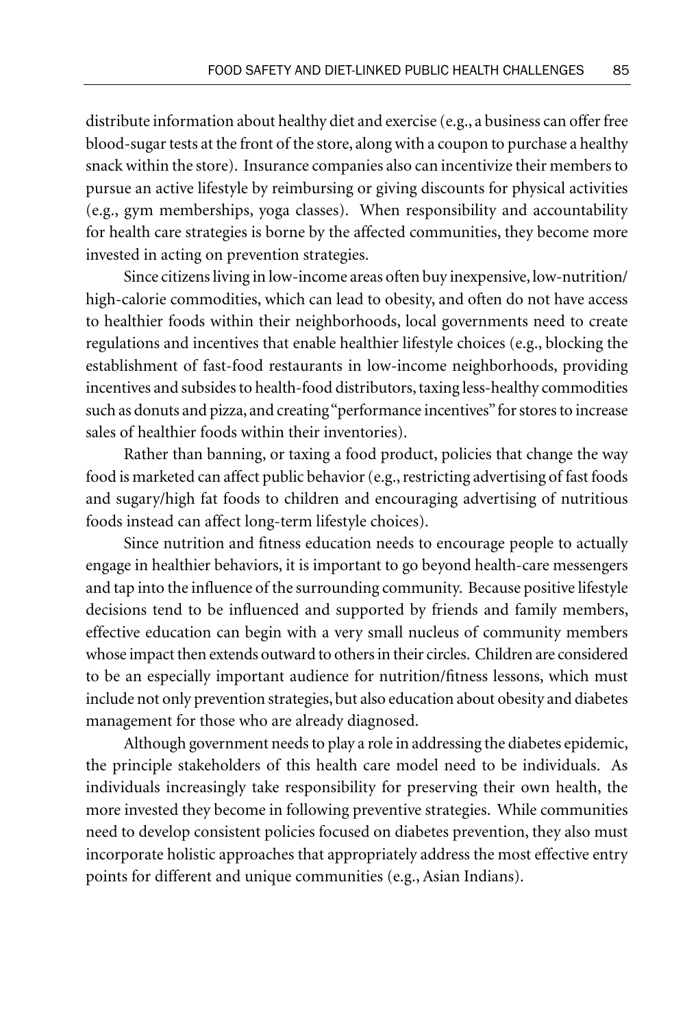distribute information about healthy diet and exercise (e.g., a business can offer free blood-sugar tests at the front of the store, along with a coupon to purchase a healthy snack within the store). Insurance companies also can incentivize their members to pursue an active lifestyle by reimbursing or giving discounts for physical activities (e.g., gym memberships, yoga classes). When responsibility and accountability for health care strategies is borne by the affected communities, they become more invested in acting on prevention strategies.

Since citizens living in low-income areas often buy inexpensive, low-nutrition/high-calorie commodities, which can lead to obesity, and often do not have access to healthier foods within their neighborhoods, local governments need to create regulations and incentives that enable healthier lifestyle choices (e.g., blocking the establishment of fast-food restaurants in low-income neighborhoods, providing incentives and subsides to health-food distributors, taxing less-healthy commodities such as donuts and pizza, and creating "performance incentives" for stores to increase sales of healthier foods within their inventories).

Rather than banning, or taxing a food product, policies that change the way food is marketed can affect public behavior (e.g., restricting advertising of fast foods and sugary/high fat foods to children and encouraging advertising of nutritious foods instead can affect long-term lifestyle choices).

Since nutrition and fitness education needs to encourage people to actually engage in healthier behaviors, it is important to go beyond health-care messengers and tap into the influence of the surrounding community. Because positive lifestyle decisions tend to be influenced and supported by friends and family members, effective education can begin with a very small nucleus of community members whose impact then extends outward to others in their circles. Children are considered to be an especially important audience for nutrition/fitness lessons, which must include not only prevention strategies, but also education about obesity and diabetes management for those who are already diagnosed.

Although government needs to play a role in addressing the diabetes epidemic, the principle stakeholders of this health care model need to be individuals. As individuals increasingly take responsibility for preserving their own health, the more invested they become in following preventive strategies. While communities need to develop consistent policies focused on diabetes prevention, they also must incorporate holistic approaches that appropriately address the most effective entry points for different and unique communities (e.g., Asian Indians).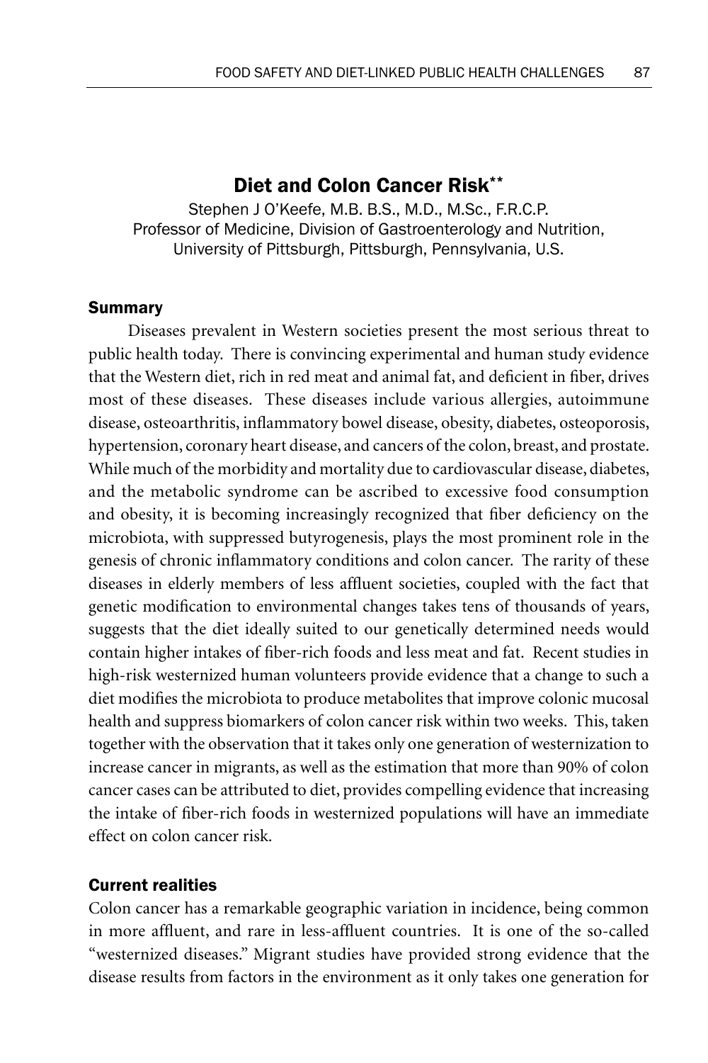## Diet and Colon Cancer Risk**

Stephen J O'Keefe, M.B. B.S., M.D., M.Sc., F.R.C.P.
Professor of Medicine, Division of Gastroenterology and Nutrition,
University of Pittsburgh, Pittsburgh, Pennsylvania, U.S.

### Summary

Diseases prevalent in Western societies present the most serious threat to public health today. There is convincing experimental and human study evidence that the Western diet, rich in red meat and animal fat, and deficient in fiber, drives most of these diseases. These diseases include various allergies, autoimmune disease, osteoarthritis, inflammatory bowel disease, obesity, diabetes, osteoporosis, hypertension, coronary heart disease, and cancers of the colon, breast, and prostate. While much of the morbidity and mortality due to cardiovascular disease, diabetes, and the metabolic syndrome can be ascribed to excessive food consumption and obesity, it is becoming increasingly recognized that fiber deficiency on the microbiota, with suppressed butyrogenesis, plays the most prominent role in the genesis of chronic inflammatory conditions and colon cancer. The rarity of these diseases in elderly members of less affluent societies, coupled with the fact that genetic modification to environmental changes takes tens of thousands of years, suggests that the diet ideally suited to our genetically determined needs would contain higher intakes of fiber-rich foods and less meat and fat. Recent studies in high-risk westernized human volunteers provide evidence that a change to such a diet modifies the microbiota to produce metabolites that improve colonic mucosal health and suppress biomarkers of colon cancer risk within two weeks. This, taken together with the observation that it takes only one generation of westernization to increase cancer in migrants, as well as the estimation that more than 90% of colon cancer cases can be attributed to diet, provides compelling evidence that increasing the intake of fiber-rich foods in westernized populations will have an immediate effect on colon cancer risk.

### Current realities

Colon cancer has a remarkable geographic variation in incidence, being common in more affluent, and rare in less-affluent countries. It is one of the so-called "westernized diseases." Migrant studies have provided strong evidence that the disease results from factors in the environment as it only takes one generation for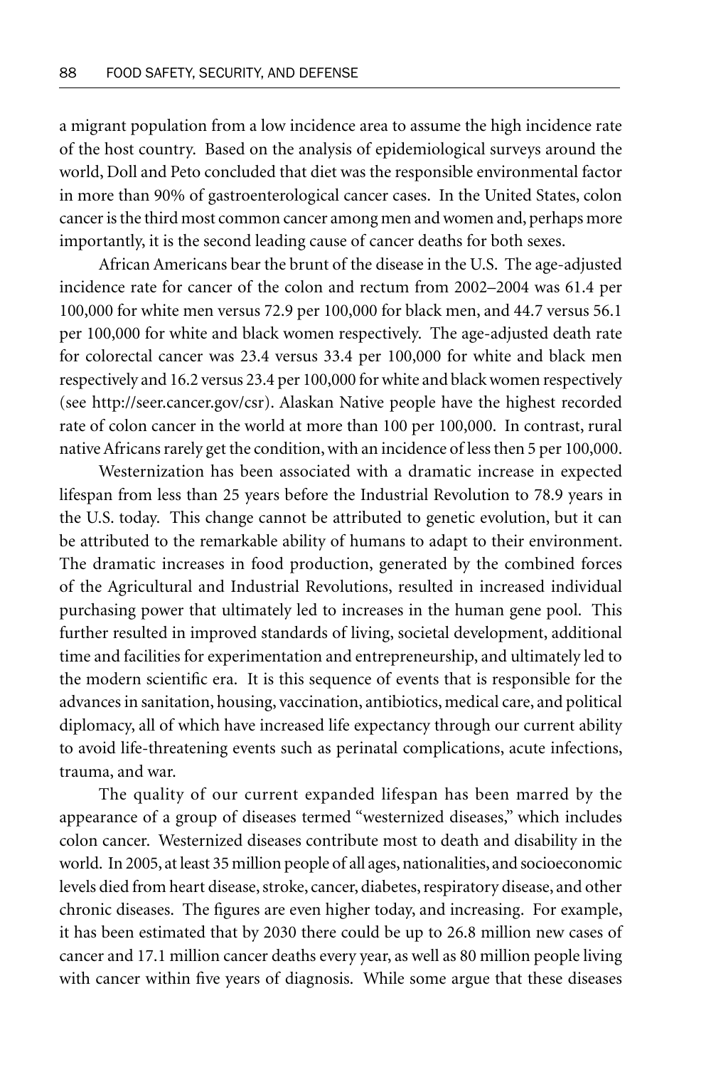a migrant population from a low incidence area to assume the high incidence rate of the host country. Based on the analysis of epidemiological surveys around the world, Doll and Peto concluded that diet was the responsible environmental factor in more than 90% of gastroenterological cancer cases. In the United States, colon cancer is the third most common cancer among men and women and, perhaps more importantly, it is the second leading cause of cancer deaths for both sexes.

African Americans bear the brunt of the disease in the U.S. The age-adjusted incidence rate for cancer of the colon and rectum from 2002–2004 was 61.4 per 100,000 for white men versus 72.9 per 100,000 for black men, and 44.7 versus 56.1 per 100,000 for white and black women respectively. The age-adjusted death rate for colorectal cancer was 23.4 versus 33.4 per 100,000 for white and black men respectively and 16.2 versus 23.4 per 100,000 for white and black women respectively (see http://seer.cancer.gov/csr). Alaskan Native people have the highest recorded rate of colon cancer in the world at more than 100 per 100,000. In contrast, rural native Africans rarely get the condition, with an incidence of less then 5 per 100,000.

Westernization has been associated with a dramatic increase in expected lifespan from less than 25 years before the Industrial Revolution to 78.9 years in the U.S. today. This change cannot be attributed to genetic evolution, but it can be attributed to the remarkable ability of humans to adapt to their environment. The dramatic increases in food production, generated by the combined forces of the Agricultural and Industrial Revolutions, resulted in increased individual purchasing power that ultimately led to increases in the human gene pool. This further resulted in improved standards of living, societal development, additional time and facilities for experimentation and entrepreneurship, and ultimately led to the modern scientific era. It is this sequence of events that is responsible for the advances in sanitation, housing, vaccination, antibiotics, medical care, and political diplomacy, all of which have increased life expectancy through our current ability to avoid life-threatening events such as perinatal complications, acute infections, trauma, and war.

The quality of our current expanded lifespan has been marred by the appearance of a group of diseases termed "westernized diseases," which includes colon cancer. Westernized diseases contribute most to death and disability in the world. In 2005, at least 35 million people of all ages, nationalities, and socioeconomic levels died from heart disease, stroke, cancer, diabetes, respiratory disease, and other chronic diseases. The figures are even higher today, and increasing. For example, it has been estimated that by 2030 there could be up to 26.8 million new cases of cancer and 17.1 million cancer deaths every year, as well as 80 million people living with cancer within five years of diagnosis. While some argue that these diseases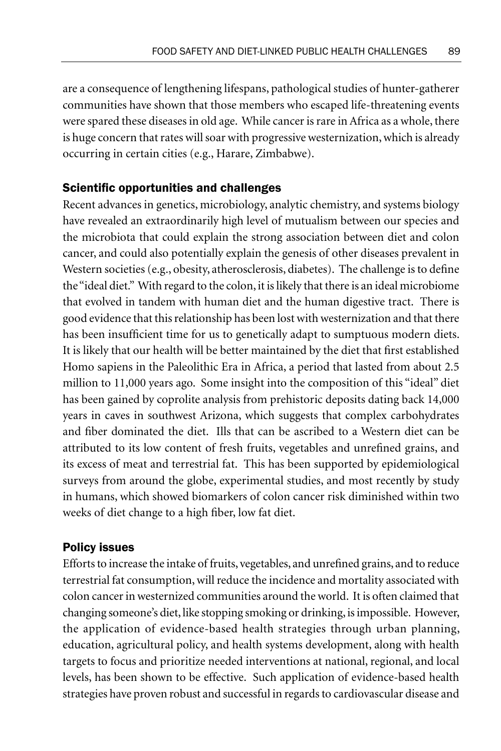are a consequence of lengthening lifespans, pathological studies of hunter-gatherer communities have shown that those members who escaped life-threatening events were spared these diseases in old age. While cancer is rare in Africa as a whole, there is huge concern that rates will soar with progressive westernization, which is already occurring in certain cities (e.g., Harare, Zimbabwe).

### Scientific opportunities and challenges

Recent advances in genetics, microbiology, analytic chemistry, and systems biology have revealed an extraordinarily high level of mutualism between our species and the microbiota that could explain the strong association between diet and colon cancer, and could also potentially explain the genesis of other diseases prevalent in Western societies (e.g., obesity, atherosclerosis, diabetes). The challenge is to define the "ideal diet." With regard to the colon, it is likely that there is an ideal microbiome that evolved in tandem with human diet and the human digestive tract. There is good evidence that this relationship has been lost with westernization and that there has been insufficient time for us to genetically adapt to sumptuous modern diets. It is likely that our health will be better maintained by the diet that first established Homo sapiens in the Paleolithic Era in Africa, a period that lasted from about 2.5 million to 11,000 years ago. Some insight into the composition of this "ideal" diet has been gained by coprolite analysis from prehistoric deposits dating back 14,000 years in caves in southwest Arizona, which suggests that complex carbohydrates and fiber dominated the diet. Ills that can be ascribed to a Western diet can be attributed to its low content of fresh fruits, vegetables and unrefined grains, and its excess of meat and terrestrial fat. This has been supported by epidemiological surveys from around the globe, experimental studies, and most recently by study in humans, which showed biomarkers of colon cancer risk diminished within two weeks of diet change to a high fiber, low fat diet.

### Policy issues

Efforts to increase the intake of fruits, vegetables, and unrefined grains, and to reduce terrestrial fat consumption, will reduce the incidence and mortality associated with colon cancer in westernized communities around the world. It is often claimed that changing someone's diet, like stopping smoking or drinking, is impossible. However, the application of evidence-based health strategies through urban planning, education, agricultural policy, and health systems development, along with health targets to focus and prioritize needed interventions at national, regional, and local levels, has been shown to be effective. Such application of evidence-based health strategies have proven robust and successful in regards to cardiovascular disease and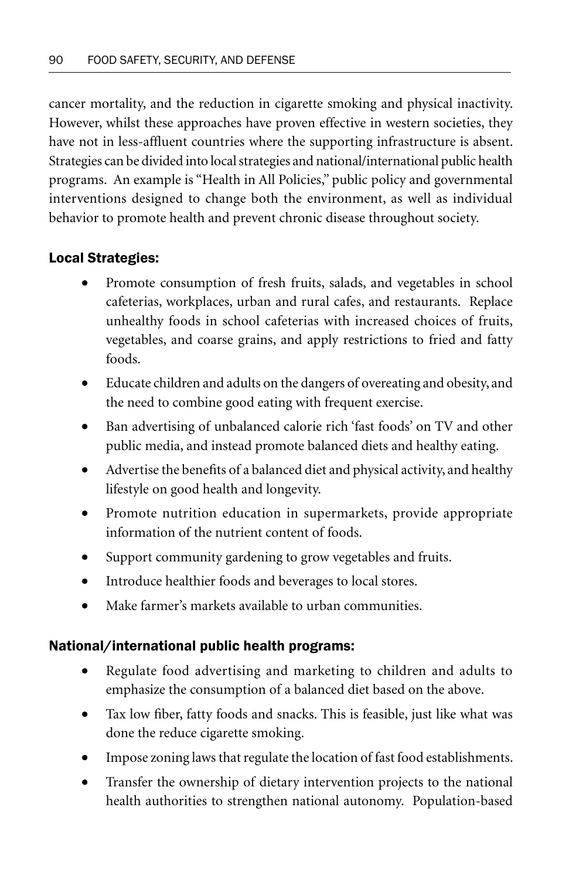cancer mortality, and the reduction in cigarette smoking and physical inactivity. However, whilst these approaches have proven effective in western societies, they have not in less-affluent countries where the supporting infrastructure is absent. Strategies can be divided into local strategies and national/international public health programs. An example is "Health in All Policies," public policy and governmental interventions designed to change both the environment, as well as individual behavior to promote health and prevent chronic disease throughout society.

### Local Strategies:

- Promote consumption of fresh fruits, salads, and vegetables in school cafeterias, workplaces, urban and rural cafes, and restaurants. Replace unhealthy foods in school cafeterias with increased choices of fruits, vegetables, and coarse grains, and apply restrictions to fried and fatty foods.
- Educate children and adults on the dangers of overeating and obesity, and the need to combine good eating with frequent exercise.
- Ban advertising of unbalanced calorie rich 'fast foods' on TV and other public media, and instead promote balanced diets and healthy eating.
- Advertise the benefits of a balanced diet and physical activity, and healthy lifestyle on good health and longevity.
- Promote nutrition education in supermarkets, provide appropriate information of the nutrient content of foods.
- Support community gardening to grow vegetables and fruits.
- Introduce healthier foods and beverages to local stores.
- Make farmer's markets available to urban communities.

### National/international public health programs:

- Regulate food advertising and marketing to children and adults to emphasize the consumption of a balanced diet based on the above.
- Tax low fiber, fatty foods and snacks. This is feasible, just like what was done the reduce cigarette smoking.
- Impose zoning laws that regulate the location of fast food establishments.
- Transfer the ownership of dietary intervention projects to the national health authorities to strengthen national autonomy. Population-based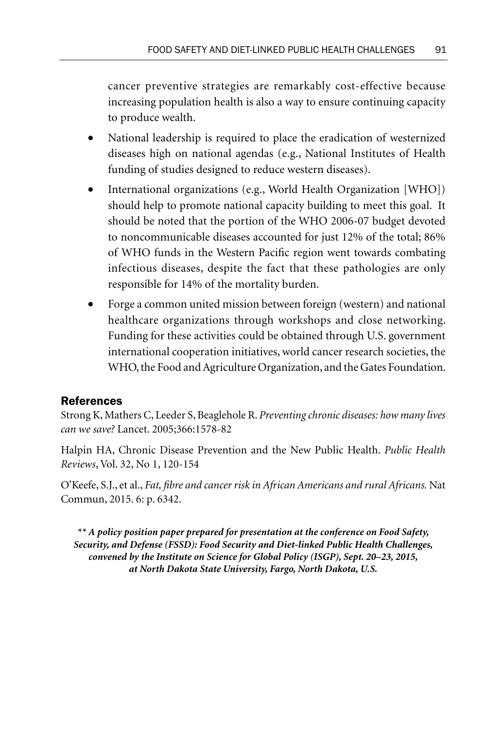cancer preventive strategies are remarkably cost-effective because increasing population health is also a way to ensure continuing capacity to produce wealth.

- National leadership is required to place the eradication of westernized diseases high on national agendas (e.g., National Institutes of Health funding of studies designed to reduce western diseases).
- International organizations (e.g., World Health Organization [WHO]) should help to promote national capacity building to meet this goal. It should be noted that the portion of the WHO 2006-07 budget devoted to noncommunicable diseases accounted for just 12% of the total; 86% of WHO funds in the Western Pacific region went towards combating infectious diseases, despite the fact that these pathologies are only responsible for 14% of the mortality burden.
- Forge a common united mission between foreign (western) and national healthcare organizations through workshops and close networking. Funding for these activities could be obtained through U.S. government international cooperation initiatives, world cancer research societies, the WHO, the Food and Agriculture Organization, and the Gates Foundation.

## References

Strong K, Mathers C, Leeder S, Beaglehole R. *Preventing chronic diseases: how many lives can we save?* Lancet. 2005;366:1578-82

Halpin HA, Chronic Disease Prevention and the New Public Health. *Public Health Reviews*, Vol. 32, No 1, 120-154

O'Keefe, S.J., et al., *Fat, fibre and cancer risk in African Americans and rural Africans.* Nat Commun, 2015. 6: p. 6342.

***\*\* A policy position paper prepared for presentation at the conference on Food Safety, Security, and Defense (FSSD): Food Security and Diet-linked Public Health Challenges, convened by the Institute on Science for Global Policy (ISGP), Sept. 20–23, 2015, at North Dakota State University, Fargo, North Dakota, U.S.***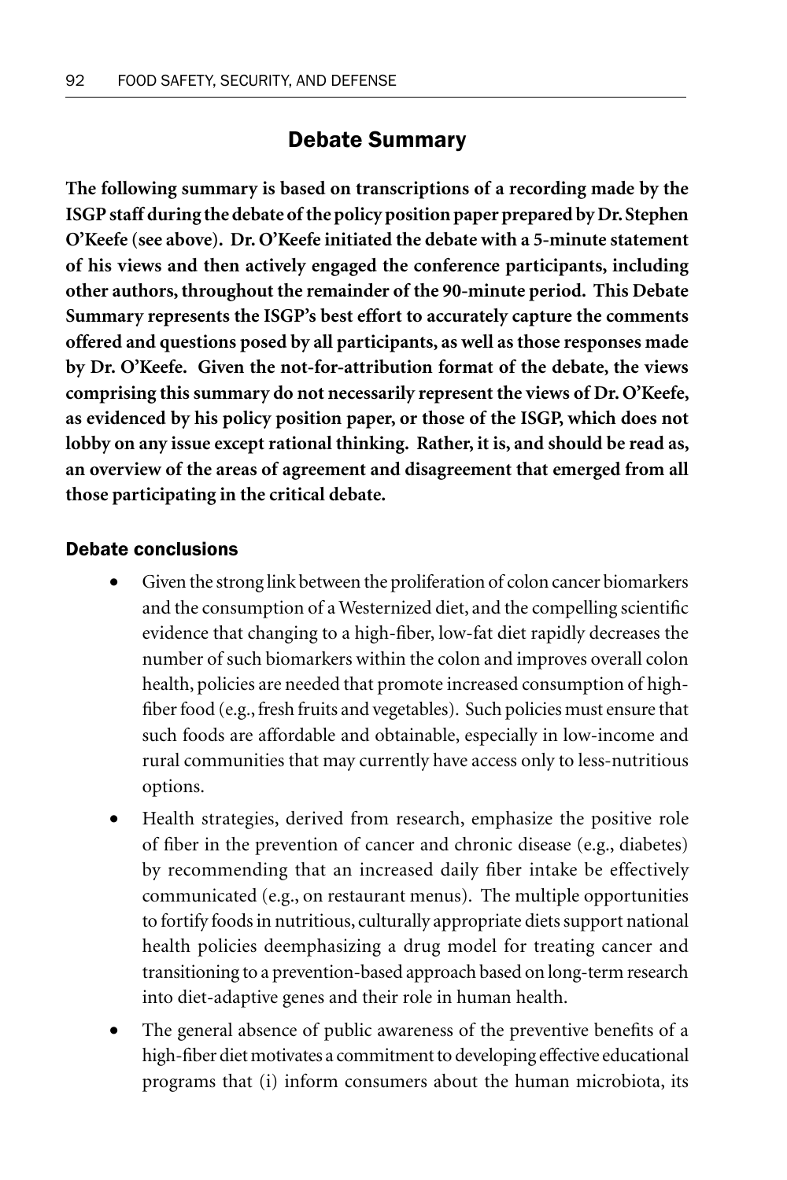## Debate Summary

**The following summary is based on transcriptions of a recording made by the ISGP staff during the debate of the policy position paper prepared by Dr. Stephen O'Keefe (see above). Dr. O'Keefe initiated the debate with a 5-minute statement of his views and then actively engaged the conference participants, including other authors, throughout the remainder of the 90-minute period. This Debate Summary represents the ISGP's best effort to accurately capture the comments offered and questions posed by all participants, as well as those responses made by Dr. O'Keefe. Given the not-for-attribution format of the debate, the views comprising this summary do not necessarily represent the views of Dr. O'Keefe, as evidenced by his policy position paper, or those of the ISGP, which does not lobby on any issue except rational thinking. Rather, it is, and should be read as, an overview of the areas of agreement and disagreement that emerged from all those participating in the critical debate.**

### Debate conclusions

- Given the strong link between the proliferation of colon cancer biomarkers and the consumption of a Westernized diet, and the compelling scientific evidence that changing to a high-fiber, low-fat diet rapidly decreases the number of such biomarkers within the colon and improves overall colon health, policies are needed that promote increased consumption of high-fiber food (e.g., fresh fruits and vegetables). Such policies must ensure that such foods are affordable and obtainable, especially in low-income and rural communities that may currently have access only to less-nutritious options.
- Health strategies, derived from research, emphasize the positive role of fiber in the prevention of cancer and chronic disease (e.g., diabetes) by recommending that an increased daily fiber intake be effectively communicated (e.g., on restaurant menus). The multiple opportunities to fortify foods in nutritious, culturally appropriate diets support national health policies deemphasizing a drug model for treating cancer and transitioning to a prevention-based approach based on long-term research into diet-adaptive genes and their role in human health.
- The general absence of public awareness of the preventive benefits of a high-fiber diet motivates a commitment to developing effective educational programs that (i) inform consumers about the human microbiota, its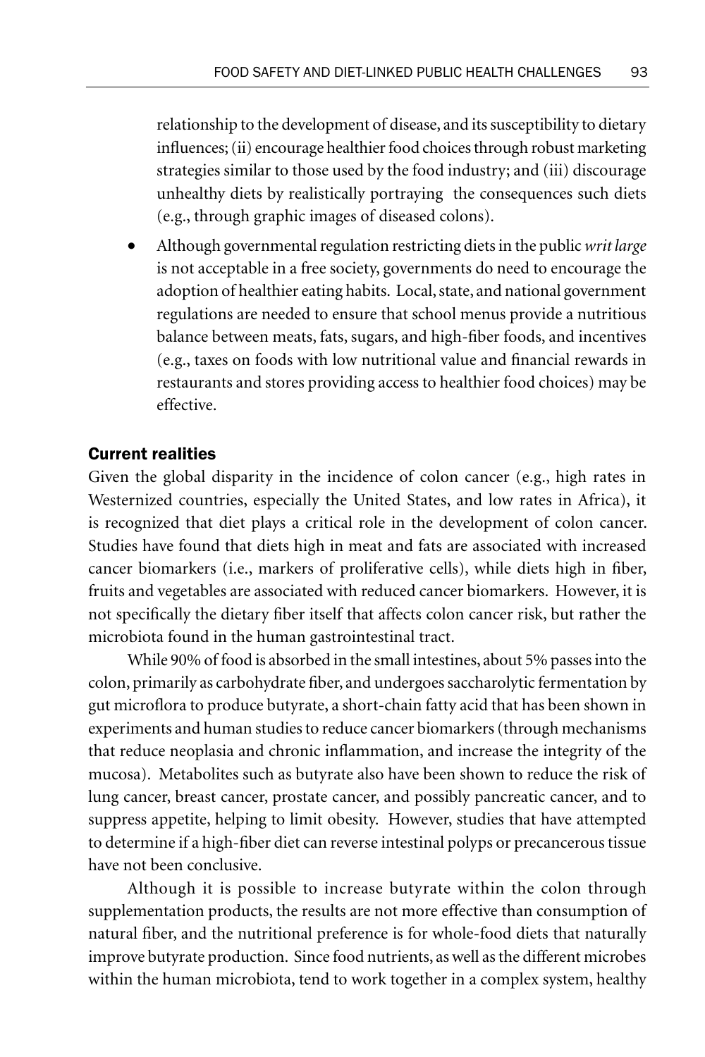relationship to the development of disease, and its susceptibility to dietary influences; (ii) encourage healthier food choices through robust marketing strategies similar to those used by the food industry; and (iii) discourage unhealthy diets by realistically portraying the consequences such diets (e.g., through graphic images of diseased colons).

- Although governmental regulation restricting diets in the public *writ large* is not acceptable in a free society, governments do need to encourage the adoption of healthier eating habits. Local, state, and national government regulations are needed to ensure that school menus provide a nutritious balance between meats, fats, sugars, and high-fiber foods, and incentives (e.g., taxes on foods with low nutritional value and financial rewards in restaurants and stores providing access to healthier food choices) may be effective.

### Current realities

Given the global disparity in the incidence of colon cancer (e.g., high rates in Westernized countries, especially the United States, and low rates in Africa), it is recognized that diet plays a critical role in the development of colon cancer. Studies have found that diets high in meat and fats are associated with increased cancer biomarkers (i.e., markers of proliferative cells), while diets high in fiber, fruits and vegetables are associated with reduced cancer biomarkers. However, it is not specifically the dietary fiber itself that affects colon cancer risk, but rather the microbiota found in the human gastrointestinal tract.

While 90% of food is absorbed in the small intestines, about 5% passes into the colon, primarily as carbohydrate fiber, and undergoes saccharolytic fermentation by gut microflora to produce butyrate, a short-chain fatty acid that has been shown in experiments and human studies to reduce cancer biomarkers (through mechanisms that reduce neoplasia and chronic inflammation, and increase the integrity of the mucosa). Metabolites such as butyrate also have been shown to reduce the risk of lung cancer, breast cancer, prostate cancer, and possibly pancreatic cancer, and to suppress appetite, helping to limit obesity. However, studies that have attempted to determine if a high-fiber diet can reverse intestinal polyps or precancerous tissue have not been conclusive.

Although it is possible to increase butyrate within the colon through supplementation products, the results are not more effective than consumption of natural fiber, and the nutritional preference is for whole-food diets that naturally improve butyrate production. Since food nutrients, as well as the different microbes within the human microbiota, tend to work together in a complex system, healthy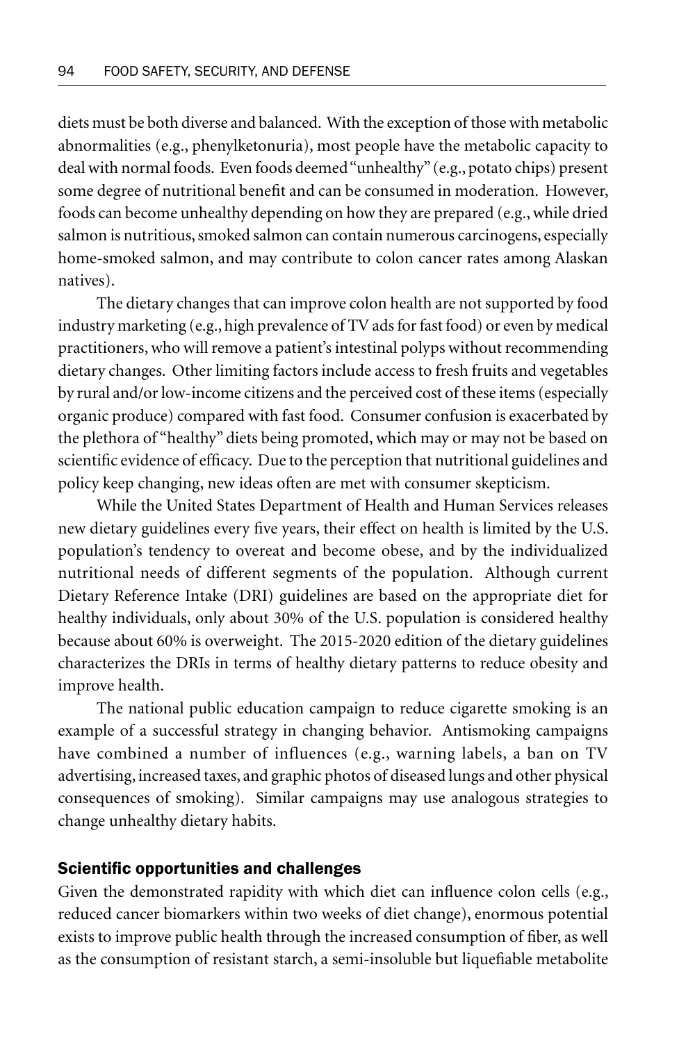diets must be both diverse and balanced. With the exception of those with metabolic abnormalities (e.g., phenylketonuria), most people have the metabolic capacity to deal with normal foods. Even foods deemed "unhealthy" (e.g., potato chips) present some degree of nutritional benefit and can be consumed in moderation. However, foods can become unhealthy depending on how they are prepared (e.g., while dried salmon is nutritious, smoked salmon can contain numerous carcinogens, especially home-smoked salmon, and may contribute to colon cancer rates among Alaskan natives).

The dietary changes that can improve colon health are not supported by food industry marketing (e.g., high prevalence of TV ads for fast food) or even by medical practitioners, who will remove a patient's intestinal polyps without recommending dietary changes. Other limiting factors include access to fresh fruits and vegetables by rural and/or low-income citizens and the perceived cost of these items (especially organic produce) compared with fast food. Consumer confusion is exacerbated by the plethora of "healthy" diets being promoted, which may or may not be based on scientific evidence of efficacy. Due to the perception that nutritional guidelines and policy keep changing, new ideas often are met with consumer skepticism.

While the United States Department of Health and Human Services releases new dietary guidelines every five years, their effect on health is limited by the U.S. population's tendency to overeat and become obese, and by the individualized nutritional needs of different segments of the population. Although current Dietary Reference Intake (DRI) guidelines are based on the appropriate diet for healthy individuals, only about 30% of the U.S. population is considered healthy because about 60% is overweight. The 2015-2020 edition of the dietary guidelines characterizes the DRIs in terms of healthy dietary patterns to reduce obesity and improve health.

The national public education campaign to reduce cigarette smoking is an example of a successful strategy in changing behavior. Antismoking campaigns have combined a number of influences (e.g., warning labels, a ban on TV advertising, increased taxes, and graphic photos of diseased lungs and other physical consequences of smoking). Similar campaigns may use analogous strategies to change unhealthy dietary habits.

## Scientific opportunities and challenges

Given the demonstrated rapidity with which diet can influence colon cells (e.g., reduced cancer biomarkers within two weeks of diet change), enormous potential exists to improve public health through the increased consumption of fiber, as well as the consumption of resistant starch, a semi-insoluble but liquefiable metabolite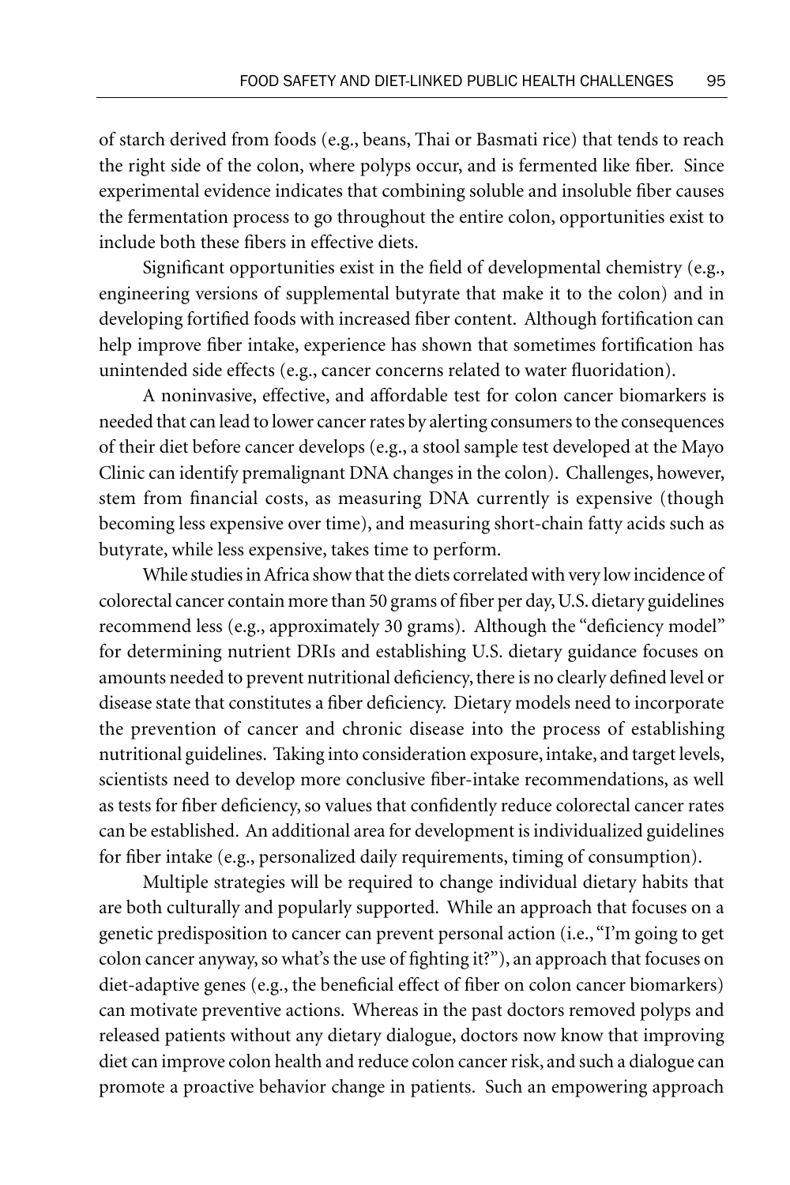of starch derived from foods (e.g., beans, Thai or Basmati rice) that tends to reach the right side of the colon, where polyps occur, and is fermented like fiber. Since experimental evidence indicates that combining soluble and insoluble fiber causes the fermentation process to go throughout the entire colon, opportunities exist to include both these fibers in effective diets.

Significant opportunities exist in the field of developmental chemistry (e.g., engineering versions of supplemental butyrate that make it to the colon) and in developing fortified foods with increased fiber content. Although fortification can help improve fiber intake, experience has shown that sometimes fortification has unintended side effects (e.g., cancer concerns related to water fluoridation).

A noninvasive, effective, and affordable test for colon cancer biomarkers is needed that can lead to lower cancer rates by alerting consumers to the consequences of their diet before cancer develops (e.g., a stool sample test developed at the Mayo Clinic can identify premalignant DNA changes in the colon). Challenges, however, stem from financial costs, as measuring DNA currently is expensive (though becoming less expensive over time), and measuring short-chain fatty acids such as butyrate, while less expensive, takes time to perform.

While studies in Africa show that the diets correlated with very low incidence of colorectal cancer contain more than 50 grams of fiber per day, U.S. dietary guidelines recommend less (e.g., approximately 30 grams). Although the "deficiency model" for determining nutrient DRIs and establishing U.S. dietary guidance focuses on amounts needed to prevent nutritional deficiency, there is no clearly defined level or disease state that constitutes a fiber deficiency. Dietary models need to incorporate the prevention of cancer and chronic disease into the process of establishing nutritional guidelines. Taking into consideration exposure, intake, and target levels, scientists need to develop more conclusive fiber-intake recommendations, as well as tests for fiber deficiency, so values that confidently reduce colorectal cancer rates can be established. An additional area for development is individualized guidelines for fiber intake (e.g., personalized daily requirements, timing of consumption).

Multiple strategies will be required to change individual dietary habits that are both culturally and popularly supported. While an approach that focuses on a genetic predisposition to cancer can prevent personal action (i.e., "I'm going to get colon cancer anyway, so what's the use of fighting it?"), an approach that focuses on diet-adaptive genes (e.g., the beneficial effect of fiber on colon cancer biomarkers) can motivate preventive actions. Whereas in the past doctors removed polyps and released patients without any dietary dialogue, doctors now know that improving diet can improve colon health and reduce colon cancer risk, and such a dialogue can promote a proactive behavior change in patients. Such an empowering approach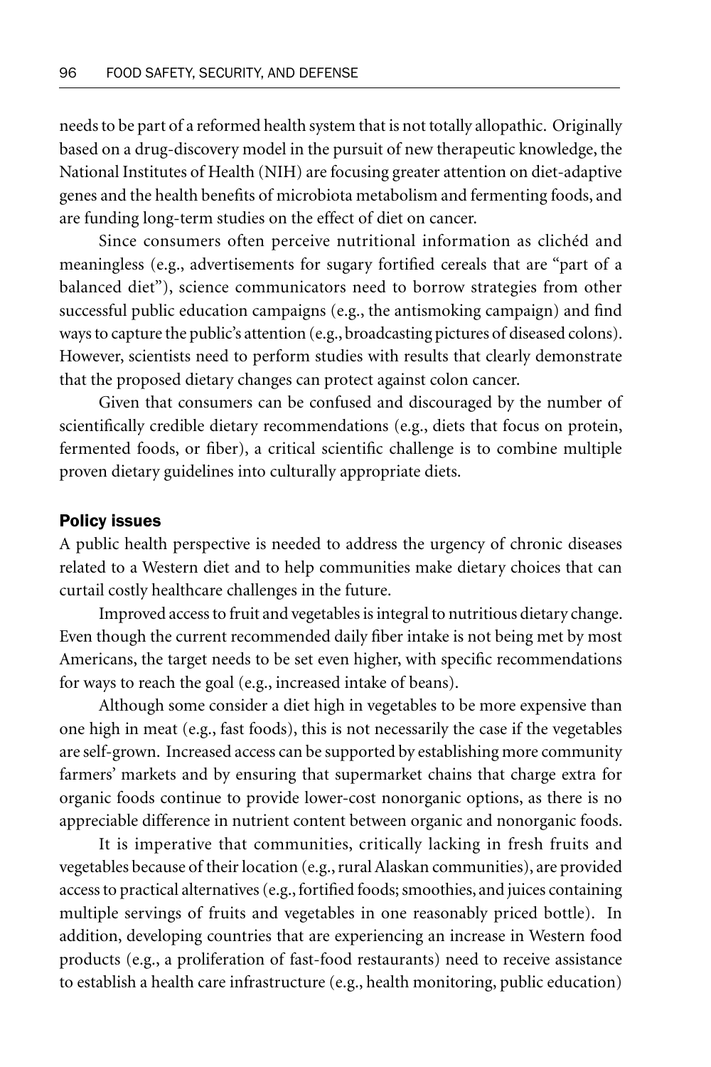needs to be part of a reformed health system that is not totally allopathic. Originally based on a drug-discovery model in the pursuit of new therapeutic knowledge, the National Institutes of Health (NIH) are focusing greater attention on diet-adaptive genes and the health benefits of microbiota metabolism and fermenting foods, and are funding long-term studies on the effect of diet on cancer.

Since consumers often perceive nutritional information as clichéd and meaningless (e.g., advertisements for sugary fortified cereals that are "part of a balanced diet"), science communicators need to borrow strategies from other successful public education campaigns (e.g., the antismoking campaign) and find ways to capture the public's attention (e.g., broadcasting pictures of diseased colons). However, scientists need to perform studies with results that clearly demonstrate that the proposed dietary changes can protect against colon cancer.

Given that consumers can be confused and discouraged by the number of scientifically credible dietary recommendations (e.g., diets that focus on protein, fermented foods, or fiber), a critical scientific challenge is to combine multiple proven dietary guidelines into culturally appropriate diets.

### Policy issues

A public health perspective is needed to address the urgency of chronic diseases related to a Western diet and to help communities make dietary choices that can curtail costly healthcare challenges in the future.

Improved access to fruit and vegetables is integral to nutritious dietary change. Even though the current recommended daily fiber intake is not being met by most Americans, the target needs to be set even higher, with specific recommendations for ways to reach the goal (e.g., increased intake of beans).

Although some consider a diet high in vegetables to be more expensive than one high in meat (e.g., fast foods), this is not necessarily the case if the vegetables are self-grown. Increased access can be supported by establishing more community farmers' markets and by ensuring that supermarket chains that charge extra for organic foods continue to provide lower-cost nonorganic options, as there is no appreciable difference in nutrient content between organic and nonorganic foods.

It is imperative that communities, critically lacking in fresh fruits and vegetables because of their location (e.g., rural Alaskan communities), are provided access to practical alternatives (e.g., fortified foods; smoothies, and juices containing multiple servings of fruits and vegetables in one reasonably priced bottle). In addition, developing countries that are experiencing an increase in Western food products (e.g., a proliferation of fast-food restaurants) need to receive assistance to establish a health care infrastructure (e.g., health monitoring, public education)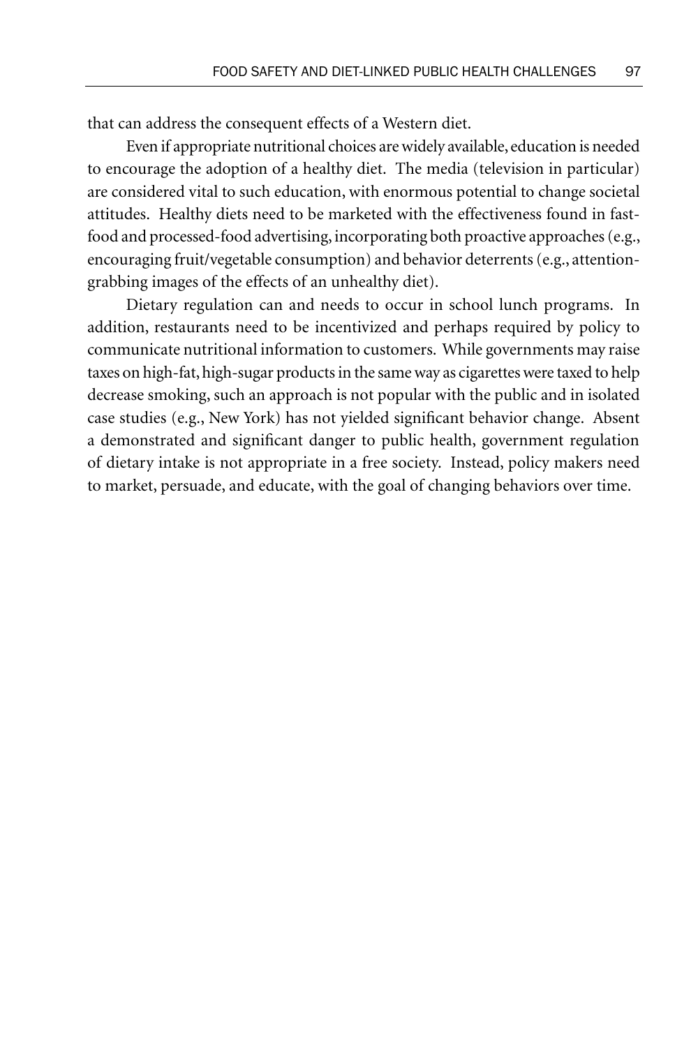that can address the consequent effects of a Western diet.

Even if appropriate nutritional choices are widely available, education is needed to encourage the adoption of a healthy diet. The media (television in particular) are considered vital to such education, with enormous potential to change societal attitudes. Healthy diets need to be marketed with the effectiveness found in fast-food and processed-food advertising, incorporating both proactive approaches (e.g., encouraging fruit/vegetable consumption) and behavior deterrents (e.g., attention-grabbing images of the effects of an unhealthy diet).

Dietary regulation can and needs to occur in school lunch programs. In addition, restaurants need to be incentivized and perhaps required by policy to communicate nutritional information to customers. While governments may raise taxes on high-fat, high-sugar products in the same way as cigarettes were taxed to help decrease smoking, such an approach is not popular with the public and in isolated case studies (e.g., New York) has not yielded significant behavior change. Absent a demonstrated and significant danger to public health, government regulation of dietary intake is not appropriate in a free society. Instead, policy makers need to market, persuade, and educate, with the goal of changing behaviors over time.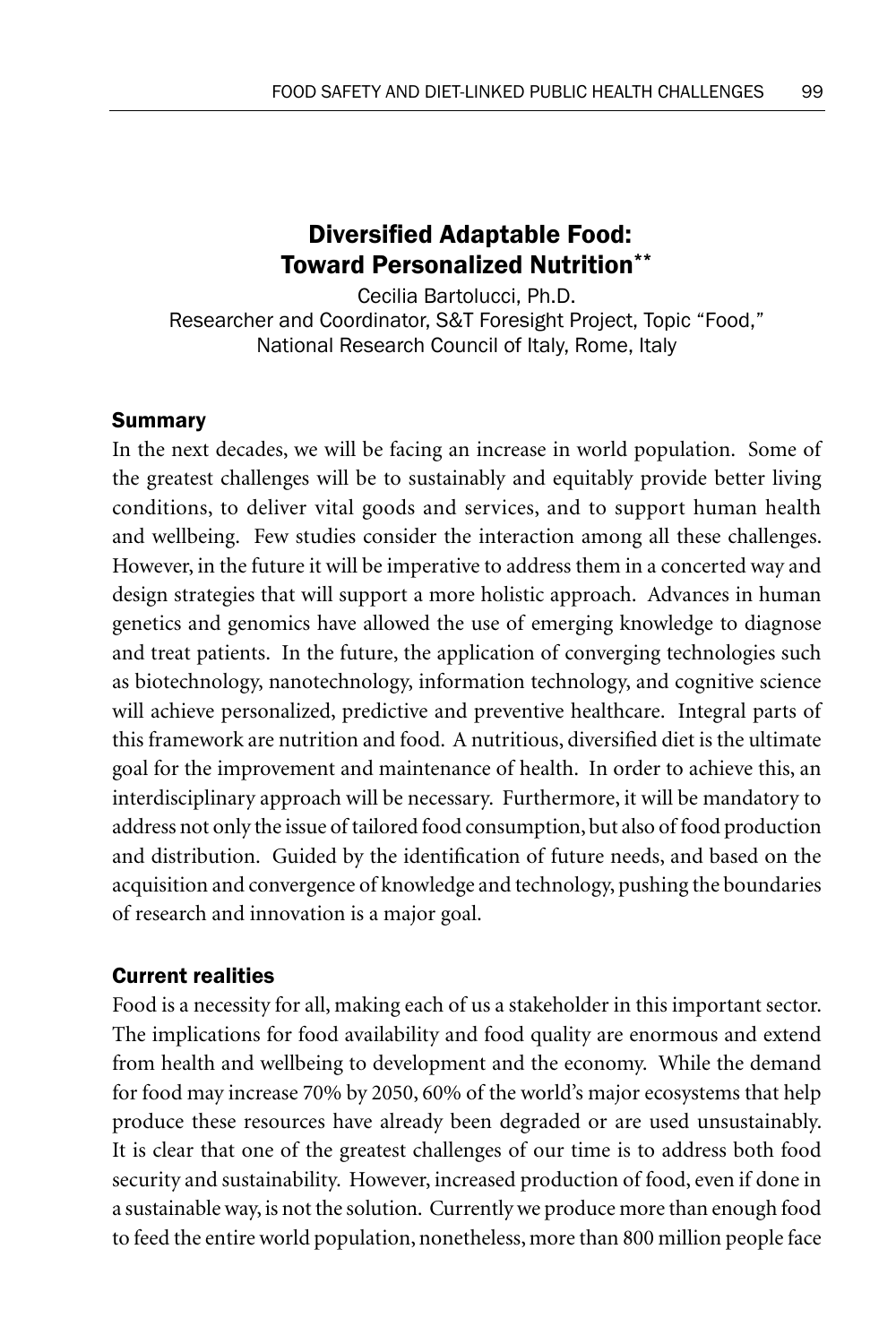## Diversified Adaptable Food: Toward Personalized Nutrition**

Cecilia Bartolucci, Ph.D.
Researcher and Coordinator, S&T Foresight Project, Topic "Food,"
National Research Council of Italy, Rome, Italy

### Summary

In the next decades, we will be facing an increase in world population. Some of the greatest challenges will be to sustainably and equitably provide better living conditions, to deliver vital goods and services, and to support human health and wellbeing. Few studies consider the interaction among all these challenges. However, in the future it will be imperative to address them in a concerted way and design strategies that will support a more holistic approach. Advances in human genetics and genomics have allowed the use of emerging knowledge to diagnose and treat patients. In the future, the application of converging technologies such as biotechnology, nanotechnology, information technology, and cognitive science will achieve personalized, predictive and preventive healthcare. Integral parts of this framework are nutrition and food. A nutritious, diversified diet is the ultimate goal for the improvement and maintenance of health. In order to achieve this, an interdisciplinary approach will be necessary. Furthermore, it will be mandatory to address not only the issue of tailored food consumption, but also of food production and distribution. Guided by the identification of future needs, and based on the acquisition and convergence of knowledge and technology, pushing the boundaries of research and innovation is a major goal.

### Current realities

Food is a necessity for all, making each of us a stakeholder in this important sector. The implications for food availability and food quality are enormous and extend from health and wellbeing to development and the economy. While the demand for food may increase 70% by 2050, 60% of the world's major ecosystems that help produce these resources have already been degraded or are used unsustainably. It is clear that one of the greatest challenges of our time is to address both food security and sustainability. However, increased production of food, even if done in a sustainable way, is not the solution. Currently we produce more than enough food to feed the entire world population, nonetheless, more than 800 million people face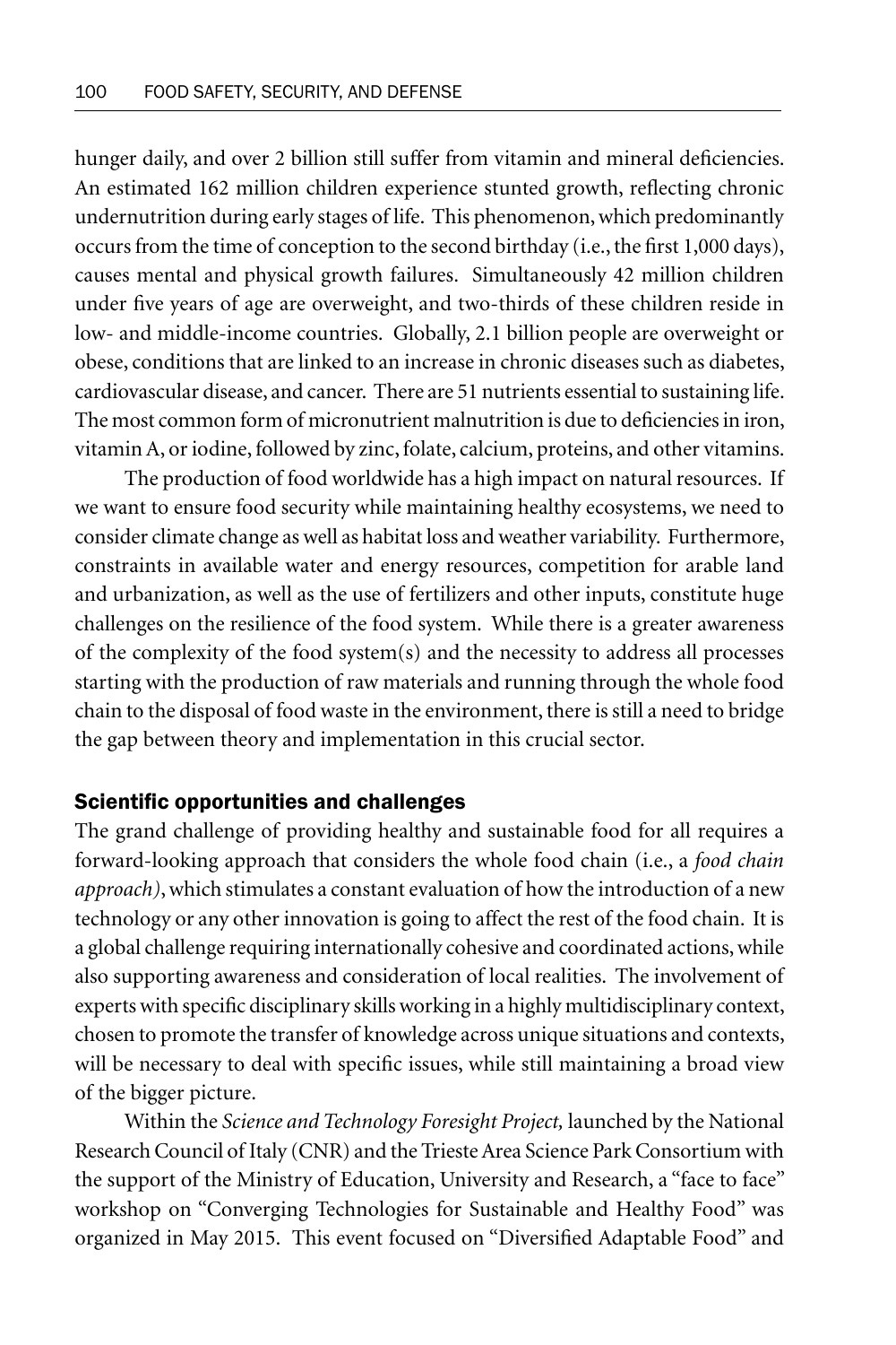hunger daily, and over 2 billion still suffer from vitamin and mineral deficiencies. An estimated 162 million children experience stunted growth, reflecting chronic undernutrition during early stages of life. This phenomenon, which predominantly occurs from the time of conception to the second birthday (i.e., the first 1,000 days), causes mental and physical growth failures. Simultaneously 42 million children under five years of age are overweight, and two-thirds of these children reside in low- and middle-income countries. Globally, 2.1 billion people are overweight or obese, conditions that are linked to an increase in chronic diseases such as diabetes, cardiovascular disease, and cancer. There are 51 nutrients essential to sustaining life. The most common form of micronutrient malnutrition is due to deficiencies in iron, vitamin A, or iodine, followed by zinc, folate, calcium, proteins, and other vitamins.

The production of food worldwide has a high impact on natural resources. If we want to ensure food security while maintaining healthy ecosystems, we need to consider climate change as well as habitat loss and weather variability. Furthermore, constraints in available water and energy resources, competition for arable land and urbanization, as well as the use of fertilizers and other inputs, constitute huge challenges on the resilience of the food system. While there is a greater awareness of the complexity of the food system(s) and the necessity to address all processes starting with the production of raw materials and running through the whole food chain to the disposal of food waste in the environment, there is still a need to bridge the gap between theory and implementation in this crucial sector.

## Scientific opportunities and challenges

The grand challenge of providing healthy and sustainable food for all requires a forward-looking approach that considers the whole food chain (i.e., a *food chain approach)*, which stimulates a constant evaluation of how the introduction of a new technology or any other innovation is going to affect the rest of the food chain. It is a global challenge requiring internationally cohesive and coordinated actions, while also supporting awareness and consideration of local realities. The involvement of experts with specific disciplinary skills working in a highly multidisciplinary context, chosen to promote the transfer of knowledge across unique situations and contexts, will be necessary to deal with specific issues, while still maintaining a broad view of the bigger picture.

Within the *Science and Technology Foresight Project,* launched by the National Research Council of Italy (CNR) and the Trieste Area Science Park Consortium with the support of the Ministry of Education, University and Research, a "face to face" workshop on "Converging Technologies for Sustainable and Healthy Food" was organized in May 2015. This event focused on "Diversified Adaptable Food" and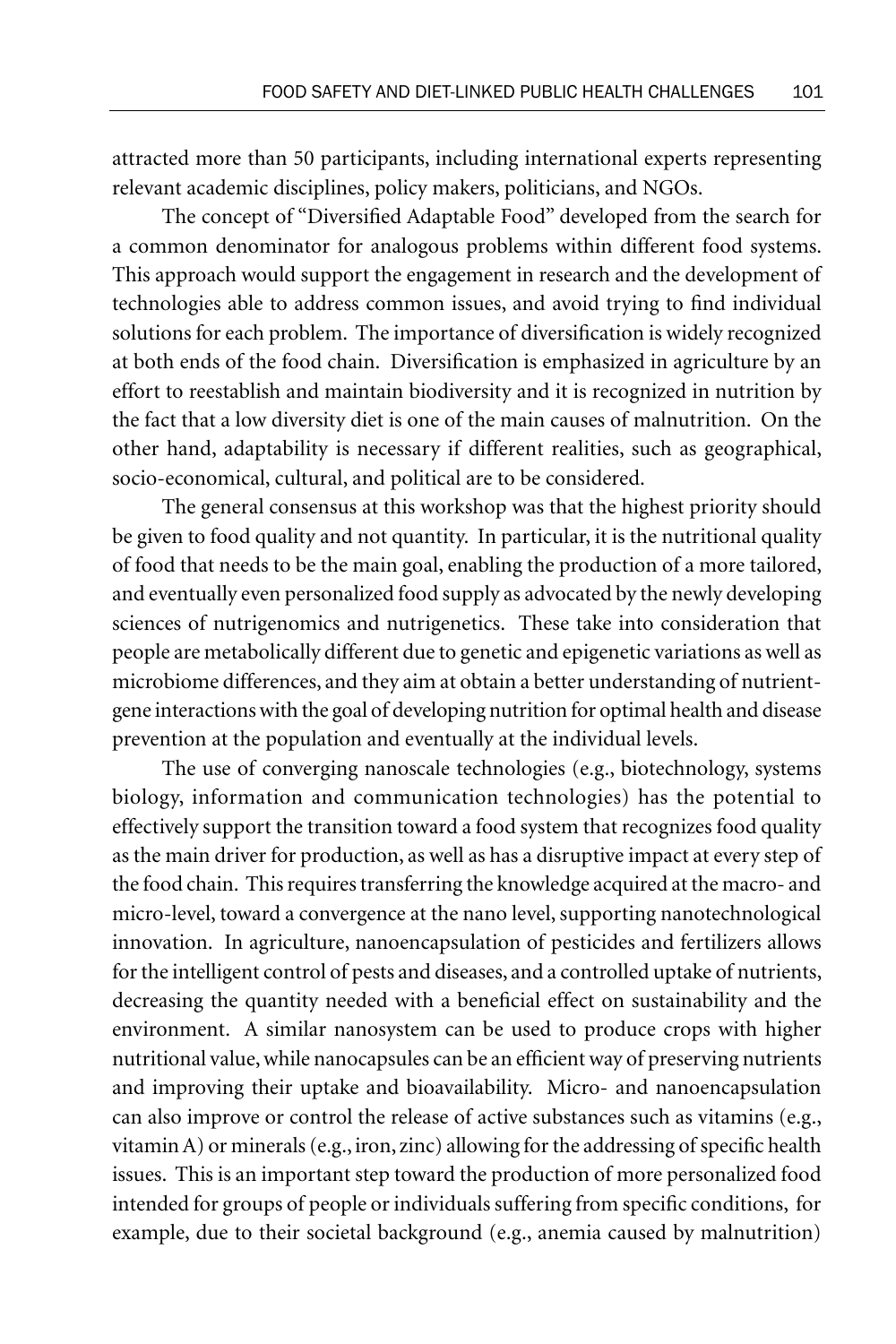attracted more than 50 participants, including international experts representing relevant academic disciplines, policy makers, politicians, and NGOs.

The concept of "Diversified Adaptable Food" developed from the search for a common denominator for analogous problems within different food systems. This approach would support the engagement in research and the development of technologies able to address common issues, and avoid trying to find individual solutions for each problem. The importance of diversification is widely recognized at both ends of the food chain. Diversification is emphasized in agriculture by an effort to reestablish and maintain biodiversity and it is recognized in nutrition by the fact that a low diversity diet is one of the main causes of malnutrition. On the other hand, adaptability is necessary if different realities, such as geographical, socio-economical, cultural, and political are to be considered.

The general consensus at this workshop was that the highest priority should be given to food quality and not quantity. In particular, it is the nutritional quality of food that needs to be the main goal, enabling the production of a more tailored, and eventually even personalized food supply as advocated by the newly developing sciences of nutrigenomics and nutrigenetics. These take into consideration that people are metabolically different due to genetic and epigenetic variations as well as microbiome differences, and they aim at obtain a better understanding of nutrient-gene interactions with the goal of developing nutrition for optimal health and disease prevention at the population and eventually at the individual levels.

The use of converging nanoscale technologies (e.g., biotechnology, systems biology, information and communication technologies) has the potential to effectively support the transition toward a food system that recognizes food quality as the main driver for production, as well as has a disruptive impact at every step of the food chain. This requires transferring the knowledge acquired at the macro- and micro-level, toward a convergence at the nano level, supporting nanotechnological innovation. In agriculture, nanoencapsulation of pesticides and fertilizers allows for the intelligent control of pests and diseases, and a controlled uptake of nutrients, decreasing the quantity needed with a beneficial effect on sustainability and the environment. A similar nanosystem can be used to produce crops with higher nutritional value, while nanocapsules can be an efficient way of preserving nutrients and improving their uptake and bioavailability. Micro- and nanoencapsulation can also improve or control the release of active substances such as vitamins (e.g., vitamin A) or minerals (e.g., iron, zinc) allowing for the addressing of specific health issues. This is an important step toward the production of more personalized food intended for groups of people or individuals suffering from specific conditions, for example, due to their societal background (e.g., anemia caused by malnutrition)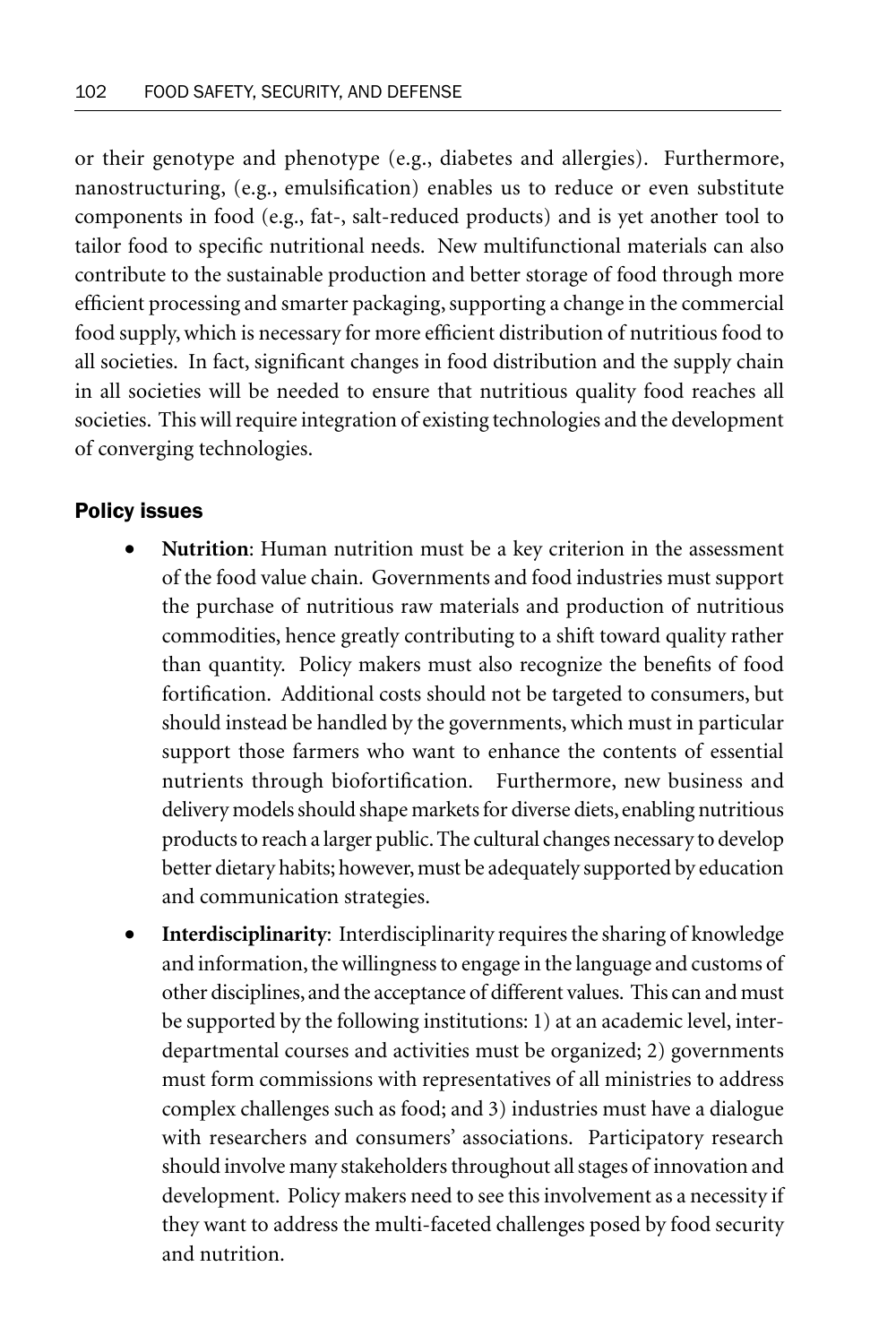or their genotype and phenotype (e.g., diabetes and allergies). Furthermore, nanostructuring, (e.g., emulsification) enables us to reduce or even substitute components in food (e.g., fat-, salt-reduced products) and is yet another tool to tailor food to specific nutritional needs. New multifunctional materials can also contribute to the sustainable production and better storage of food through more efficient processing and smarter packaging, supporting a change in the commercial food supply, which is necessary for more efficient distribution of nutritious food to all societies. In fact, significant changes in food distribution and the supply chain in all societies will be needed to ensure that nutritious quality food reaches all societies. This will require integration of existing technologies and the development of converging technologies.

## Policy issues

- **Nutrition**: Human nutrition must be a key criterion in the assessment of the food value chain. Governments and food industries must support the purchase of nutritious raw materials and production of nutritious commodities, hence greatly contributing to a shift toward quality rather than quantity. Policy makers must also recognize the benefits of food fortification. Additional costs should not be targeted to consumers, but should instead be handled by the governments, which must in particular support those farmers who want to enhance the contents of essential nutrients through biofortification. Furthermore, new business and delivery models should shape markets for diverse diets, enabling nutritious products to reach a larger public. The cultural changes necessary to develop better dietary habits; however, must be adequately supported by education and communication strategies.
- **Interdisciplinarity**: Interdisciplinarity requires the sharing of knowledge and information, the willingness to engage in the language and customs of other disciplines, and the acceptance of different values. This can and must be supported by the following institutions: 1) at an academic level, inter-departmental courses and activities must be organized; 2) governments must form commissions with representatives of all ministries to address complex challenges such as food; and 3) industries must have a dialogue with researchers and consumers' associations. Participatory research should involve many stakeholders throughout all stages of innovation and development. Policy makers need to see this involvement as a necessity if they want to address the multi-faceted challenges posed by food security and nutrition.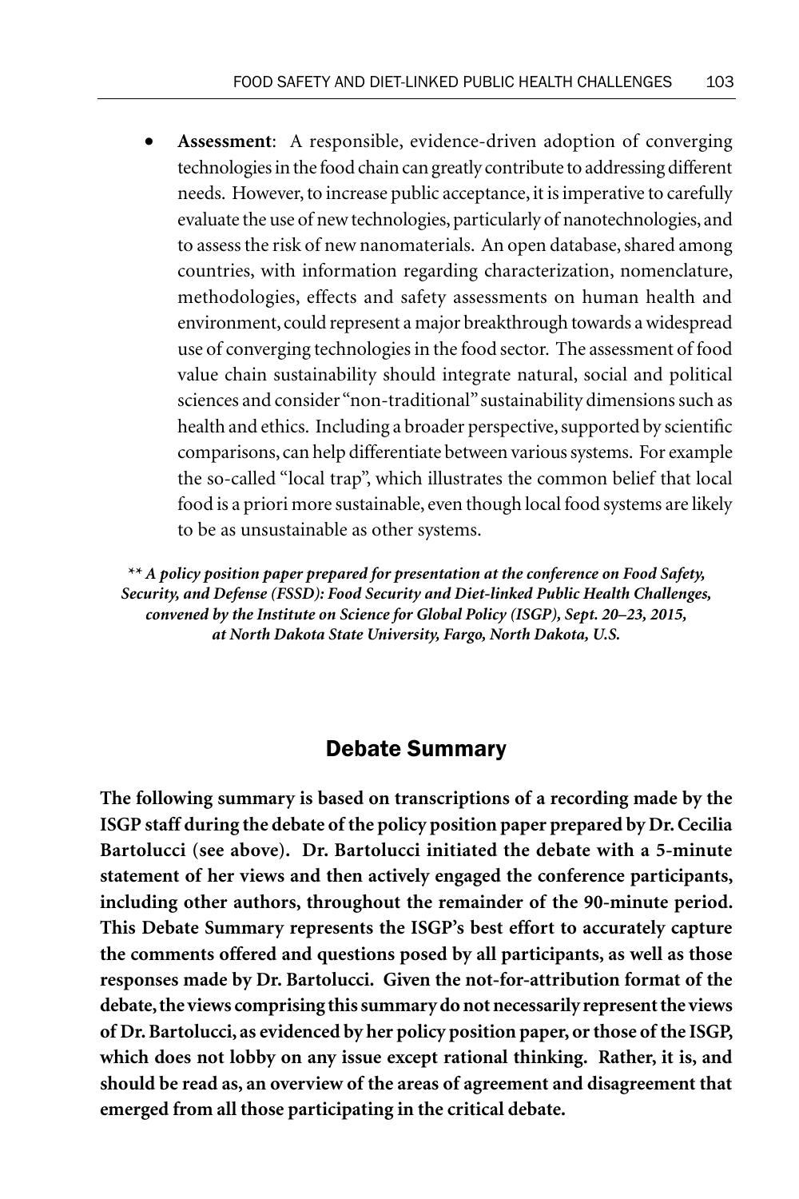- **Assessment**: A responsible, evidence-driven adoption of converging technologies in the food chain can greatly contribute to addressing different needs. However, to increase public acceptance, it is imperative to carefully evaluate the use of new technologies, particularly of nanotechnologies, and to assess the risk of new nanomaterials. An open database, shared among countries, with information regarding characterization, nomenclature, methodologies, effects and safety assessments on human health and environment, could represent a major breakthrough towards a widespread use of converging technologies in the food sector. The assessment of food value chain sustainability should integrate natural, social and political sciences and consider "non-traditional" sustainability dimensions such as health and ethics. Including a broader perspective, supported by scientific comparisons, can help differentiate between various systems. For example the so-called "local trap", which illustrates the common belief that local food is a priori more sustainable, even though local food systems are likely to be as unsustainable as other systems.

***\*\* A policy position paper prepared for presentation at the conference on Food Safety, Security, and Defense (FSSD): Food Security and Diet-linked Public Health Challenges, convened by the Institute on Science for Global Policy (ISGP), Sept. 20–23, 2015, at North Dakota State University, Fargo, North Dakota, U.S.***

## Debate Summary

**The following summary is based on transcriptions of a recording made by the ISGP staff during the debate of the policy position paper prepared by Dr. Cecilia Bartolucci (see above). Dr. Bartolucci initiated the debate with a 5-minute statement of her views and then actively engaged the conference participants, including other authors, throughout the remainder of the 90-minute period. This Debate Summary represents the ISGP's best effort to accurately capture the comments offered and questions posed by all participants, as well as those responses made by Dr. Bartolucci. Given the not-for-attribution format of the debate, the views comprising this summary do not necessarily represent the views of Dr. Bartolucci, as evidenced by her policy position paper, or those of the ISGP, which does not lobby on any issue except rational thinking. Rather, it is, and should be read as, an overview of the areas of agreement and disagreement that emerged from all those participating in the critical debate.**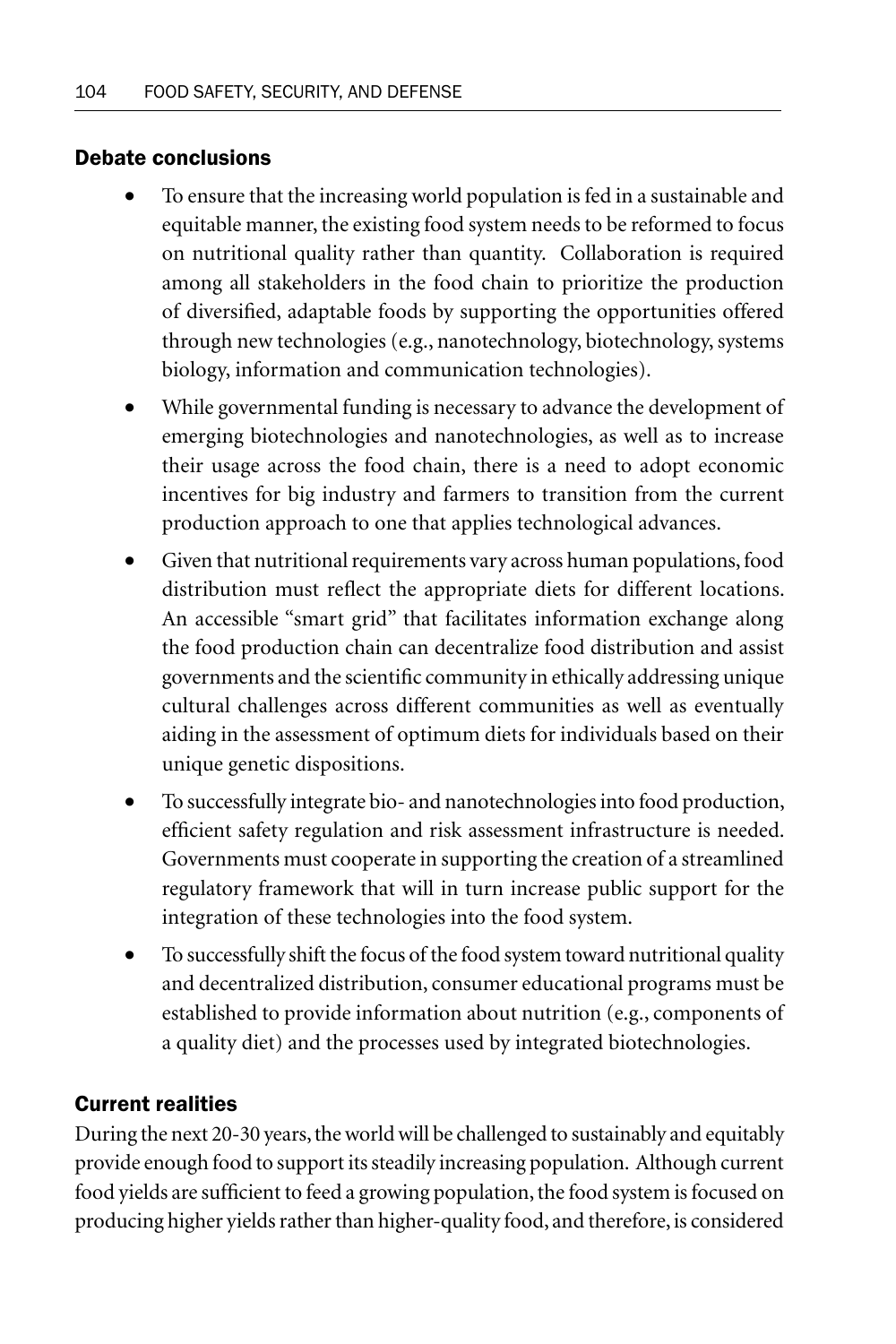### Debate conclusions

- To ensure that the increasing world population is fed in a sustainable and equitable manner, the existing food system needs to be reformed to focus on nutritional quality rather than quantity. Collaboration is required among all stakeholders in the food chain to prioritize the production of diversified, adaptable foods by supporting the opportunities offered through new technologies (e.g., nanotechnology, biotechnology, systems biology, information and communication technologies).
- While governmental funding is necessary to advance the development of emerging biotechnologies and nanotechnologies, as well as to increase their usage across the food chain, there is a need to adopt economic incentives for big industry and farmers to transition from the current production approach to one that applies technological advances.
- Given that nutritional requirements vary across human populations, food distribution must reflect the appropriate diets for different locations. An accessible "smart grid" that facilitates information exchange along the food production chain can decentralize food distribution and assist governments and the scientific community in ethically addressing unique cultural challenges across different communities as well as eventually aiding in the assessment of optimum diets for individuals based on their unique genetic dispositions.
- To successfully integrate bio- and nanotechnologies into food production, efficient safety regulation and risk assessment infrastructure is needed. Governments must cooperate in supporting the creation of a streamlined regulatory framework that will in turn increase public support for the integration of these technologies into the food system.
- To successfully shift the focus of the food system toward nutritional quality and decentralized distribution, consumer educational programs must be established to provide information about nutrition (e.g., components of a quality diet) and the processes used by integrated biotechnologies.

### Current realities

During the next 20-30 years, the world will be challenged to sustainably and equitably provide enough food to support its steadily increasing population. Although current food yields are sufficient to feed a growing population, the food system is focused on producing higher yields rather than higher-quality food, and therefore, is considered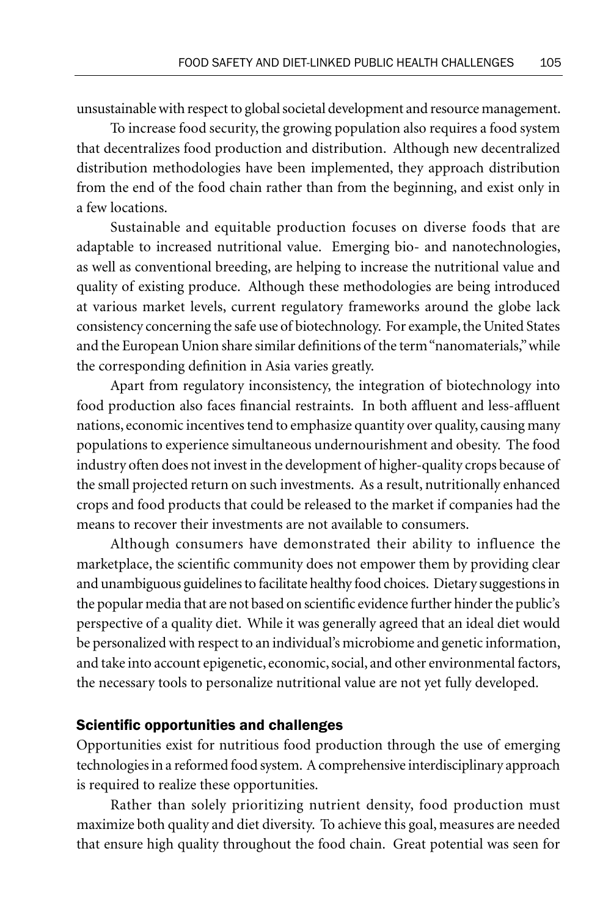unsustainable with respect to global societal development and resource management.

To increase food security, the growing population also requires a food system that decentralizes food production and distribution. Although new decentralized distribution methodologies have been implemented, they approach distribution from the end of the food chain rather than from the beginning, and exist only in a few locations.

Sustainable and equitable production focuses on diverse foods that are adaptable to increased nutritional value. Emerging bio- and nanotechnologies, as well as conventional breeding, are helping to increase the nutritional value and quality of existing produce. Although these methodologies are being introduced at various market levels, current regulatory frameworks around the globe lack consistency concerning the safe use of biotechnology. For example, the United States and the European Union share similar definitions of the term "nanomaterials," while the corresponding definition in Asia varies greatly.

Apart from regulatory inconsistency, the integration of biotechnology into food production also faces financial restraints. In both affluent and less-affluent nations, economic incentives tend to emphasize quantity over quality, causing many populations to experience simultaneous undernourishment and obesity. The food industry often does not invest in the development of higher-quality crops because of the small projected return on such investments. As a result, nutritionally enhanced crops and food products that could be released to the market if companies had the means to recover their investments are not available to consumers.

Although consumers have demonstrated their ability to influence the marketplace, the scientific community does not empower them by providing clear and unambiguous guidelines to facilitate healthy food choices. Dietary suggestions in the popular media that are not based on scientific evidence further hinder the public's perspective of a quality diet. While it was generally agreed that an ideal diet would be personalized with respect to an individual's microbiome and genetic information, and take into account epigenetic, economic, social, and other environmental factors, the necessary tools to personalize nutritional value are not yet fully developed.

### Scientific opportunities and challenges

Opportunities exist for nutritious food production through the use of emerging technologies in a reformed food system. A comprehensive interdisciplinary approach is required to realize these opportunities.

Rather than solely prioritizing nutrient density, food production must maximize both quality and diet diversity. To achieve this goal, measures are needed that ensure high quality throughout the food chain. Great potential was seen for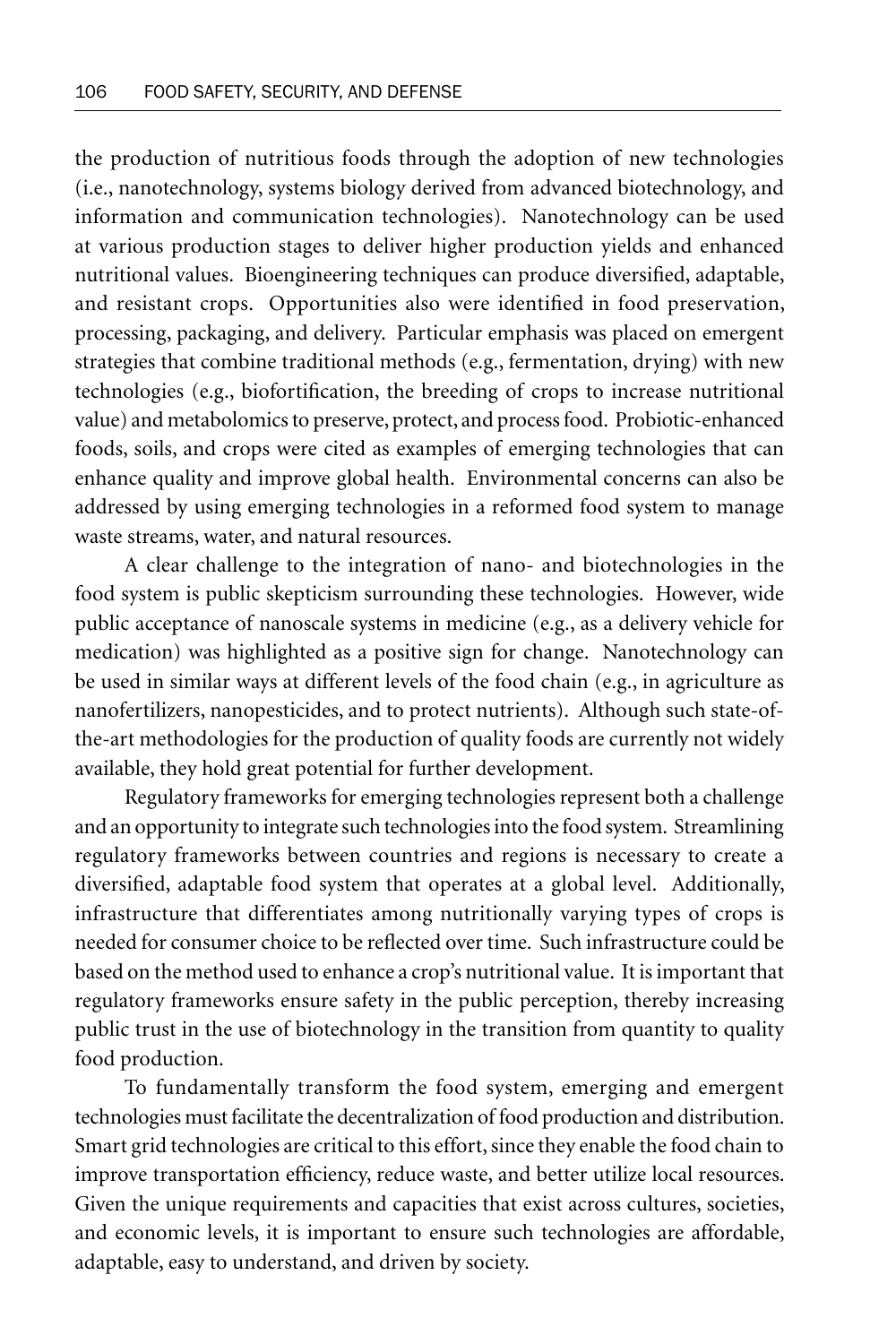the production of nutritious foods through the adoption of new technologies (i.e., nanotechnology, systems biology derived from advanced biotechnology, and information and communication technologies). Nanotechnology can be used at various production stages to deliver higher production yields and enhanced nutritional values. Bioengineering techniques can produce diversified, adaptable, and resistant crops. Opportunities also were identified in food preservation, processing, packaging, and delivery. Particular emphasis was placed on emergent strategies that combine traditional methods (e.g., fermentation, drying) with new technologies (e.g., biofortification, the breeding of crops to increase nutritional value) and metabolomics to preserve, protect, and process food. Probiotic-enhanced foods, soils, and crops were cited as examples of emerging technologies that can enhance quality and improve global health. Environmental concerns can also be addressed by using emerging technologies in a reformed food system to manage waste streams, water, and natural resources.

A clear challenge to the integration of nano- and biotechnologies in the food system is public skepticism surrounding these technologies. However, wide public acceptance of nanoscale systems in medicine (e.g., as a delivery vehicle for medication) was highlighted as a positive sign for change. Nanotechnology can be used in similar ways at different levels of the food chain (e.g., in agriculture as nanofertilizers, nanopesticides, and to protect nutrients). Although such state-of-the-art methodologies for the production of quality foods are currently not widely available, they hold great potential for further development.

Regulatory frameworks for emerging technologies represent both a challenge and an opportunity to integrate such technologies into the food system. Streamlining regulatory frameworks between countries and regions is necessary to create a diversified, adaptable food system that operates at a global level. Additionally, infrastructure that differentiates among nutritionally varying types of crops is needed for consumer choice to be reflected over time. Such infrastructure could be based on the method used to enhance a crop's nutritional value. It is important that regulatory frameworks ensure safety in the public perception, thereby increasing public trust in the use of biotechnology in the transition from quantity to quality food production.

To fundamentally transform the food system, emerging and emergent technologies must facilitate the decentralization of food production and distribution. Smart grid technologies are critical to this effort, since they enable the food chain to improve transportation efficiency, reduce waste, and better utilize local resources. Given the unique requirements and capacities that exist across cultures, societies, and economic levels, it is important to ensure such technologies are affordable, adaptable, easy to understand, and driven by society.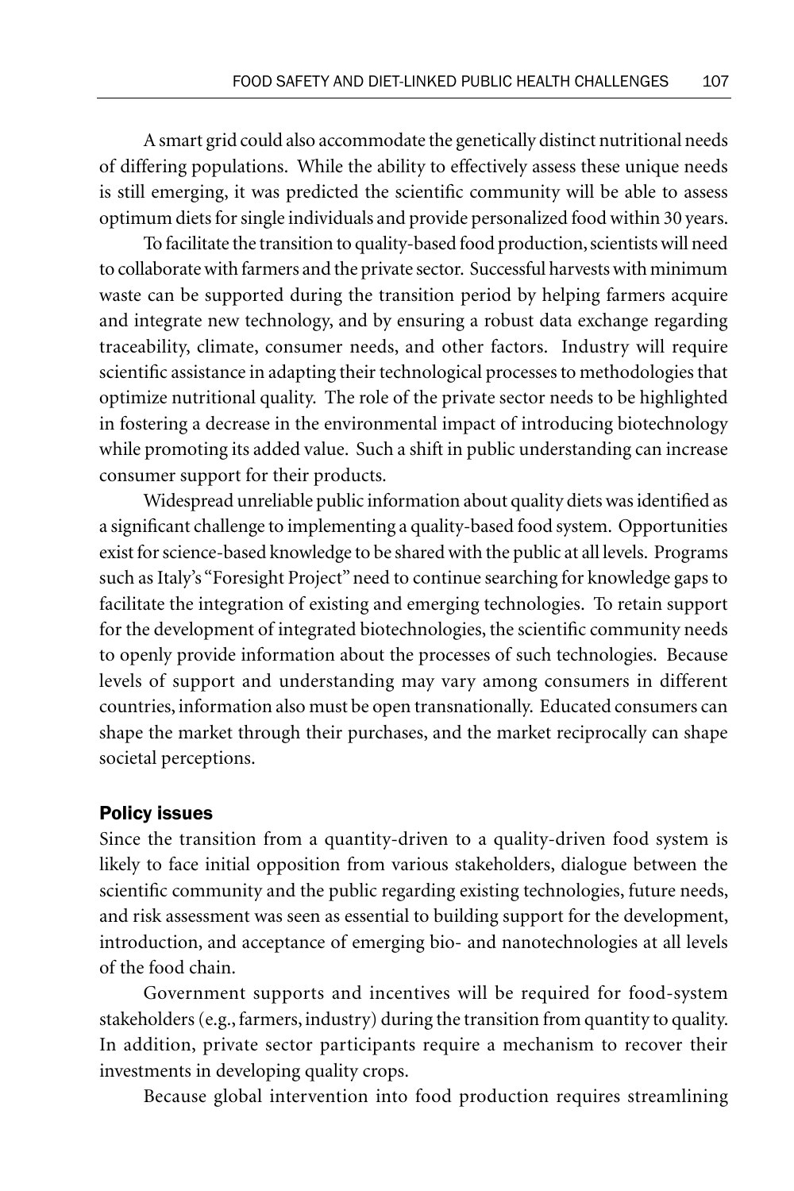A smart grid could also accommodate the genetically distinct nutritional needs of differing populations. While the ability to effectively assess these unique needs is still emerging, it was predicted the scientific community will be able to assess optimum diets for single individuals and provide personalized food within 30 years.

To facilitate the transition to quality-based food production, scientists will need to collaborate with farmers and the private sector. Successful harvests with minimum waste can be supported during the transition period by helping farmers acquire and integrate new technology, and by ensuring a robust data exchange regarding traceability, climate, consumer needs, and other factors. Industry will require scientific assistance in adapting their technological processes to methodologies that optimize nutritional quality. The role of the private sector needs to be highlighted in fostering a decrease in the environmental impact of introducing biotechnology while promoting its added value. Such a shift in public understanding can increase consumer support for their products.

Widespread unreliable public information about quality diets was identified as a significant challenge to implementing a quality-based food system. Opportunities exist for science-based knowledge to be shared with the public at all levels. Programs such as Italy's "Foresight Project" need to continue searching for knowledge gaps to facilitate the integration of existing and emerging technologies. To retain support for the development of integrated biotechnologies, the scientific community needs to openly provide information about the processes of such technologies. Because levels of support and understanding may vary among consumers in different countries, information also must be open transnationally. Educated consumers can shape the market through their purchases, and the market reciprocally can shape societal perceptions.

### Policy issues

Since the transition from a quantity-driven to a quality-driven food system is likely to face initial opposition from various stakeholders, dialogue between the scientific community and the public regarding existing technologies, future needs, and risk assessment was seen as essential to building support for the development, introduction, and acceptance of emerging bio- and nanotechnologies at all levels of the food chain.

Government supports and incentives will be required for food-system stakeholders (e.g., farmers, industry) during the transition from quantity to quality. In addition, private sector participants require a mechanism to recover their investments in developing quality crops.

Because global intervention into food production requires streamlining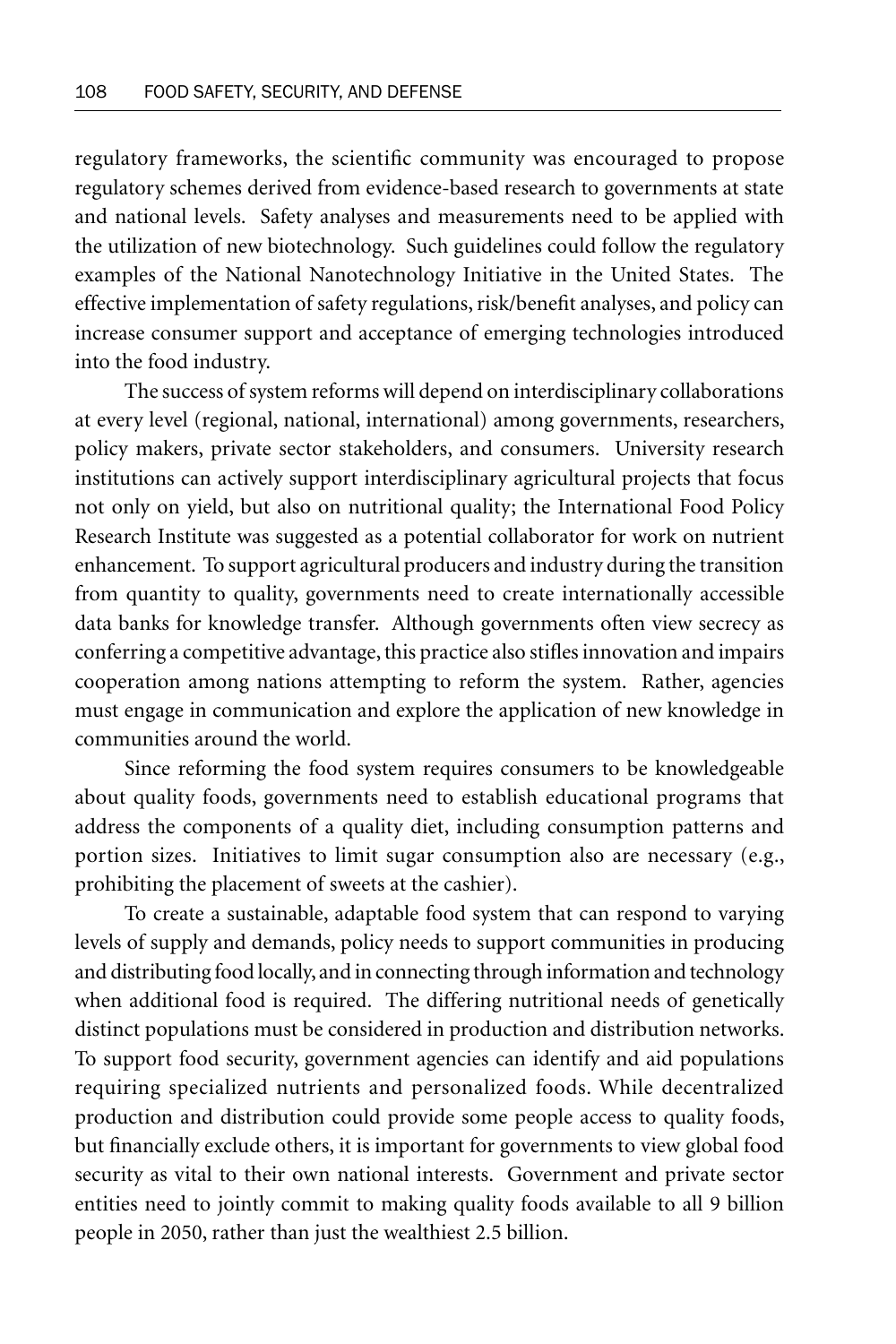regulatory frameworks, the scientific community was encouraged to propose regulatory schemes derived from evidence-based research to governments at state and national levels. Safety analyses and measurements need to be applied with the utilization of new biotechnology. Such guidelines could follow the regulatory examples of the National Nanotechnology Initiative in the United States. The effective implementation of safety regulations, risk/benefit analyses, and policy can increase consumer support and acceptance of emerging technologies introduced into the food industry.

The success of system reforms will depend on interdisciplinary collaborations at every level (regional, national, international) among governments, researchers, policy makers, private sector stakeholders, and consumers. University research institutions can actively support interdisciplinary agricultural projects that focus not only on yield, but also on nutritional quality; the International Food Policy Research Institute was suggested as a potential collaborator for work on nutrient enhancement. To support agricultural producers and industry during the transition from quantity to quality, governments need to create internationally accessible data banks for knowledge transfer. Although governments often view secrecy as conferring a competitive advantage, this practice also stifles innovation and impairs cooperation among nations attempting to reform the system. Rather, agencies must engage in communication and explore the application of new knowledge in communities around the world.

Since reforming the food system requires consumers to be knowledgeable about quality foods, governments need to establish educational programs that address the components of a quality diet, including consumption patterns and portion sizes. Initiatives to limit sugar consumption also are necessary (e.g., prohibiting the placement of sweets at the cashier).

To create a sustainable, adaptable food system that can respond to varying levels of supply and demands, policy needs to support communities in producing and distributing food locally, and in connecting through information and technology when additional food is required. The differing nutritional needs of genetically distinct populations must be considered in production and distribution networks. To support food security, government agencies can identify and aid populations requiring specialized nutrients and personalized foods. While decentralized production and distribution could provide some people access to quality foods, but financially exclude others, it is important for governments to view global food security as vital to their own national interests. Government and private sector entities need to jointly commit to making quality foods available to all 9 billion people in 2050, rather than just the wealthiest 2.5 billion.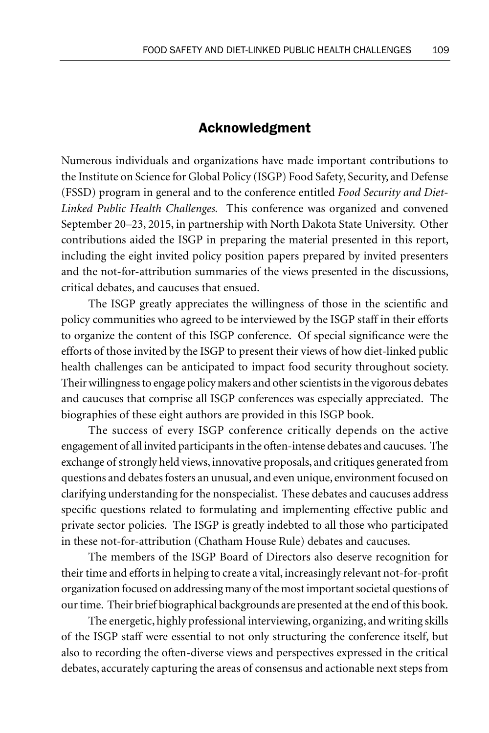## Acknowledgment

Numerous individuals and organizations have made important contributions to the Institute on Science for Global Policy (ISGP) Food Safety, Security, and Defense (FSSD) program in general and to the conference entitled *Food Security and Diet-Linked Public Health Challenges.* This conference was organized and convened September 20–23, 2015, in partnership with North Dakota State University. Other contributions aided the ISGP in preparing the material presented in this report, including the eight invited policy position papers prepared by invited presenters and the not-for-attribution summaries of the views presented in the discussions, critical debates, and caucuses that ensued.

The ISGP greatly appreciates the willingness of those in the scientific and policy communities who agreed to be interviewed by the ISGP staff in their efforts to organize the content of this ISGP conference. Of special significance were the efforts of those invited by the ISGP to present their views of how diet-linked public health challenges can be anticipated to impact food security throughout society. Their willingness to engage policy makers and other scientists in the vigorous debates and caucuses that comprise all ISGP conferences was especially appreciated. The biographies of these eight authors are provided in this ISGP book.

The success of every ISGP conference critically depends on the active engagement of all invited participants in the often-intense debates and caucuses. The exchange of strongly held views, innovative proposals, and critiques generated from questions and debates fosters an unusual, and even unique, environment focused on clarifying understanding for the nonspecialist. These debates and caucuses address specific questions related to formulating and implementing effective public and private sector policies. The ISGP is greatly indebted to all those who participated in these not-for-attribution (Chatham House Rule) debates and caucuses.

The members of the ISGP Board of Directors also deserve recognition for their time and efforts in helping to create a vital, increasingly relevant not-for-profit organization focused on addressing many of the most important societal questions of our time. Their brief biographical backgrounds are presented at the end of this book.

The energetic, highly professional interviewing, organizing, and writing skills of the ISGP staff were essential to not only structuring the conference itself, but also to recording the often-diverse views and perspectives expressed in the critical debates, accurately capturing the areas of consensus and actionable next steps from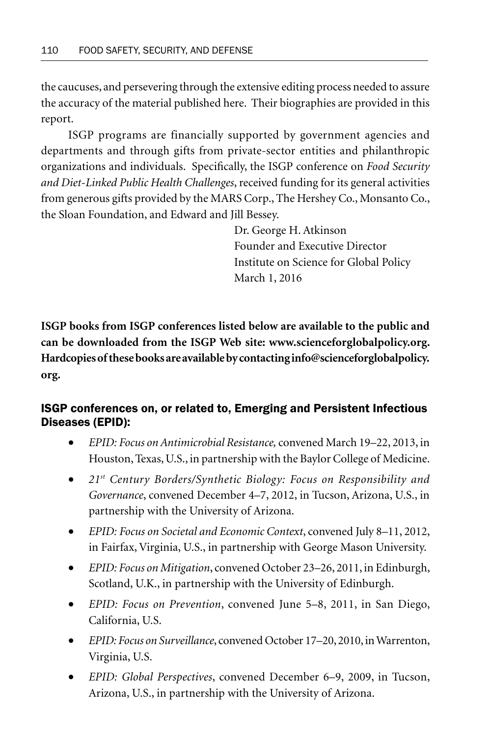the caucuses, and persevering through the extensive editing process needed to assure the accuracy of the material published here. Their biographies are provided in this report.

ISGP programs are financially supported by government agencies and departments and through gifts from private-sector entities and philanthropic organizations and individuals. Specifically, the ISGP conference on *Food Security and Diet-Linked Public Health Challenges*, received funding for its general activities from generous gifts provided by the MARS Corp., The Hershey Co., Monsanto Co., the Sloan Foundation, and Edward and Jill Bessey.

Dr. George H. Atkinson
Founder and Executive Director
Institute on Science for Global Policy
March 1, 2016

**ISGP books from ISGP conferences listed below are available to the public and can be downloaded from the ISGP Web site: www.scienceforglobalpolicy.org. Hardcopies of these books are available by contacting info@scienceforglobalpolicy.org.**

### ISGP conferences on, or related to, Emerging and Persistent Infectious Diseases (EPID):

- *EPID: Focus on Antimicrobial Resistance,* convened March 19–22, 2013, in Houston, Texas, U.S., in partnership with the Baylor College of Medicine.
- *21st Century Borders/Synthetic Biology: Focus on Responsibility and Governance*, convened December 4–7, 2012, in Tucson, Arizona, U.S., in partnership with the University of Arizona.
- *EPID: Focus on Societal and Economic Context*, convened July 8–11, 2012, in Fairfax, Virginia, U.S., in partnership with George Mason University.
- *EPID: Focus on Mitigation*, convened October 23–26, 2011, in Edinburgh, Scotland, U.K., in partnership with the University of Edinburgh.
- *EPID: Focus on Prevention*, convened June 5–8, 2011, in San Diego, California, U.S.
- *EPID: Focus on Surveillance*, convened October 17–20, 2010, in Warrenton, Virginia, U.S.
- *EPID: Global Perspectives*, convened December 6–9, 2009, in Tucson, Arizona, U.S., in partnership with the University of Arizona.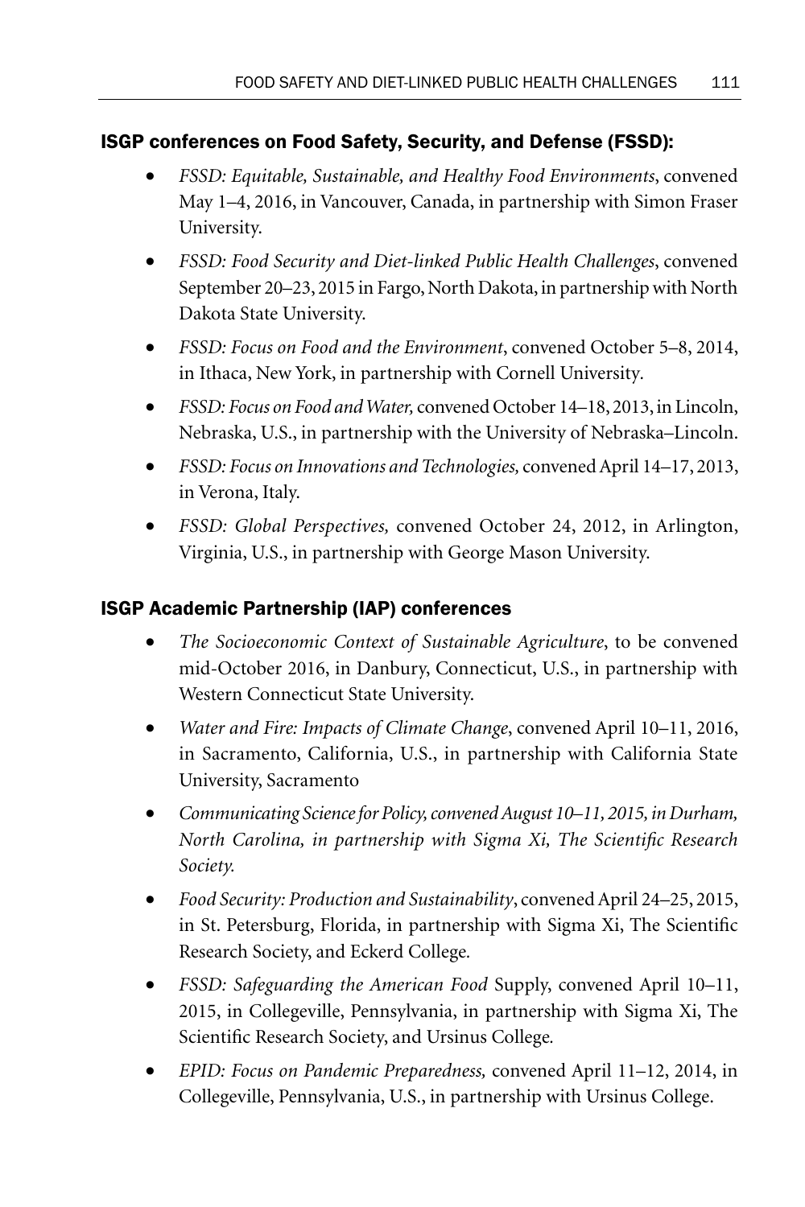### ISGP conferences on Food Safety, Security, and Defense (FSSD):

- *FSSD: Equitable, Sustainable, and Healthy Food Environments*, convened May 1–4, 2016, in Vancouver, Canada, in partnership with Simon Fraser University.
- *FSSD: Food Security and Diet-linked Public Health Challenges*, convened September 20–23, 2015 in Fargo, North Dakota, in partnership with North Dakota State University.
- *FSSD: Focus on Food and the Environment*, convened October 5–8, 2014, in Ithaca, New York, in partnership with Cornell University.
- *FSSD: Focus on Food and Water,* convened October 14–18, 2013, in Lincoln, Nebraska, U.S., in partnership with the University of Nebraska–Lincoln.
- *FSSD: Focus on Innovations and Technologies,* convened April 14–17, 2013, in Verona, Italy.
- *FSSD: Global Perspectives,* convened October 24, 2012, in Arlington, Virginia, U.S., in partnership with George Mason University.

### ISGP Academic Partnership (IAP) conferences

- *The Socioeconomic Context of Sustainable Agriculture*, to be convened mid-October 2016, in Danbury, Connecticut, U.S., in partnership with Western Connecticut State University.
- *Water and Fire: Impacts of Climate Change*, convened April 10–11, 2016, in Sacramento, California, U.S., in partnership with California State University, Sacramento
- *Communicating Science for Policy, convened August 10–11, 2015, in Durham, North Carolina, in partnership with Sigma Xi, The Scientific Research Society.*
- *Food Security: Production and Sustainability*, convened April 24–25, 2015, in St. Petersburg, Florida, in partnership with Sigma Xi, The Scientific Research Society, and Eckerd College.
- *FSSD: Safeguarding the American Food* Supply, convened April 10–11, 2015, in Collegeville, Pennsylvania, in partnership with Sigma Xi, The Scientific Research Society, and Ursinus College.
- *EPID: Focus on Pandemic Preparedness,* convened April 11–12, 2014, in Collegeville, Pennsylvania, U.S., in partnership with Ursinus College.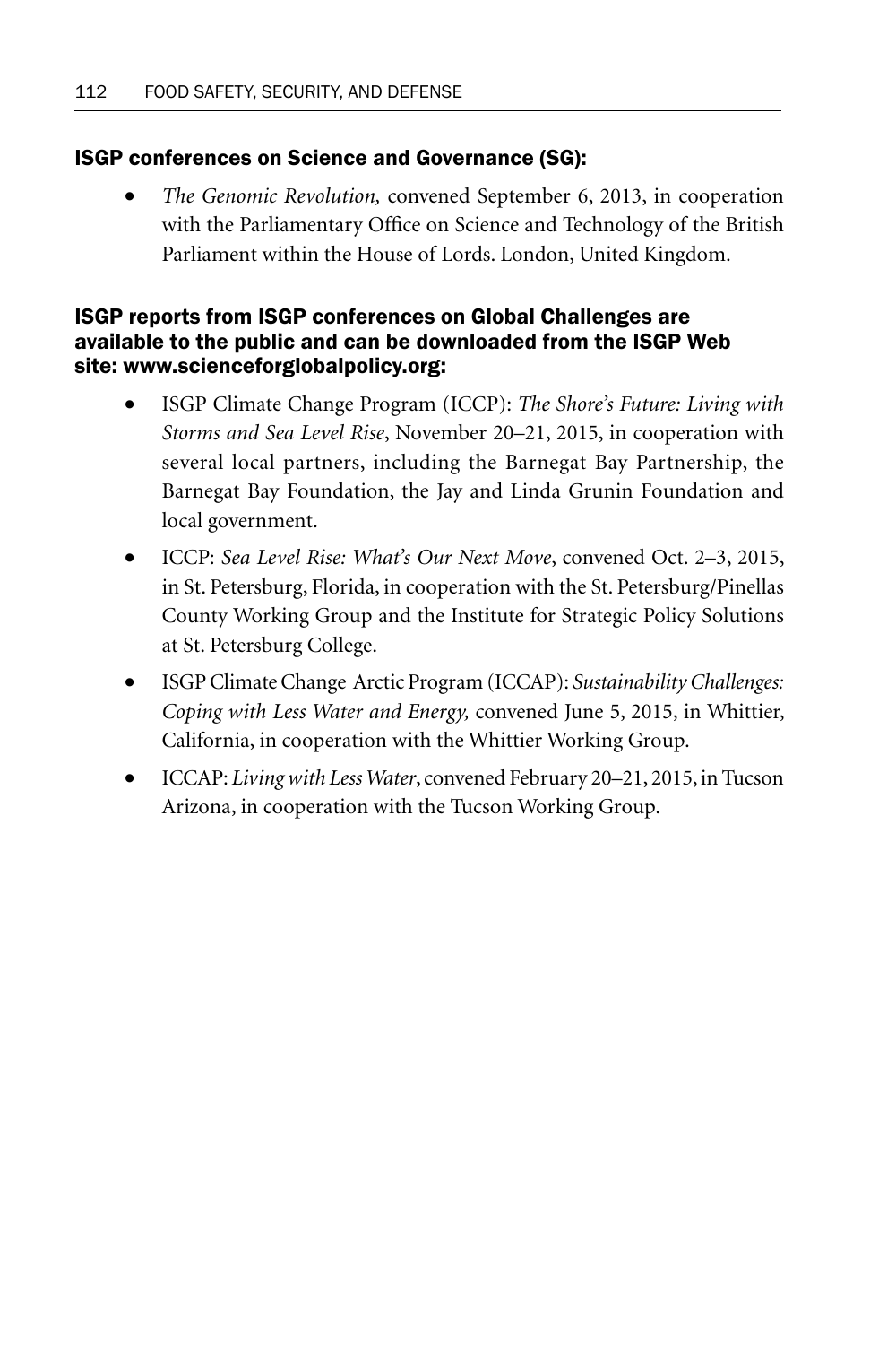### ISGP conferences on Science and Governance (SG):

- *The Genomic Revolution,* convened September 6, 2013, in cooperation with the Parliamentary Office on Science and Technology of the British Parliament within the House of Lords. London, United Kingdom.

### ISGP reports from ISGP conferences on Global Challenges are available to the public and can be downloaded from the ISGP Web site: www.scienceforglobalpolicy.org:

- ISGP Climate Change Program (ICCP): *The Shore's Future: Living with Storms and Sea Level Rise*, November 20–21, 2015, in cooperation with several local partners, including the Barnegat Bay Partnership, the Barnegat Bay Foundation, the Jay and Linda Grunin Foundation and local government.
- ICCP: *Sea Level Rise: What's Our Next Move*, convened Oct. 2–3, 2015, in St. Petersburg, Florida, in cooperation with the St. Petersburg/Pinellas County Working Group and the Institute for Strategic Policy Solutions at St. Petersburg College.
- ISGP Climate Change Arctic Program (ICCAP): *Sustainability Challenges: Coping with Less Water and Energy,* convened June 5, 2015, in Whittier, California, in cooperation with the Whittier Working Group.
- ICCAP: *Living with Less Water*, convened February 20–21, 2015, in Tucson Arizona, in cooperation with the Tucson Working Group.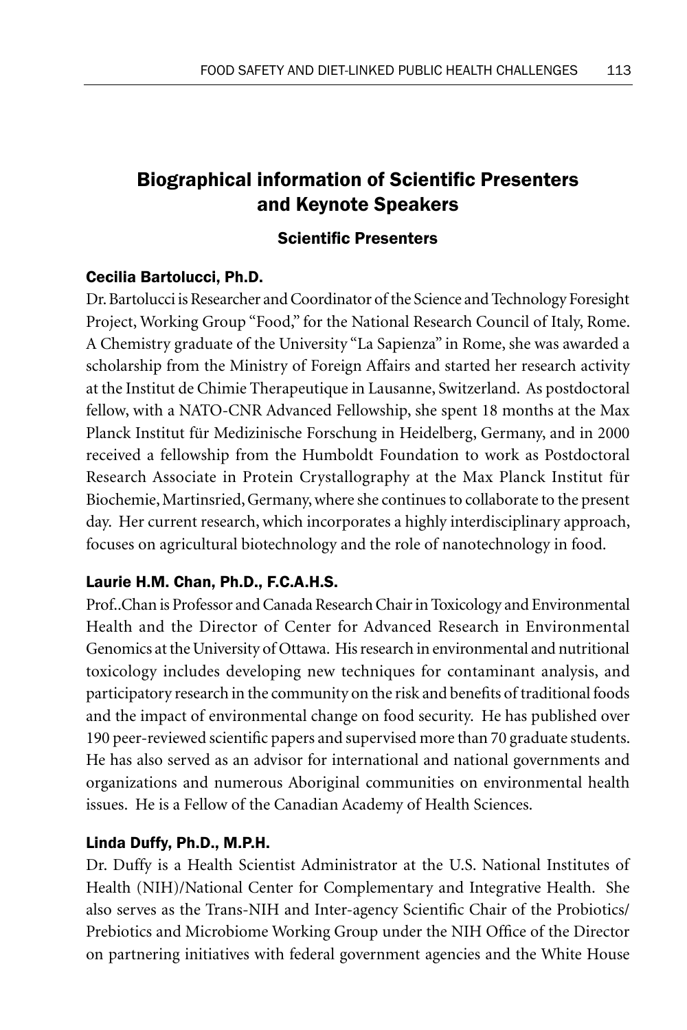## Biographical information of Scientific Presenters and Keynote Speakers

### Scientific Presenters

#### Cecilia Bartolucci, Ph.D.

Dr. Bartolucci is Researcher and Coordinator of the Science and Technology Foresight Project, Working Group "Food," for the National Research Council of Italy, Rome. A Chemistry graduate of the University "La Sapienza" in Rome, she was awarded a scholarship from the Ministry of Foreign Affairs and started her research activity at the Institut de Chimie Therapeutique in Lausanne, Switzerland. As postdoctoral fellow, with a NATO-CNR Advanced Fellowship, she spent 18 months at the Max Planck Institut für Medizinische Forschung in Heidelberg, Germany, and in 2000 received a fellowship from the Humboldt Foundation to work as Postdoctoral Research Associate in Protein Crystallography at the Max Planck Institut für Biochemie, Martinsried, Germany, where she continues to collaborate to the present day. Her current research, which incorporates a highly interdisciplinary approach, focuses on agricultural biotechnology and the role of nanotechnology in food.

#### Laurie H.M. Chan, Ph.D., F.C.A.H.S.

Prof..Chan is Professor and Canada Research Chair in Toxicology and Environmental Health and the Director of Center for Advanced Research in Environmental Genomics at the University of Ottawa. His research in environmental and nutritional toxicology includes developing new techniques for contaminant analysis, and participatory research in the community on the risk and benefits of traditional foods and the impact of environmental change on food security. He has published over 190 peer-reviewed scientific papers and supervised more than 70 graduate students. He has also served as an advisor for international and national governments and organizations and numerous Aboriginal communities on environmental health issues. He is a Fellow of the Canadian Academy of Health Sciences.

#### Linda Duffy, Ph.D., M.P.H.

Dr. Duffy is a Health Scientist Administrator at the U.S. National Institutes of Health (NIH)/National Center for Complementary and Integrative Health. She also serves as the Trans-NIH and Inter-agency Scientific Chair of the Probiotics/Prebiotics and Microbiome Working Group under the NIH Office of the Director on partnering initiatives with federal government agencies and the White House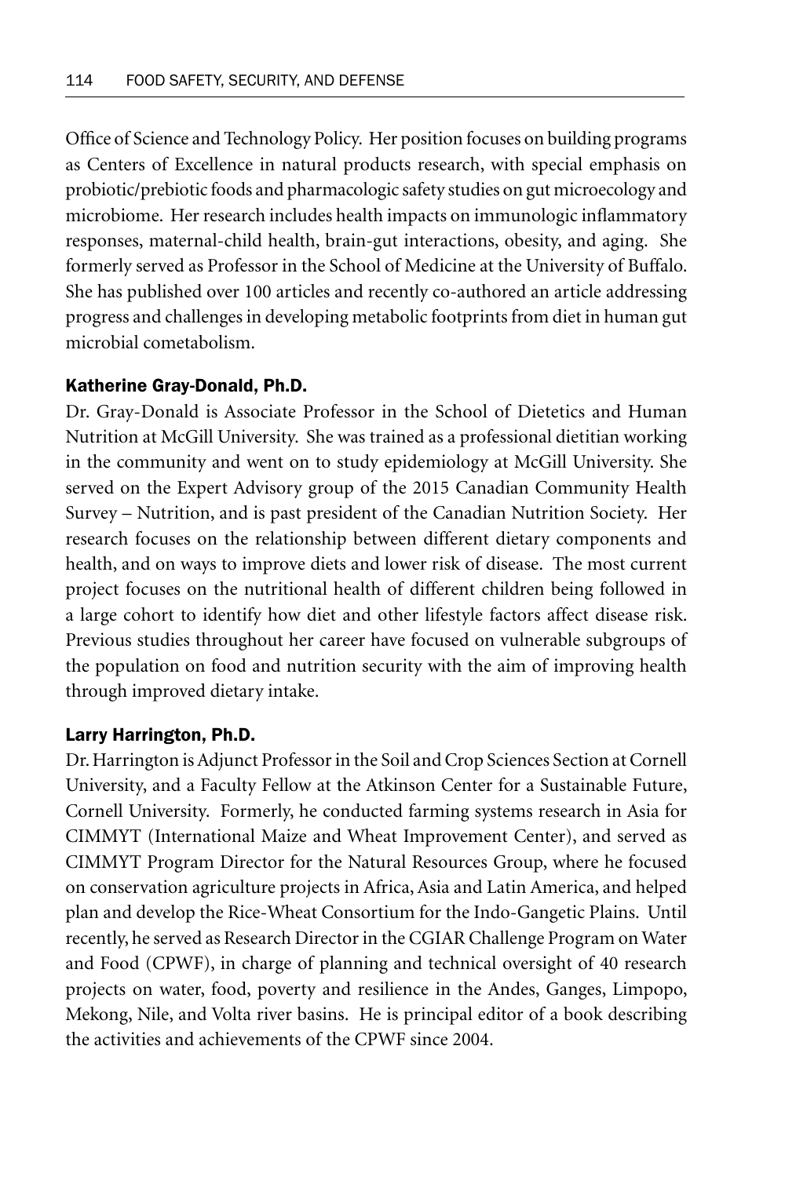Office of Science and Technology Policy. Her position focuses on building programs as Centers of Excellence in natural products research, with special emphasis on probiotic/prebiotic foods and pharmacologic safety studies on gut microecology and microbiome. Her research includes health impacts on immunologic inflammatory responses, maternal-child health, brain-gut interactions, obesity, and aging. She formerly served as Professor in the School of Medicine at the University of Buffalo. She has published over 100 articles and recently co-authored an article addressing progress and challenges in developing metabolic footprints from diet in human gut microbial cometabolism.

### Katherine Gray-Donald, Ph.D.

Dr. Gray-Donald is Associate Professor in the School of Dietetics and Human Nutrition at McGill University. She was trained as a professional dietitian working in the community and went on to study epidemiology at McGill University. She served on the Expert Advisory group of the 2015 Canadian Community Health Survey – Nutrition, and is past president of the Canadian Nutrition Society. Her research focuses on the relationship between different dietary components and health, and on ways to improve diets and lower risk of disease. The most current project focuses on the nutritional health of different children being followed in a large cohort to identify how diet and other lifestyle factors affect disease risk. Previous studies throughout her career have focused on vulnerable subgroups of the population on food and nutrition security with the aim of improving health through improved dietary intake.

### Larry Harrington, Ph.D.

Dr. Harrington is Adjunct Professor in the Soil and Crop Sciences Section at Cornell University, and a Faculty Fellow at the Atkinson Center for a Sustainable Future, Cornell University. Formerly, he conducted farming systems research in Asia for CIMMYT (International Maize and Wheat Improvement Center), and served as CIMMYT Program Director for the Natural Resources Group, where he focused on conservation agriculture projects in Africa, Asia and Latin America, and helped plan and develop the Rice-Wheat Consortium for the Indo-Gangetic Plains. Until recently, he served as Research Director in the CGIAR Challenge Program on Water and Food (CPWF), in charge of planning and technical oversight of 40 research projects on water, food, poverty and resilience in the Andes, Ganges, Limpopo, Mekong, Nile, and Volta river basins. He is principal editor of a book describing the activities and achievements of the CPWF since 2004.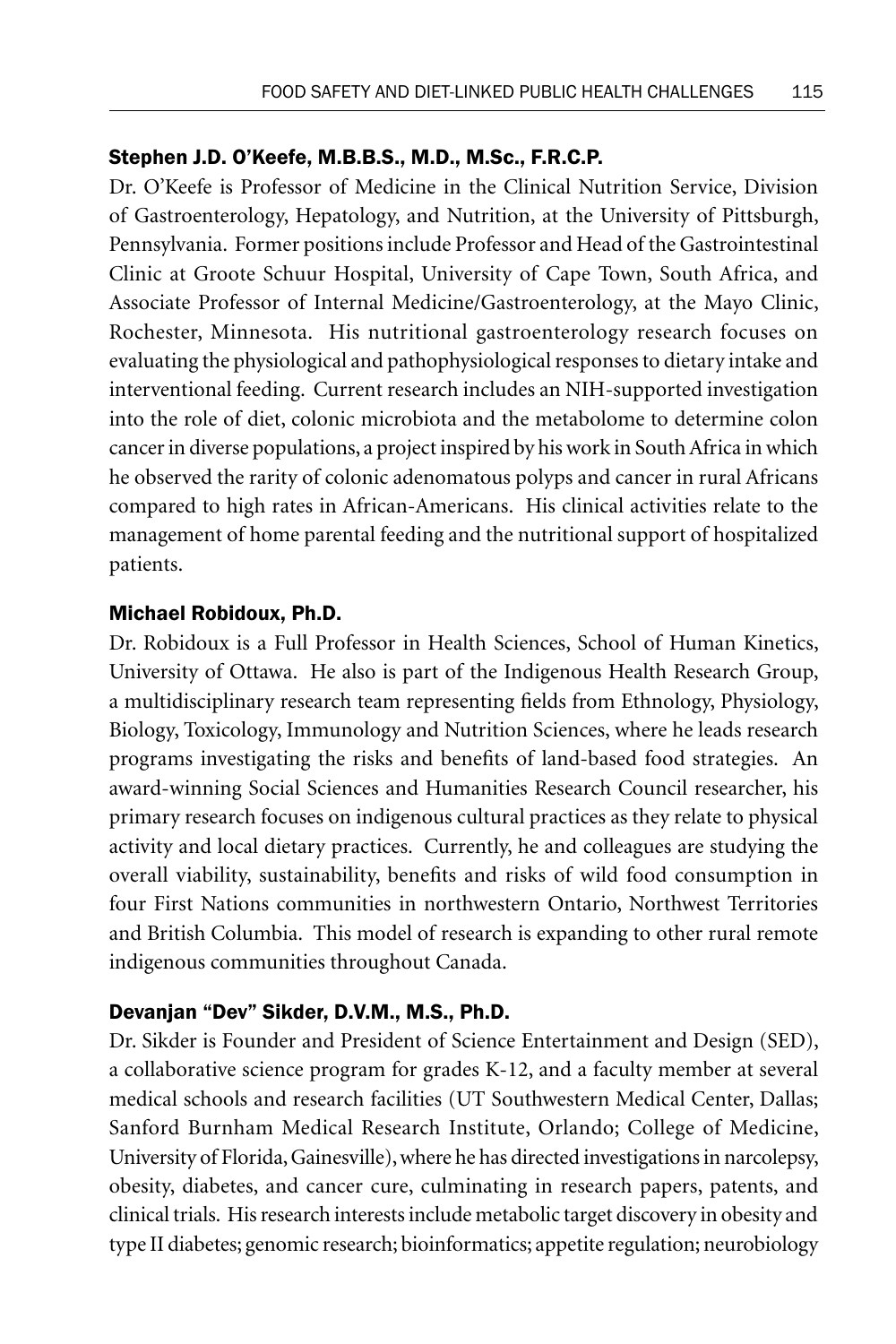### Stephen J.D. O'Keefe, M.B.B.S., M.D., M.Sc., F.R.C.P.

Dr. O'Keefe is Professor of Medicine in the Clinical Nutrition Service, Division of Gastroenterology, Hepatology, and Nutrition, at the University of Pittsburgh, Pennsylvania. Former positions include Professor and Head of the Gastrointestinal Clinic at Groote Schuur Hospital, University of Cape Town, South Africa, and Associate Professor of Internal Medicine/Gastroenterology, at the Mayo Clinic, Rochester, Minnesota. His nutritional gastroenterology research focuses on evaluating the physiological and pathophysiological responses to dietary intake and interventional feeding. Current research includes an NIH-supported investigation into the role of diet, colonic microbiota and the metabolome to determine colon cancer in diverse populations, a project inspired by his work in South Africa in which he observed the rarity of colonic adenomatous polyps and cancer in rural Africans compared to high rates in African-Americans. His clinical activities relate to the management of home parental feeding and the nutritional support of hospitalized patients.

### Michael Robidoux, Ph.D.

Dr. Robidoux is a Full Professor in Health Sciences, School of Human Kinetics, University of Ottawa. He also is part of the Indigenous Health Research Group, a multidisciplinary research team representing fields from Ethnology, Physiology, Biology, Toxicology, Immunology and Nutrition Sciences, where he leads research programs investigating the risks and benefits of land-based food strategies. An award-winning Social Sciences and Humanities Research Council researcher, his primary research focuses on indigenous cultural practices as they relate to physical activity and local dietary practices. Currently, he and colleagues are studying the overall viability, sustainability, benefits and risks of wild food consumption in four First Nations communities in northwestern Ontario, Northwest Territories and British Columbia. This model of research is expanding to other rural remote indigenous communities throughout Canada.

### Devanjan "Dev" Sikder, D.V.M., M.S., Ph.D.

Dr. Sikder is Founder and President of Science Entertainment and Design (SED), a collaborative science program for grades K-12, and a faculty member at several medical schools and research facilities (UT Southwestern Medical Center, Dallas; Sanford Burnham Medical Research Institute, Orlando; College of Medicine, University of Florida, Gainesville), where he has directed investigations in narcolepsy, obesity, diabetes, and cancer cure, culminating in research papers, patents, and clinical trials. His research interests include metabolic target discovery in obesity and type II diabetes; genomic research; bioinformatics; appetite regulation; neurobiology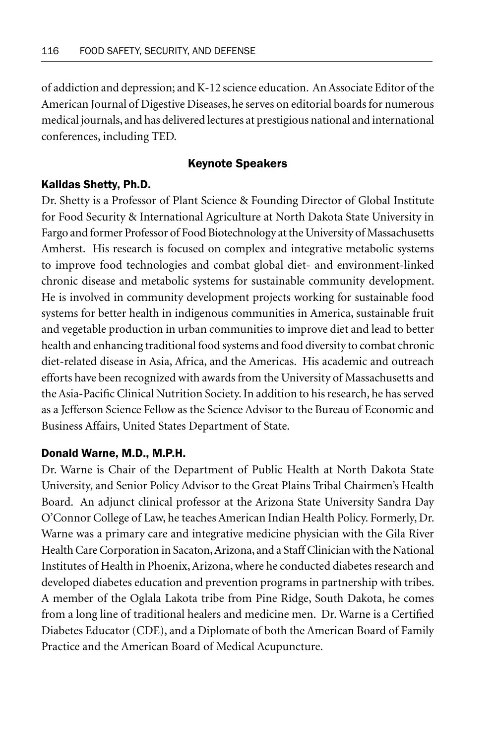of addiction and depression; and K-12 science education. An Associate Editor of the American Journal of Digestive Diseases, he serves on editorial boards for numerous medical journals, and has delivered lectures at prestigious national and international conferences, including TED.

## Keynote Speakers

### Kalidas Shetty, Ph.D.

Dr. Shetty is a Professor of Plant Science & Founding Director of Global Institute for Food Security & International Agriculture at North Dakota State University in Fargo and former Professor of Food Biotechnology at the University of Massachusetts Amherst. His research is focused on complex and integrative metabolic systems to improve food technologies and combat global diet- and environment-linked chronic disease and metabolic systems for sustainable community development. He is involved in community development projects working for sustainable food systems for better health in indigenous communities in America, sustainable fruit and vegetable production in urban communities to improve diet and lead to better health and enhancing traditional food systems and food diversity to combat chronic diet-related disease in Asia, Africa, and the Americas. His academic and outreach efforts have been recognized with awards from the University of Massachusetts and the Asia-Pacific Clinical Nutrition Society. In addition to his research, he has served as a Jefferson Science Fellow as the Science Advisor to the Bureau of Economic and Business Affairs, United States Department of State.

### Donald Warne, M.D., M.P.H.

Dr. Warne is Chair of the Department of Public Health at North Dakota State University, and Senior Policy Advisor to the Great Plains Tribal Chairmen's Health Board. An adjunct clinical professor at the Arizona State University Sandra Day O'Connor College of Law, he teaches American Indian Health Policy. Formerly, Dr. Warne was a primary care and integrative medicine physician with the Gila River Health Care Corporation in Sacaton, Arizona, and a Staff Clinician with the National Institutes of Health in Phoenix, Arizona, where he conducted diabetes research and developed diabetes education and prevention programs in partnership with tribes. A member of the Oglala Lakota tribe from Pine Ridge, South Dakota, he comes from a long line of traditional healers and medicine men. Dr. Warne is a Certified Diabetes Educator (CDE), and a Diplomate of both the American Board of Family Practice and the American Board of Medical Acupuncture.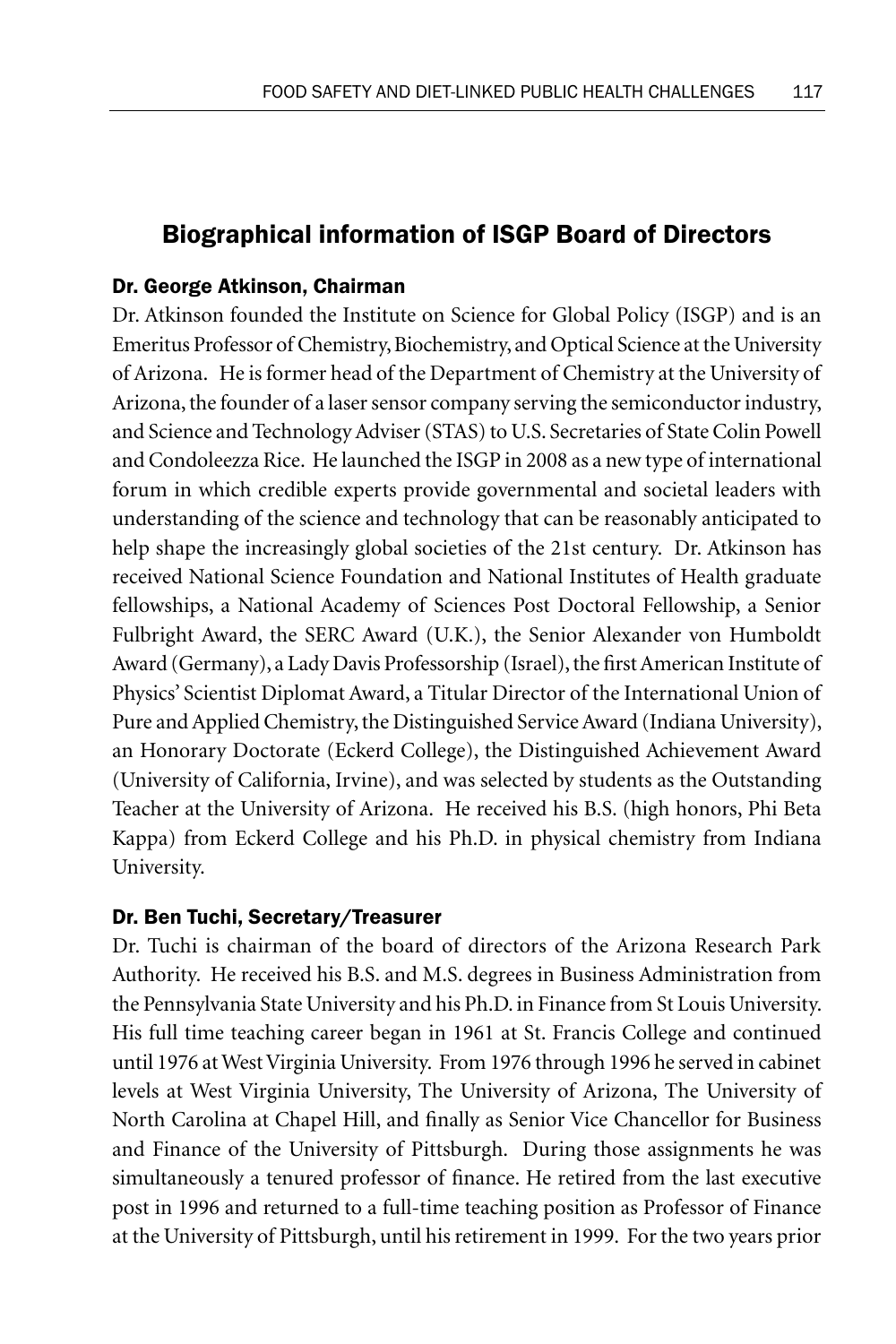## Biographical information of ISGP Board of Directors

### Dr. George Atkinson, Chairman

Dr. Atkinson founded the Institute on Science for Global Policy (ISGP) and is an Emeritus Professor of Chemistry, Biochemistry, and Optical Science at the University of Arizona. He is former head of the Department of Chemistry at the University of Arizona, the founder of a laser sensor company serving the semiconductor industry, and Science and Technology Adviser (STAS) to U.S. Secretaries of State Colin Powell and Condoleezza Rice. He launched the ISGP in 2008 as a new type of international forum in which credible experts provide governmental and societal leaders with understanding of the science and technology that can be reasonably anticipated to help shape the increasingly global societies of the 21st century. Dr. Atkinson has received National Science Foundation and National Institutes of Health graduate fellowships, a National Academy of Sciences Post Doctoral Fellowship, a Senior Fulbright Award, the SERC Award (U.K.), the Senior Alexander von Humboldt Award (Germany), a Lady Davis Professorship (Israel), the first American Institute of Physics' Scientist Diplomat Award, a Titular Director of the International Union of Pure and Applied Chemistry, the Distinguished Service Award (Indiana University), an Honorary Doctorate (Eckerd College), the Distinguished Achievement Award (University of California, Irvine), and was selected by students as the Outstanding Teacher at the University of Arizona. He received his B.S. (high honors, Phi Beta Kappa) from Eckerd College and his Ph.D. in physical chemistry from Indiana University.

### Dr. Ben Tuchi, Secretary/Treasurer

Dr. Tuchi is chairman of the board of directors of the Arizona Research Park Authority. He received his B.S. and M.S. degrees in Business Administration from the Pennsylvania State University and his Ph.D. in Finance from St Louis University. His full time teaching career began in 1961 at St. Francis College and continued until 1976 at West Virginia University. From 1976 through 1996 he served in cabinet levels at West Virginia University, The University of Arizona, The University of North Carolina at Chapel Hill, and finally as Senior Vice Chancellor for Business and Finance of the University of Pittsburgh. During those assignments he was simultaneously a tenured professor of finance. He retired from the last executive post in 1996 and returned to a full-time teaching position as Professor of Finance at the University of Pittsburgh, until his retirement in 1999. For the two years prior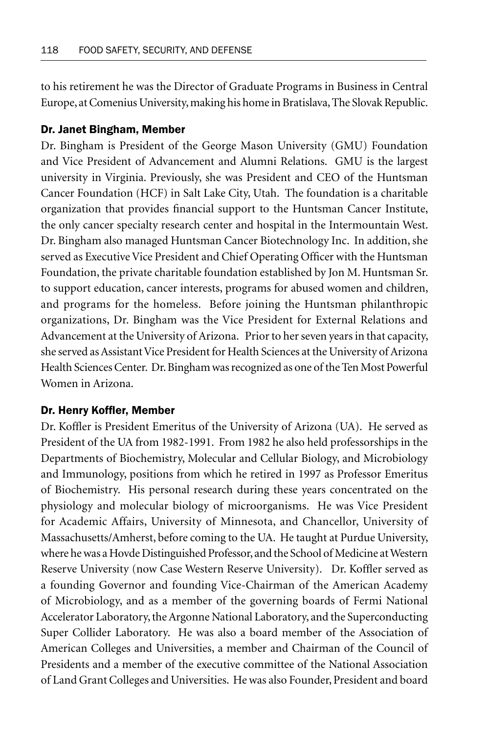to his retirement he was the Director of Graduate Programs in Business in Central Europe, at Comenius University, making his home in Bratislava, The Slovak Republic.

### Dr. Janet Bingham, Member

Dr. Bingham is President of the George Mason University (GMU) Foundation and Vice President of Advancement and Alumni Relations. GMU is the largest university in Virginia. Previously, she was President and CEO of the Huntsman Cancer Foundation (HCF) in Salt Lake City, Utah. The foundation is a charitable organization that provides financial support to the Huntsman Cancer Institute, the only cancer specialty research center and hospital in the Intermountain West. Dr. Bingham also managed Huntsman Cancer Biotechnology Inc. In addition, she served as Executive Vice President and Chief Operating Officer with the Huntsman Foundation, the private charitable foundation established by Jon M. Huntsman Sr. to support education, cancer interests, programs for abused women and children, and programs for the homeless. Before joining the Huntsman philanthropic organizations, Dr. Bingham was the Vice President for External Relations and Advancement at the University of Arizona. Prior to her seven years in that capacity, she served as Assistant Vice President for Health Sciences at the University of Arizona Health Sciences Center. Dr. Bingham was recognized as one of the Ten Most Powerful Women in Arizona.

### Dr. Henry Koffler, Member

Dr. Koffler is President Emeritus of the University of Arizona (UA). He served as President of the UA from 1982-1991. From 1982 he also held professorships in the Departments of Biochemistry, Molecular and Cellular Biology, and Microbiology and Immunology, positions from which he retired in 1997 as Professor Emeritus of Biochemistry. His personal research during these years concentrated on the physiology and molecular biology of microorganisms. He was Vice President for Academic Affairs, University of Minnesota, and Chancellor, University of Massachusetts/Amherst, before coming to the UA. He taught at Purdue University, where he was a Hovde Distinguished Professor, and the School of Medicine at Western Reserve University (now Case Western Reserve University). Dr. Koffler served as a founding Governor and founding Vice-Chairman of the American Academy of Microbiology, and as a member of the governing boards of Fermi National Accelerator Laboratory, the Argonne National Laboratory, and the Superconducting Super Collider Laboratory. He was also a board member of the Association of American Colleges and Universities, a member and Chairman of the Council of Presidents and a member of the executive committee of the National Association of Land Grant Colleges and Universities. He was also Founder, President and board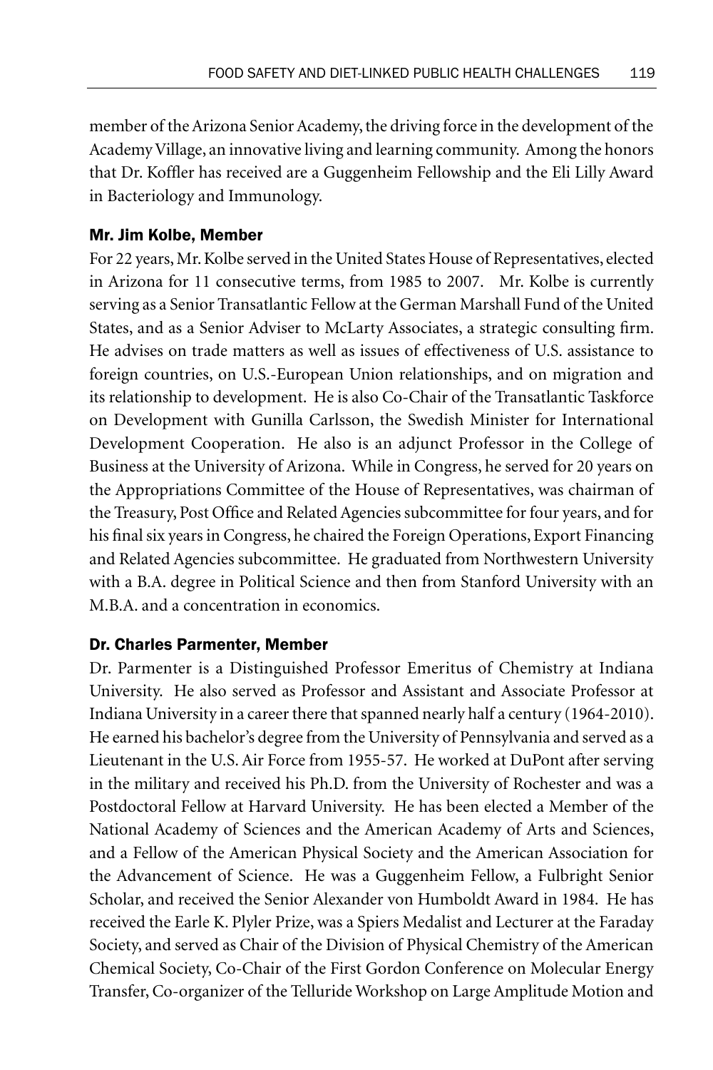member of the Arizona Senior Academy, the driving force in the development of the Academy Village, an innovative living and learning community. Among the honors that Dr. Koffler has received are a Guggenheim Fellowship and the Eli Lilly Award in Bacteriology and Immunology.

### Mr. Jim Kolbe, Member

For 22 years, Mr. Kolbe served in the United States House of Representatives, elected in Arizona for 11 consecutive terms, from 1985 to 2007. Mr. Kolbe is currently serving as a Senior Transatlantic Fellow at the German Marshall Fund of the United States, and as a Senior Adviser to McLarty Associates, a strategic consulting firm. He advises on trade matters as well as issues of effectiveness of U.S. assistance to foreign countries, on U.S.-European Union relationships, and on migration and its relationship to development. He is also Co-Chair of the Transatlantic Taskforce on Development with Gunilla Carlsson, the Swedish Minister for International Development Cooperation. He also is an adjunct Professor in the College of Business at the University of Arizona. While in Congress, he served for 20 years on the Appropriations Committee of the House of Representatives, was chairman of the Treasury, Post Office and Related Agencies subcommittee for four years, and for his final six years in Congress, he chaired the Foreign Operations, Export Financing and Related Agencies subcommittee. He graduated from Northwestern University with a B.A. degree in Political Science and then from Stanford University with an M.B.A. and a concentration in economics.

### Dr. Charles Parmenter, Member

Dr. Parmenter is a Distinguished Professor Emeritus of Chemistry at Indiana University. He also served as Professor and Assistant and Associate Professor at Indiana University in a career there that spanned nearly half a century (1964-2010). He earned his bachelor's degree from the University of Pennsylvania and served as a Lieutenant in the U.S. Air Force from 1955-57. He worked at DuPont after serving in the military and received his Ph.D. from the University of Rochester and was a Postdoctoral Fellow at Harvard University. He has been elected a Member of the National Academy of Sciences and the American Academy of Arts and Sciences, and a Fellow of the American Physical Society and the American Association for the Advancement of Science. He was a Guggenheim Fellow, a Fulbright Senior Scholar, and received the Senior Alexander von Humboldt Award in 1984. He has received the Earle K. Plyler Prize, was a Spiers Medalist and Lecturer at the Faraday Society, and served as Chair of the Division of Physical Chemistry of the American Chemical Society, Co-Chair of the First Gordon Conference on Molecular Energy Transfer, Co-organizer of the Telluride Workshop on Large Amplitude Motion and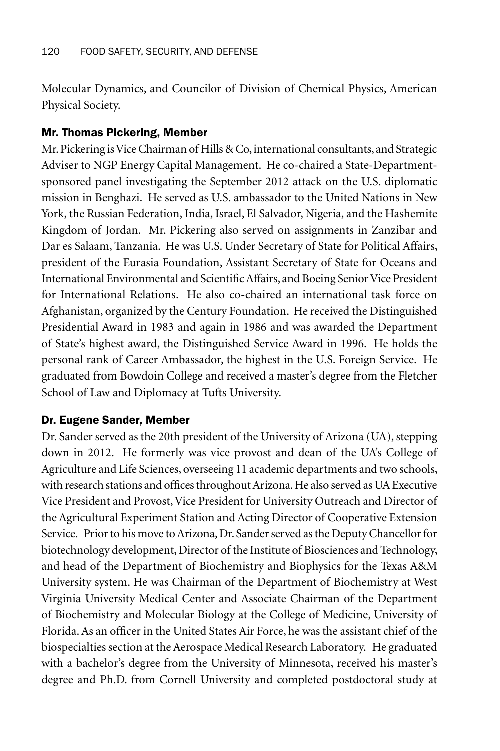Molecular Dynamics, and Councilor of Division of Chemical Physics, American Physical Society.

### Mr. Thomas Pickering, Member

Mr. Pickering is Vice Chairman of Hills & Co, international consultants, and Strategic Adviser to NGP Energy Capital Management. He co-chaired a State-Department-sponsored panel investigating the September 2012 attack on the U.S. diplomatic mission in Benghazi. He served as U.S. ambassador to the United Nations in New York, the Russian Federation, India, Israel, El Salvador, Nigeria, and the Hashemite Kingdom of Jordan. Mr. Pickering also served on assignments in Zanzibar and Dar es Salaam, Tanzania. He was U.S. Under Secretary of State for Political Affairs, president of the Eurasia Foundation, Assistant Secretary of State for Oceans and International Environmental and Scientific Affairs, and Boeing Senior Vice President for International Relations. He also co-chaired an international task force on Afghanistan, organized by the Century Foundation. He received the Distinguished Presidential Award in 1983 and again in 1986 and was awarded the Department of State's highest award, the Distinguished Service Award in 1996. He holds the personal rank of Career Ambassador, the highest in the U.S. Foreign Service. He graduated from Bowdoin College and received a master's degree from the Fletcher School of Law and Diplomacy at Tufts University.

### Dr. Eugene Sander, Member

Dr. Sander served as the 20th president of the University of Arizona (UA), stepping down in 2012. He formerly was vice provost and dean of the UA's College of Agriculture and Life Sciences, overseeing 11 academic departments and two schools, with research stations and offices throughout Arizona. He also served as UA Executive Vice President and Provost, Vice President for University Outreach and Director of the Agricultural Experiment Station and Acting Director of Cooperative Extension Service. Prior to his move to Arizona, Dr. Sander served as the Deputy Chancellor for biotechnology development, Director of the Institute of Biosciences and Technology, and head of the Department of Biochemistry and Biophysics for the Texas A&M University system. He was Chairman of the Department of Biochemistry at West Virginia University Medical Center and Associate Chairman of the Department of Biochemistry and Molecular Biology at the College of Medicine, University of Florida. As an officer in the United States Air Force, he was the assistant chief of the biospecialties section at the Aerospace Medical Research Laboratory. He graduated with a bachelor's degree from the University of Minnesota, received his master's degree and Ph.D. from Cornell University and completed postdoctoral study at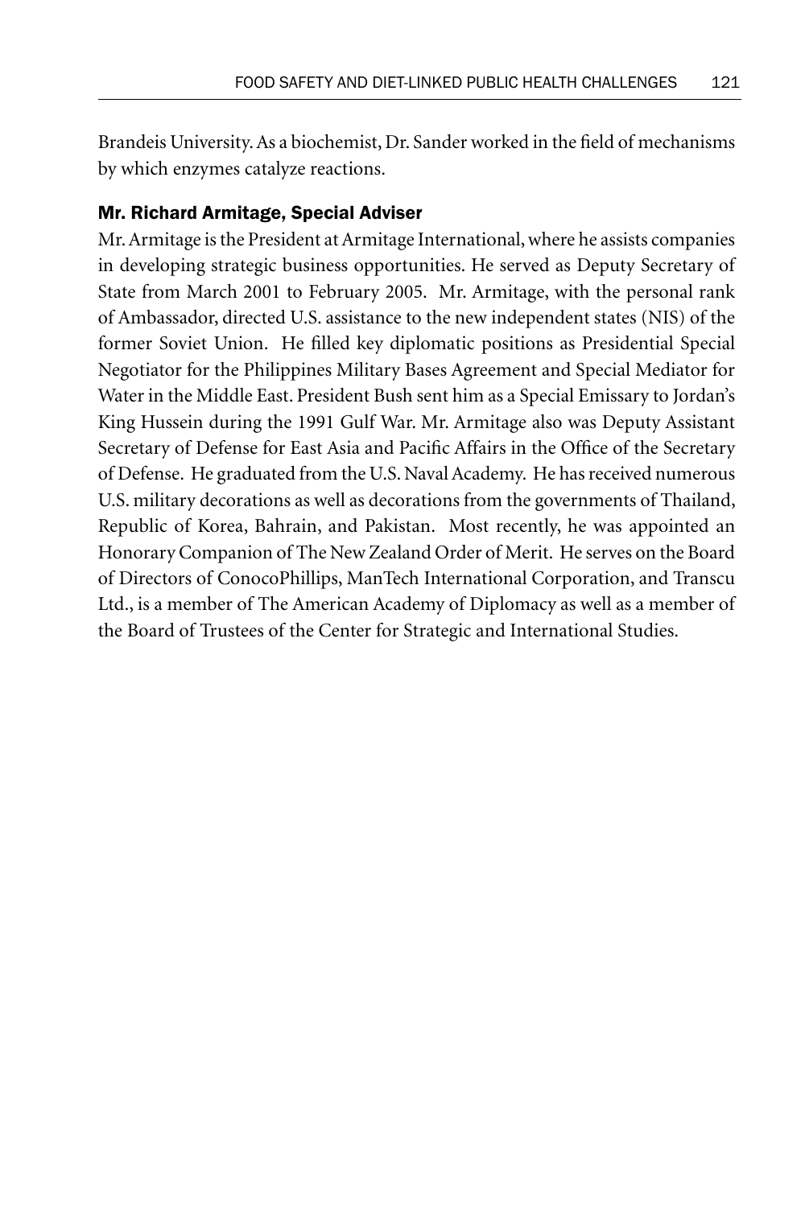Brandeis University. As a biochemist, Dr. Sander worked in the field of mechanisms by which enzymes catalyze reactions.

### Mr. Richard Armitage, Special Adviser

Mr. Armitage is the President at Armitage International, where he assists companies in developing strategic business opportunities. He served as Deputy Secretary of State from March 2001 to February 2005. Mr. Armitage, with the personal rank of Ambassador, directed U.S. assistance to the new independent states (NIS) of the former Soviet Union. He filled key diplomatic positions as Presidential Special Negotiator for the Philippines Military Bases Agreement and Special Mediator for Water in the Middle East. President Bush sent him as a Special Emissary to Jordan's King Hussein during the 1991 Gulf War. Mr. Armitage also was Deputy Assistant Secretary of Defense for East Asia and Pacific Affairs in the Office of the Secretary of Defense. He graduated from the U.S. Naval Academy. He has received numerous U.S. military decorations as well as decorations from the governments of Thailand, Republic of Korea, Bahrain, and Pakistan. Most recently, he was appointed an Honorary Companion of The New Zealand Order of Merit. He serves on the Board of Directors of ConocoPhillips, ManTech International Corporation, and Transcu Ltd., is a member of The American Academy of Diplomacy as well as a member of the Board of Trustees of the Center for Strategic and International Studies.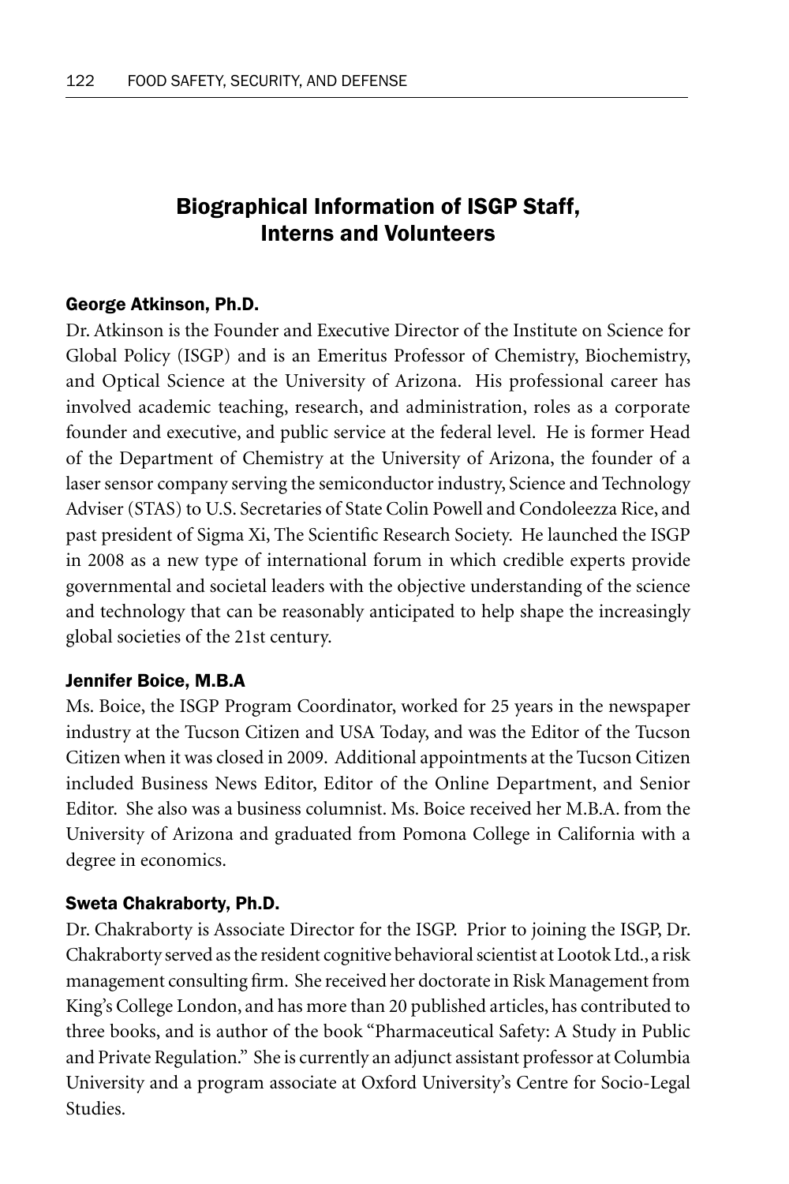## Biographical Information of ISGP Staff, Interns and Volunteers

### George Atkinson, Ph.D.

Dr. Atkinson is the Founder and Executive Director of the Institute on Science for Global Policy (ISGP) and is an Emeritus Professor of Chemistry, Biochemistry, and Optical Science at the University of Arizona. His professional career has involved academic teaching, research, and administration, roles as a corporate founder and executive, and public service at the federal level. He is former Head of the Department of Chemistry at the University of Arizona, the founder of a laser sensor company serving the semiconductor industry, Science and Technology Adviser (STAS) to U.S. Secretaries of State Colin Powell and Condoleezza Rice, and past president of Sigma Xi, The Scientific Research Society. He launched the ISGP in 2008 as a new type of international forum in which credible experts provide governmental and societal leaders with the objective understanding of the science and technology that can be reasonably anticipated to help shape the increasingly global societies of the 21st century.

### Jennifer Boice, M.B.A

Ms. Boice, the ISGP Program Coordinator, worked for 25 years in the newspaper industry at the Tucson Citizen and USA Today, and was the Editor of the Tucson Citizen when it was closed in 2009. Additional appointments at the Tucson Citizen included Business News Editor, Editor of the Online Department, and Senior Editor. She also was a business columnist. Ms. Boice received her M.B.A. from the University of Arizona and graduated from Pomona College in California with a degree in economics.

### Sweta Chakraborty, Ph.D.

Dr. Chakraborty is Associate Director for the ISGP. Prior to joining the ISGP, Dr. Chakraborty served as the resident cognitive behavioral scientist at Lootok Ltd., a risk management consulting firm. She received her doctorate in Risk Management from King's College London, and has more than 20 published articles, has contributed to three books, and is author of the book "Pharmaceutical Safety: A Study in Public and Private Regulation." She is currently an adjunct assistant professor at Columbia University and a program associate at Oxford University's Centre for Socio-Legal Studies.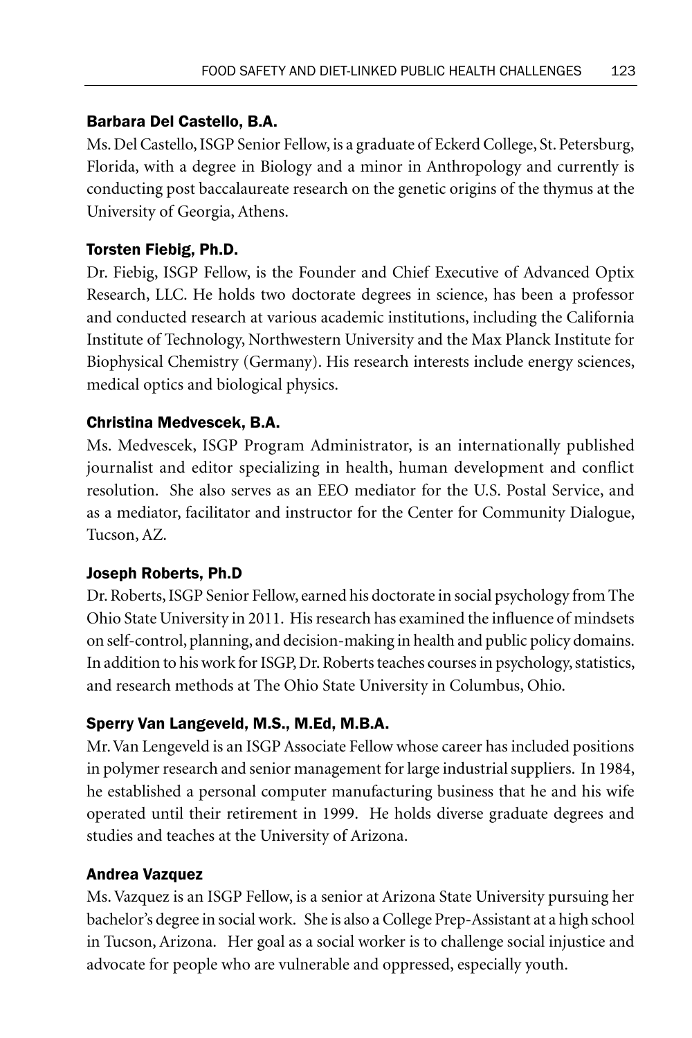### Barbara Del Castello, B.A.

Ms. Del Castello, ISGP Senior Fellow, is a graduate of Eckerd College, St. Petersburg, Florida, with a degree in Biology and a minor in Anthropology and currently is conducting post baccalaureate research on the genetic origins of the thymus at the University of Georgia, Athens.

### Torsten Fiebig, Ph.D.

Dr. Fiebig, ISGP Fellow, is the Founder and Chief Executive of Advanced Optix Research, LLC. He holds two doctorate degrees in science, has been a professor and conducted research at various academic institutions, including the California Institute of Technology, Northwestern University and the Max Planck Institute for Biophysical Chemistry (Germany). His research interests include energy sciences, medical optics and biological physics.

### Christina Medvescek, B.A.

Ms. Medvescek, ISGP Program Administrator, is an internationally published journalist and editor specializing in health, human development and conflict resolution. She also serves as an EEO mediator for the U.S. Postal Service, and as a mediator, facilitator and instructor for the Center for Community Dialogue, Tucson, AZ.

### Joseph Roberts, Ph.D

Dr. Roberts, ISGP Senior Fellow, earned his doctorate in social psychology from The Ohio State University in 2011. His research has examined the influence of mindsets on self-control, planning, and decision-making in health and public policy domains. In addition to his work for ISGP, Dr. Roberts teaches courses in psychology, statistics, and research methods at The Ohio State University in Columbus, Ohio.

### Sperry Van Langeveld, M.S., M.Ed, M.B.A.

Mr. Van Lengeveld is an ISGP Associate Fellow whose career has included positions in polymer research and senior management for large industrial suppliers. In 1984, he established a personal computer manufacturing business that he and his wife operated until their retirement in 1999. He holds diverse graduate degrees and studies and teaches at the University of Arizona.

### Andrea Vazquez

Ms. Vazquez is an ISGP Fellow, is a senior at Arizona State University pursuing her bachelor's degree in social work. She is also a College Prep-Assistant at a high school in Tucson, Arizona. Her goal as a social worker is to challenge social injustice and advocate for people who are vulnerable and oppressed, especially youth.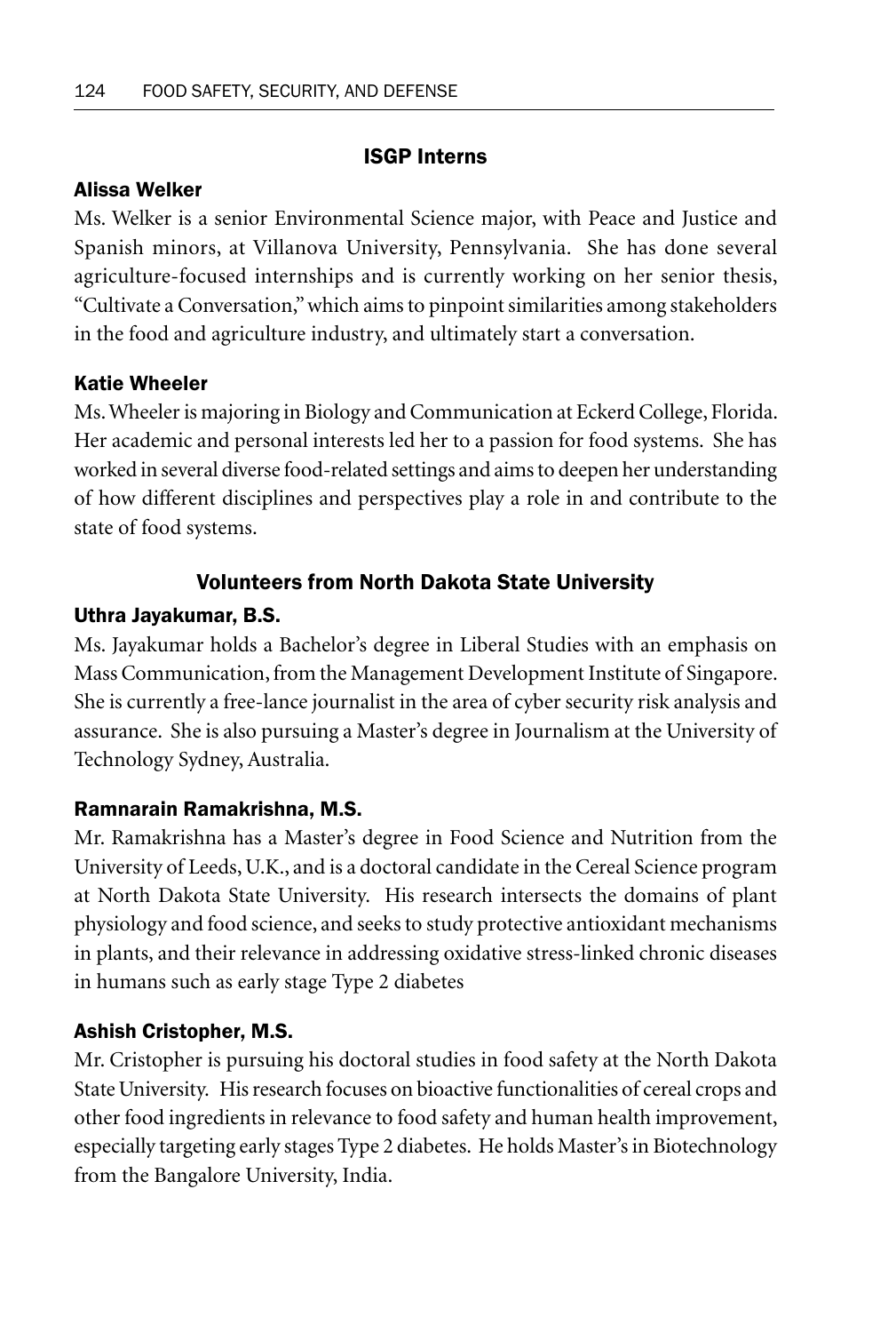## ISGP Interns

### Alissa Welker

Ms. Welker is a senior Environmental Science major, with Peace and Justice and Spanish minors, at Villanova University, Pennsylvania. She has done several agriculture-focused internships and is currently working on her senior thesis, "Cultivate a Conversation," which aims to pinpoint similarities among stakeholders in the food and agriculture industry, and ultimately start a conversation.

### Katie Wheeler

Ms. Wheeler is majoring in Biology and Communication at Eckerd College, Florida. Her academic and personal interests led her to a passion for food systems. She has worked in several diverse food-related settings and aims to deepen her understanding of how different disciplines and perspectives play a role in and contribute to the state of food systems.

## Volunteers from North Dakota State University

### Uthra Jayakumar, B.S.

Ms. Jayakumar holds a Bachelor's degree in Liberal Studies with an emphasis on Mass Communication, from the Management Development Institute of Singapore. She is currently a free-lance journalist in the area of cyber security risk analysis and assurance. She is also pursuing a Master's degree in Journalism at the University of Technology Sydney, Australia.

### Ramnarain Ramakrishna, M.S.

Mr. Ramakrishna has a Master's degree in Food Science and Nutrition from the University of Leeds, U.K., and is a doctoral candidate in the Cereal Science program at North Dakota State University. His research intersects the domains of plant physiology and food science, and seeks to study protective antioxidant mechanisms in plants, and their relevance in addressing oxidative stress-linked chronic diseases in humans such as early stage Type 2 diabetes

### Ashish Cristopher, M.S.

Mr. Cristopher is pursuing his doctoral studies in food safety at the North Dakota State University. His research focuses on bioactive functionalities of cereal crops and other food ingredients in relevance to food safety and human health improvement, especially targeting early stages Type 2 diabetes. He holds Master's in Biotechnology from the Bangalore University, India.